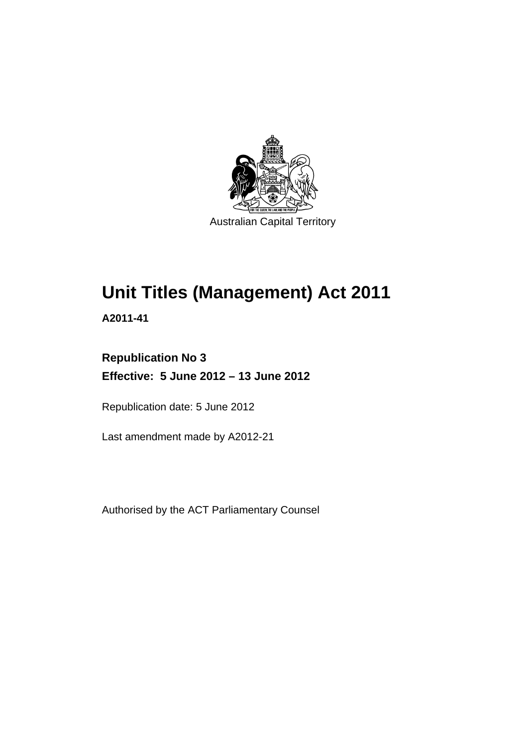Australian Capital Territory

# Unit Titles (Management) Act 2011

**A2011-41**

**Republication No 3**

**Effective: 5 June 2012 – 13 June 2012**

Republication date: 5 June 2012

Last amendment made by A2012-21

Authorised by the ACT Parliamentary Counsel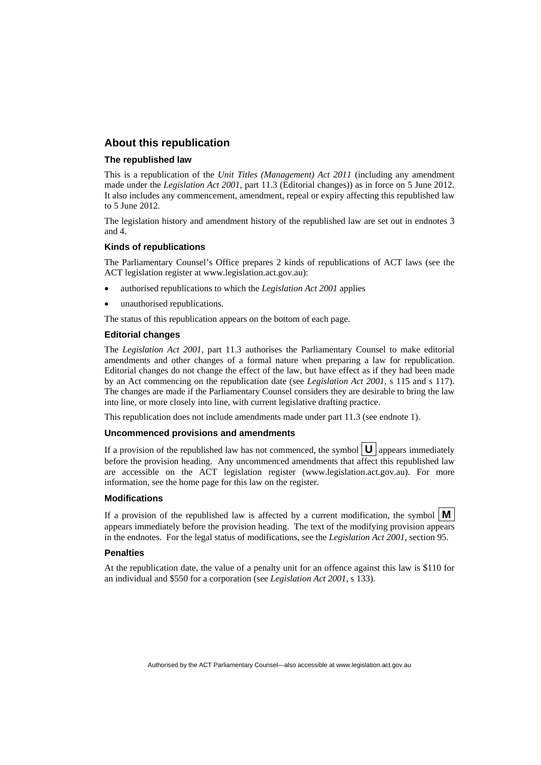## About this republication

### The republished law

This is a republication of the *Unit Titles (Management) Act 2011* (including any amendment made under the *Legislation Act 2001*, part 11.3 (Editorial changes)) as in force on 5 June 2012*.* It also includes any commencement, amendment, repeal or expiry affecting this republished law to 5 June 2012.

The legislation history and amendment history of the republished law are set out in endnotes 3 and 4.

### Kinds of republications

The Parliamentary Counsel's Office prepares 2 kinds of republications of ACT laws (see the ACT legislation register at www.legislation.act.gov.au):

- authorised republications to which the *Legislation Act 2001* applies
- unauthorised republications.

The status of this republication appears on the bottom of each page.

### Editorial changes

The *Legislation Act 2001*, part 11.3 authorises the Parliamentary Counsel to make editorial amendments and other changes of a formal nature when preparing a law for republication. Editorial changes do not change the effect of the law, but have effect as if they had been made by an Act commencing on the republication date (see *Legislation Act 2001*, s 115 and s 117). The changes are made if the Parliamentary Counsel considers they are desirable to bring the law into line, or more closely into line, with current legislative drafting practice.

This republication does not include amendments made under part 11.3 (see endnote 1).

### Uncommenced provisions and amendments

If a provision of the republished law has not commenced, the symbol **U** appears immediately before the provision heading. Any uncommenced amendments that affect this republished law are accessible on the ACT legislation register (www.legislation.act.gov.au). For more information, see the home page for this law on the register.

### Modifications

If a provision of the republished law is affected by a current modification, the symbol **M** appears immediately before the provision heading. The text of the modifying provision appears in the endnotes. For the legal status of modifications, see the *Legislation Act 2001*, section 95.

### Penalties

At the republication date, the value of a penalty unit for an offence against this law is $110 for an individual and $550 for a corporation (see *Legislation Act 2001*, s 133).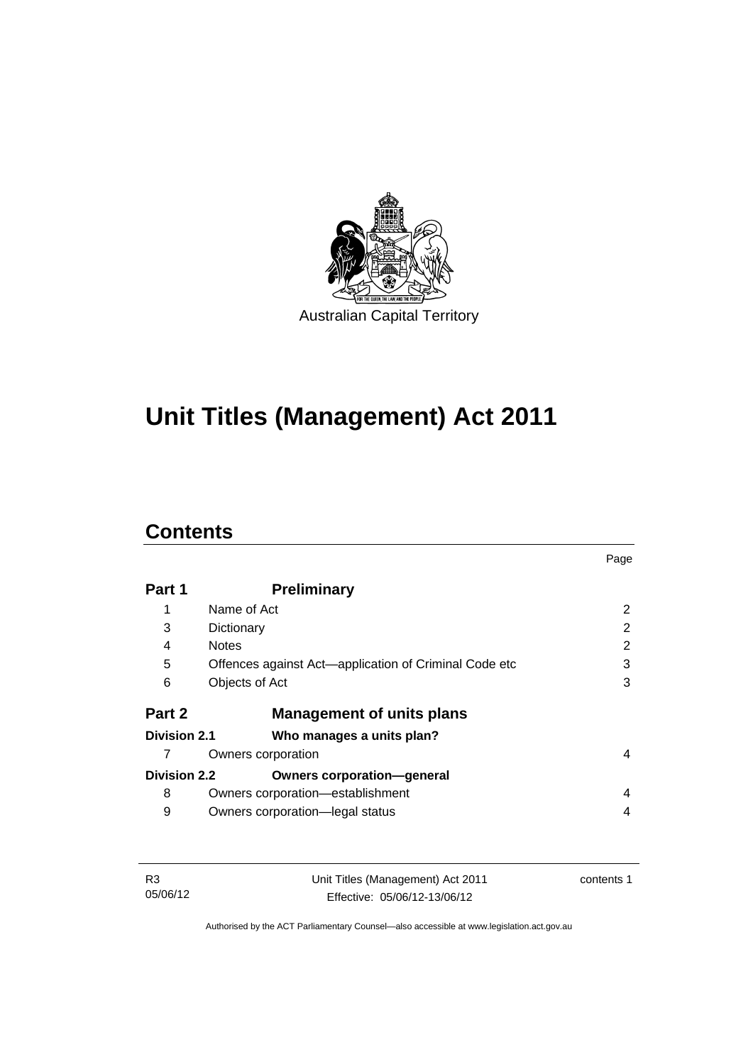Australian Capital Territory

# Unit Titles (Management) Act 2011

## Contents

| | | Page |
|---|---|---|
| **Part 1** | **Preliminary** | |
| 1 | Name of Act | 2 |
| 3 | Dictionary | 2 |
| 4 | Notes | 2 |
| 5 | Offences against Act—application of Criminal Code etc | 3 |
| 6 | Objects of Act | 3 |
| **Part 2** | **Management of units plans** | |
| **Division 2.1** | **Who manages a units plan?** | |
| 7 | Owners corporation | 4 |
| **Division 2.2** | **Owners corporation—general** | |
| 8 | Owners corporation—establishment | 4 |
| 9 | Owners corporation—legal status | 4 |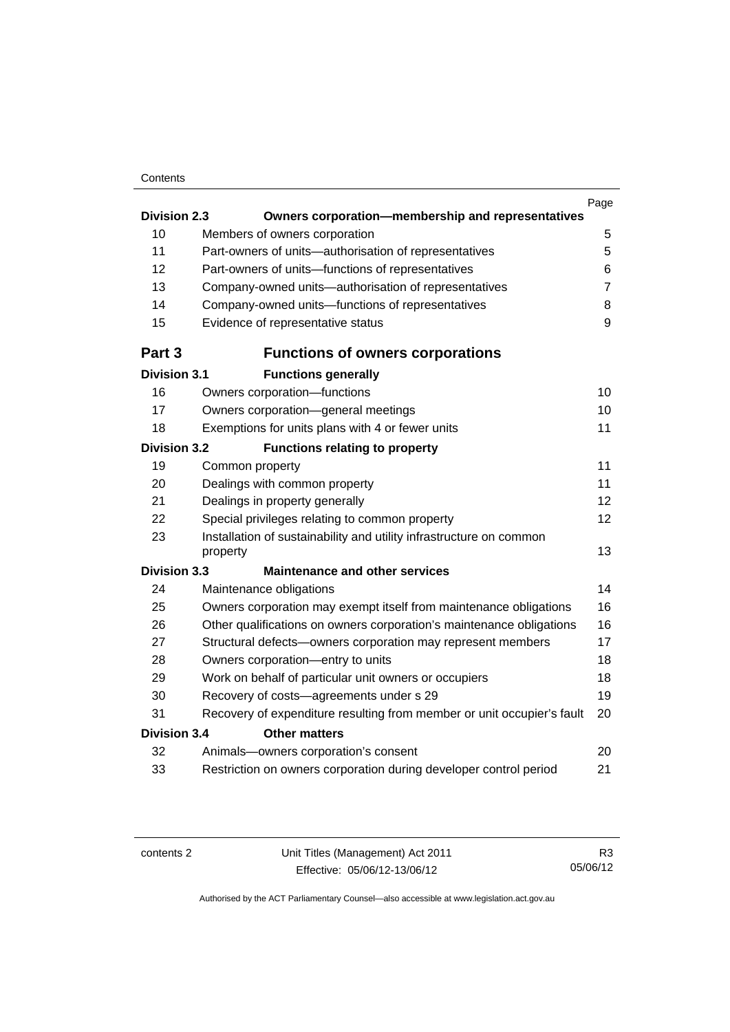| | | Page |
|---|---|---|
| **Division 2.3** | **Owners corporation—membership and representatives** | |
| 10 | Members of owners corporation | 5 |
| 11 | Part-owners of units—authorisation of representatives | 5 |
| 12 | Part-owners of units—functions of representatives | 6 |
| 13 | Company-owned units—authorisation of representatives | 7 |
| 14 | Company-owned units—functions of representatives | 8 |
| 15 | Evidence of representative status | 9 |
| **Part 3** | **Functions of owners corporations** | |
| **Division 3.1** | **Functions generally** | |
| 16 | Owners corporation—functions | 10 |
| 17 | Owners corporation—general meetings | 10 |
| 18 | Exemptions for units plans with 4 or fewer units | 11 |
| **Division 3.2** | **Functions relating to property** | |
| 19 | Common property | 11 |
| 20 | Dealings with common property | 11 |
| 21 | Dealings in property generally | 12 |
| 22 | Special privileges relating to common property | 12 |
| 23 | Installation of sustainability and utility infrastructure on common property | 13 |
| **Division 3.3** | **Maintenance and other services** | |
| 24 | Maintenance obligations | 14 |
| 25 | Owners corporation may exempt itself from maintenance obligations | 16 |
| 26 | Other qualifications on owners corporation's maintenance obligations | 16 |
| 27 | Structural defects—owners corporation may represent members | 17 |
| 28 | Owners corporation—entry to units | 18 |
| 29 | Work on behalf of particular unit owners or occupiers | 18 |
| 30 | Recovery of costs—agreements under s 29 | 19 |
| 31 | Recovery of expenditure resulting from member or unit occupier's fault | 20 |
| **Division 3.4** | **Other matters** | |
| 32 | Animals—owners corporation's consent | 20 |
| 33 | Restriction on owners corporation during developer control period | 21 |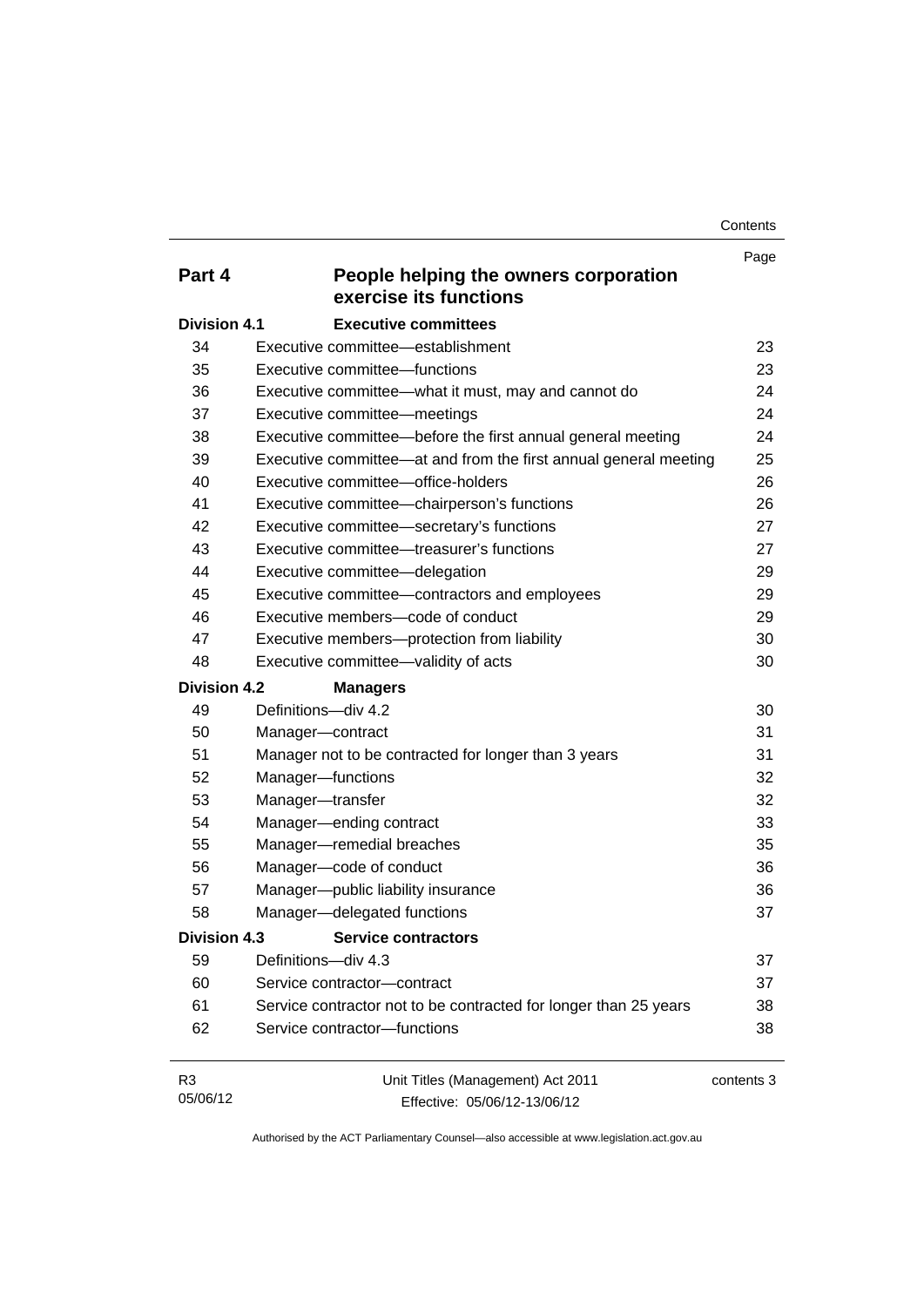| | | Page |
|---|---|---|
| **Part 4** | **People helping the owners corporation exercise its functions** | |
| **Division 4.1** | **Executive committees** | |
| 34 | Executive committee—establishment | 23 |
| 35 | Executive committee—functions | 23 |
| 36 | Executive committee—what it must, may and cannot do | 24 |
| 37 | Executive committee—meetings | 24 |
| 38 | Executive committee—before the first annual general meeting | 24 |
| 39 | Executive committee—at and from the first annual general meeting | 25 |
| 40 | Executive committee—office-holders | 26 |
| 41 | Executive committee—chairperson's functions | 26 |
| 42 | Executive committee—secretary's functions | 27 |
| 43 | Executive committee—treasurer's functions | 27 |
| 44 | Executive committee—delegation | 29 |
| 45 | Executive committee—contractors and employees | 29 |
| 46 | Executive members—code of conduct | 29 |
| 47 | Executive members—protection from liability | 30 |
| 48 | Executive committee—validity of acts | 30 |
| **Division 4.2** | **Managers** | |
| 49 | Definitions—div 4.2 | 30 |
| 50 | Manager—contract | 31 |
| 51 | Manager not to be contracted for longer than 3 years | 31 |
| 52 | Manager—functions | 32 |
| 53 | Manager—transfer | 32 |
| 54 | Manager—ending contract | 33 |
| 55 | Manager—remedial breaches | 35 |
| 56 | Manager—code of conduct | 36 |
| 57 | Manager—public liability insurance | 36 |
| 58 | Manager—delegated functions | 37 |
| **Division 4.3** | **Service contractors** | |
| 59 | Definitions—div 4.3 | 37 |
| 60 | Service contractor—contract | 37 |
| 61 | Service contractor not to be contracted for longer than 25 years | 38 |
| 62 | Service contractor—functions | 38 |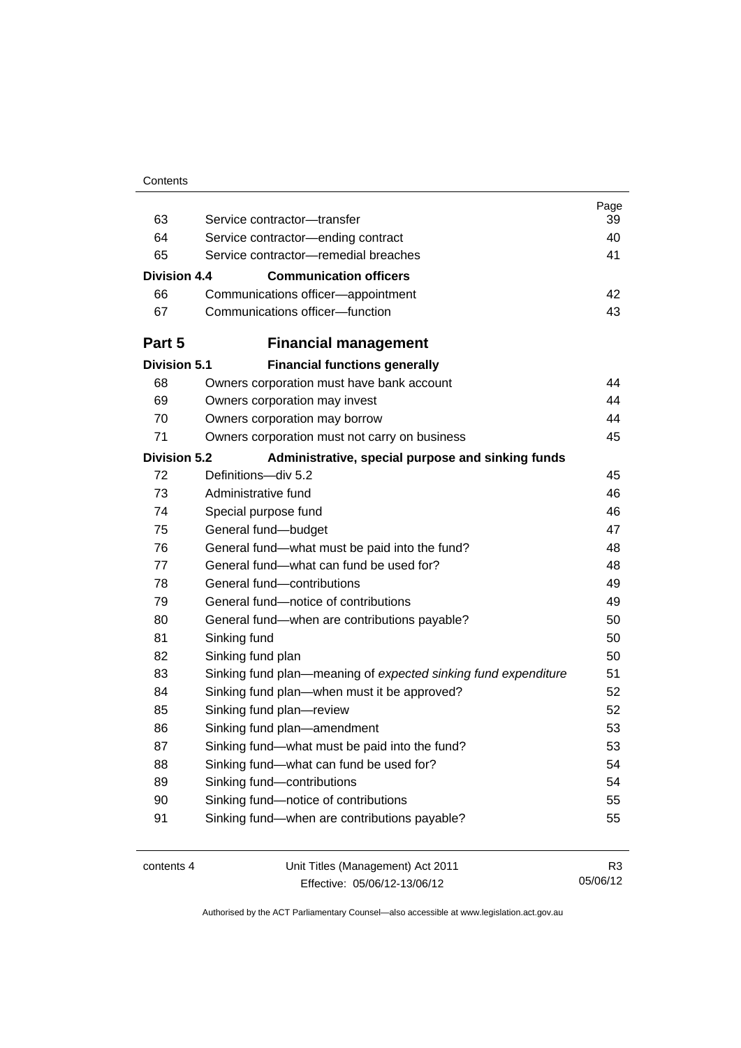| | | Page |
|---|---|---|
| 63 | Service contractor—transfer | 39 |
| 64 | Service contractor—ending contract | 40 |
| 65 | Service contractor—remedial breaches | 41 |
| **Division 4.4** | **Communication officers** | |
| 66 | Communications officer—appointment | 42 |
| 67 | Communications officer—function | 43 |
| **Part 5** | **Financial management** | |
| **Division 5.1** | **Financial functions generally** | |
| 68 | Owners corporation must have bank account | 44 |
| 69 | Owners corporation may invest | 44 |
| 70 | Owners corporation may borrow | 44 |
| 71 | Owners corporation must not carry on business | 45 |
| **Division 5.2** | **Administrative, special purpose and sinking funds** | |
| 72 | Definitions—div 5.2 | 45 |
| 73 | Administrative fund | 46 |
| 74 | Special purpose fund | 46 |
| 75 | General fund—budget | 47 |
| 76 | General fund—what must be paid into the fund? | 48 |
| 77 | General fund—what can fund be used for? | 48 |
| 78 | General fund—contributions | 49 |
| 79 | General fund—notice of contributions | 49 |
| 80 | General fund—when are contributions payable? | 50 |
| 81 | Sinking fund | 50 |
| 82 | Sinking fund plan | 50 |
| 83 | Sinking fund plan—meaning of *expected sinking fund expenditure* | 51 |
| 84 | Sinking fund plan—when must it be approved? | 52 |
| 85 | Sinking fund plan—review | 52 |
| 86 | Sinking fund plan—amendment | 53 |
| 87 | Sinking fund—what must be paid into the fund? | 53 |
| 88 | Sinking fund—what can fund be used for? | 54 |
| 89 | Sinking fund—contributions | 54 |
| 90 | Sinking fund—notice of contributions | 55 |
| 91 | Sinking fund—when are contributions payable? | 55 |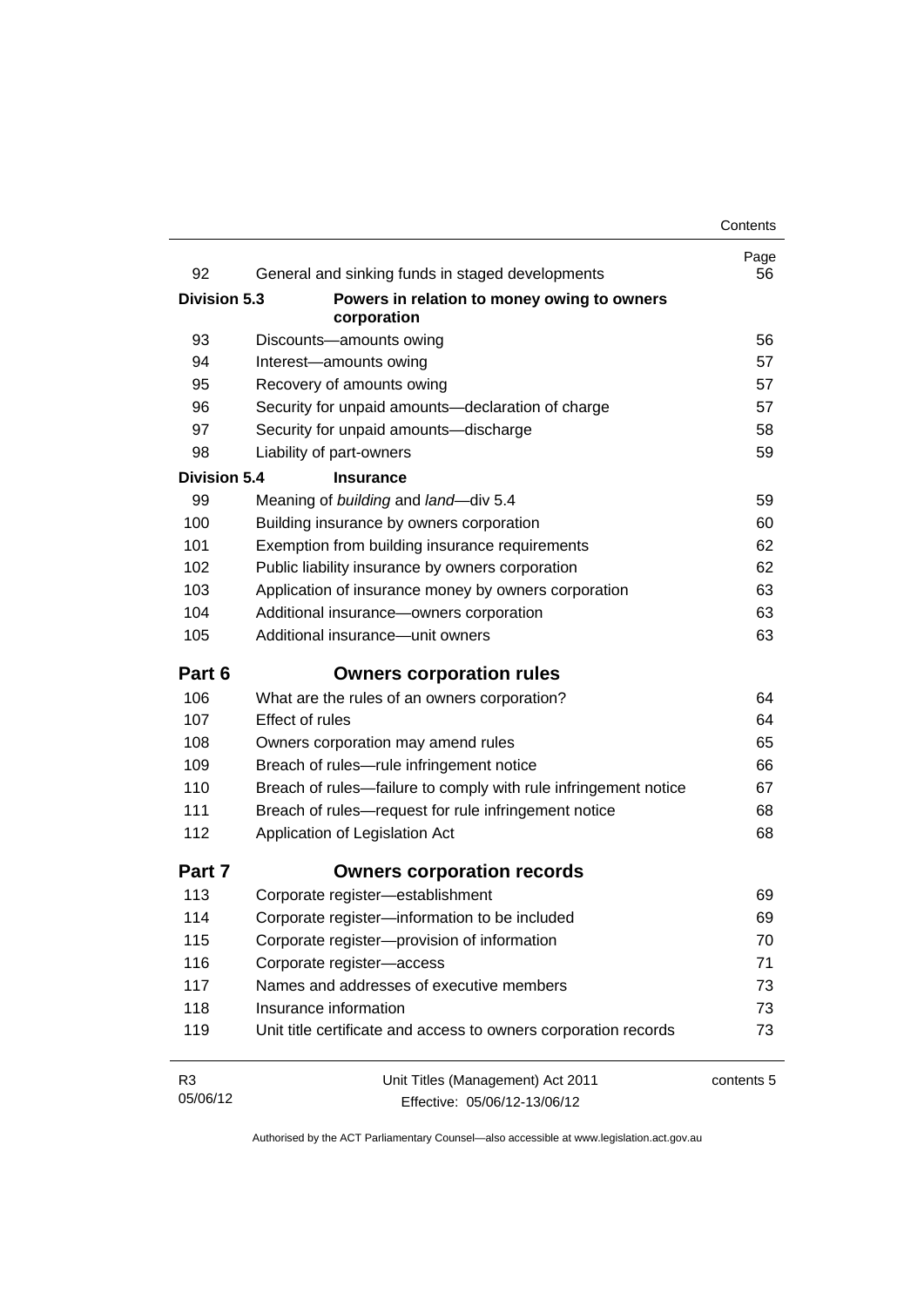| | | Page |
|---|---|---|
| 92 | General and sinking funds in staged developments | 56 |
| **Division 5.3** | **Powers in relation to money owing to owners corporation** | |
| 93 | Discounts—amounts owing | 56 |
| 94 | Interest—amounts owing | 57 |
| 95 | Recovery of amounts owing | 57 |
| 96 | Security for unpaid amounts—declaration of charge | 57 |
| 97 | Security for unpaid amounts—discharge | 58 |
| 98 | Liability of part-owners | 59 |
| **Division 5.4** | **Insurance** | |
| 99 | Meaning of *building* and *land*—div 5.4 | 59 |
| 100 | Building insurance by owners corporation | 60 |
| 101 | Exemption from building insurance requirements | 62 |
| 102 | Public liability insurance by owners corporation | 62 |
| 103 | Application of insurance money by owners corporation | 63 |
| 104 | Additional insurance—owners corporation | 63 |
| 105 | Additional insurance—unit owners | 63 |
| **Part 6** | **Owners corporation rules** | |
| 106 | What are the rules of an owners corporation? | 64 |
| 107 | Effect of rules | 64 |
| 108 | Owners corporation may amend rules | 65 |
| 109 | Breach of rules—rule infringement notice | 66 |
| 110 | Breach of rules—failure to comply with rule infringement notice | 67 |
| 111 | Breach of rules—request for rule infringement notice | 68 |
| 112 | Application of Legislation Act | 68 |
| **Part 7** | **Owners corporation records** | |
| 113 | Corporate register—establishment | 69 |
| 114 | Corporate register—information to be included | 69 |
| 115 | Corporate register—provision of information | 70 |
| 116 | Corporate register—access | 71 |
| 117 | Names and addresses of executive members | 73 |
| 118 | Insurance information | 73 |
| 119 | Unit title certificate and access to owners corporation records | 73 |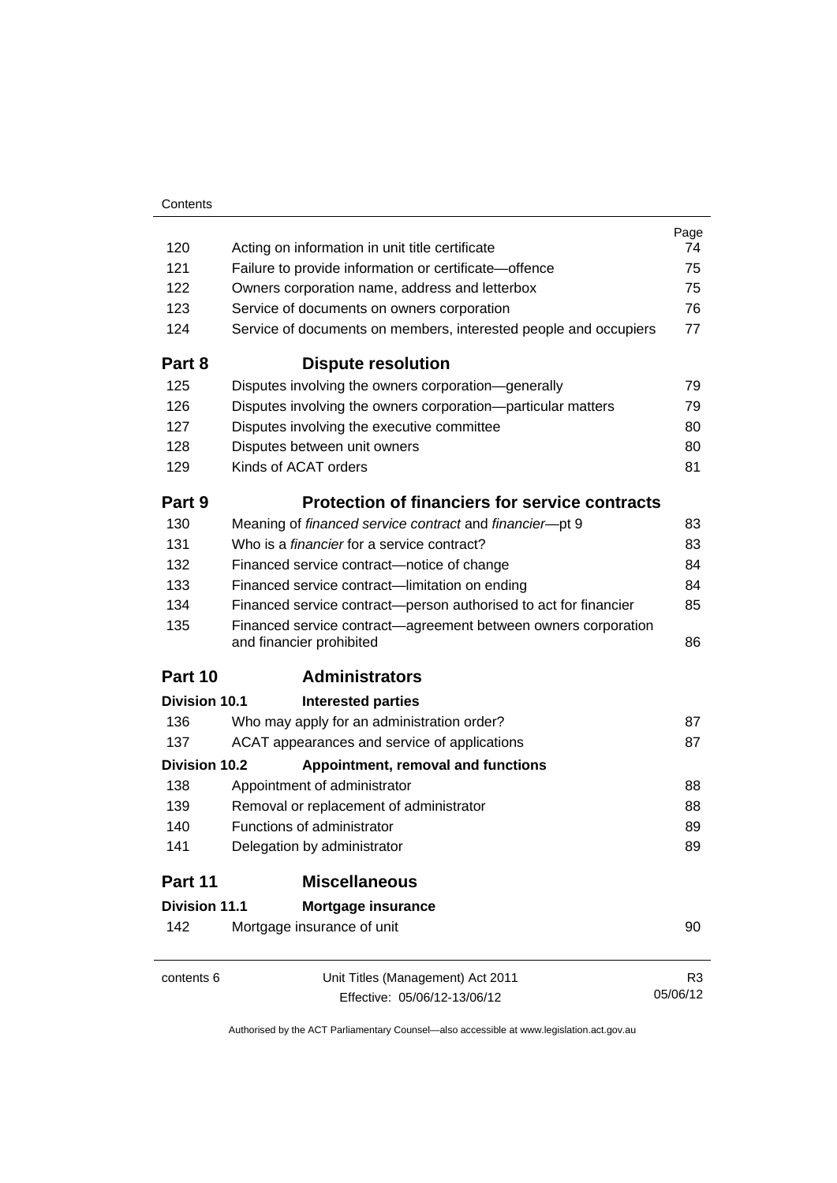| | | Page |
|---|---|---|
| 120 | Acting on information in unit title certificate | 74 |
| 121 | Failure to provide information or certificate—offence | 75 |
| 122 | Owners corporation name, address and letterbox | 75 |
| 123 | Service of documents on owners corporation | 76 |
| 124 | Service of documents on members, interested people and occupiers | 77 |
| **Part 8** | **Dispute resolution** | |
| 125 | Disputes involving the owners corporation—generally | 79 |
| 126 | Disputes involving the owners corporation—particular matters | 79 |
| 127 | Disputes involving the executive committee | 80 |
| 128 | Disputes between unit owners | 80 |
| 129 | Kinds of ACAT orders | 81 |
| **Part 9** | **Protection of financiers for service contracts** | |
| 130 | Meaning of *financed service contract* and *financier*—pt 9 | 83 |
| 131 | Who is a *financier* for a service contract? | 83 |
| 132 | Financed service contract—notice of change | 84 |
| 133 | Financed service contract—limitation on ending | 84 |
| 134 | Financed service contract—person authorised to act for financier | 85 |
| 135 | Financed service contract—agreement between owners corporation and financier prohibited | 86 |
| **Part 10** | **Administrators** | |
| **Division 10.1** | **Interested parties** | |
| 136 | Who may apply for an administration order? | 87 |
| 137 | ACAT appearances and service of applications | 87 |
| **Division 10.2** | **Appointment, removal and functions** | |
| 138 | Appointment of administrator | 88 |
| 139 | Removal or replacement of administrator | 88 |
| 140 | Functions of administrator | 89 |
| 141 | Delegation by administrator | 89 |
| **Part 11** | **Miscellaneous** | |
| **Division 11.1** | **Mortgage insurance** | |
| 142 | Mortgage insurance of unit | 90 |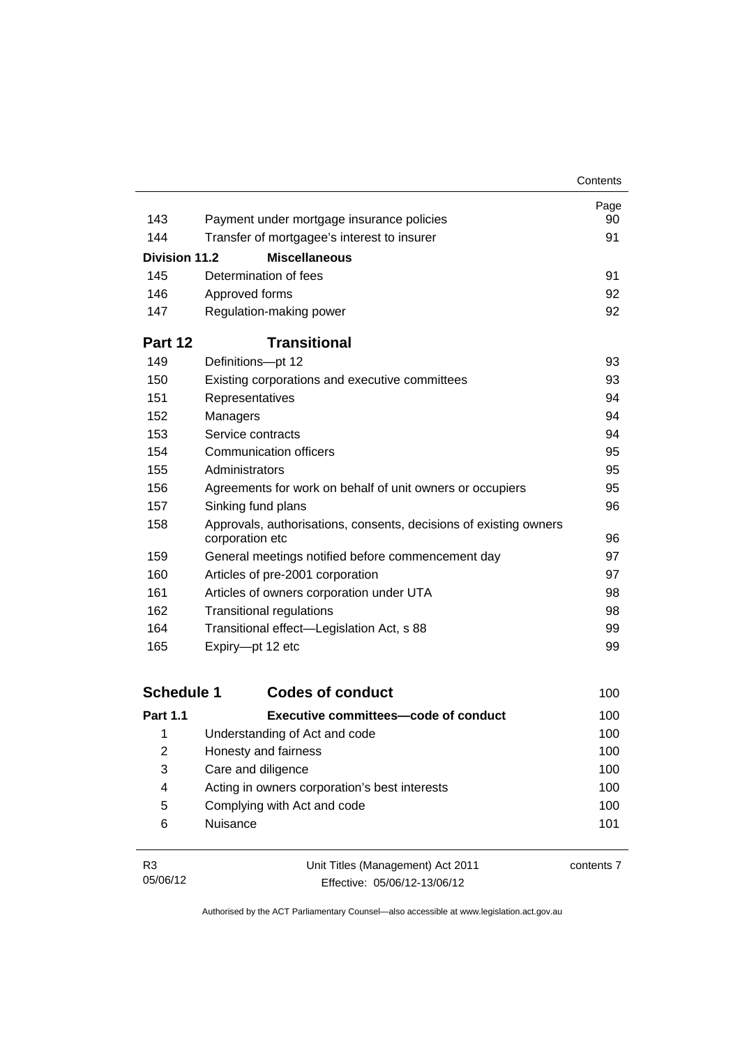| | | Page |
|---|---|---|
| 143 | Payment under mortgage insurance policies | 90 |
| 144 | Transfer of mortgagee's interest to insurer | 91 |
| **Division 11.2** | **Miscellaneous** | |
| 145 | Determination of fees | 91 |
| 146 | Approved forms | 92 |
| 147 | Regulation-making power | 92 |
| **Part 12** | **Transitional** | |
| 149 | Definitions—pt 12 | 93 |
| 150 | Existing corporations and executive committees | 93 |
| 151 | Representatives | 94 |
| 152 | Managers | 94 |
| 153 | Service contracts | 94 |
| 154 | Communication officers | 95 |
| 155 | Administrators | 95 |
| 156 | Agreements for work on behalf of unit owners or occupiers | 95 |
| 157 | Sinking fund plans | 96 |
| 158 | Approvals, authorisations, consents, decisions of existing owners corporation etc | 96 |
| 159 | General meetings notified before commencement day | 97 |
| 160 | Articles of pre-2001 corporation | 97 |
| 161 | Articles of owners corporation under UTA | 98 |
| 162 | Transitional regulations | 98 |
| 164 | Transitional effect—Legislation Act, s 88 | 99 |
| 165 | Expiry—pt 12 etc | 99 |
| **Schedule 1** | **Codes of conduct** | 100 |
| **Part 1.1** | **Executive committees—code of conduct** | 100 |
| 1 | Understanding of Act and code | 100 |
| 2 | Honesty and fairness | 100 |
| 3 | Care and diligence | 100 |
| 4 | Acting in owners corporation's best interests | 100 |
| 5 | Complying with Act and code | 100 |
| 6 | Nuisance | 101 |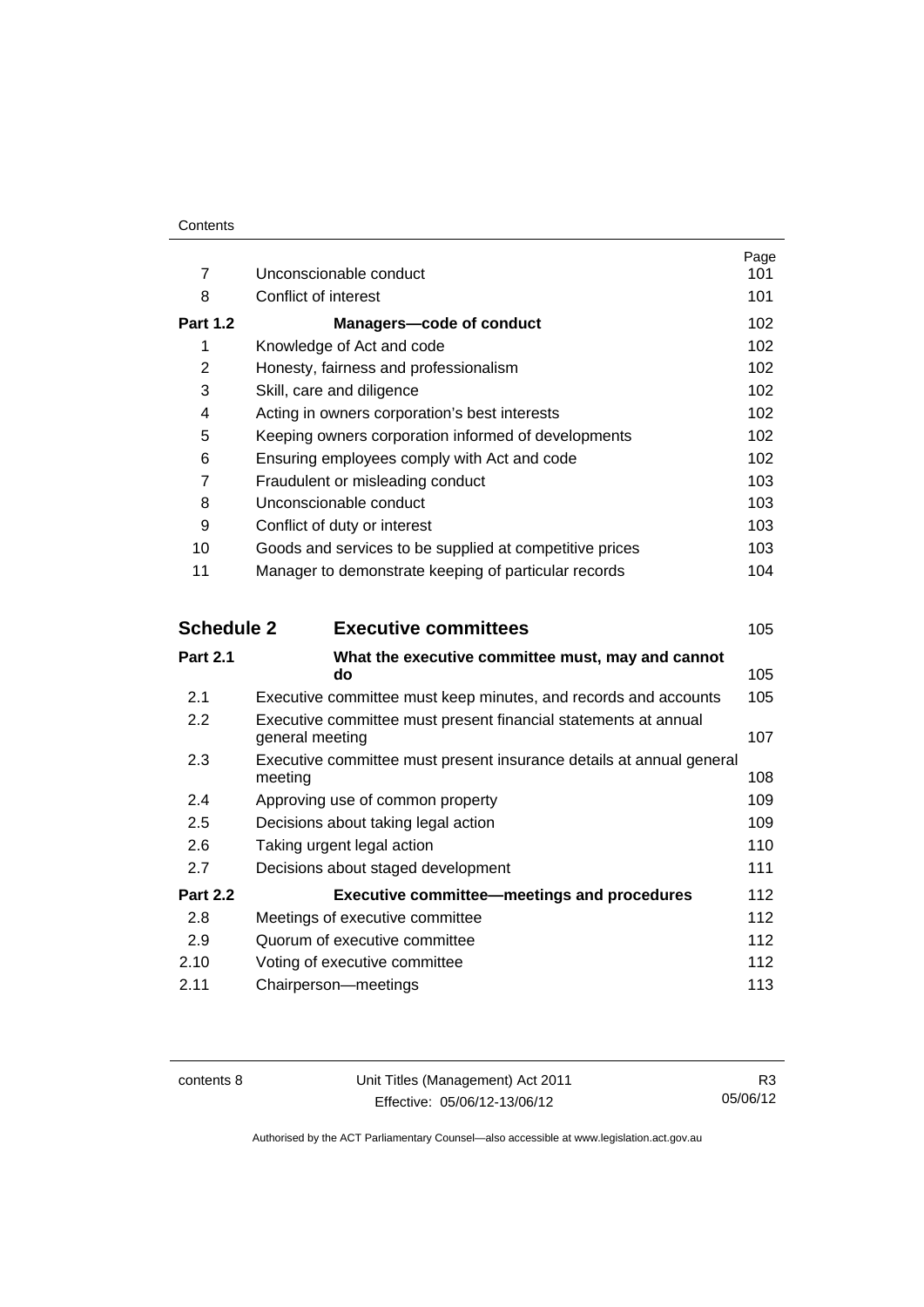| | | Page |
|---|---|---|
| 7 | Unconscionable conduct | 101 |
| 8 | Conflict of interest | 101 |
| **Part 1.2** | **Managers—code of conduct** | 102 |
| 1 | Knowledge of Act and code | 102 |
| 2 | Honesty, fairness and professionalism | 102 |
| 3 | Skill, care and diligence | 102 |
| 4 | Acting in owners corporation's best interests | 102 |
| 5 | Keeping owners corporation informed of developments | 102 |
| 6 | Ensuring employees comply with Act and code | 102 |
| 7 | Fraudulent or misleading conduct | 103 |
| 8 | Unconscionable conduct | 103 |
| 9 | Conflict of duty or interest | 103 |
| 10 | Goods and services to be supplied at competitive prices | 103 |
| 11 | Manager to demonstrate keeping of particular records | 104 |
| **Schedule 2** | **Executive committees** | 105 |
| **Part 2.1** | **What the executive committee must, may and cannot do** | 105 |
| 2.1 | Executive committee must keep minutes, and records and accounts | 105 |
| 2.2 | Executive committee must present financial statements at annual general meeting | 107 |
| 2.3 | Executive committee must present insurance details at annual general meeting | 108 |
| 2.4 | Approving use of common property | 109 |
| 2.5 | Decisions about taking legal action | 109 |
| 2.6 | Taking urgent legal action | 110 |
| 2.7 | Decisions about staged development | 111 |
| **Part 2.2** | **Executive committee—meetings and procedures** | 112 |
| 2.8 | Meetings of executive committee | 112 |
| 2.9 | Quorum of executive committee | 112 |
| 2.10 | Voting of executive committee | 112 |
| 2.11 | Chairperson—meetings | 113 |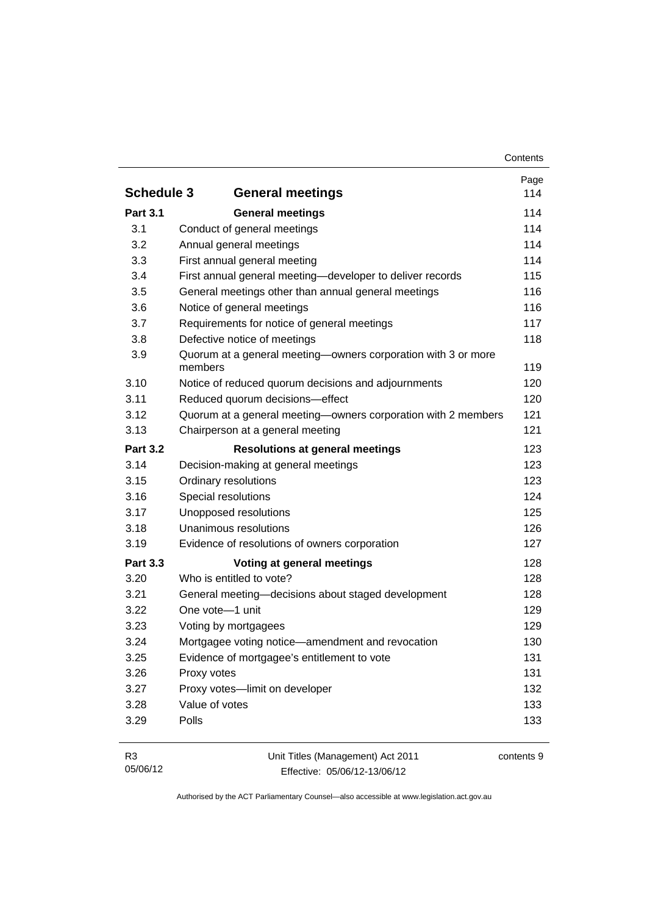| | | Page |
|---|---|---|
| **Schedule 3** | **General meetings** | 114 |
| **Part 3.1** | **General meetings** | 114 |
| 3.1 | Conduct of general meetings | 114 |
| 3.2 | Annual general meetings | 114 |
| 3.3 | First annual general meeting | 114 |
| 3.4 | First annual general meeting—developer to deliver records | 115 |
| 3.5 | General meetings other than annual general meetings | 116 |
| 3.6 | Notice of general meetings | 116 |
| 3.7 | Requirements for notice of general meetings | 117 |
| 3.8 | Defective notice of meetings | 118 |
| 3.9 | Quorum at a general meeting—owners corporation with 3 or more members | 119 |
| 3.10 | Notice of reduced quorum decisions and adjournments | 120 |
| 3.11 | Reduced quorum decisions—effect | 120 |
| 3.12 | Quorum at a general meeting—owners corporation with 2 members | 121 |
| 3.13 | Chairperson at a general meeting | 121 |
| **Part 3.2** | **Resolutions at general meetings** | 123 |
| 3.14 | Decision-making at general meetings | 123 |
| 3.15 | Ordinary resolutions | 123 |
| 3.16 | Special resolutions | 124 |
| 3.17 | Unopposed resolutions | 125 |
| 3.18 | Unanimous resolutions | 126 |
| 3.19 | Evidence of resolutions of owners corporation | 127 |
| **Part 3.3** | **Voting at general meetings** | 128 |
| 3.20 | Who is entitled to vote? | 128 |
| 3.21 | General meeting—decisions about staged development | 128 |
| 3.22 | One vote—1 unit | 129 |
| 3.23 | Voting by mortgagees | 129 |
| 3.24 | Mortgagee voting notice—amendment and revocation | 130 |
| 3.25 | Evidence of mortgagee's entitlement to vote | 131 |
| 3.26 | Proxy votes | 131 |
| 3.27 | Proxy votes—limit on developer | 132 |
| 3.28 | Value of votes | 133 |
| 3.29 | Polls | 133 |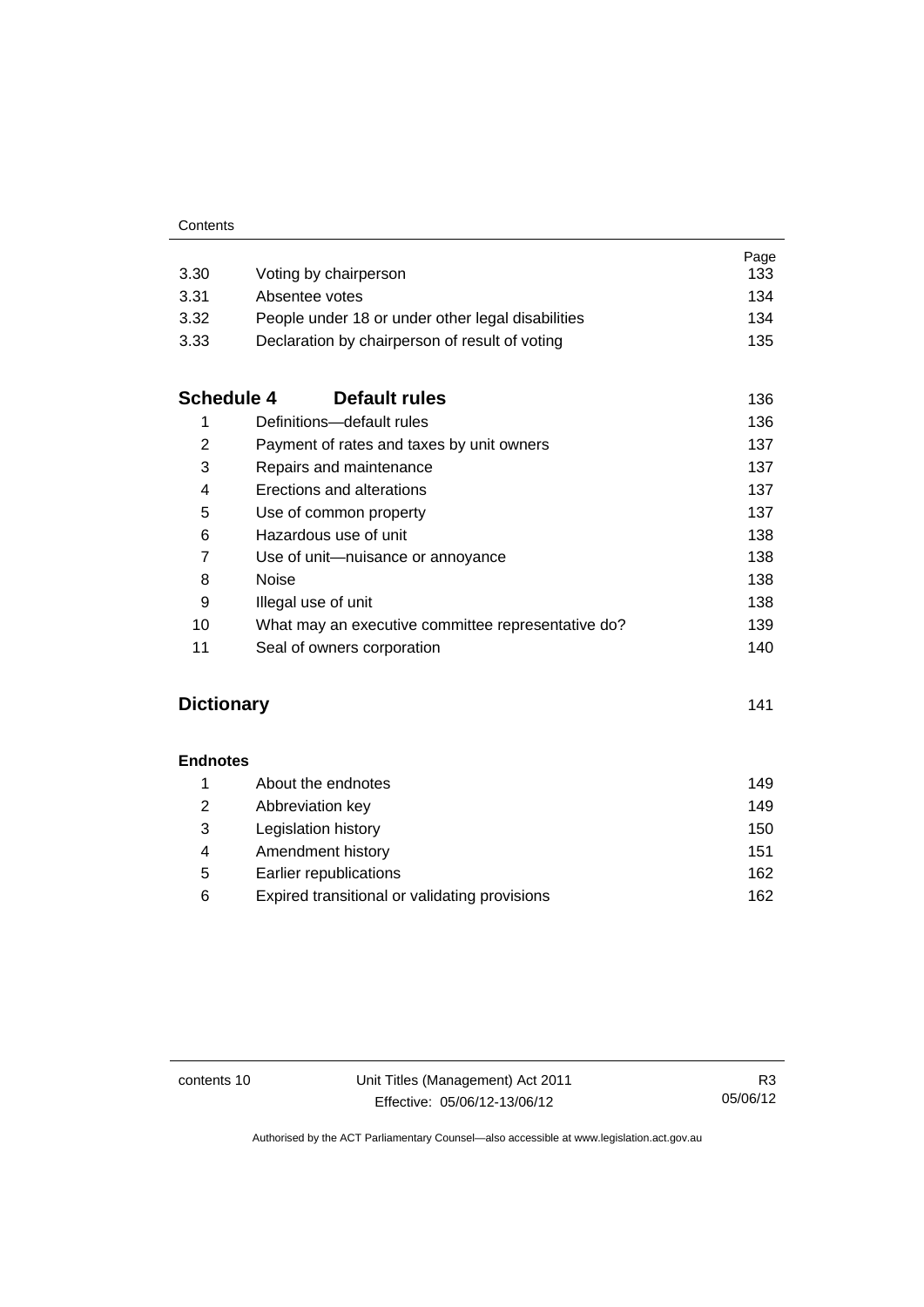| | | Page |
|---|---|---|
| 3.30 | Voting by chairperson | 133 |
| 3.31 | Absentee votes | 134 |
| 3.32 | People under 18 or under other legal disabilities | 134 |
| 3.33 | Declaration by chairperson of result of voting | 135 |

| **Schedule 4** | **Default rules** | 136 |
|---|---|---|
| 1 | Definitions—default rules | 136 |
| 2 | Payment of rates and taxes by unit owners | 137 |
| 3 | Repairs and maintenance | 137 |
| 4 | Erections and alterations | 137 |
| 5 | Use of common property | 137 |
| 6 | Hazardous use of unit | 138 |
| 7 | Use of unit—nuisance or annoyance | 138 |
| 8 | Noise | 138 |
| 9 | Illegal use of unit | 138 |
| 10 | What may an executive committee representative do? | 139 |
| 11 | Seal of owners corporation | 140 |

**Dictionary** 141

**Endnotes**

| | | |
|---|---|---|
| 1 | About the endnotes | 149 |
| 2 | Abbreviation key | 149 |
| 3 | Legislation history | 150 |
| 4 | Amendment history | 151 |
| 5 | Earlier republications | 162 |
| 6 | Expired transitional or validating provisions | 162 |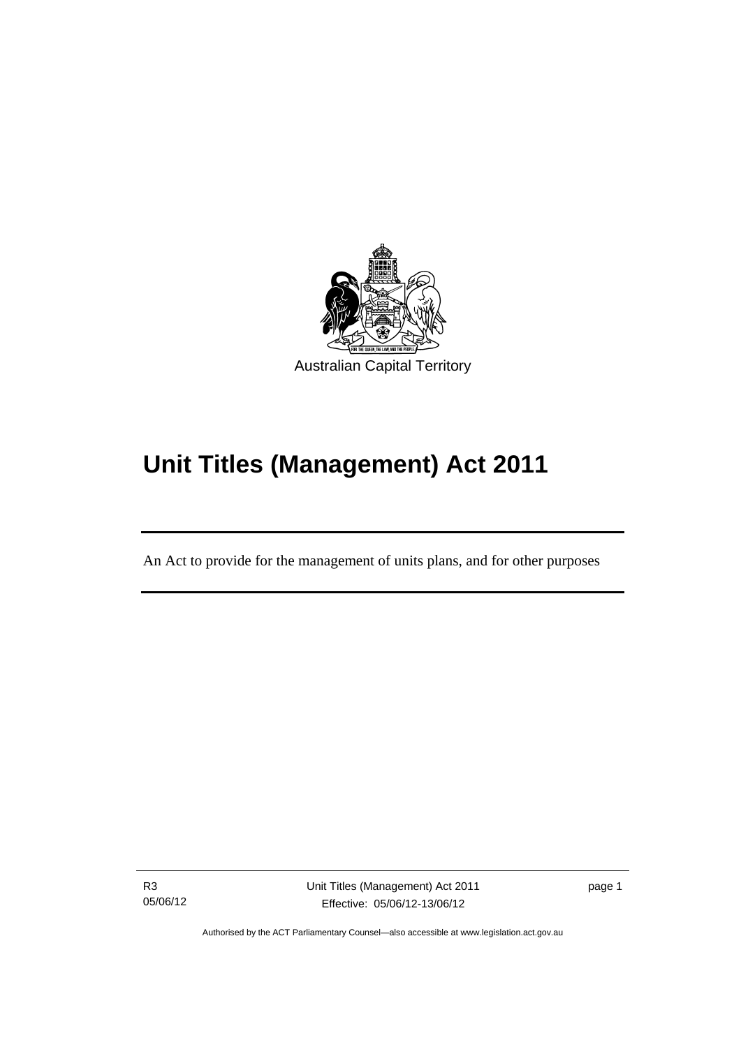Australian Capital Territory

# Unit Titles (Management) Act 2011

An Act to provide for the management of units plans, and for other purposes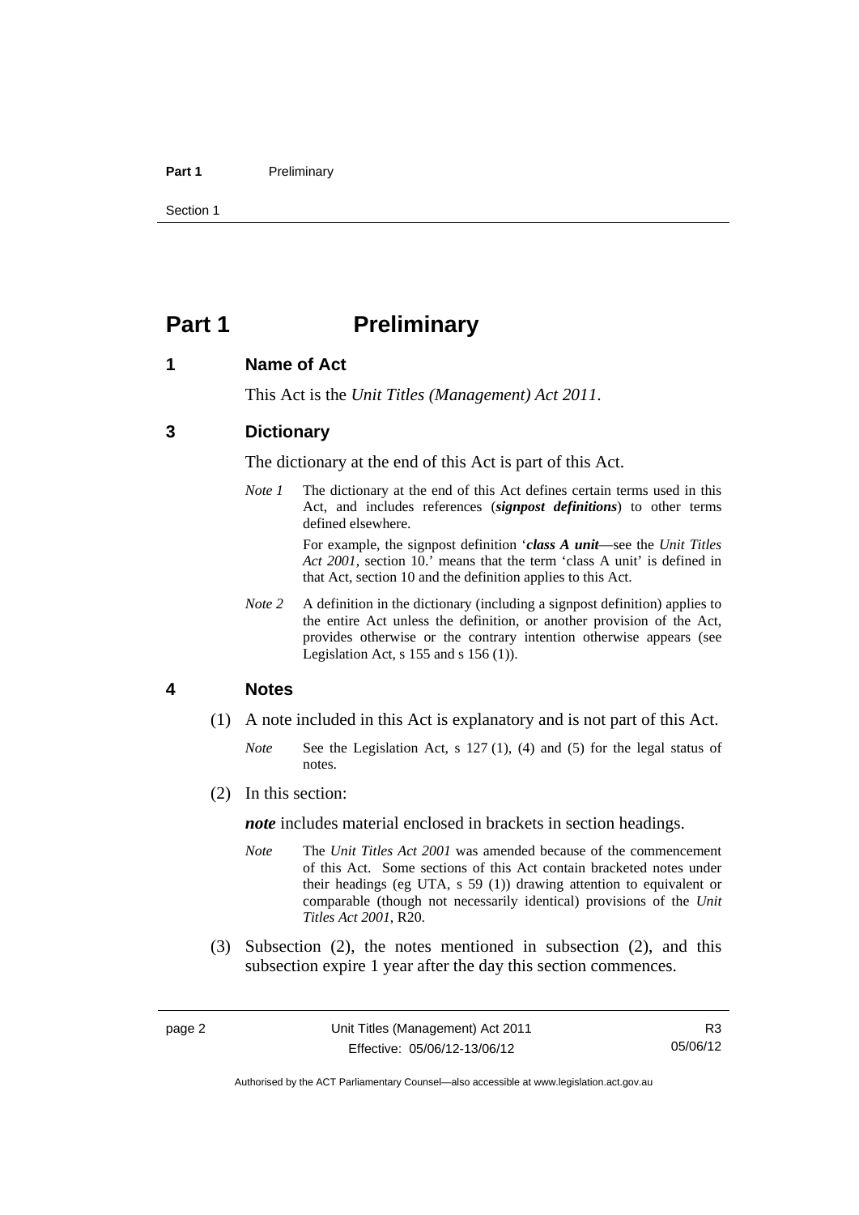# Part 1 Preliminary

## 1 Name of Act

This Act is the *Unit Titles (Management) Act 2011*.

## 3 Dictionary

The dictionary at the end of this Act is part of this Act.

*Note 1* The dictionary at the end of this Act defines certain terms used in this Act, and includes references (***signpost definitions***) to other terms defined elsewhere.

For example, the signpost definition '***class A unit***—see the *Unit Titles Act 2001*, section 10.' means that the term 'class A unit' is defined in that Act, section 10 and the definition applies to this Act.

*Note 2* A definition in the dictionary (including a signpost definition) applies to the entire Act unless the definition, or another provision of the Act, provides otherwise or the contrary intention otherwise appears (see Legislation Act, s 155 and s 156 (1)).

## 4 Notes

(1) A note included in this Act is explanatory and is not part of this Act.

*Note* See the Legislation Act, s 127 (1), (4) and (5) for the legal status of notes.

(2) In this section:

***note*** includes material enclosed in brackets in section headings.

*Note* The *Unit Titles Act 2001* was amended because of the commencement of this Act. Some sections of this Act contain bracketed notes under their headings (eg UTA, s 59 (1)) drawing attention to equivalent or comparable (though not necessarily identical) provisions of the *Unit Titles Act 2001*, R20.

(3) Subsection (2), the notes mentioned in subsection (2), and this subsection expire 1 year after the day this section commences.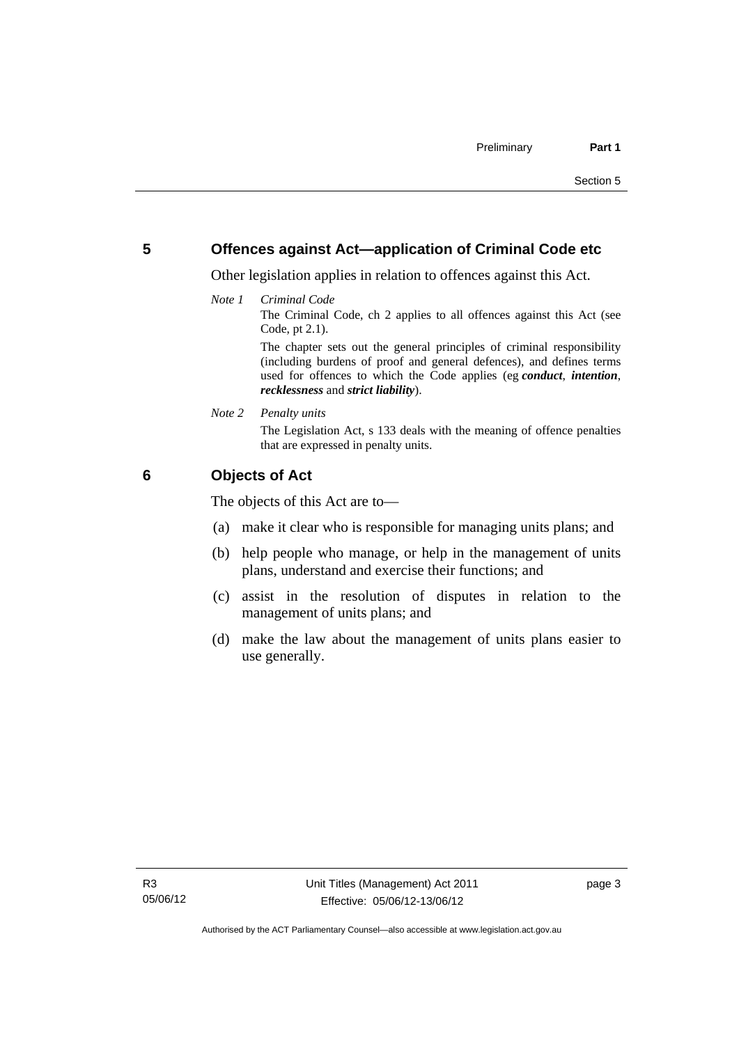## 5 Offences against Act—application of Criminal Code etc

Other legislation applies in relation to offences against this Act.

*Note 1* *Criminal Code*

The Criminal Code, ch 2 applies to all offences against this Act (see Code, pt 2.1).

The chapter sets out the general principles of criminal responsibility (including burdens of proof and general defences), and defines terms used for offences to which the Code applies (eg ***conduct***, ***intention***, ***recklessness*** and ***strict liability***).

*Note 2* *Penalty units*

The Legislation Act, s 133 deals with the meaning of offence penalties that are expressed in penalty units.

## 6 Objects of Act

The objects of this Act are to—

(a) make it clear who is responsible for managing units plans; and

(b) help people who manage, or help in the management of units plans, understand and exercise their functions; and

(c) assist in the resolution of disputes in relation to the management of units plans; and

(d) make the law about the management of units plans easier to use generally.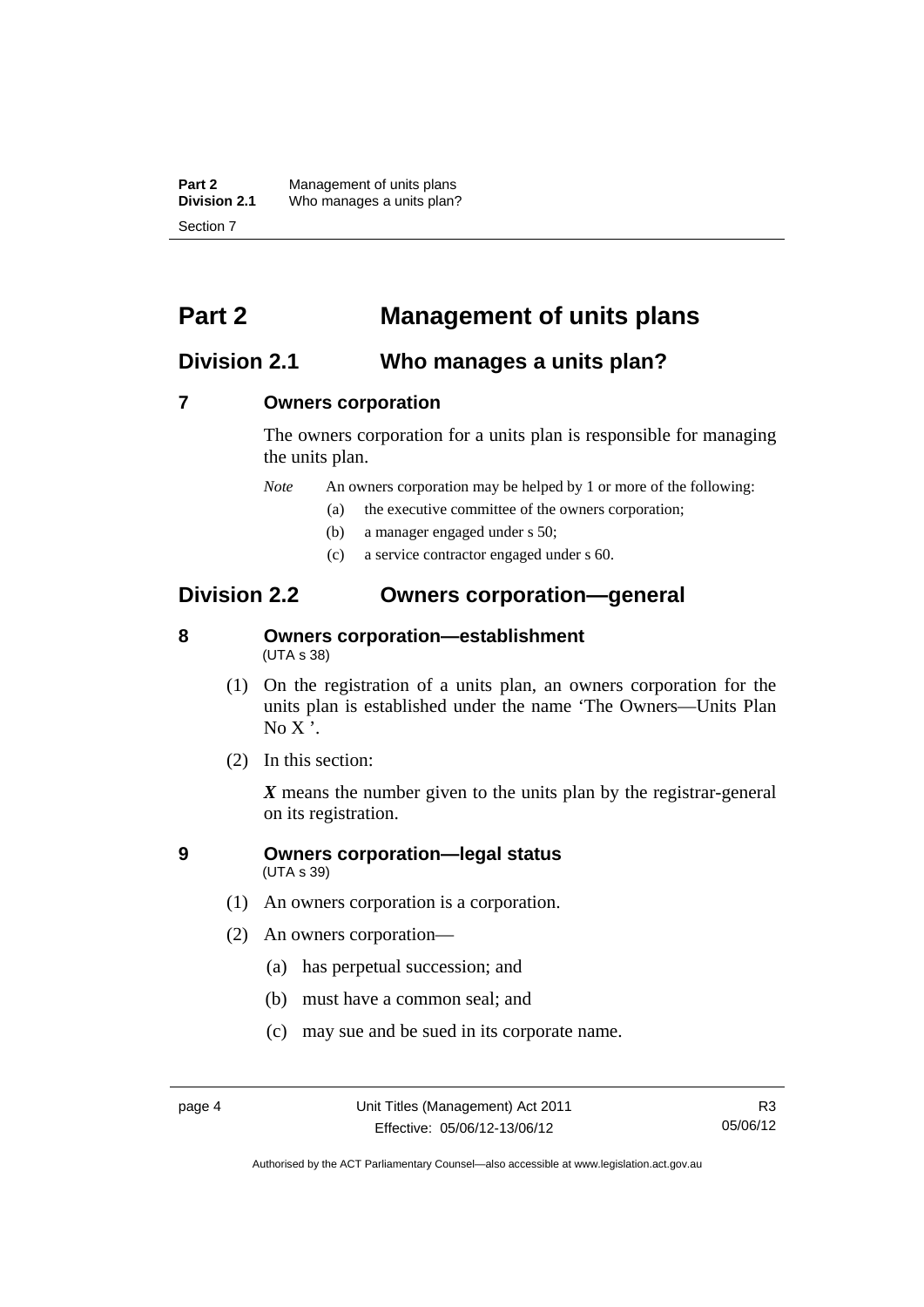# Part 2 Management of units plans

## Division 2.1 Who manages a units plan?

### 7 Owners corporation

The owners corporation for a units plan is responsible for managing the units plan.

*Note* An owners corporation may be helped by 1 or more of the following:

(a) the executive committee of the owners corporation;

(b) a manager engaged under s 50;

(c) a service contractor engaged under s 60.

## Division 2.2 Owners corporation—general

### 8 Owners corporation—establishment

(UTA s 38)

(1) On the registration of a units plan, an owners corporation for the units plan is established under the name 'The Owners—Units Plan No X '.

(2) In this section:

***X*** means the number given to the units plan by the registrar-general on its registration.

### 9 Owners corporation—legal status

(UTA s 39)

(1) An owners corporation is a corporation.

(2) An owners corporation—

(a) has perpetual succession; and

(b) must have a common seal; and

(c) may sue and be sued in its corporate name.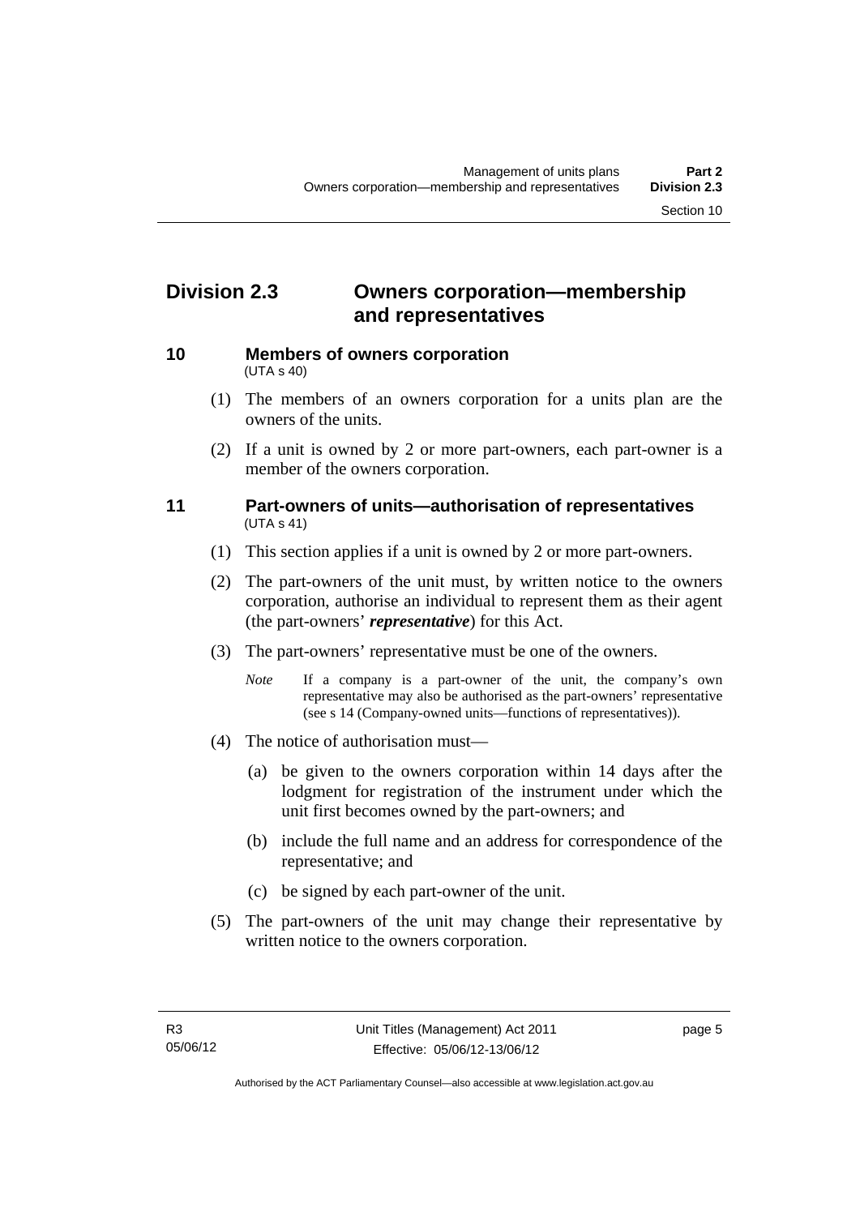## Division 2.3 Owners corporation—membership and representatives

### 10 Members of owners corporation

(UTA s 40)

(1) The members of an owners corporation for a units plan are the owners of the units.

(2) If a unit is owned by 2 or more part-owners, each part-owner is a member of the owners corporation.

### 11 Part-owners of units—authorisation of representatives

(UTA s 41)

(1) This section applies if a unit is owned by 2 or more part-owners.

(2) The part-owners of the unit must, by written notice to the owners corporation, authorise an individual to represent them as their agent (the part-owners' ***representative***) for this Act.

(3) The part-owners' representative must be one of the owners.

*Note* If a company is a part-owner of the unit, the company's own representative may also be authorised as the part-owners' representative (see s 14 (Company-owned units—functions of representatives)).

(4) The notice of authorisation must—

(a) be given to the owners corporation within 14 days after the lodgment for registration of the instrument under which the unit first becomes owned by the part-owners; and

(b) include the full name and an address for correspondence of the representative; and

(c) be signed by each part-owner of the unit.

(5) The part-owners of the unit may change their representative by written notice to the owners corporation.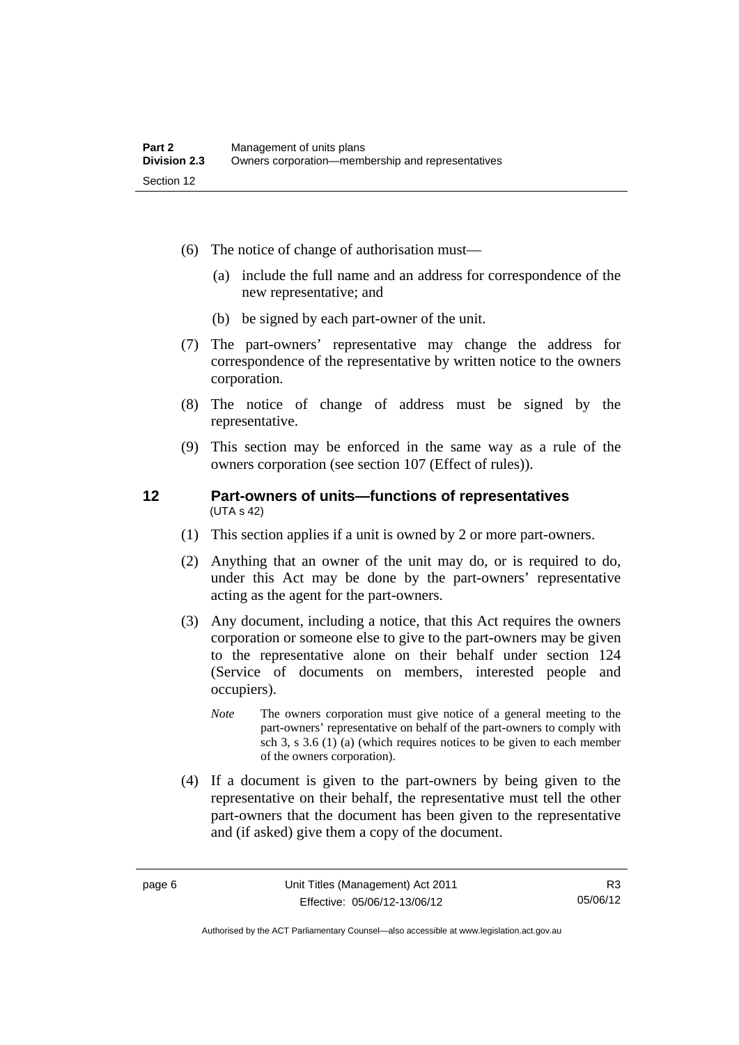(6) The notice of change of authorisation must—

(a) include the full name and an address for correspondence of the new representative; and

(b) be signed by each part-owner of the unit.

(7) The part-owners' representative may change the address for correspondence of the representative by written notice to the owners corporation.

(8) The notice of change of address must be signed by the representative.

(9) This section may be enforced in the same way as a rule of the owners corporation (see section 107 (Effect of rules)).

### 12 Part-owners of units—functions of representatives

(UTA s 42)

(1) This section applies if a unit is owned by 2 or more part-owners.

(2) Anything that an owner of the unit may do, or is required to do, under this Act may be done by the part-owners' representative acting as the agent for the part-owners.

(3) Any document, including a notice, that this Act requires the owners corporation or someone else to give to the part-owners may be given to the representative alone on their behalf under section 124 (Service of documents on members, interested people and occupiers).

*Note* The owners corporation must give notice of a general meeting to the part-owners' representative on behalf of the part-owners to comply with sch 3, s 3.6 (1) (a) (which requires notices to be given to each member of the owners corporation).

(4) If a document is given to the part-owners by being given to the representative on their behalf, the representative must tell the other part-owners that the document has been given to the representative and (if asked) give them a copy of the document.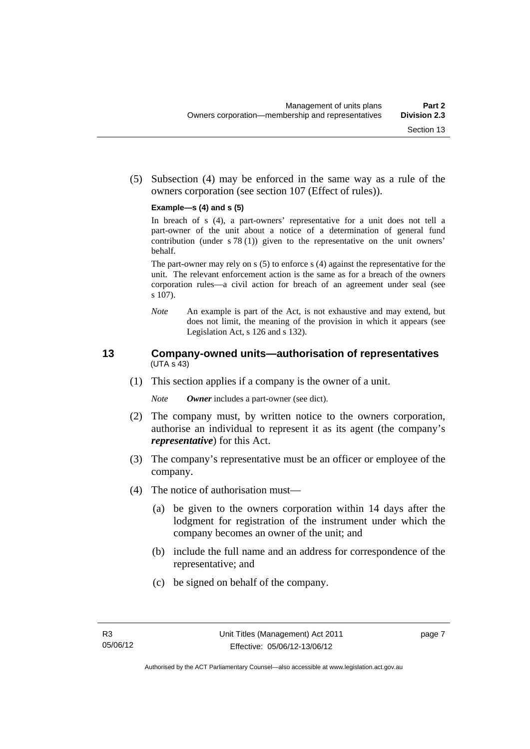(5) Subsection (4) may be enforced in the same way as a rule of the owners corporation (see section 107 (Effect of rules)).

**Example—s (4) and s (5)**

In breach of s (4), a part-owners' representative for a unit does not tell a part-owner of the unit about a notice of a determination of general fund contribution (under s 78 (1)) given to the representative on the unit owners' behalf.

The part-owner may rely on s (5) to enforce s (4) against the representative for the unit. The relevant enforcement action is the same as for a breach of the owners corporation rules—a civil action for breach of an agreement under seal (see s 107).

*Note* An example is part of the Act, is not exhaustive and may extend, but does not limit, the meaning of the provision in which it appears (see Legislation Act, s 126 and s 132).

## 13 Company-owned units—authorisation of representatives

(UTA s 43)

(1) This section applies if a company is the owner of a unit.

*Note* ***Owner*** includes a part-owner (see dict).

(2) The company must, by written notice to the owners corporation, authorise an individual to represent it as its agent (the company's ***representative***) for this Act.

(3) The company's representative must be an officer or employee of the company.

(4) The notice of authorisation must—

(a) be given to the owners corporation within 14 days after the lodgment for registration of the instrument under which the company becomes an owner of the unit; and

(b) include the full name and an address for correspondence of the representative; and

(c) be signed on behalf of the company.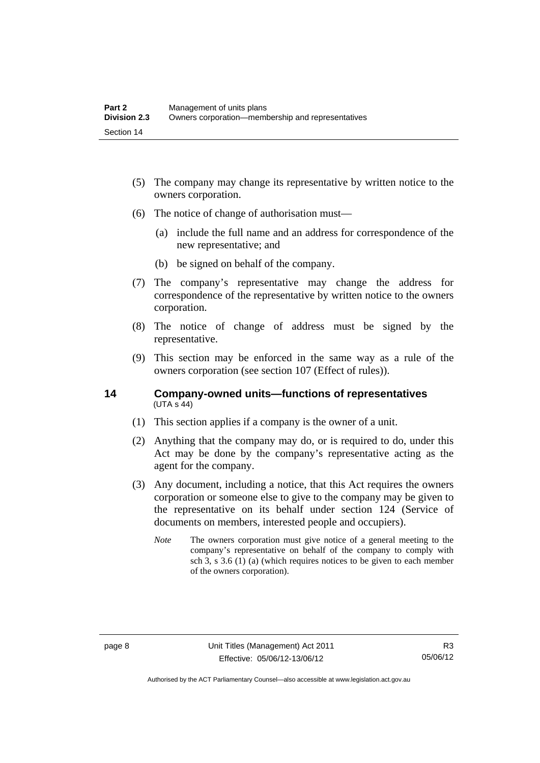(5) The company may change its representative by written notice to the owners corporation.

(6) The notice of change of authorisation must—

   (a) include the full name and an address for correspondence of the new representative; and

   (b) be signed on behalf of the company.

(7) The company's representative may change the address for correspondence of the representative by written notice to the owners corporation.

(8) The notice of change of address must be signed by the representative.

(9) This section may be enforced in the same way as a rule of the owners corporation (see section 107 (Effect of rules)).

## 14 Company-owned units—functions of representatives

(UTA s 44)

(1) This section applies if a company is the owner of a unit.

(2) Anything that the company may do, or is required to do, under this Act may be done by the company's representative acting as the agent for the company.

(3) Any document, including a notice, that this Act requires the owners corporation or someone else to give to the company may be given to the representative on its behalf under section 124 (Service of documents on members, interested people and occupiers).

*Note* The owners corporation must give notice of a general meeting to the company's representative on behalf of the company to comply with sch 3, s 3.6 (1) (a) (which requires notices to be given to each member of the owners corporation).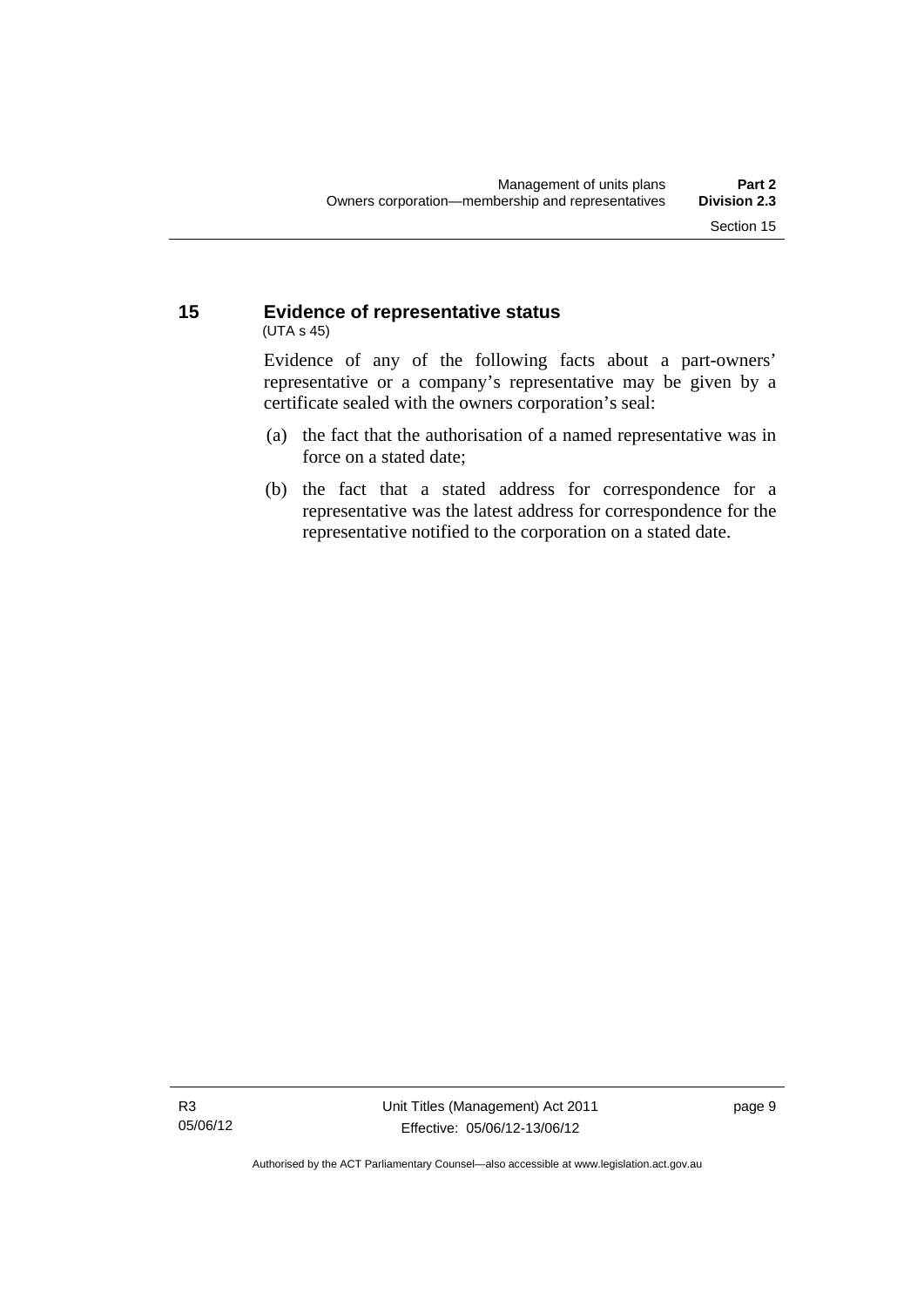## 15 Evidence of representative status

(UTA s 45)

Evidence of any of the following facts about a part-owners' representative or a company's representative may be given by a certificate sealed with the owners corporation's seal:

(a) the fact that the authorisation of a named representative was in force on a stated date;

(b) the fact that a stated address for correspondence for a representative was the latest address for correspondence for the representative notified to the corporation on a stated date.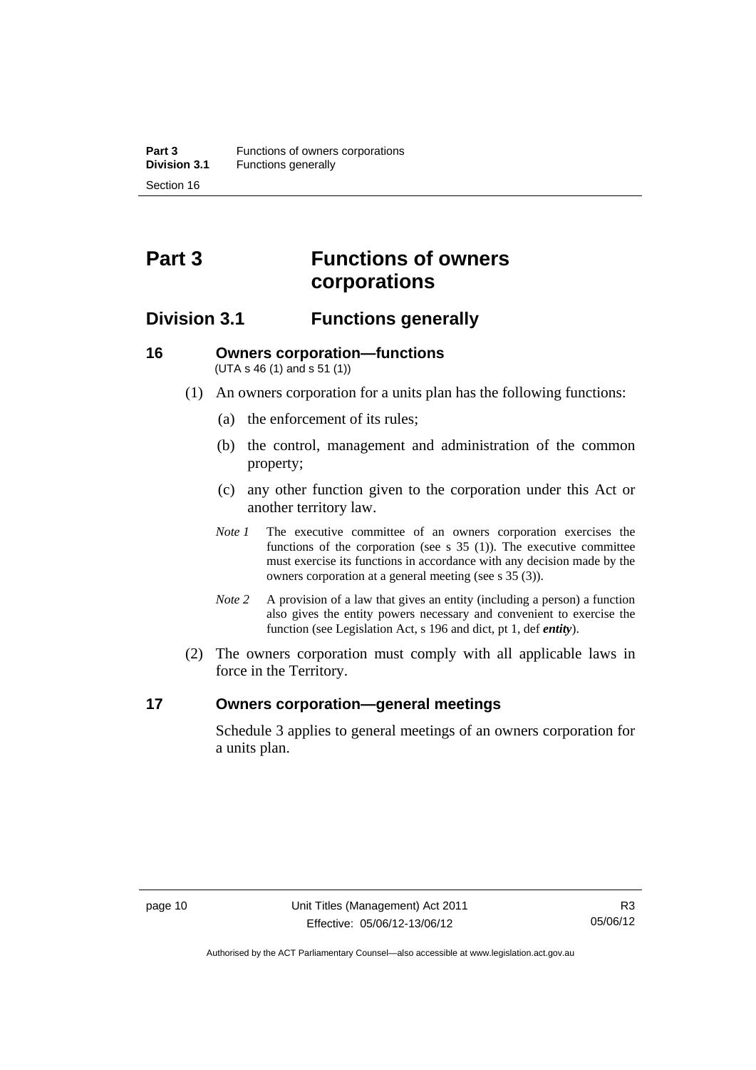# Part 3 Functions of owners corporations

## Division 3.1 Functions generally

### 16 Owners corporation—functions

(UTA s 46 (1) and s 51 (1))

(1) An owners corporation for a units plan has the following functions:

(a) the enforcement of its rules;

(b) the control, management and administration of the common property;

(c) any other function given to the corporation under this Act or another territory law.

*Note 1* The executive committee of an owners corporation exercises the functions of the corporation (see s 35 (1)). The executive committee must exercise its functions in accordance with any decision made by the owners corporation at a general meeting (see s 35 (3)).

*Note 2* A provision of a law that gives an entity (including a person) a function also gives the entity powers necessary and convenient to exercise the function (see Legislation Act, s 196 and dict, pt 1, def ***entity***).

(2) The owners corporation must comply with all applicable laws in force in the Territory.

### 17 Owners corporation—general meetings

Schedule 3 applies to general meetings of an owners corporation for a units plan.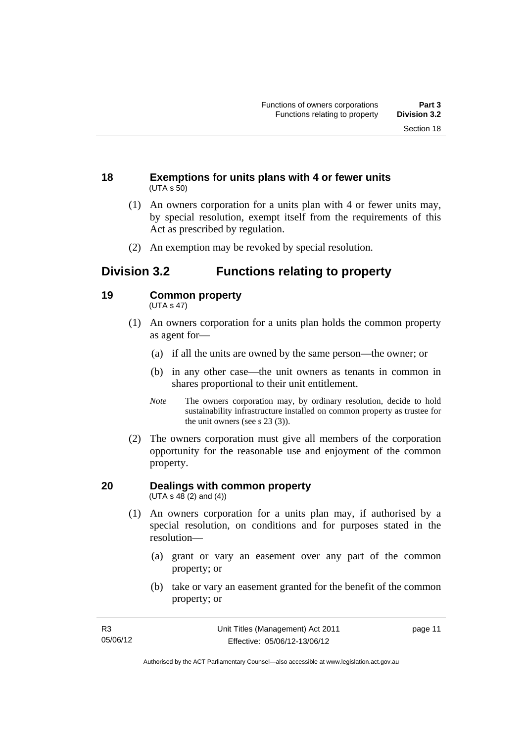### 18 Exemptions for units plans with 4 or fewer units
(UTA s 50)

(1) An owners corporation for a units plan with 4 or fewer units may, by special resolution, exempt itself from the requirements of this Act as prescribed by regulation.

(2) An exemption may be revoked by special resolution.

## Division 3.2 Functions relating to property

### 19 Common property
(UTA s 47)

(1) An owners corporation for a units plan holds the common property as agent for—

(a) if all the units are owned by the same person—the owner; or

(b) in any other case—the unit owners as tenants in common in shares proportional to their unit entitlement.

*Note* The owners corporation may, by ordinary resolution, decide to hold sustainability infrastructure installed on common property as trustee for the unit owners (see s 23 (3)).

(2) The owners corporation must give all members of the corporation opportunity for the reasonable use and enjoyment of the common property.

### 20 Dealings with common property
(UTA s 48 (2) and (4))

(1) An owners corporation for a units plan may, if authorised by a special resolution, on conditions and for purposes stated in the resolution—

(a) grant or vary an easement over any part of the common property; or

(b) take or vary an easement granted for the benefit of the common property; or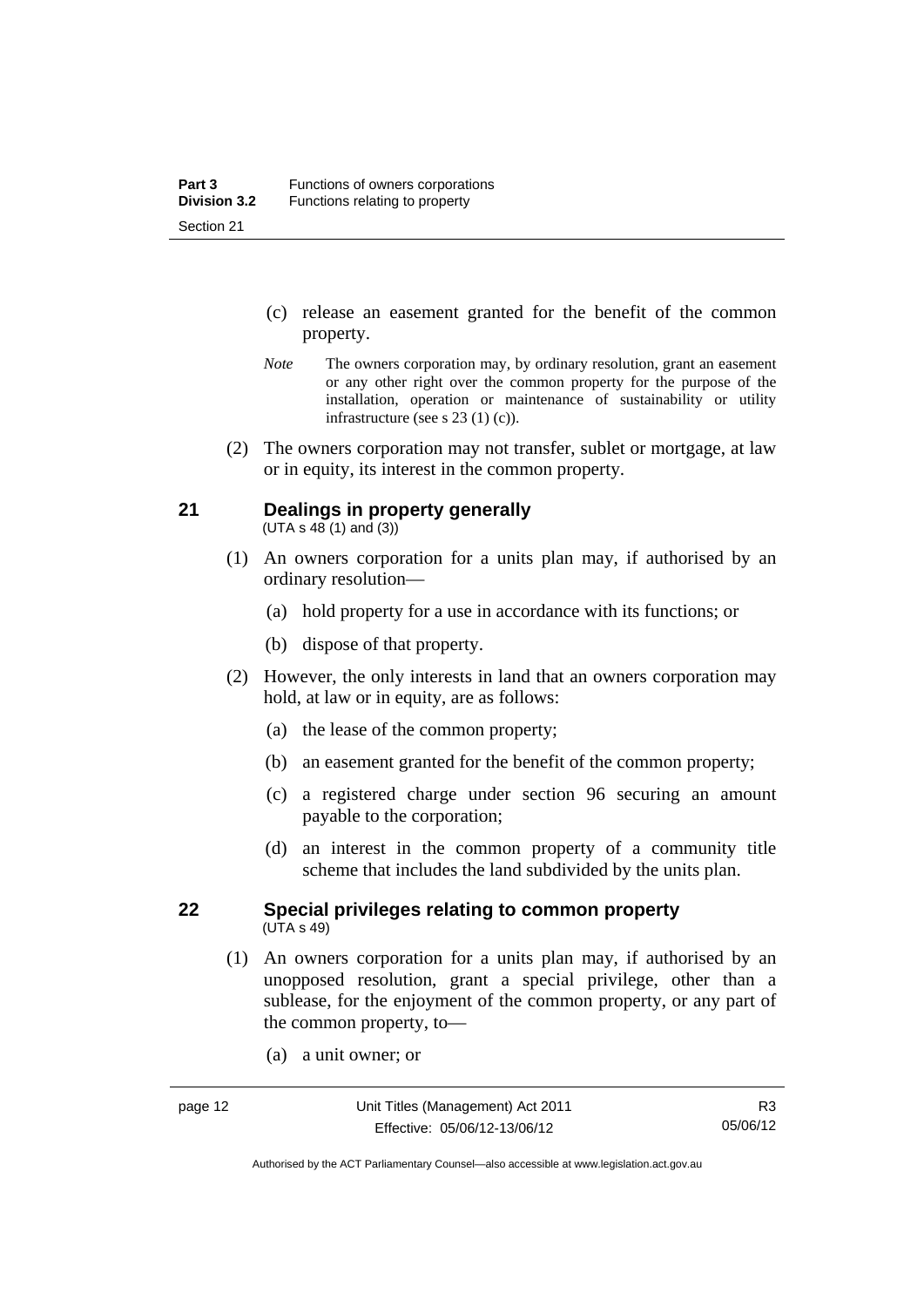(c) release an easement granted for the benefit of the common property.

*Note* The owners corporation may, by ordinary resolution, grant an easement or any other right over the common property for the purpose of the installation, operation or maintenance of sustainability or utility infrastructure (see s 23 (1) (c)).

(2) The owners corporation may not transfer, sublet or mortgage, at law or in equity, its interest in the common property.

## 21 Dealings in property generally

(UTA s 48 (1) and (3))

(1) An owners corporation for a units plan may, if authorised by an ordinary resolution—

(a) hold property for a use in accordance with its functions; or

(b) dispose of that property.

(2) However, the only interests in land that an owners corporation may hold, at law or in equity, are as follows:

(a) the lease of the common property;

(b) an easement granted for the benefit of the common property;

(c) a registered charge under section 96 securing an amount payable to the corporation;

(d) an interest in the common property of a community title scheme that includes the land subdivided by the units plan.

## 22 Special privileges relating to common property

(UTA s 49)

(1) An owners corporation for a units plan may, if authorised by an unopposed resolution, grant a special privilege, other than a sublease, for the enjoyment of the common property, or any part of the common property, to—

(a) a unit owner; or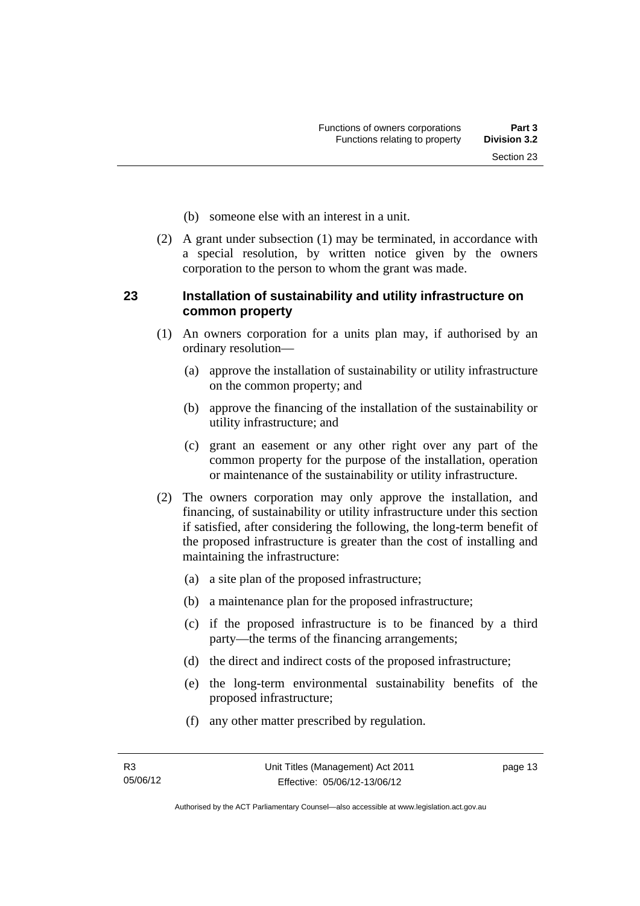(b) someone else with an interest in a unit.

(2) A grant under subsection (1) may be terminated, in accordance with a special resolution, by written notice given by the owners corporation to the person to whom the grant was made.

## 23 Installation of sustainability and utility infrastructure on common property

(1) An owners corporation for a units plan may, if authorised by an ordinary resolution—

(a) approve the installation of sustainability or utility infrastructure on the common property; and

(b) approve the financing of the installation of the sustainability or utility infrastructure; and

(c) grant an easement or any other right over any part of the common property for the purpose of the installation, operation or maintenance of the sustainability or utility infrastructure.

(2) The owners corporation may only approve the installation, and financing, of sustainability or utility infrastructure under this section if satisfied, after considering the following, the long-term benefit of the proposed infrastructure is greater than the cost of installing and maintaining the infrastructure:

(a) a site plan of the proposed infrastructure;

(b) a maintenance plan for the proposed infrastructure;

(c) if the proposed infrastructure is to be financed by a third party—the terms of the financing arrangements;

(d) the direct and indirect costs of the proposed infrastructure;

(e) the long-term environmental sustainability benefits of the proposed infrastructure;

(f) any other matter prescribed by regulation.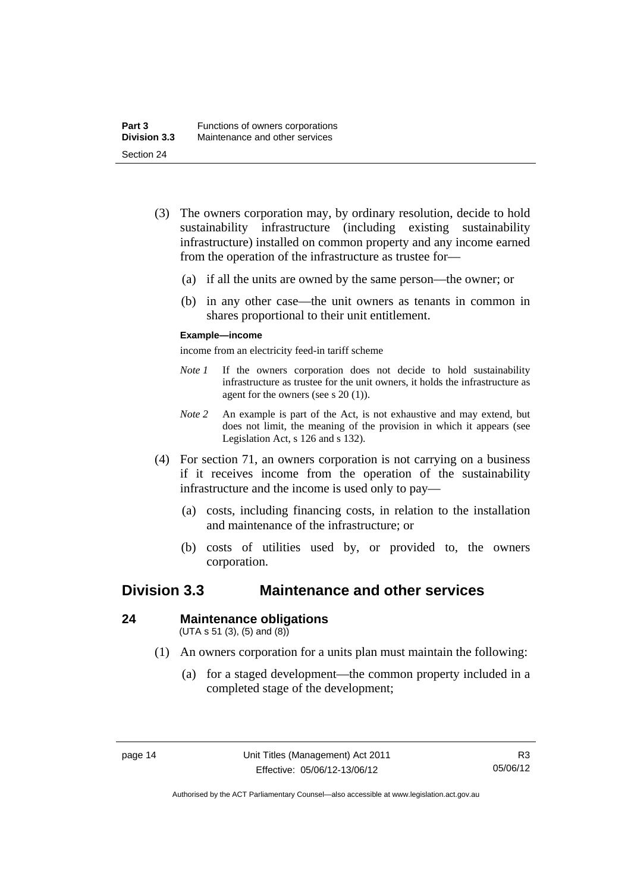(3) The owners corporation may, by ordinary resolution, decide to hold sustainability infrastructure (including existing sustainability infrastructure) installed on common property and any income earned from the operation of the infrastructure as trustee for—

(a) if all the units are owned by the same person—the owner; or

(b) in any other case—the unit owners as tenants in common in shares proportional to their unit entitlement.

**Example—income**

income from an electricity feed-in tariff scheme

*Note 1* If the owners corporation does not decide to hold sustainability infrastructure as trustee for the unit owners, it holds the infrastructure as agent for the owners (see s 20 (1)).

*Note 2* An example is part of the Act, is not exhaustive and may extend, but does not limit, the meaning of the provision in which it appears (see Legislation Act, s 126 and s 132).

(4) For section 71, an owners corporation is not carrying on a business if it receives income from the operation of the sustainability infrastructure and the income is used only to pay—

(a) costs, including financing costs, in relation to the installation and maintenance of the infrastructure; or

(b) costs of utilities used by, or provided to, the owners corporation.

## Division 3.3 Maintenance and other services

### 24 Maintenance obligations

(UTA s 51 (3), (5) and (8))

(1) An owners corporation for a units plan must maintain the following:

(a) for a staged development—the common property included in a completed stage of the development;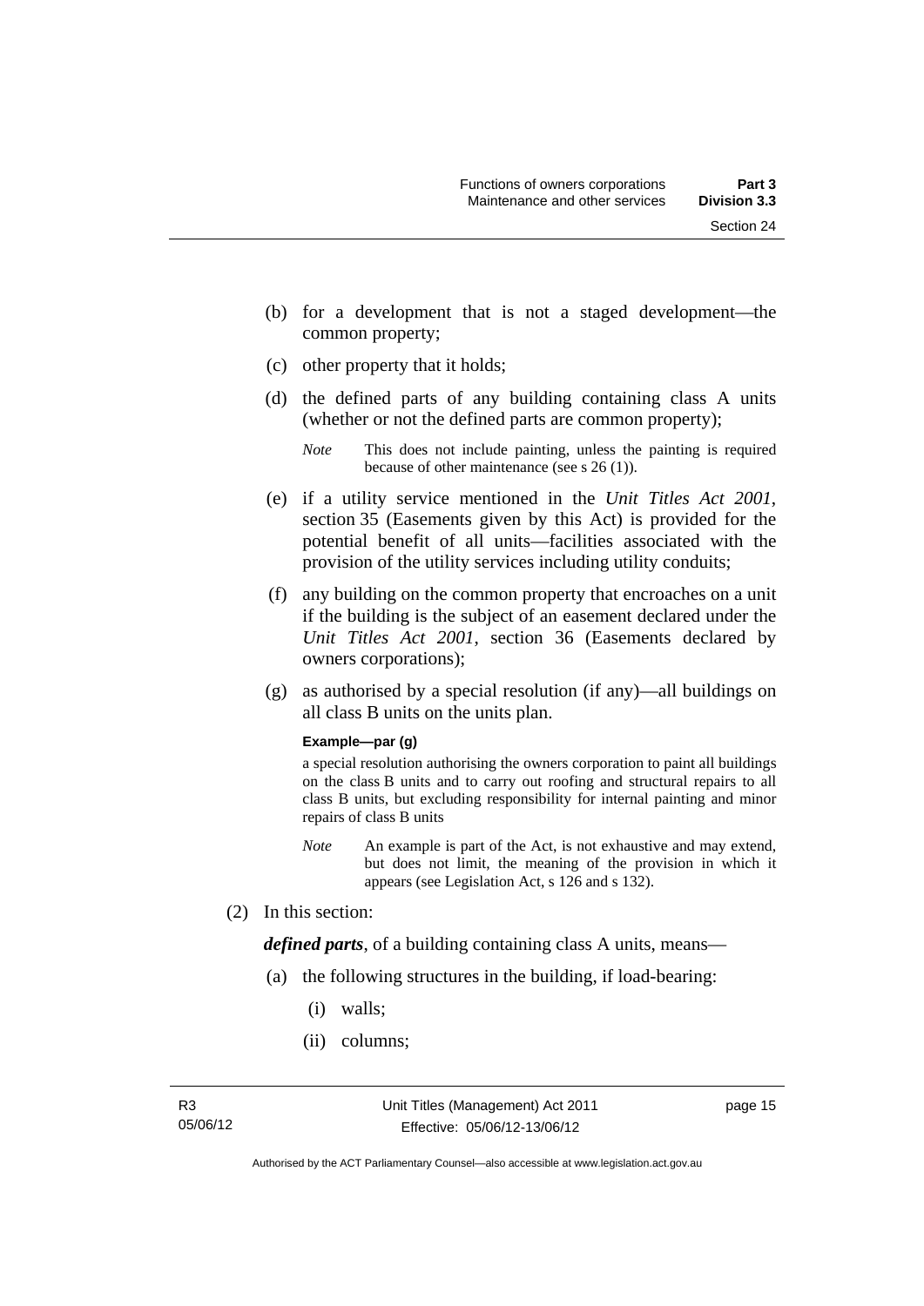(b) for a development that is not a staged development—the common property;

(c) other property that it holds;

(d) the defined parts of any building containing class A units (whether or not the defined parts are common property);

*Note* This does not include painting, unless the painting is required because of other maintenance (see s 26 (1)).

(e) if a utility service mentioned in the *Unit Titles Act 2001*, section 35 (Easements given by this Act) is provided for the potential benefit of all units—facilities associated with the provision of the utility services including utility conduits;

(f) any building on the common property that encroaches on a unit if the building is the subject of an easement declared under the *Unit Titles Act 2001*, section 36 (Easements declared by owners corporations);

(g) as authorised by a special resolution (if any)—all buildings on all class B units on the units plan.

**Example—par (g)**

a special resolution authorising the owners corporation to paint all buildings on the class B units and to carry out roofing and structural repairs to all class B units, but excluding responsibility for internal painting and minor repairs of class B units

*Note* An example is part of the Act, is not exhaustive and may extend, but does not limit, the meaning of the provision in which it appears (see Legislation Act, s 126 and s 132).

(2) In this section:

***defined parts***, of a building containing class A units, means—

(a) the following structures in the building, if load-bearing:

(i) walls;

(ii) columns;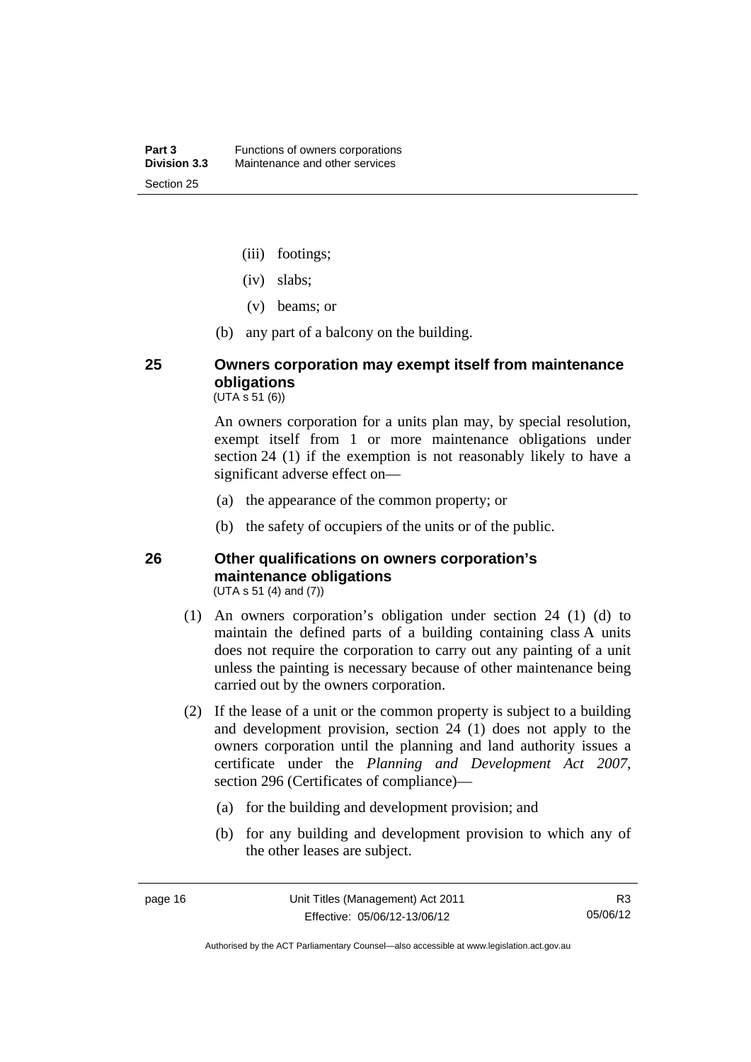- (iii) footings;
- (iv) slabs;
- (v) beams; or

(b) any part of a balcony on the building.

## 25 Owners corporation may exempt itself from maintenance obligations

(UTA s 51 (6))

An owners corporation for a units plan may, by special resolution, exempt itself from 1 or more maintenance obligations under section 24 (1) if the exemption is not reasonably likely to have a significant adverse effect on—

(a) the appearance of the common property; or

(b) the safety of occupiers of the units or of the public.

## 26 Other qualifications on owners corporation's maintenance obligations

(UTA s 51 (4) and (7))

(1) An owners corporation's obligation under section 24 (1) (d) to maintain the defined parts of a building containing class A units does not require the corporation to carry out any painting of a unit unless the painting is necessary because of other maintenance being carried out by the owners corporation.

(2) If the lease of a unit or the common property is subject to a building and development provision, section 24 (1) does not apply to the owners corporation until the planning and land authority issues a certificate under the *Planning and Development Act 2007*, section 296 (Certificates of compliance)—

(a) for the building and development provision; and

(b) for any building and development provision to which any of the other leases are subject.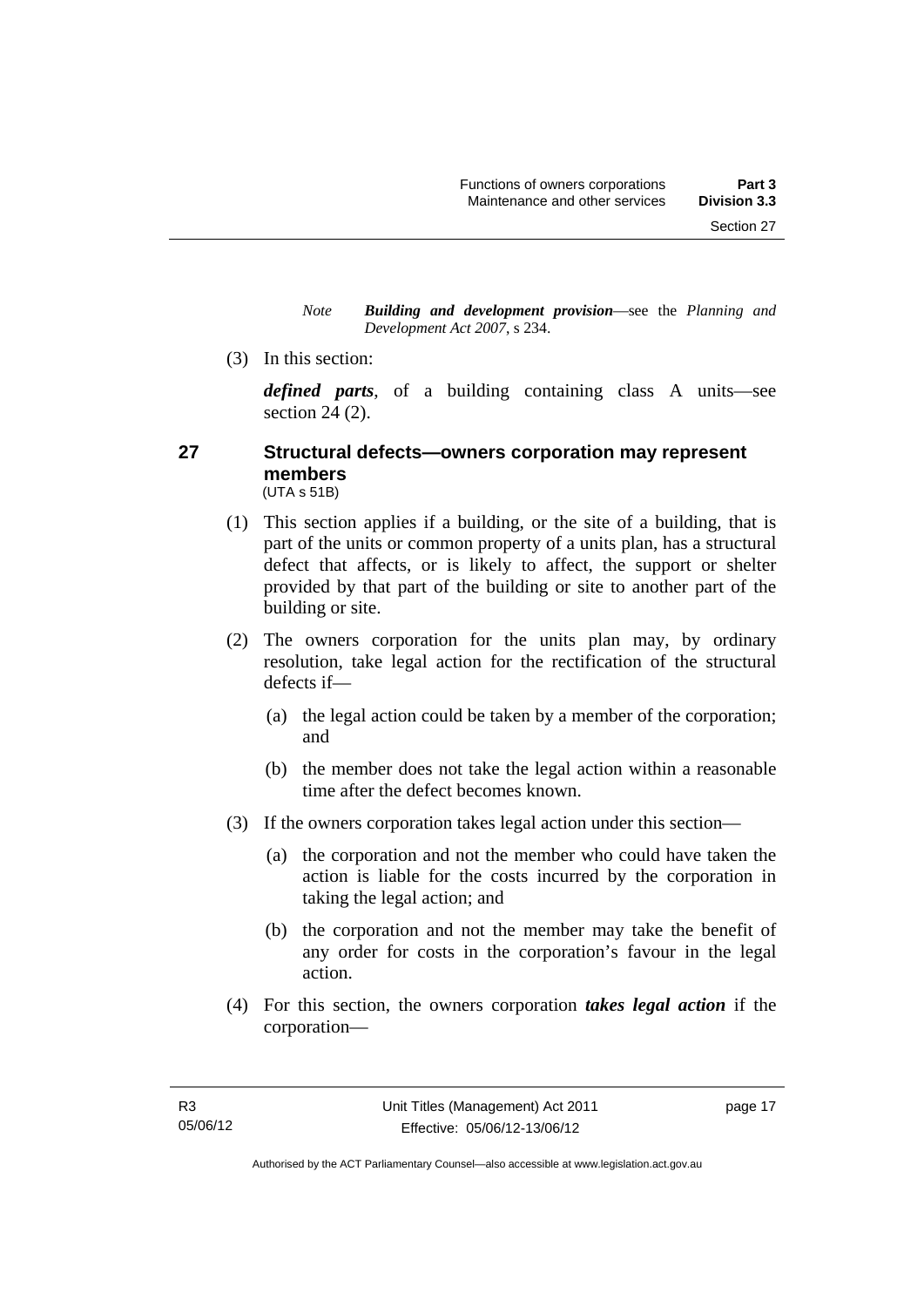*Note* ***Building and development provision***—see the *Planning and Development Act 2007*, s 234.

(3) In this section:

***defined parts***, of a building containing class A units—see section 24 (2).

## 27 Structural defects—owners corporation may represent members

(UTA s 51B)

(1) This section applies if a building, or the site of a building, that is part of the units or common property of a units plan, has a structural defect that affects, or is likely to affect, the support or shelter provided by that part of the building or site to another part of the building or site.

(2) The owners corporation for the units plan may, by ordinary resolution, take legal action for the rectification of the structural defects if—

(a) the legal action could be taken by a member of the corporation; and

(b) the member does not take the legal action within a reasonable time after the defect becomes known.

(3) If the owners corporation takes legal action under this section—

(a) the corporation and not the member who could have taken the action is liable for the costs incurred by the corporation in taking the legal action; and

(b) the corporation and not the member may take the benefit of any order for costs in the corporation's favour in the legal action.

(4) For this section, the owners corporation ***takes legal action*** if the corporation—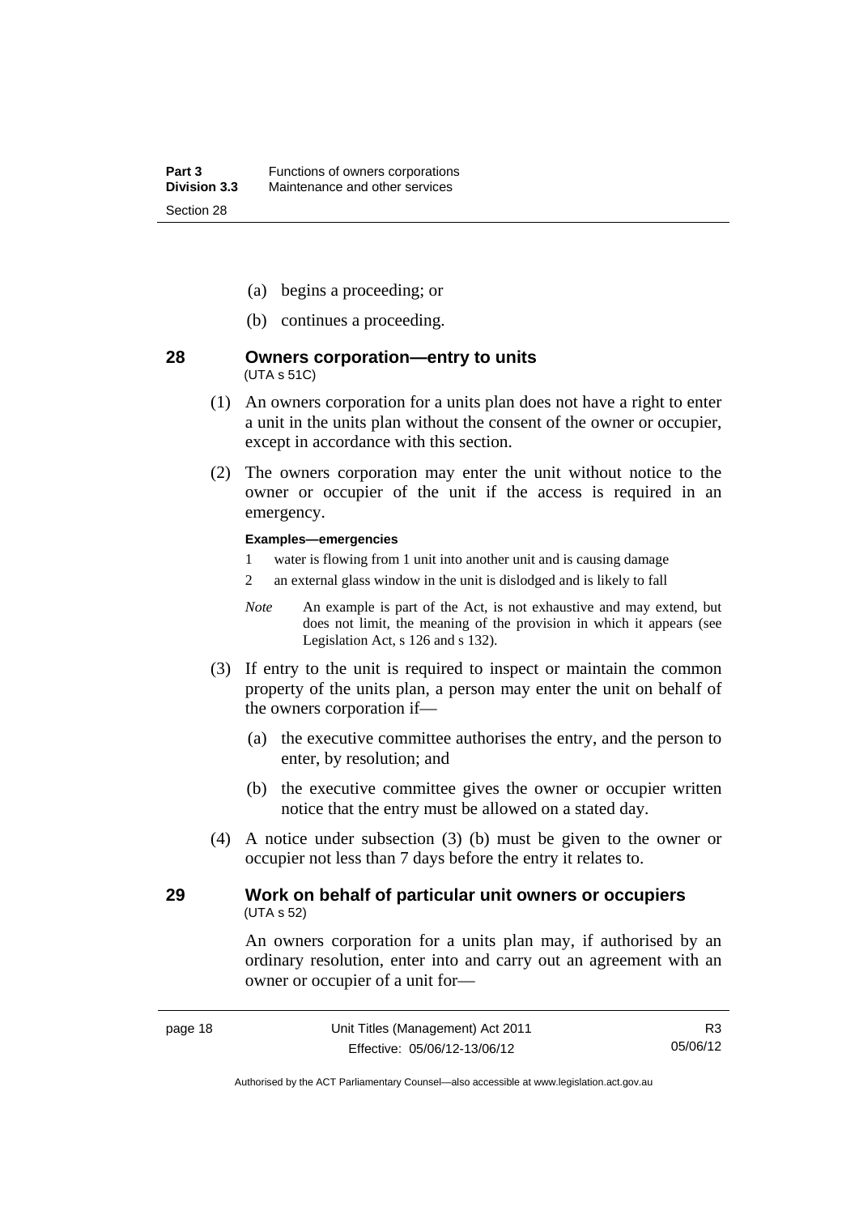(a) begins a proceeding; or

(b) continues a proceeding.

### 28 Owners corporation—entry to units
(UTA s 51C)

(1) An owners corporation for a units plan does not have a right to enter a unit in the units plan without the consent of the owner or occupier, except in accordance with this section.

(2) The owners corporation may enter the unit without notice to the owner or occupier of the unit if the access is required in an emergency.

**Examples—emergencies**

1 water is flowing from 1 unit into another unit and is causing damage

2 an external glass window in the unit is dislodged and is likely to fall

*Note* An example is part of the Act, is not exhaustive and may extend, but does not limit, the meaning of the provision in which it appears (see Legislation Act, s 126 and s 132).

(3) If entry to the unit is required to inspect or maintain the common property of the units plan, a person may enter the unit on behalf of the owners corporation if—

(a) the executive committee authorises the entry, and the person to enter, by resolution; and

(b) the executive committee gives the owner or occupier written notice that the entry must be allowed on a stated day.

(4) A notice under subsection (3) (b) must be given to the owner or occupier not less than 7 days before the entry it relates to.

### 29 Work on behalf of particular unit owners or occupiers
(UTA s 52)

An owners corporation for a units plan may, if authorised by an ordinary resolution, enter into and carry out an agreement with an owner or occupier of a unit for—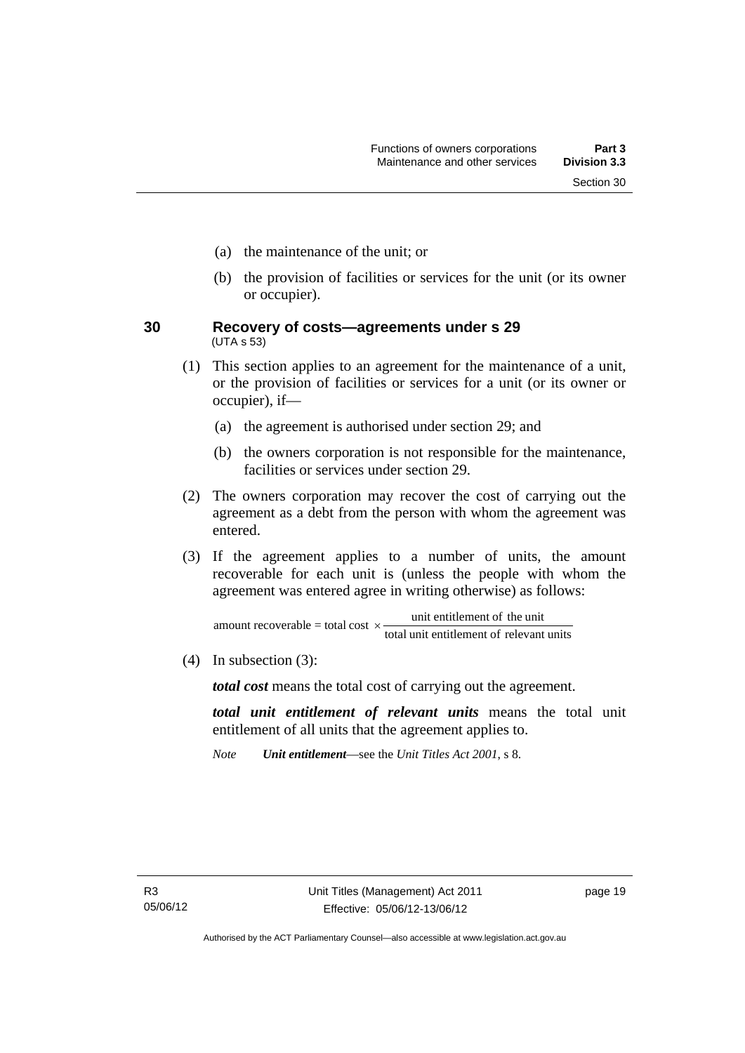(a) the maintenance of the unit; or

(b) the provision of facilities or services for the unit (or its owner or occupier).

### 30 Recovery of costs—agreements under s 29

(UTA s 53)

(1) This section applies to an agreement for the maintenance of a unit, or the provision of facilities or services for a unit (or its owner or occupier), if—

(a) the agreement is authorised under section 29; and

(b) the owners corporation is not responsible for the maintenance, facilities or services under section 29.

(2) The owners corporation may recover the cost of carrying out the agreement as a debt from the person with whom the agreement was entered.

(3) If the agreement applies to a number of units, the amount recoverable for each unit is (unless the people with whom the agreement was entered agree in writing otherwise) as follows:

$$\text{amount recoverable} = \text{total cost} \times \frac{\text{unit entitlement of the unit}}{\text{total unit entitlement of relevant units}}$$

(4) In subsection (3):

***total cost*** means the total cost of carrying out the agreement.

***total unit entitlement of relevant units*** means the total unit entitlement of all units that the agreement applies to.

*Note* ***Unit entitlement***—see the *Unit Titles Act 2001*, s 8.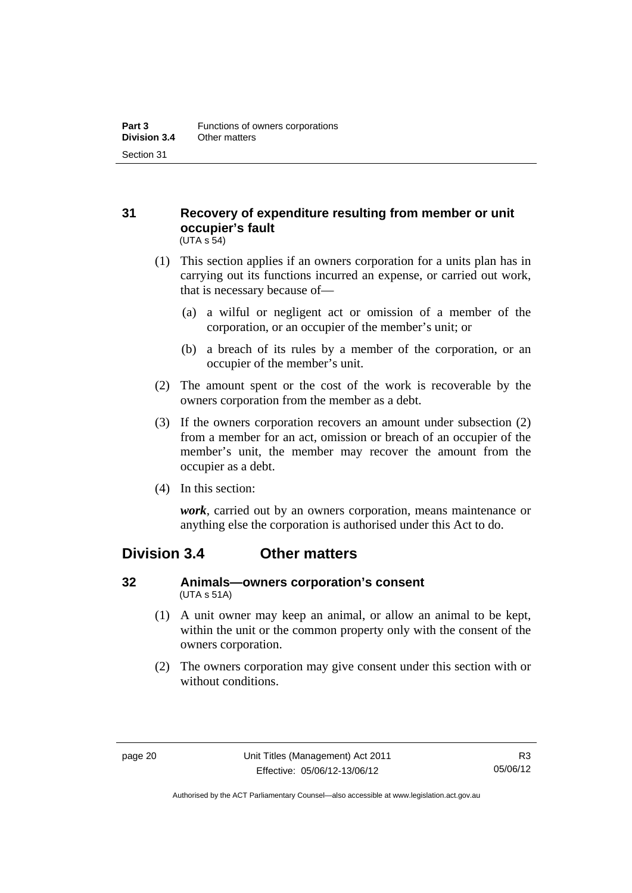### 31 Recovery of expenditure resulting from member or unit occupier's fault

(UTA s 54)

(1) This section applies if an owners corporation for a units plan has in carrying out its functions incurred an expense, or carried out work, that is necessary because of—

(a) a wilful or negligent act or omission of a member of the corporation, or an occupier of the member's unit; or

(b) a breach of its rules by a member of the corporation, or an occupier of the member's unit.

(2) The amount spent or the cost of the work is recoverable by the owners corporation from the member as a debt.

(3) If the owners corporation recovers an amount under subsection (2) from a member for an act, omission or breach of an occupier of the member's unit, the member may recover the amount from the occupier as a debt.

(4) In this section:

***work***, carried out by an owners corporation, means maintenance or anything else the corporation is authorised under this Act to do.

## Division 3.4 Other matters

### 32 Animals—owners corporation's consent

(UTA s 51A)

(1) A unit owner may keep an animal, or allow an animal to be kept, within the unit or the common property only with the consent of the owners corporation.

(2) The owners corporation may give consent under this section with or without conditions.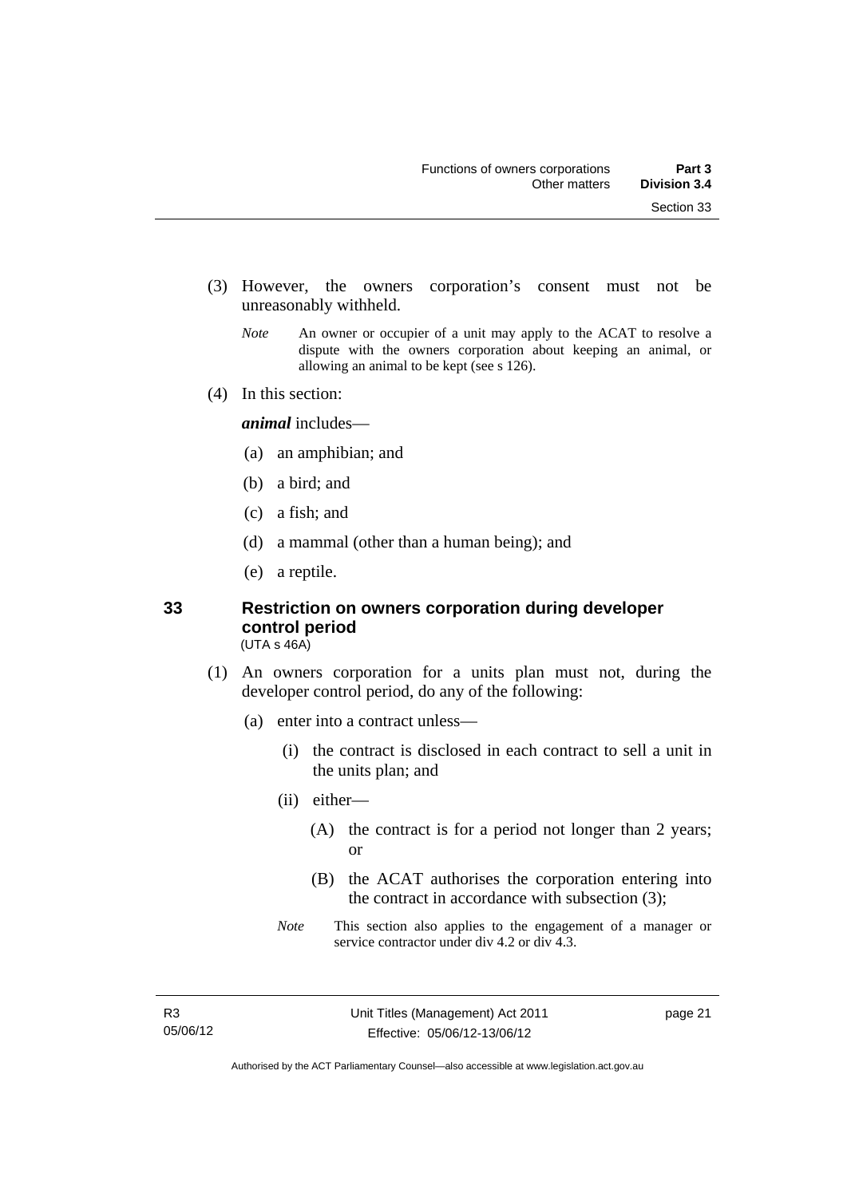(3) However, the owners corporation's consent must not be unreasonably withheld.

*Note* An owner or occupier of a unit may apply to the ACAT to resolve a dispute with the owners corporation about keeping an animal, or allowing an animal to be kept (see s 126).

(4) In this section:

***animal*** includes—

(a) an amphibian; and

(b) a bird; and

(c) a fish; and

(d) a mammal (other than a human being); and

(e) a reptile.

## 33 Restriction on owners corporation during developer control period

(UTA s 46A)

(1) An owners corporation for a units plan must not, during the developer control period, do any of the following:

(a) enter into a contract unless—

(i) the contract is disclosed in each contract to sell a unit in the units plan; and

(ii) either—

(A) the contract is for a period not longer than 2 years; or

(B) the ACAT authorises the corporation entering into the contract in accordance with subsection (3);

*Note* This section also applies to the engagement of a manager or service contractor under div 4.2 or div 4.3.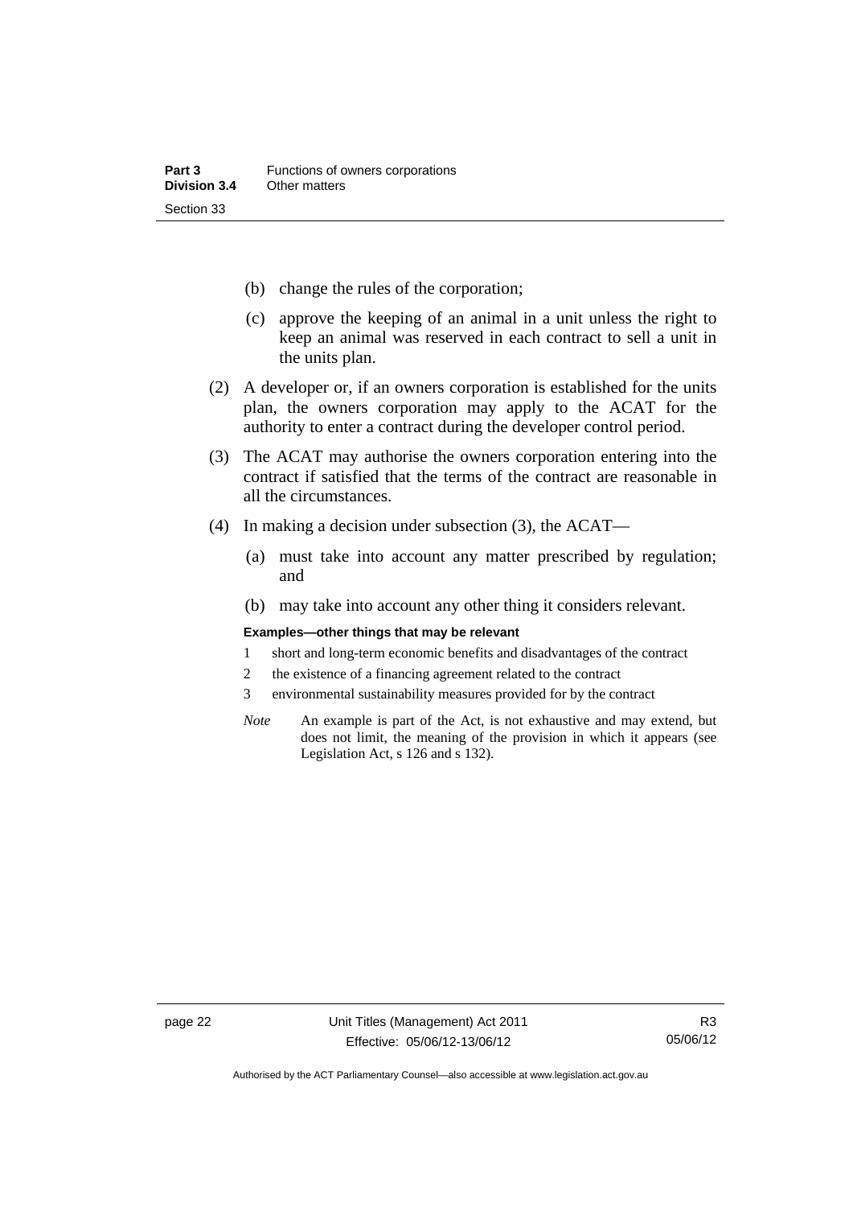(b) change the rules of the corporation;

(c) approve the keeping of an animal in a unit unless the right to keep an animal was reserved in each contract to sell a unit in the units plan.

(2) A developer or, if an owners corporation is established for the units plan, the owners corporation may apply to the ACAT for the authority to enter a contract during the developer control period.

(3) The ACAT may authorise the owners corporation entering into the contract if satisfied that the terms of the contract are reasonable in all the circumstances.

(4) In making a decision under subsection (3), the ACAT—

(a) must take into account any matter prescribed by regulation; and

(b) may take into account any other thing it considers relevant.

**Examples—other things that may be relevant**

1 short and long-term economic benefits and disadvantages of the contract

2 the existence of a financing agreement related to the contract

3 environmental sustainability measures provided for by the contract

*Note* An example is part of the Act, is not exhaustive and may extend, but does not limit, the meaning of the provision in which it appears (see Legislation Act, s 126 and s 132).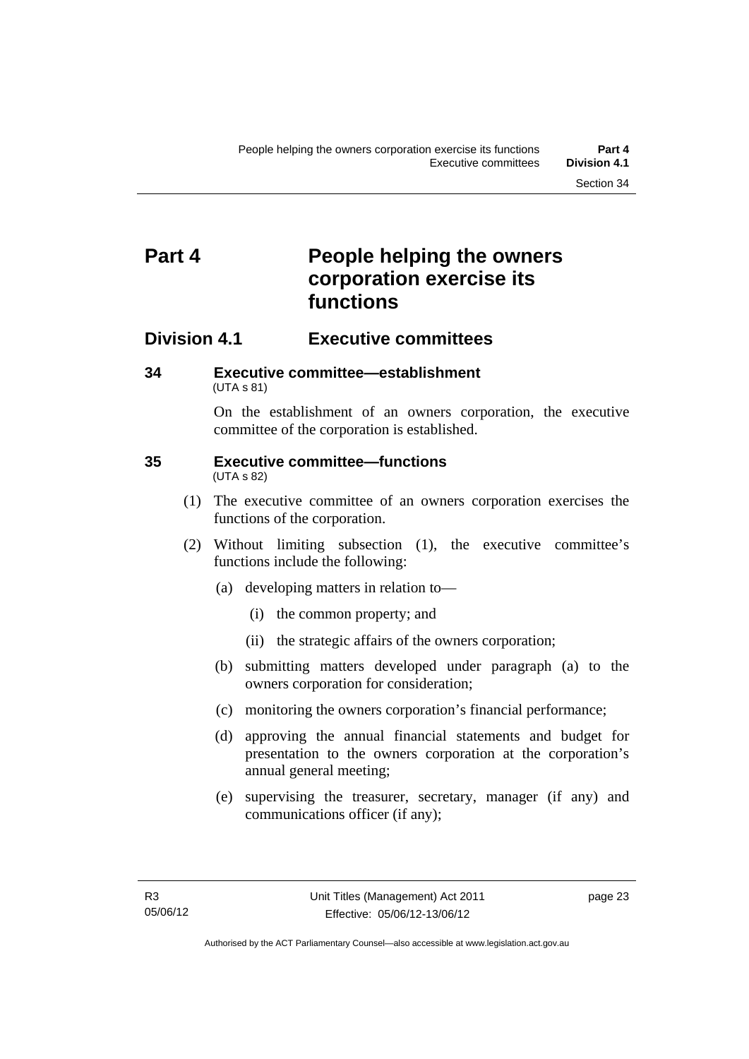# Part 4 People helping the owners corporation exercise its functions

## Division 4.1 Executive committees

### 34 Executive committee—establishment

(UTA s 81)

On the establishment of an owners corporation, the executive committee of the corporation is established.

### 35 Executive committee—functions

(UTA s 82)

(1) The executive committee of an owners corporation exercises the functions of the corporation.

(2) Without limiting subsection (1), the executive committee's functions include the following:

(a) developing matters in relation to—

(i) the common property; and

(ii) the strategic affairs of the owners corporation;

(b) submitting matters developed under paragraph (a) to the owners corporation for consideration;

(c) monitoring the owners corporation's financial performance;

(d) approving the annual financial statements and budget for presentation to the owners corporation at the corporation's annual general meeting;

(e) supervising the treasurer, secretary, manager (if any) and communications officer (if any);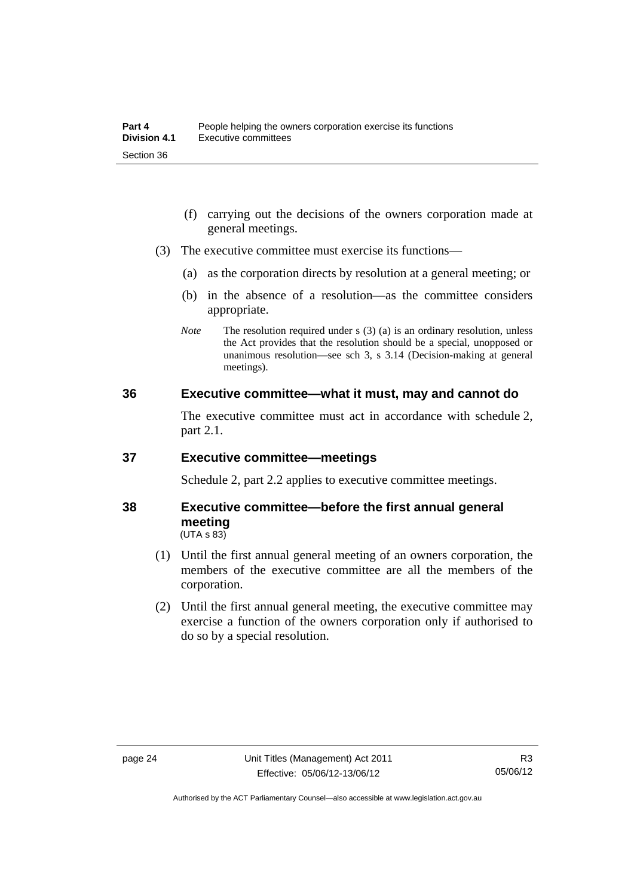(f) carrying out the decisions of the owners corporation made at general meetings.

(3) The executive committee must exercise its functions—

(a) as the corporation directs by resolution at a general meeting; or

(b) in the absence of a resolution—as the committee considers appropriate.

*Note* The resolution required under s (3) (a) is an ordinary resolution, unless the Act provides that the resolution should be a special, unopposed or unanimous resolution—see sch 3, s 3.14 (Decision-making at general meetings).

## 36 Executive committee—what it must, may and cannot do

The executive committee must act in accordance with schedule 2, part 2.1.

## 37 Executive committee—meetings

Schedule 2, part 2.2 applies to executive committee meetings.

## 38 Executive committee—before the first annual general meeting

(UTA s 83)

(1) Until the first annual general meeting of an owners corporation, the members of the executive committee are all the members of the corporation.

(2) Until the first annual general meeting, the executive committee may exercise a function of the owners corporation only if authorised to do so by a special resolution.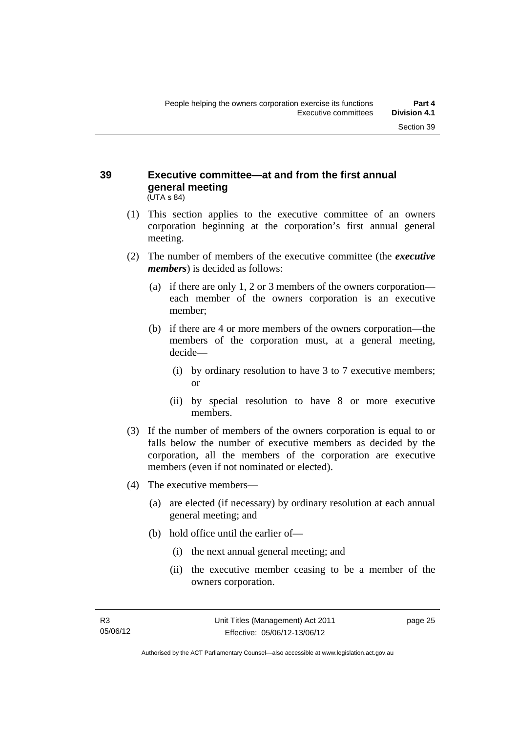## 39 Executive committee—at and from the first annual general meeting

(UTA s 84)

(1) This section applies to the executive committee of an owners corporation beginning at the corporation's first annual general meeting.

(2) The number of members of the executive committee (the ***executive members***) is decided as follows:

(a) if there are only 1, 2 or 3 members of the owners corporation—each member of the owners corporation is an executive member;

(b) if there are 4 or more members of the owners corporation—the members of the corporation must, at a general meeting, decide—

(i) by ordinary resolution to have 3 to 7 executive members; or

(ii) by special resolution to have 8 or more executive members.

(3) If the number of members of the owners corporation is equal to or falls below the number of executive members as decided by the corporation, all the members of the corporation are executive members (even if not nominated or elected).

(4) The executive members—

(a) are elected (if necessary) by ordinary resolution at each annual general meeting; and

(b) hold office until the earlier of—

(i) the next annual general meeting; and

(ii) the executive member ceasing to be a member of the owners corporation.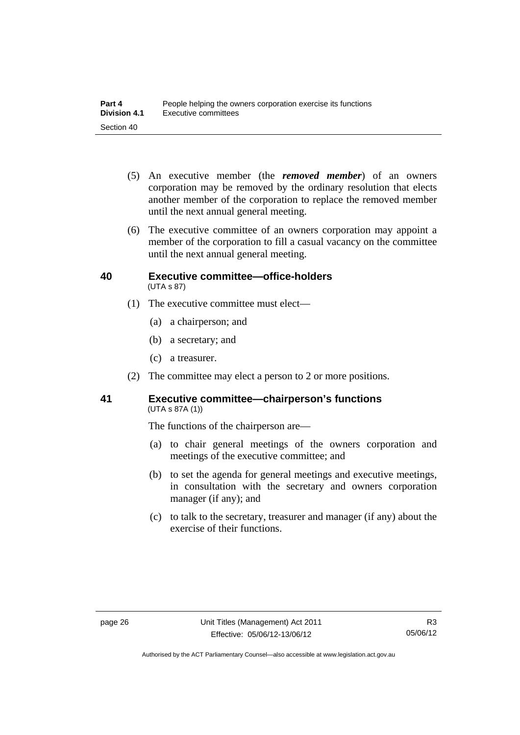(5) An executive member (the ***removed member***) of an owners corporation may be removed by the ordinary resolution that elects another member of the corporation to replace the removed member until the next annual general meeting.

(6) The executive committee of an owners corporation may appoint a member of the corporation to fill a casual vacancy on the committee until the next annual general meeting.

## 40 Executive committee—office-holders

(UTA s 87)

(1) The executive committee must elect—

(a) a chairperson; and

(b) a secretary; and

(c) a treasurer.

(2) The committee may elect a person to 2 or more positions.

## 41 Executive committee—chairperson's functions

(UTA s 87A (1))

The functions of the chairperson are—

(a) to chair general meetings of the owners corporation and meetings of the executive committee; and

(b) to set the agenda for general meetings and executive meetings, in consultation with the secretary and owners corporation manager (if any); and

(c) to talk to the secretary, treasurer and manager (if any) about the exercise of their functions.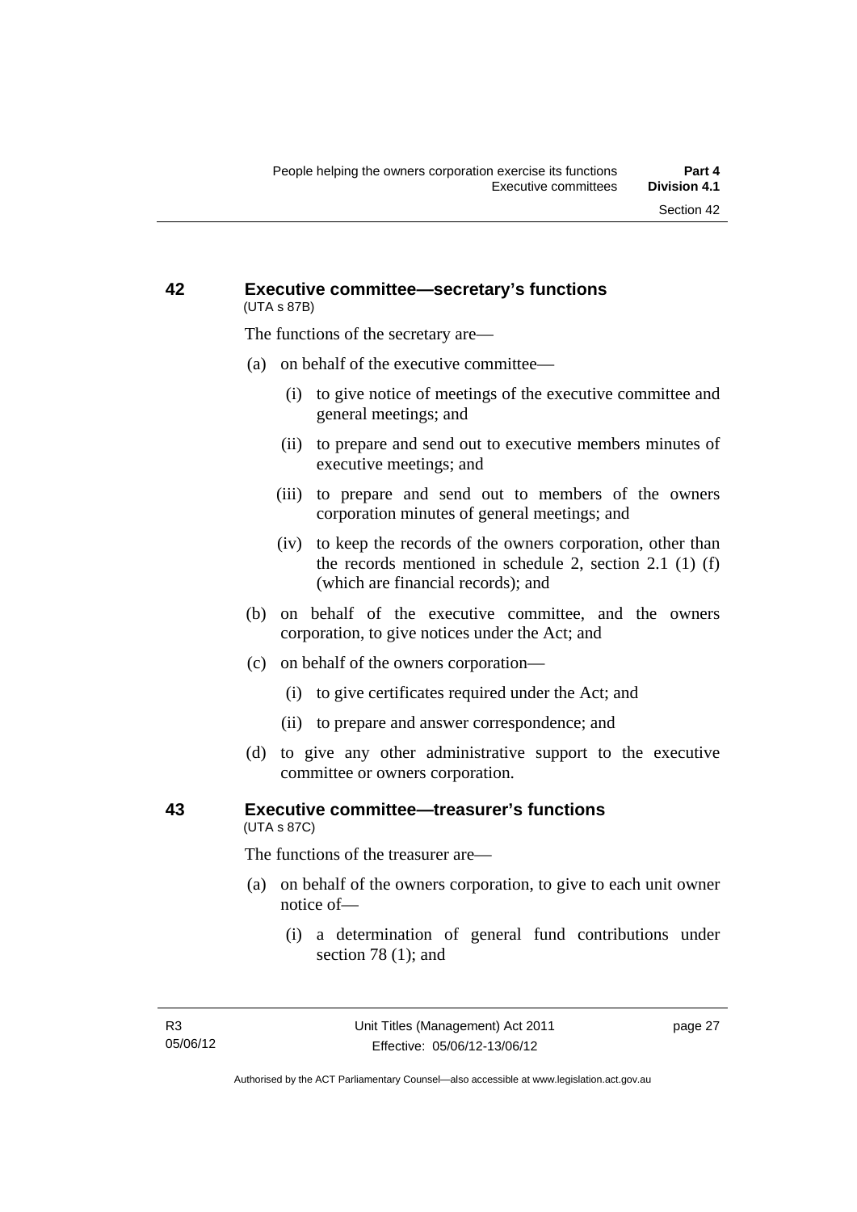## 42 Executive committee—secretary's functions

(UTA s 87B)

The functions of the secretary are—

(a) on behalf of the executive committee—

   (i) to give notice of meetings of the executive committee and general meetings; and

   (ii) to prepare and send out to executive members minutes of executive meetings; and

   (iii) to prepare and send out to members of the owners corporation minutes of general meetings; and

   (iv) to keep the records of the owners corporation, other than the records mentioned in schedule 2, section 2.1 (1) (f) (which are financial records); and

(b) on behalf of the executive committee, and the owners corporation, to give notices under the Act; and

(c) on behalf of the owners corporation—

   (i) to give certificates required under the Act; and

   (ii) to prepare and answer correspondence; and

(d) to give any other administrative support to the executive committee or owners corporation.

## 43 Executive committee—treasurer's functions

(UTA s 87C)

The functions of the treasurer are—

(a) on behalf of the owners corporation, to give to each unit owner notice of—

   (i) a determination of general fund contributions under section 78 (1); and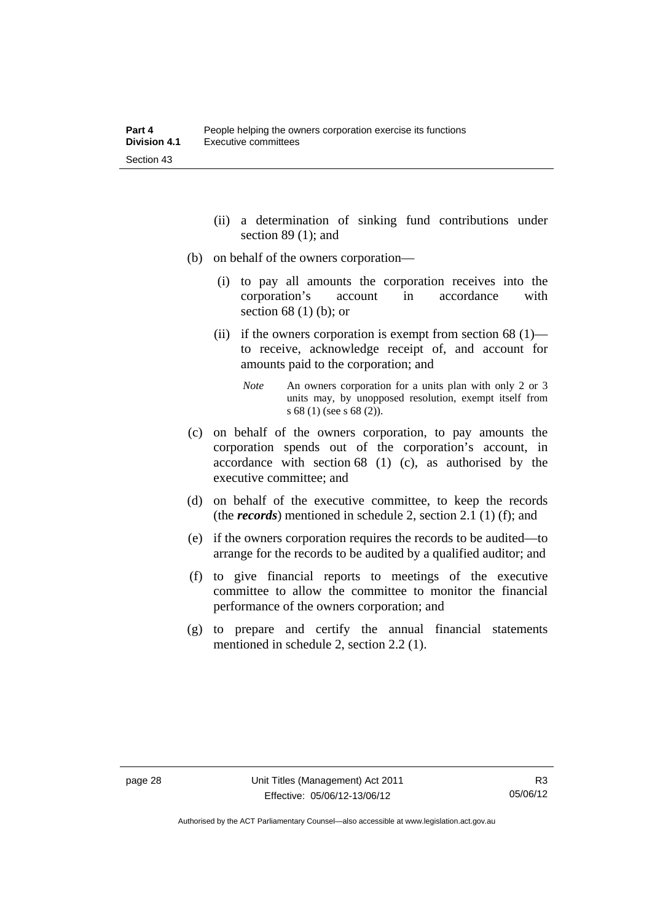(ii) a determination of sinking fund contributions under section 89 (1); and

(b) on behalf of the owners corporation—

(i) to pay all amounts the corporation receives into the corporation's account in accordance with section 68 (1) (b); or

(ii) if the owners corporation is exempt from section 68 (1)—to receive, acknowledge receipt of, and account for amounts paid to the corporation; and

*Note* An owners corporation for a units plan with only 2 or 3 units may, by unopposed resolution, exempt itself from s 68 (1) (see s 68 (2)).

(c) on behalf of the owners corporation, to pay amounts the corporation spends out of the corporation's account, in accordance with section 68 (1) (c), as authorised by the executive committee; and

(d) on behalf of the executive committee, to keep the records (the ***records***) mentioned in schedule 2, section 2.1 (1) (f); and

(e) if the owners corporation requires the records to be audited—to arrange for the records to be audited by a qualified auditor; and

(f) to give financial reports to meetings of the executive committee to allow the committee to monitor the financial performance of the owners corporation; and

(g) to prepare and certify the annual financial statements mentioned in schedule 2, section 2.2 (1).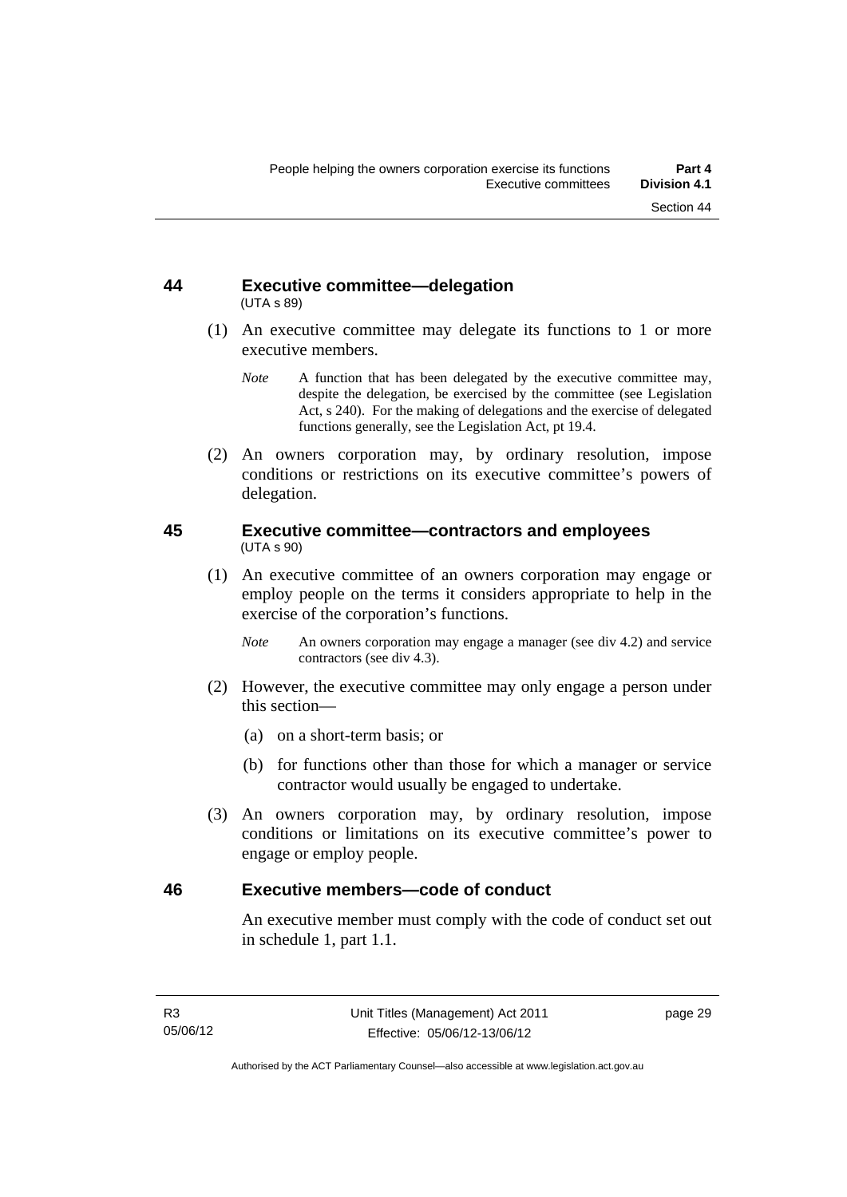## 44 Executive committee—delegation

(UTA s 89)

(1) An executive committee may delegate its functions to 1 or more executive members.

*Note* A function that has been delegated by the executive committee may, despite the delegation, be exercised by the committee (see Legislation Act, s 240). For the making of delegations and the exercise of delegated functions generally, see the Legislation Act, pt 19.4.

(2) An owners corporation may, by ordinary resolution, impose conditions or restrictions on its executive committee's powers of delegation.

## 45 Executive committee—contractors and employees

(UTA s 90)

(1) An executive committee of an owners corporation may engage or employ people on the terms it considers appropriate to help in the exercise of the corporation's functions.

*Note* An owners corporation may engage a manager (see div 4.2) and service contractors (see div 4.3).

(2) However, the executive committee may only engage a person under this section—

(a) on a short-term basis; or

(b) for functions other than those for which a manager or service contractor would usually be engaged to undertake.

(3) An owners corporation may, by ordinary resolution, impose conditions or limitations on its executive committee's power to engage or employ people.

## 46 Executive members—code of conduct

An executive member must comply with the code of conduct set out in schedule 1, part 1.1.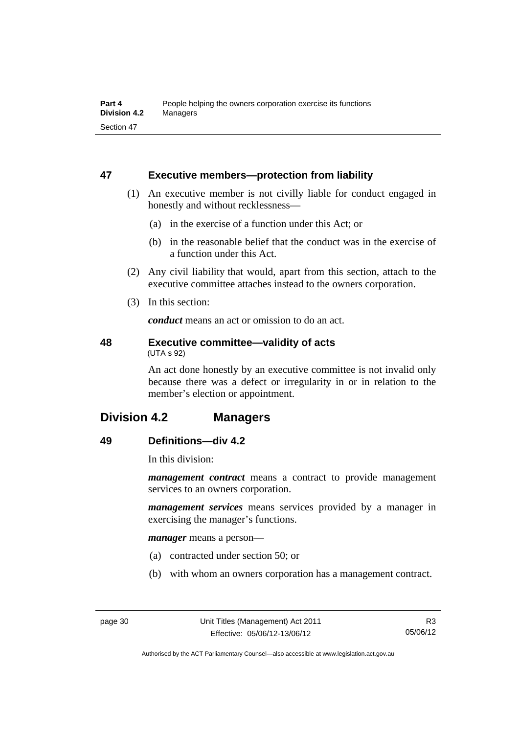### 47 Executive members—protection from liability

(1) An executive member is not civilly liable for conduct engaged in honestly and without recklessness—

(a) in the exercise of a function under this Act; or

(b) in the reasonable belief that the conduct was in the exercise of a function under this Act.

(2) Any civil liability that would, apart from this section, attach to the executive committee attaches instead to the owners corporation.

(3) In this section:

***conduct*** means an act or omission to do an act.

### 48 Executive committee—validity of acts

(UTA s 92)

An act done honestly by an executive committee is not invalid only because there was a defect or irregularity in or in relation to the member's election or appointment.

## Division 4.2 Managers

### 49 Definitions—div 4.2

In this division:

***management contract*** means a contract to provide management services to an owners corporation.

***management services*** means services provided by a manager in exercising the manager's functions.

***manager*** means a person—

(a) contracted under section 50; or

(b) with whom an owners corporation has a management contract.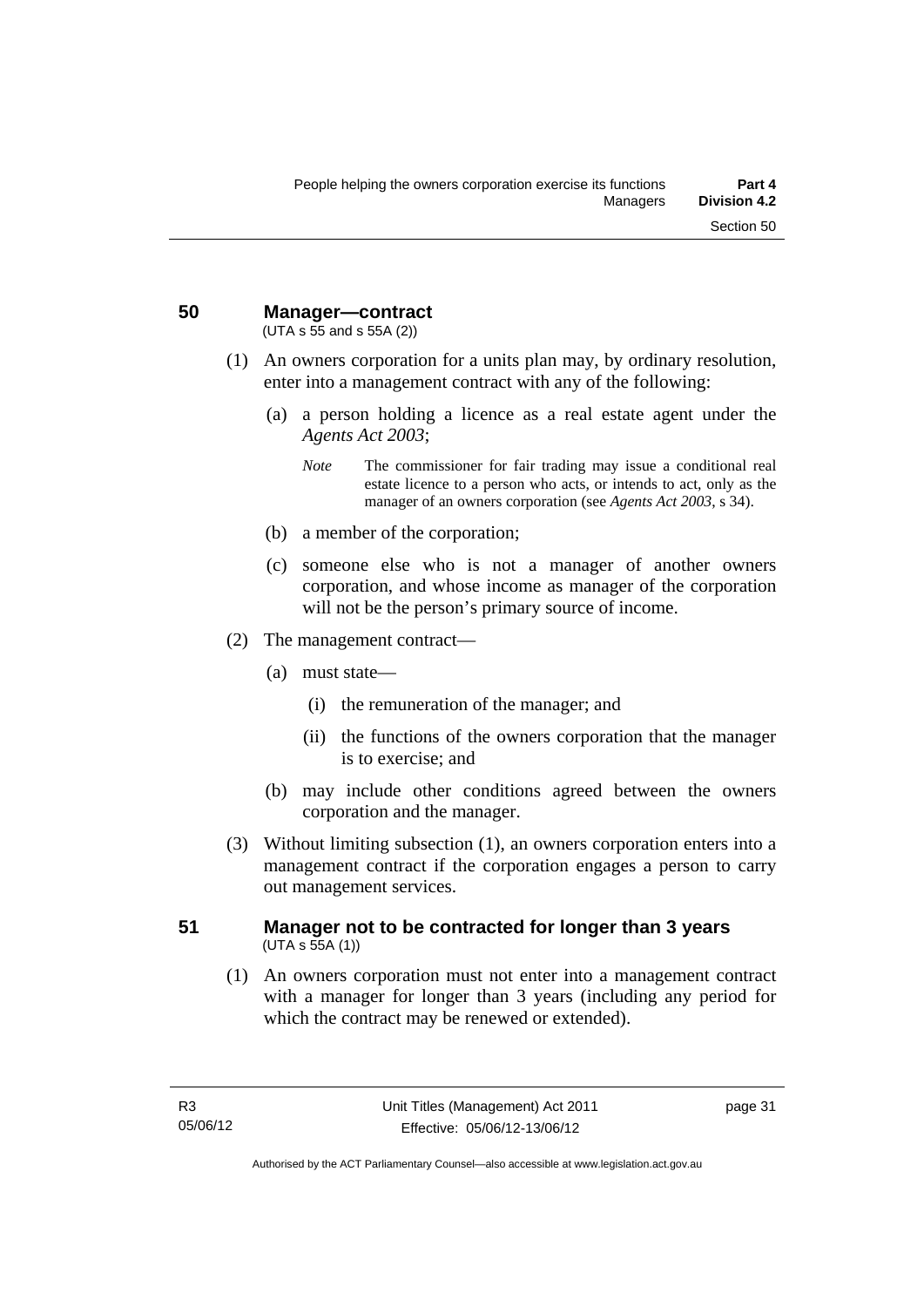## 50 Manager—contract

(UTA s 55 and s 55A (2))

(1) An owners corporation for a units plan may, by ordinary resolution, enter into a management contract with any of the following:

(a) a person holding a licence as a real estate agent under the *Agents Act 2003*;

*Note* The commissioner for fair trading may issue a conditional real estate licence to a person who acts, or intends to act, only as the manager of an owners corporation (see *Agents Act 2003*, s 34).

(b) a member of the corporation;

(c) someone else who is not a manager of another owners corporation, and whose income as manager of the corporation will not be the person's primary source of income.

(2) The management contract—

(a) must state—

(i) the remuneration of the manager; and

(ii) the functions of the owners corporation that the manager is to exercise; and

(b) may include other conditions agreed between the owners corporation and the manager.

(3) Without limiting subsection (1), an owners corporation enters into a management contract if the corporation engages a person to carry out management services.

## 51 Manager not to be contracted for longer than 3 years

(UTA s 55A (1))

(1) An owners corporation must not enter into a management contract with a manager for longer than 3 years (including any period for which the contract may be renewed or extended).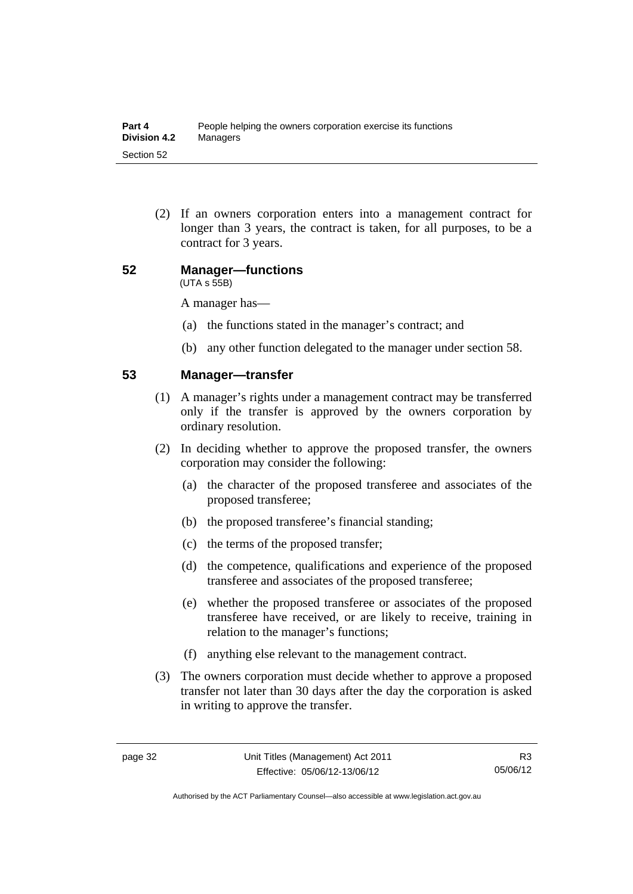(2) If an owners corporation enters into a management contract for longer than 3 years, the contract is taken, for all purposes, to be a contract for 3 years.

## 52 Manager—functions

(UTA s 55B)

A manager has—

(a) the functions stated in the manager's contract; and

(b) any other function delegated to the manager under section 58.

## 53 Manager—transfer

(1) A manager's rights under a management contract may be transferred only if the transfer is approved by the owners corporation by ordinary resolution.

(2) In deciding whether to approve the proposed transfer, the owners corporation may consider the following:

(a) the character of the proposed transferee and associates of the proposed transferee;

(b) the proposed transferee's financial standing;

(c) the terms of the proposed transfer;

(d) the competence, qualifications and experience of the proposed transferee and associates of the proposed transferee;

(e) whether the proposed transferee or associates of the proposed transferee have received, or are likely to receive, training in relation to the manager's functions;

(f) anything else relevant to the management contract.

(3) The owners corporation must decide whether to approve a proposed transfer not later than 30 days after the day the corporation is asked in writing to approve the transfer.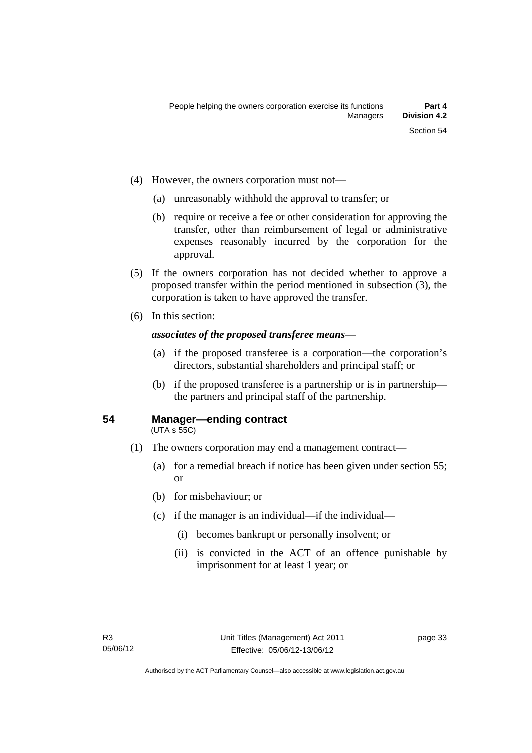(4) However, the owners corporation must not—

(a) unreasonably withhold the approval to transfer; or

(b) require or receive a fee or other consideration for approving the transfer, other than reimbursement of legal or administrative expenses reasonably incurred by the corporation for the approval.

(5) If the owners corporation has not decided whether to approve a proposed transfer within the period mentioned in subsection (3), the corporation is taken to have approved the transfer.

(6) In this section:

***associates of the proposed transferee means***—

(a) if the proposed transferee is a corporation—the corporation's directors, substantial shareholders and principal staff; or

(b) if the proposed transferee is a partnership or is in partnership—the partners and principal staff of the partnership.

### 54 Manager—ending contract

(UTA s 55C)

(1) The owners corporation may end a management contract—

(a) for a remedial breach if notice has been given under section 55; or

(b) for misbehaviour; or

(c) if the manager is an individual—if the individual—

(i) becomes bankrupt or personally insolvent; or

(ii) is convicted in the ACT of an offence punishable by imprisonment for at least 1 year; or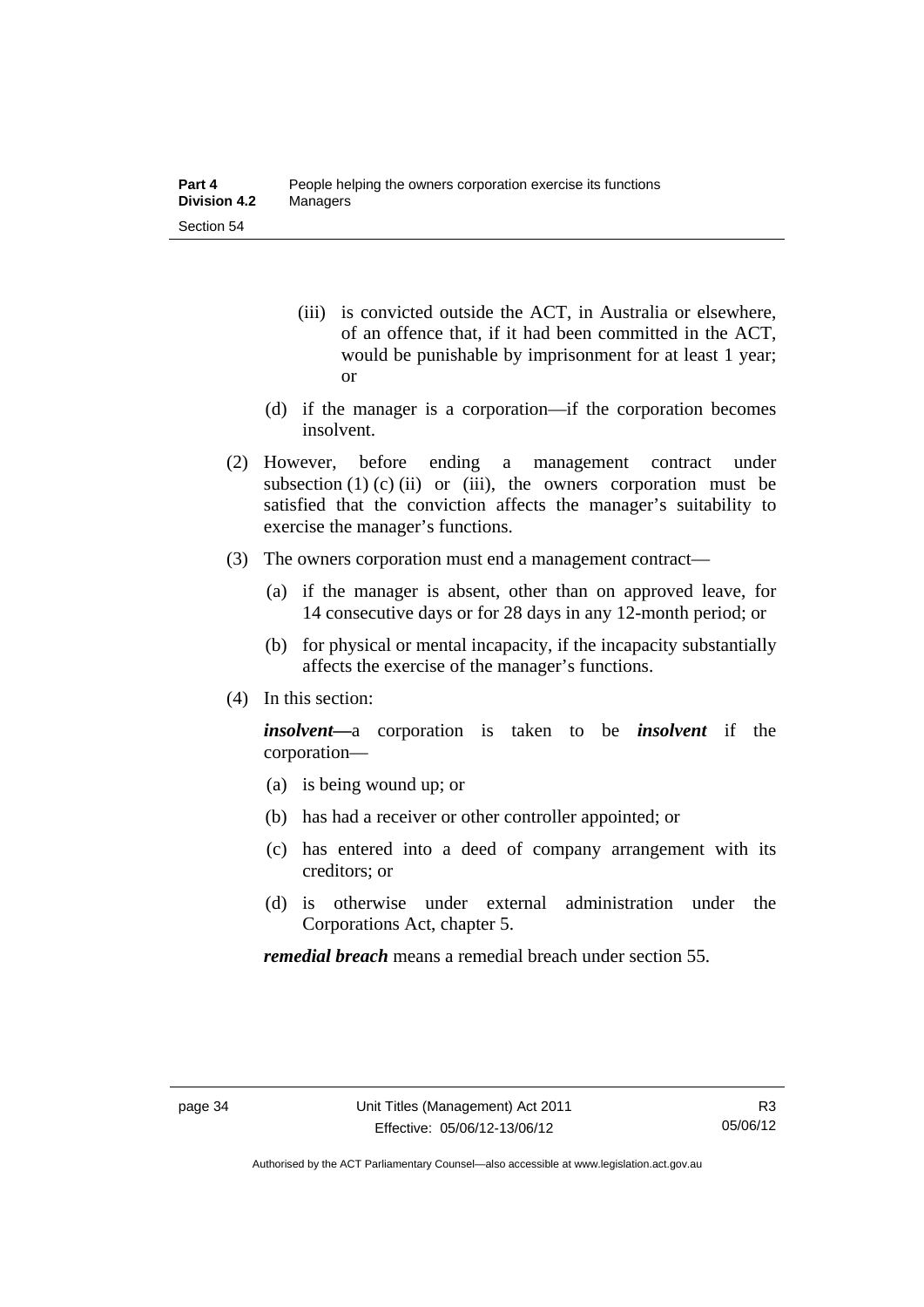(iii) is convicted outside the ACT, in Australia or elsewhere, of an offence that, if it had been committed in the ACT, would be punishable by imprisonment for at least 1 year; or

(d) if the manager is a corporation—if the corporation becomes insolvent.

(2) However, before ending a management contract under subsection (1) (c) (ii) or (iii), the owners corporation must be satisfied that the conviction affects the manager's suitability to exercise the manager's functions.

(3) The owners corporation must end a management contract—

(a) if the manager is absent, other than on approved leave, for 14 consecutive days or for 28 days in any 12-month period; or

(b) for physical or mental incapacity, if the incapacity substantially affects the exercise of the manager's functions.

(4) In this section:

***insolvent***—a corporation is taken to be ***insolvent*** if the corporation—

(a) is being wound up; or

(b) has had a receiver or other controller appointed; or

(c) has entered into a deed of company arrangement with its creditors; or

(d) is otherwise under external administration under the Corporations Act, chapter 5.

***remedial breach*** means a remedial breach under section 55.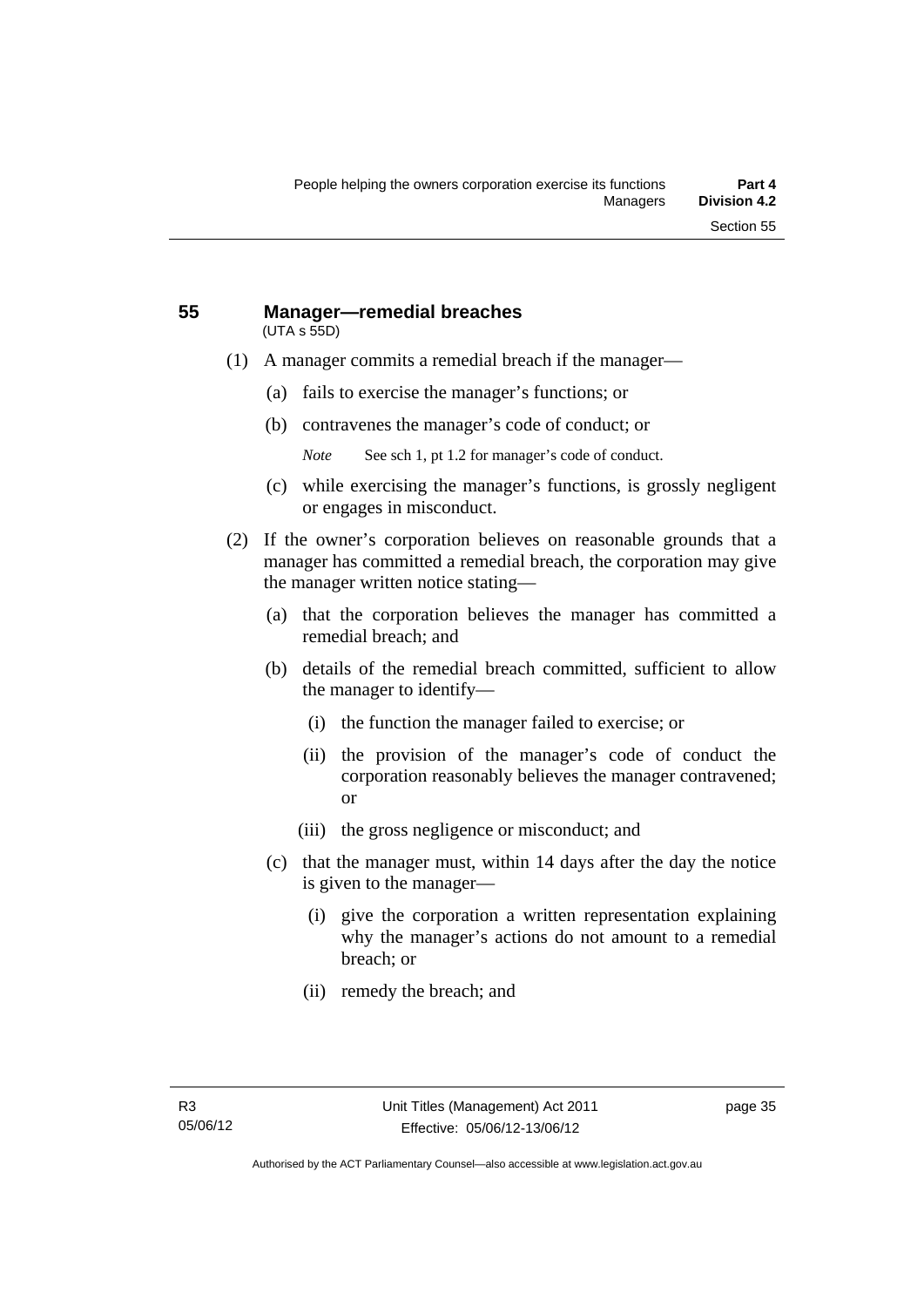## 55 Manager—remedial breaches

(UTA s 55D)

(1) A manager commits a remedial breach if the manager—

(a) fails to exercise the manager's functions; or

(b) contravenes the manager's code of conduct; or

*Note* See sch 1, pt 1.2 for manager's code of conduct.

(c) while exercising the manager's functions, is grossly negligent or engages in misconduct.

(2) If the owner's corporation believes on reasonable grounds that a manager has committed a remedial breach, the corporation may give the manager written notice stating—

(a) that the corporation believes the manager has committed a remedial breach; and

(b) details of the remedial breach committed, sufficient to allow the manager to identify—

(i) the function the manager failed to exercise; or

(ii) the provision of the manager's code of conduct the corporation reasonably believes the manager contravened; or

(iii) the gross negligence or misconduct; and

(c) that the manager must, within 14 days after the day the notice is given to the manager—

(i) give the corporation a written representation explaining why the manager's actions do not amount to a remedial breach; or

(ii) remedy the breach; and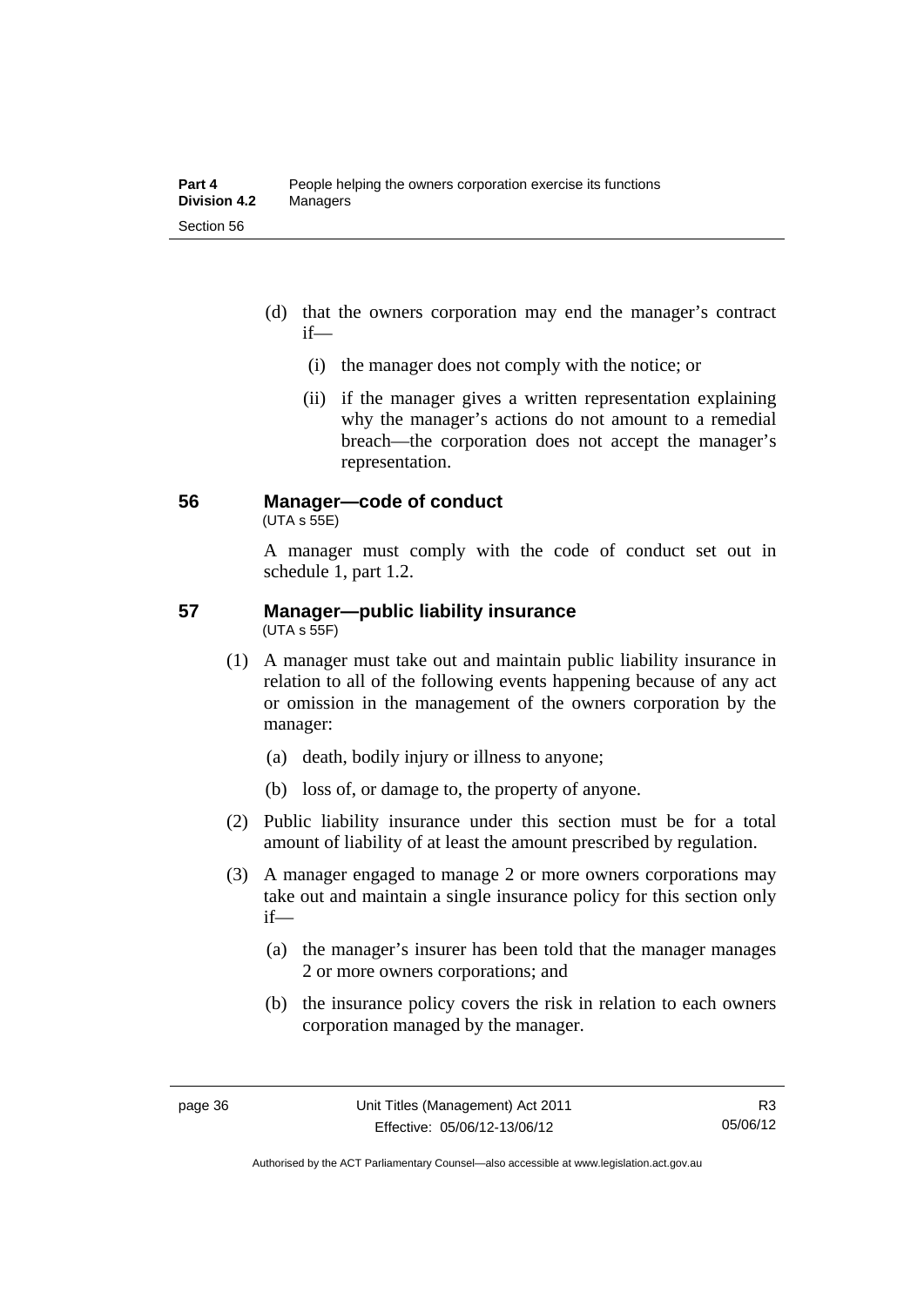(d) that the owners corporation may end the manager's contract if—

   (i) the manager does not comply with the notice; or

   (ii) if the manager gives a written representation explaining why the manager's actions do not amount to a remedial breach—the corporation does not accept the manager's representation.

### 56 Manager—code of conduct

(UTA s 55E)

A manager must comply with the code of conduct set out in schedule 1, part 1.2.

### 57 Manager—public liability insurance

(UTA s 55F)

(1) A manager must take out and maintain public liability insurance in relation to all of the following events happening because of any act or omission in the management of the owners corporation by the manager:

   (a) death, bodily injury or illness to anyone;

   (b) loss of, or damage to, the property of anyone.

(2) Public liability insurance under this section must be for a total amount of liability of at least the amount prescribed by regulation.

(3) A manager engaged to manage 2 or more owners corporations may take out and maintain a single insurance policy for this section only if—

   (a) the manager's insurer has been told that the manager manages 2 or more owners corporations; and

   (b) the insurance policy covers the risk in relation to each owners corporation managed by the manager.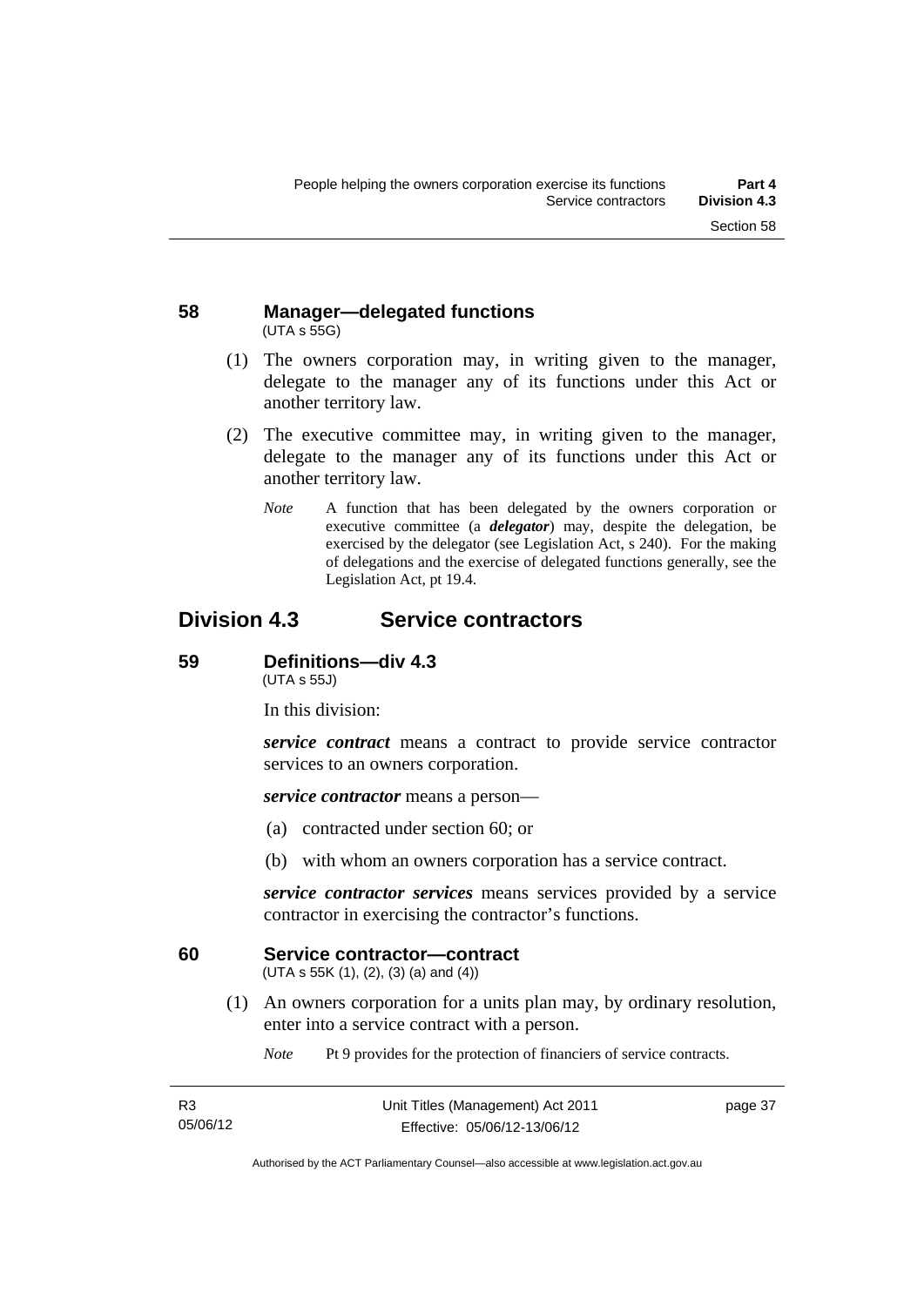## 58 Manager—delegated functions
(UTA s 55G)

(1) The owners corporation may, in writing given to the manager, delegate to the manager any of its functions under this Act or another territory law.

(2) The executive committee may, in writing given to the manager, delegate to the manager any of its functions under this Act or another territory law.

*Note* A function that has been delegated by the owners corporation or executive committee (a ***delegator***) may, despite the delegation, be exercised by the delegator (see Legislation Act, s 240). For the making of delegations and the exercise of delegated functions generally, see the Legislation Act, pt 19.4.

# Division 4.3 Service contractors

## 59 Definitions—div 4.3
(UTA s 55J)

In this division:

***service contract*** means a contract to provide service contractor services to an owners corporation.

***service contractor*** means a person—

(a) contracted under section 60; or

(b) with whom an owners corporation has a service contract.

***service contractor services*** means services provided by a service contractor in exercising the contractor's functions.

## 60 Service contractor—contract
(UTA s 55K (1), (2), (3) (a) and (4))

(1) An owners corporation for a units plan may, by ordinary resolution, enter into a service contract with a person.

*Note* Pt 9 provides for the protection of financiers of service contracts.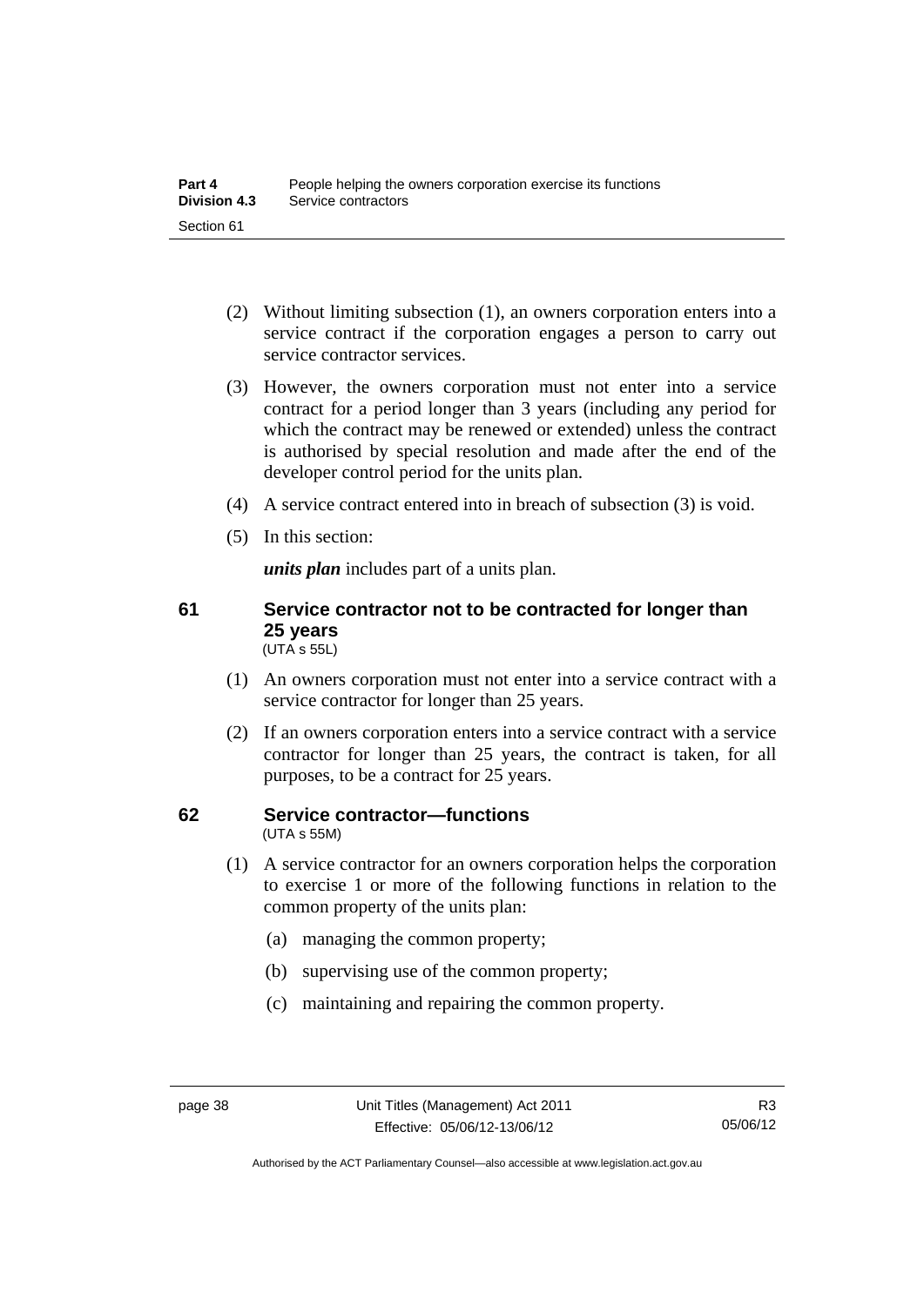(2) Without limiting subsection (1), an owners corporation enters into a service contract if the corporation engages a person to carry out service contractor services.

(3) However, the owners corporation must not enter into a service contract for a period longer than 3 years (including any period for which the contract may be renewed or extended) unless the contract is authorised by special resolution and made after the end of the developer control period for the units plan.

(4) A service contract entered into in breach of subsection (3) is void.

(5) In this section:

***units plan*** includes part of a units plan.

### 61 Service contractor not to be contracted for longer than 25 years

(UTA s 55L)

(1) An owners corporation must not enter into a service contract with a service contractor for longer than 25 years.

(2) If an owners corporation enters into a service contract with a service contractor for longer than 25 years, the contract is taken, for all purposes, to be a contract for 25 years.

### 62 Service contractor—functions

(UTA s 55M)

(1) A service contractor for an owners corporation helps the corporation to exercise 1 or more of the following functions in relation to the common property of the units plan:

(a) managing the common property;

(b) supervising use of the common property;

(c) maintaining and repairing the common property.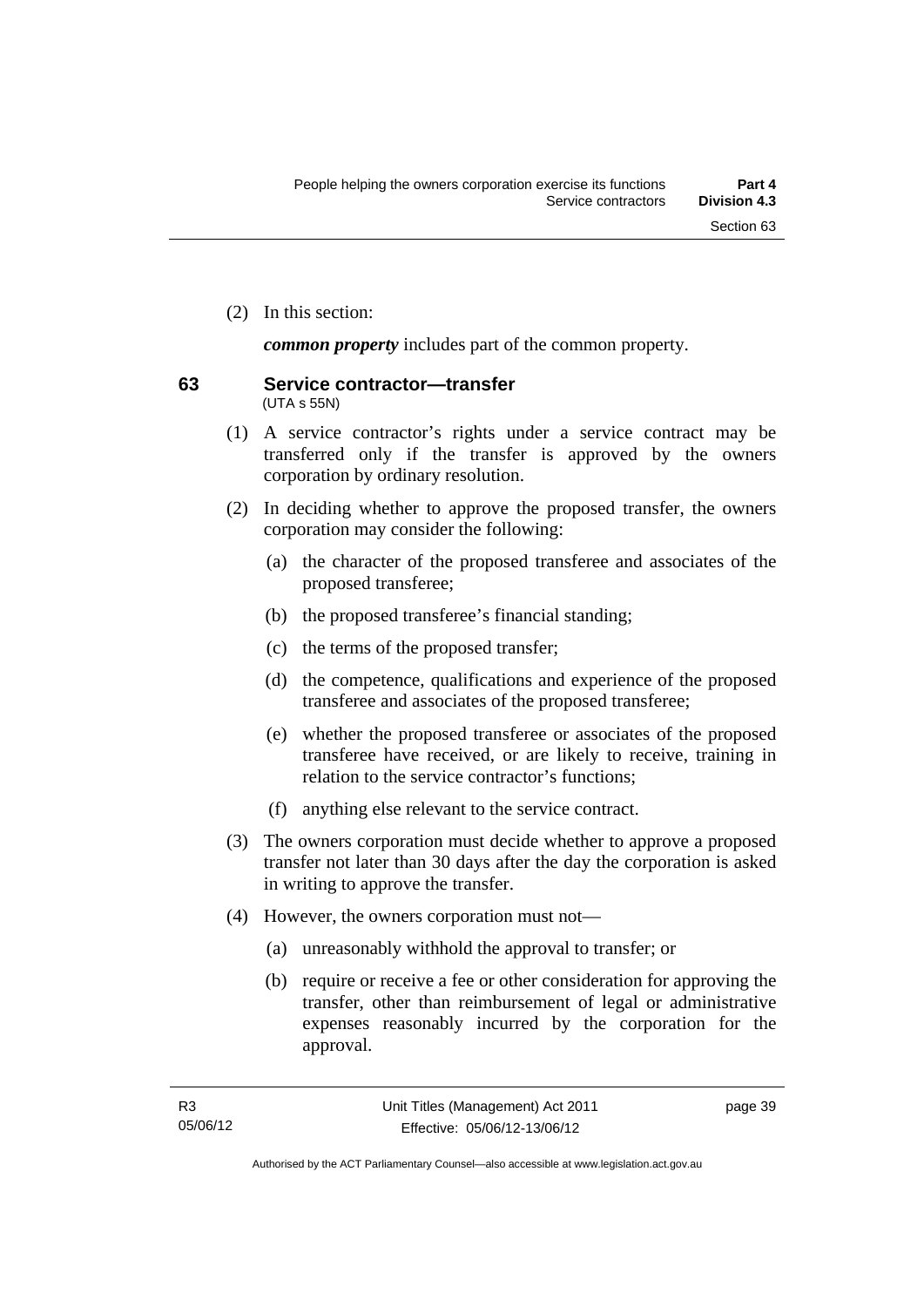(2) In this section:

***common property*** includes part of the common property.

### 63 Service contractor—transfer

(UTA s 55N)

(1) A service contractor's rights under a service contract may be transferred only if the transfer is approved by the owners corporation by ordinary resolution.

(2) In deciding whether to approve the proposed transfer, the owners corporation may consider the following:

(a) the character of the proposed transferee and associates of the proposed transferee;

(b) the proposed transferee's financial standing;

(c) the terms of the proposed transfer;

(d) the competence, qualifications and experience of the proposed transferee and associates of the proposed transferee;

(e) whether the proposed transferee or associates of the proposed transferee have received, or are likely to receive, training in relation to the service contractor's functions;

(f) anything else relevant to the service contract.

(3) The owners corporation must decide whether to approve a proposed transfer not later than 30 days after the day the corporation is asked in writing to approve the transfer.

(4) However, the owners corporation must not—

(a) unreasonably withhold the approval to transfer; or

(b) require or receive a fee or other consideration for approving the transfer, other than reimbursement of legal or administrative expenses reasonably incurred by the corporation for the approval.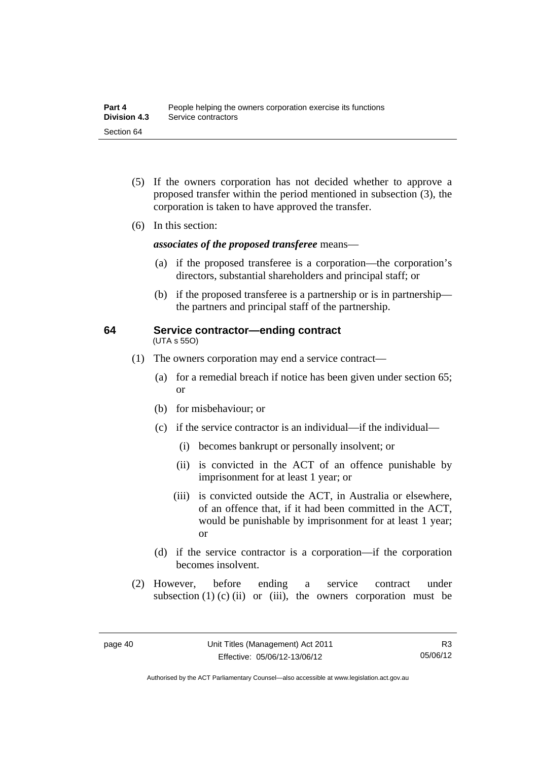(5) If the owners corporation has not decided whether to approve a proposed transfer within the period mentioned in subsection (3), the corporation is taken to have approved the transfer.

(6) In this section:

***associates of the proposed transferee*** means—

(a) if the proposed transferee is a corporation—the corporation's directors, substantial shareholders and principal staff; or

(b) if the proposed transferee is a partnership or is in partnership—the partners and principal staff of the partnership.

## 64 Service contractor—ending contract

(UTA s 55O)

(1) The owners corporation may end a service contract—

(a) for a remedial breach if notice has been given under section 65; or

(b) for misbehaviour; or

(c) if the service contractor is an individual—if the individual—

(i) becomes bankrupt or personally insolvent; or

(ii) is convicted in the ACT of an offence punishable by imprisonment for at least 1 year; or

(iii) is convicted outside the ACT, in Australia or elsewhere, of an offence that, if it had been committed in the ACT, would be punishable by imprisonment for at least 1 year; or

(d) if the service contractor is a corporation—if the corporation becomes insolvent.

(2) However, before ending a service contract under subsection (1) (c) (ii) or (iii), the owners corporation must be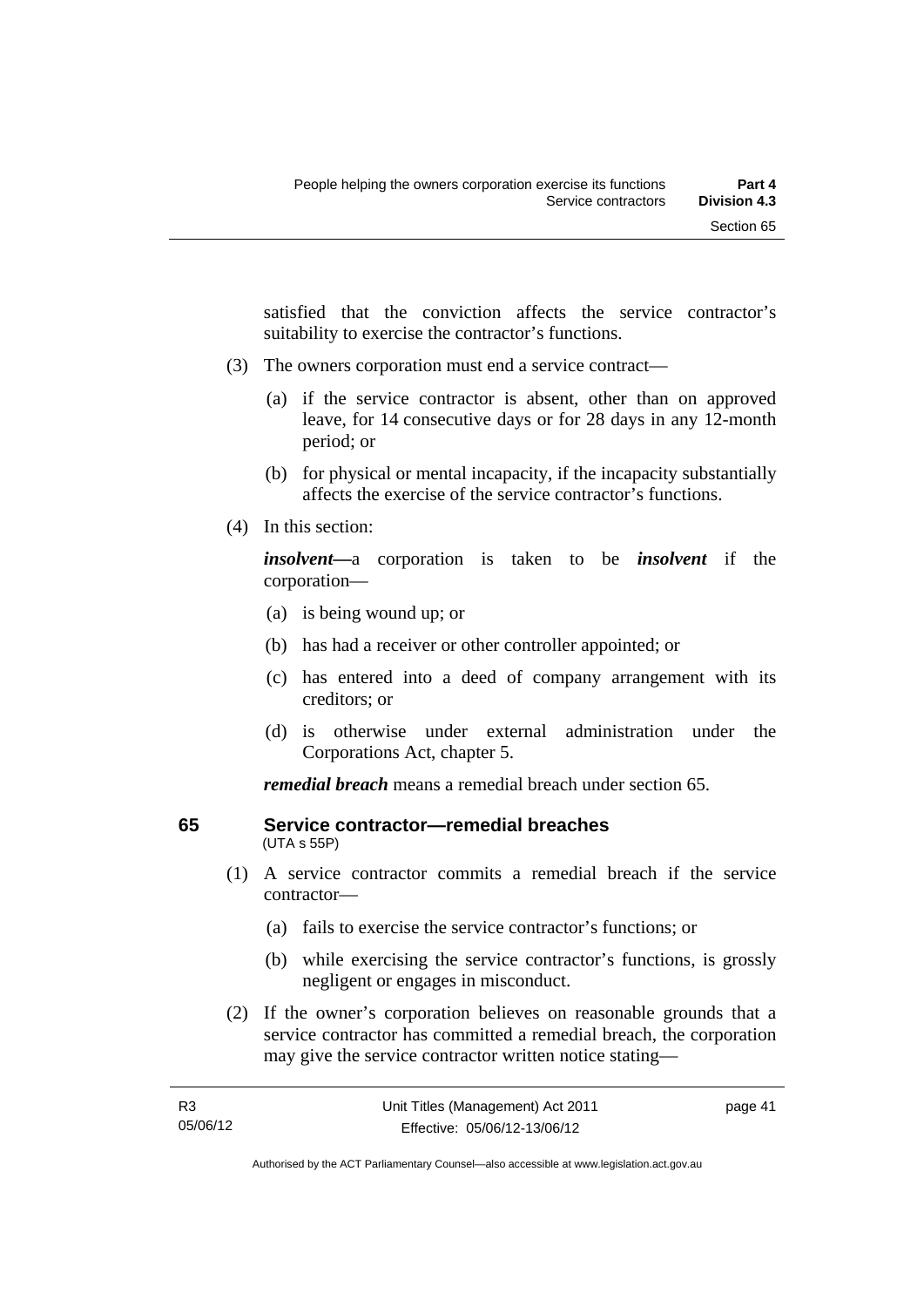satisfied that the conviction affects the service contractor's suitability to exercise the contractor's functions.

(3) The owners corporation must end a service contract—

(a) if the service contractor is absent, other than on approved leave, for 14 consecutive days or for 28 days in any 12-month period; or

(b) for physical or mental incapacity, if the incapacity substantially affects the exercise of the service contractor's functions.

(4) In this section:

***insolvent***—a corporation is taken to be ***insolvent*** if the corporation—

(a) is being wound up; or

(b) has had a receiver or other controller appointed; or

(c) has entered into a deed of company arrangement with its creditors; or

(d) is otherwise under external administration under the Corporations Act, chapter 5.

***remedial breach*** means a remedial breach under section 65.

## 65 Service contractor—remedial breaches

(UTA s 55P)

(1) A service contractor commits a remedial breach if the service contractor—

(a) fails to exercise the service contractor's functions; or

(b) while exercising the service contractor's functions, is grossly negligent or engages in misconduct.

(2) If the owner's corporation believes on reasonable grounds that a service contractor has committed a remedial breach, the corporation may give the service contractor written notice stating—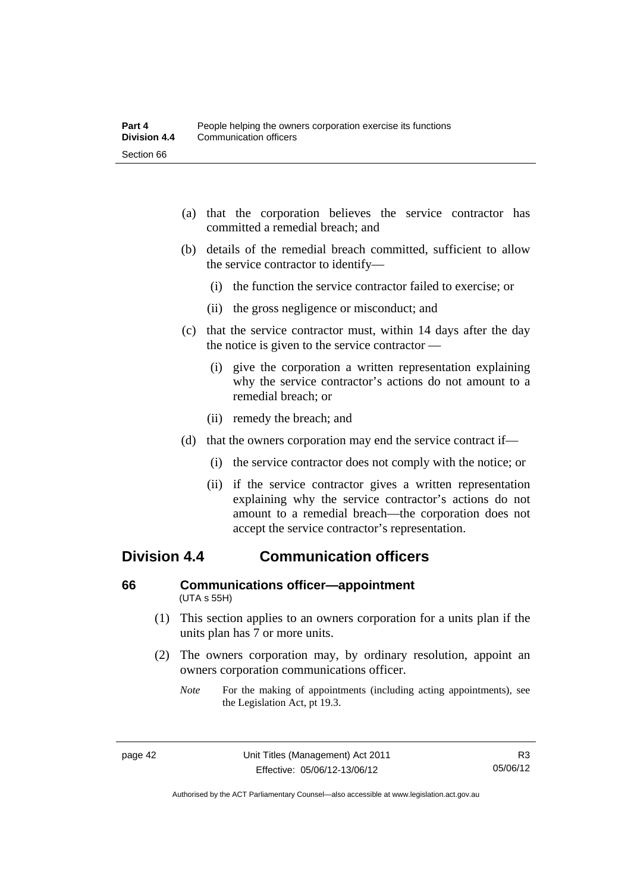(a) that the corporation believes the service contractor has committed a remedial breach; and

(b) details of the remedial breach committed, sufficient to allow the service contractor to identify—

  (i) the function the service contractor failed to exercise; or

  (ii) the gross negligence or misconduct; and

(c) that the service contractor must, within 14 days after the day the notice is given to the service contractor —

  (i) give the corporation a written representation explaining why the service contractor's actions do not amount to a remedial breach; or

  (ii) remedy the breach; and

(d) that the owners corporation may end the service contract if—

  (i) the service contractor does not comply with the notice; or

  (ii) if the service contractor gives a written representation explaining why the service contractor's actions do not amount to a remedial breach—the corporation does not accept the service contractor's representation.

## Division 4.4 Communication officers

### 66 Communications officer—appointment
(UTA s 55H)

(1) This section applies to an owners corporation for a units plan if the units plan has 7 or more units.

(2) The owners corporation may, by ordinary resolution, appoint an owners corporation communications officer.

*Note* For the making of appointments (including acting appointments), see the Legislation Act, pt 19.3.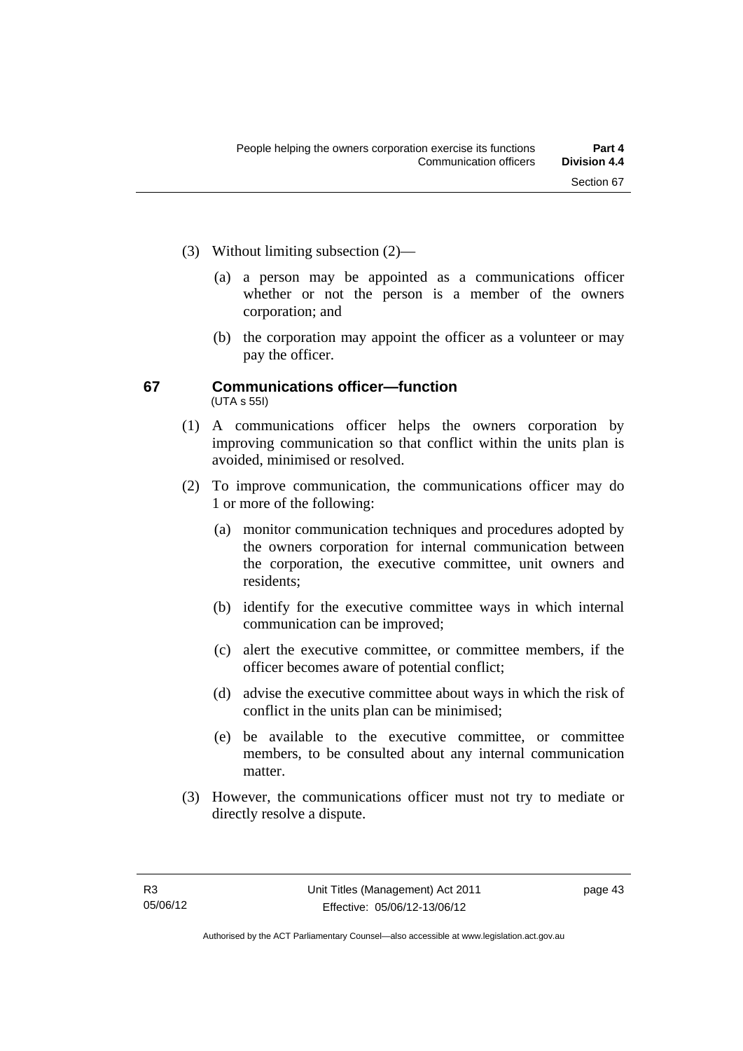(3) Without limiting subsection (2)—

  (a) a person may be appointed as a communications officer whether or not the person is a member of the owners corporation; and

  (b) the corporation may appoint the officer as a volunteer or may pay the officer.

### 67 Communications officer—function

(UTA s 55I)

(1) A communications officer helps the owners corporation by improving communication so that conflict within the units plan is avoided, minimised or resolved.

(2) To improve communication, the communications officer may do 1 or more of the following:

  (a) monitor communication techniques and procedures adopted by the owners corporation for internal communication between the corporation, the executive committee, unit owners and residents;

  (b) identify for the executive committee ways in which internal communication can be improved;

  (c) alert the executive committee, or committee members, if the officer becomes aware of potential conflict;

  (d) advise the executive committee about ways in which the risk of conflict in the units plan can be minimised;

  (e) be available to the executive committee, or committee members, to be consulted about any internal communication matter.

(3) However, the communications officer must not try to mediate or directly resolve a dispute.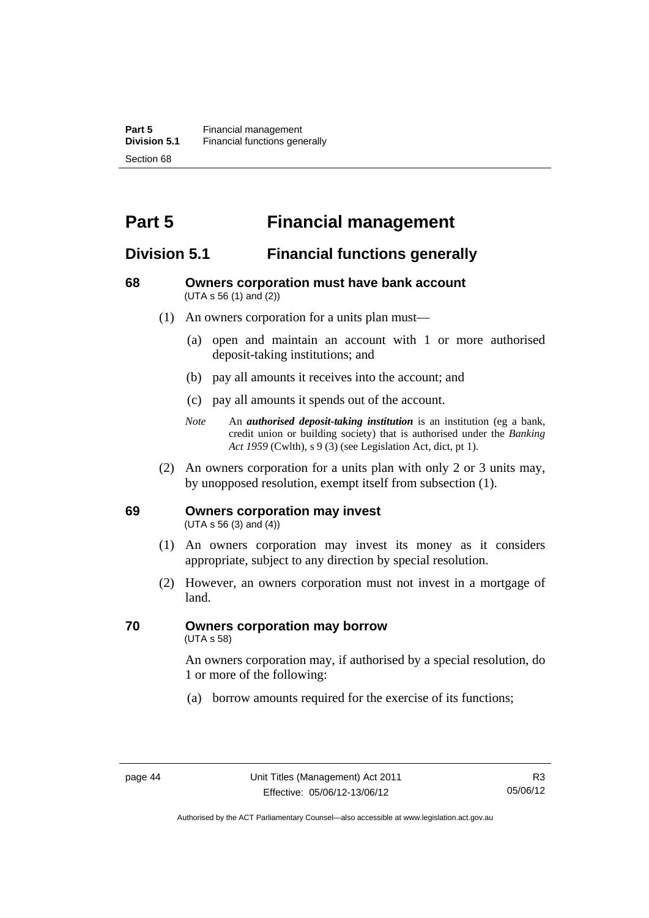# Part 5 Financial management

## Division 5.1 Financial functions generally

### 68 Owners corporation must have bank account

(UTA s 56 (1) and (2))

(1) An owners corporation for a units plan must—

(a) open and maintain an account with 1 or more authorised deposit-taking institutions; and

(b) pay all amounts it receives into the account; and

(c) pay all amounts it spends out of the account.

*Note* An ***authorised deposit-taking institution*** is an institution (eg a bank, credit union or building society) that is authorised under the *Banking Act 1959* (Cwlth), s 9 (3) (see Legislation Act, dict, pt 1).

(2) An owners corporation for a units plan with only 2 or 3 units may, by unopposed resolution, exempt itself from subsection (1).

### 69 Owners corporation may invest

(UTA s 56 (3) and (4))

(1) An owners corporation may invest its money as it considers appropriate, subject to any direction by special resolution.

(2) However, an owners corporation must not invest in a mortgage of land.

### 70 Owners corporation may borrow

(UTA s 58)

An owners corporation may, if authorised by a special resolution, do 1 or more of the following:

(a) borrow amounts required for the exercise of its functions;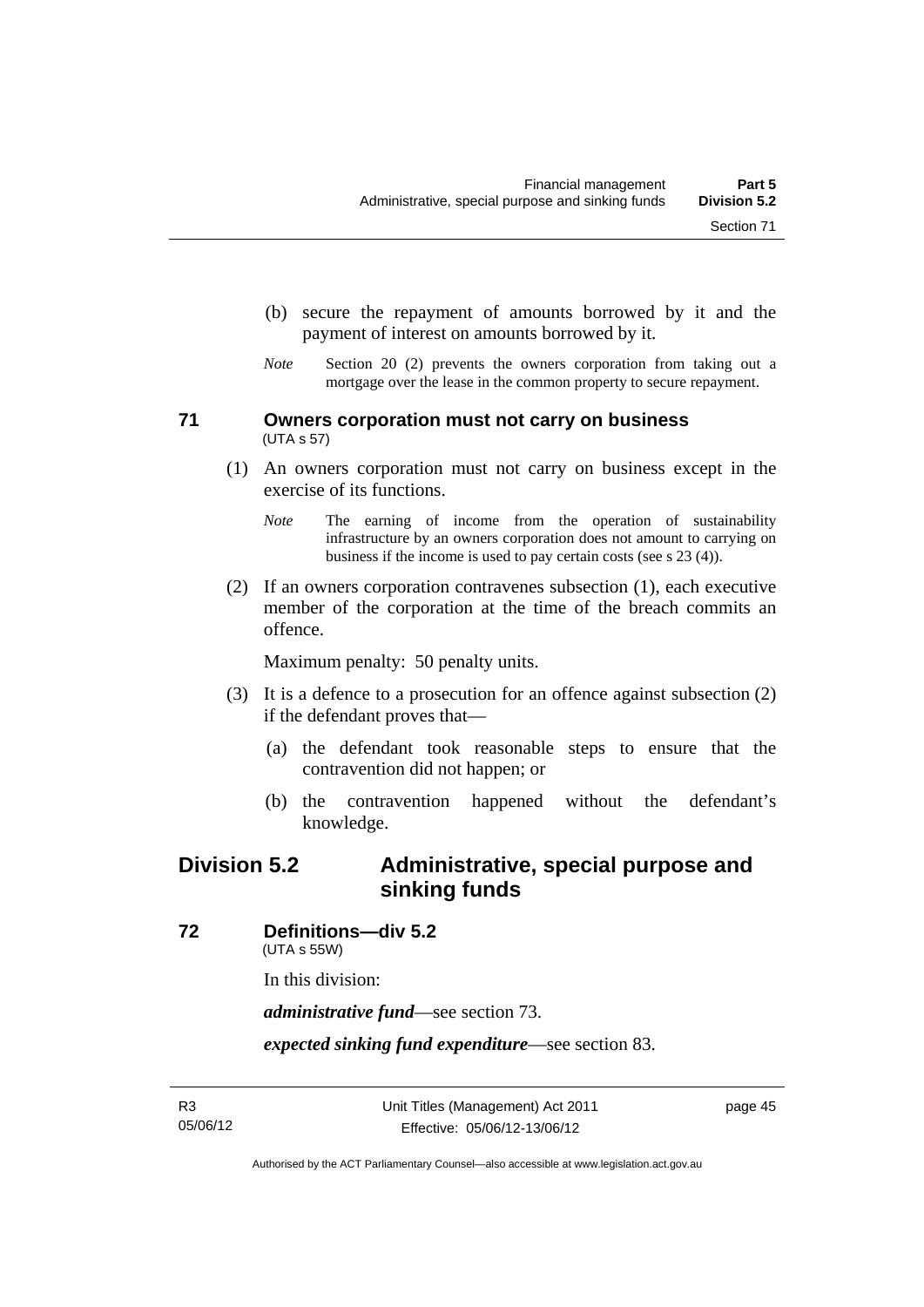(b) secure the repayment of amounts borrowed by it and the payment of interest on amounts borrowed by it.

*Note* Section 20 (2) prevents the owners corporation from taking out a mortgage over the lease in the common property to secure repayment.

### 71 Owners corporation must not carry on business
(UTA s 57)

(1) An owners corporation must not carry on business except in the exercise of its functions.

*Note* The earning of income from the operation of sustainability infrastructure by an owners corporation does not amount to carrying on business if the income is used to pay certain costs (see s 23 (4)).

(2) If an owners corporation contravenes subsection (1), each executive member of the corporation at the time of the breach commits an offence.

Maximum penalty: 50 penalty units.

(3) It is a defence to a prosecution for an offence against subsection (2) if the defendant proves that—

(a) the defendant took reasonable steps to ensure that the contravention did not happen; or

(b) the contravention happened without the defendant's knowledge.

## Division 5.2 Administrative, special purpose and sinking funds

### 72 Definitions—div 5.2
(UTA s 55W)

In this division:

***administrative fund***—see section 73.

***expected sinking fund expenditure***—see section 83.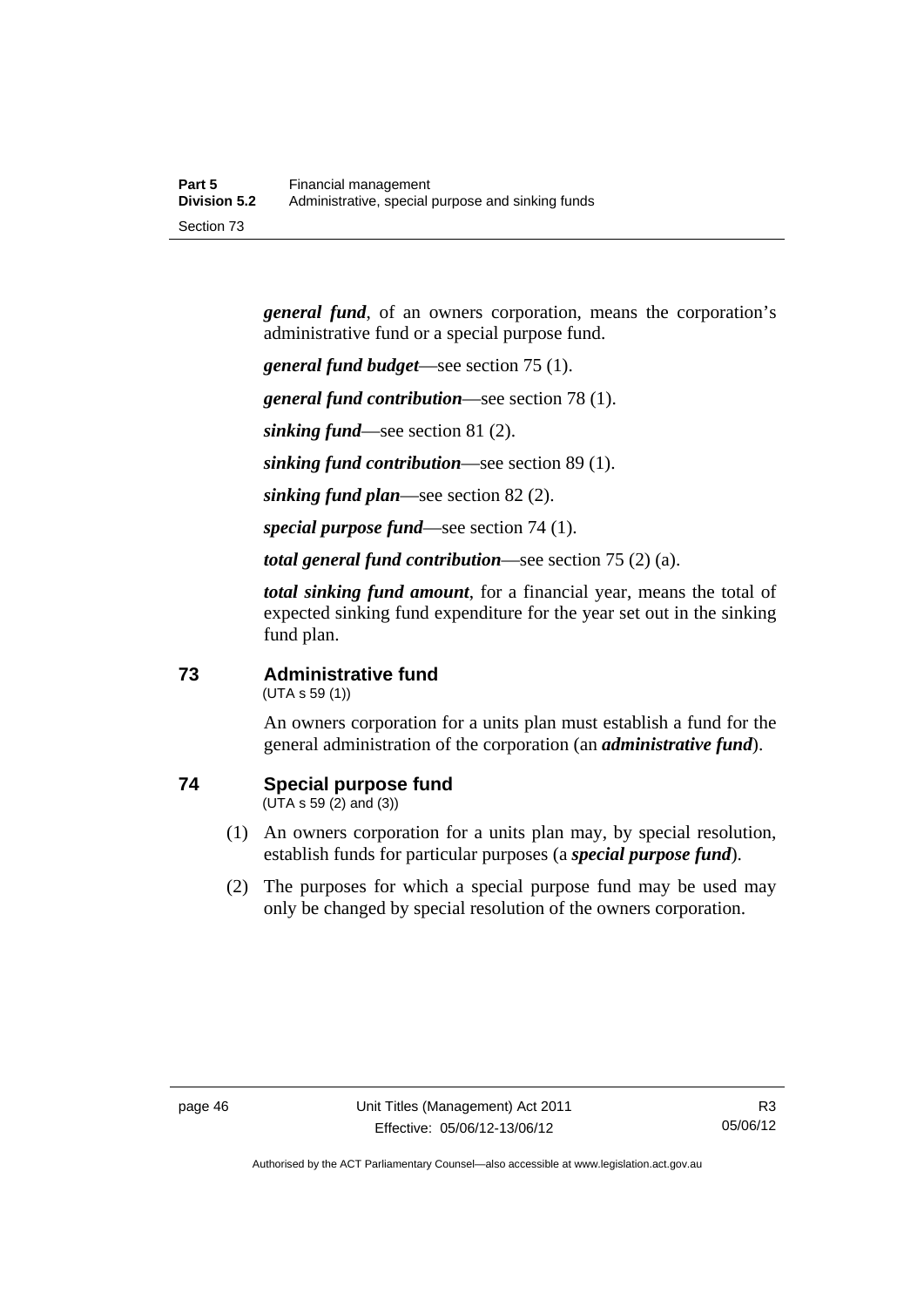***general fund***, of an owners corporation, means the corporation's administrative fund or a special purpose fund.

***general fund budget***—see section 75 (1).

***general fund contribution***—see section 78 (1).

***sinking fund***—see section 81 (2).

***sinking fund contribution***—see section 89 (1).

***sinking fund plan***—see section 82 (2).

***special purpose fund***—see section 74 (1).

***total general fund contribution***—see section 75 (2) (a).

***total sinking fund amount***, for a financial year, means the total of expected sinking fund expenditure for the year set out in the sinking fund plan.

### 73 Administrative fund

(UTA s 59 (1))

An owners corporation for a units plan must establish a fund for the general administration of the corporation (an ***administrative fund***).

### 74 Special purpose fund

(UTA s 59 (2) and (3))

(1) An owners corporation for a units plan may, by special resolution, establish funds for particular purposes (a ***special purpose fund***).

(2) The purposes for which a special purpose fund may be used may only be changed by special resolution of the owners corporation.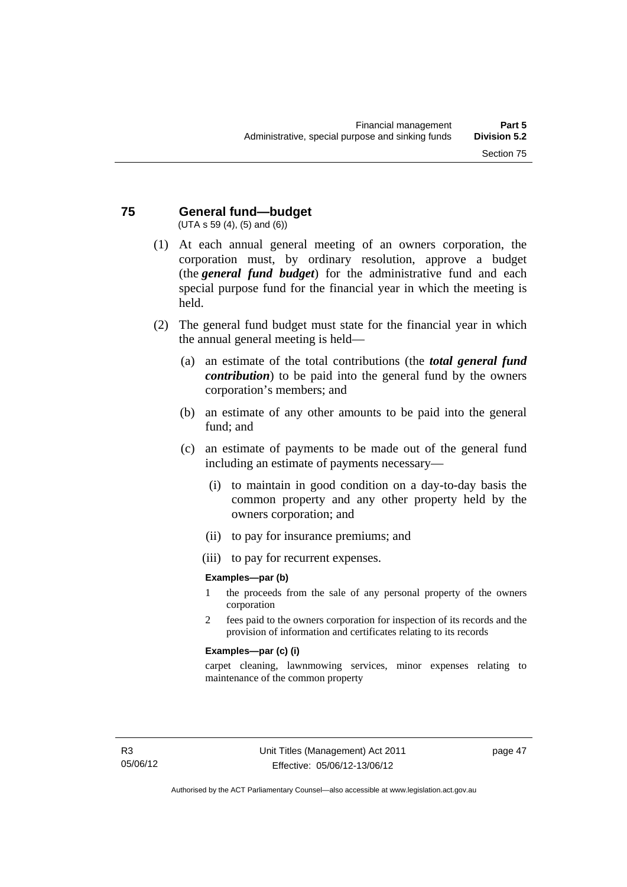## 75 General fund—budget

(UTA s 59 (4), (5) and (6))

(1) At each annual general meeting of an owners corporation, the corporation must, by ordinary resolution, approve a budget (the ***general fund budget***) for the administrative fund and each special purpose fund for the financial year in which the meeting is held.

(2) The general fund budget must state for the financial year in which the annual general meeting is held—

(a) an estimate of the total contributions (the ***total general fund contribution***) to be paid into the general fund by the owners corporation's members; and

(b) an estimate of any other amounts to be paid into the general fund; and

(c) an estimate of payments to be made out of the general fund including an estimate of payments necessary—

(i) to maintain in good condition on a day-to-day basis the common property and any other property held by the owners corporation; and

(ii) to pay for insurance premiums; and

(iii) to pay for recurrent expenses.

**Examples—par (b)**

1 the proceeds from the sale of any personal property of the owners corporation

2 fees paid to the owners corporation for inspection of its records and the provision of information and certificates relating to its records

**Examples—par (c) (i)**

carpet cleaning, lawnmowing services, minor expenses relating to maintenance of the common property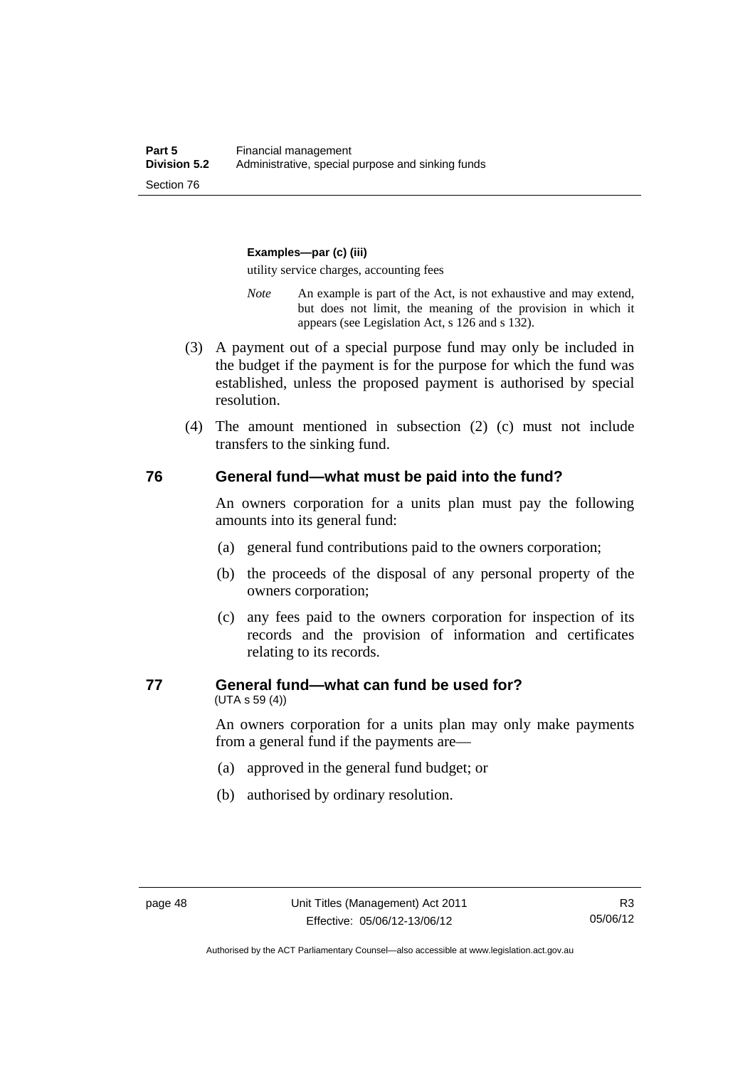**Examples—par (c) (iii)**

utility service charges, accounting fees

*Note* An example is part of the Act, is not exhaustive and may extend, but does not limit, the meaning of the provision in which it appears (see Legislation Act, s 126 and s 132).

(3) A payment out of a special purpose fund may only be included in the budget if the payment is for the purpose for which the fund was established, unless the proposed payment is authorised by special resolution.

(4) The amount mentioned in subsection (2) (c) must not include transfers to the sinking fund.

## 76 General fund—what must be paid into the fund?

An owners corporation for a units plan must pay the following amounts into its general fund:

(a) general fund contributions paid to the owners corporation;

(b) the proceeds of the disposal of any personal property of the owners corporation;

(c) any fees paid to the owners corporation for inspection of its records and the provision of information and certificates relating to its records.

## 77 General fund—what can fund be used for?

(UTA s 59 (4))

An owners corporation for a units plan may only make payments from a general fund if the payments are—

(a) approved in the general fund budget; or

(b) authorised by ordinary resolution.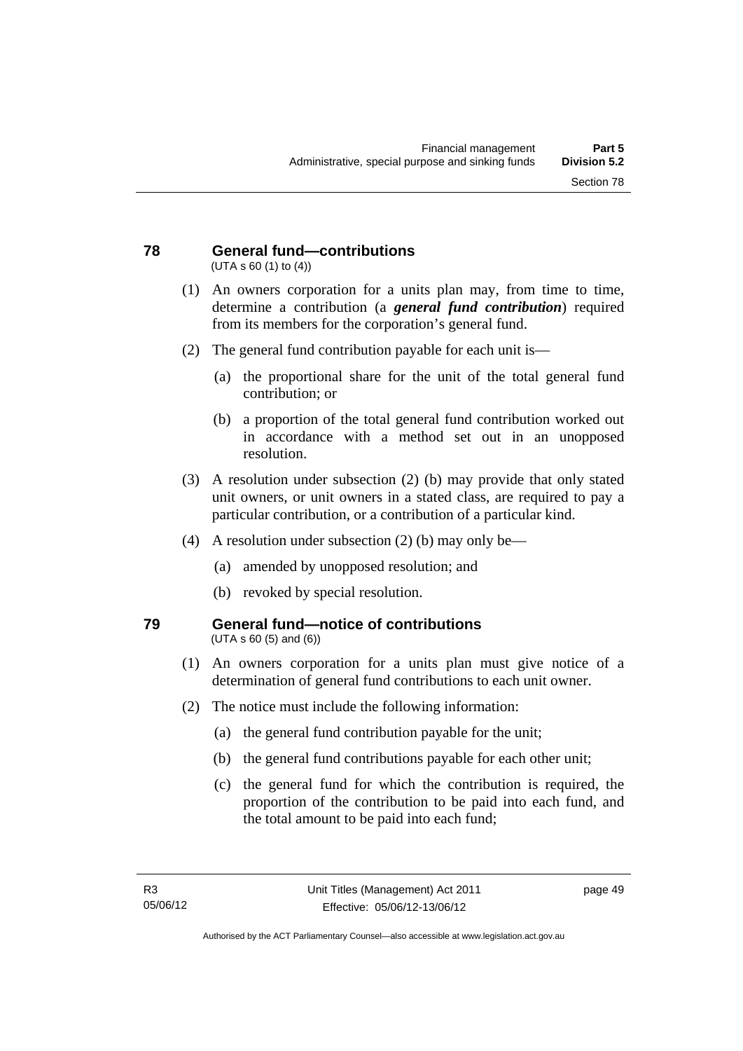## 78 General fund—contributions

(UTA s 60 (1) to (4))

(1) An owners corporation for a units plan may, from time to time, determine a contribution (a ***general fund contribution***) required from its members for the corporation's general fund.

(2) The general fund contribution payable for each unit is—

(a) the proportional share for the unit of the total general fund contribution; or

(b) a proportion of the total general fund contribution worked out in accordance with a method set out in an unopposed resolution.

(3) A resolution under subsection (2) (b) may provide that only stated unit owners, or unit owners in a stated class, are required to pay a particular contribution, or a contribution of a particular kind.

(4) A resolution under subsection (2) (b) may only be—

(a) amended by unopposed resolution; and

(b) revoked by special resolution.

## 79 General fund—notice of contributions

(UTA s 60 (5) and (6))

(1) An owners corporation for a units plan must give notice of a determination of general fund contributions to each unit owner.

(2) The notice must include the following information:

(a) the general fund contribution payable for the unit;

(b) the general fund contributions payable for each other unit;

(c) the general fund for which the contribution is required, the proportion of the contribution to be paid into each fund, and the total amount to be paid into each fund;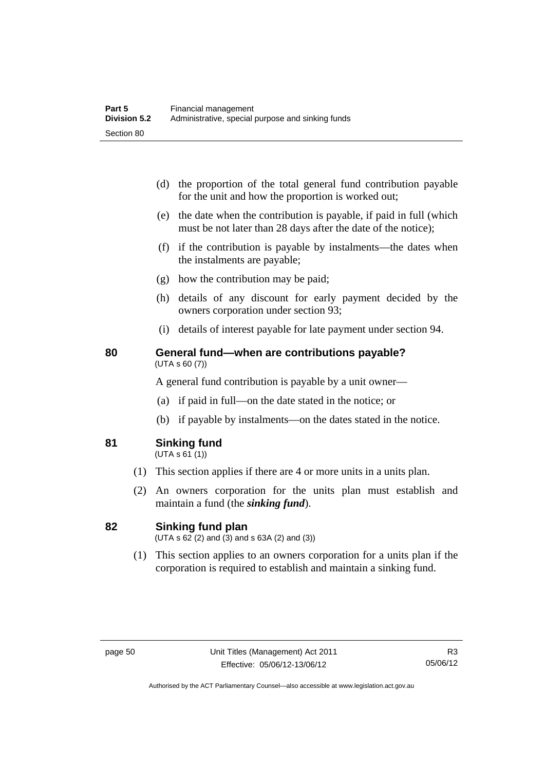(d) the proportion of the total general fund contribution payable for the unit and how the proportion is worked out;

(e) the date when the contribution is payable, if paid in full (which must be not later than 28 days after the date of the notice);

(f) if the contribution is payable by instalments—the dates when the instalments are payable;

(g) how the contribution may be paid;

(h) details of any discount for early payment decided by the owners corporation under section 93;

(i) details of interest payable for late payment under section 94.

## 80 General fund—when are contributions payable?

(UTA s 60 (7))

A general fund contribution is payable by a unit owner—

(a) if paid in full—on the date stated in the notice; or

(b) if payable by instalments—on the dates stated in the notice.

## 81 Sinking fund

(UTA s 61 (1))

(1) This section applies if there are 4 or more units in a units plan.

(2) An owners corporation for the units plan must establish and maintain a fund (the ***sinking fund***).

## 82 Sinking fund plan

(UTA s 62 (2) and (3) and s 63A (2) and (3))

(1) This section applies to an owners corporation for a units plan if the corporation is required to establish and maintain a sinking fund.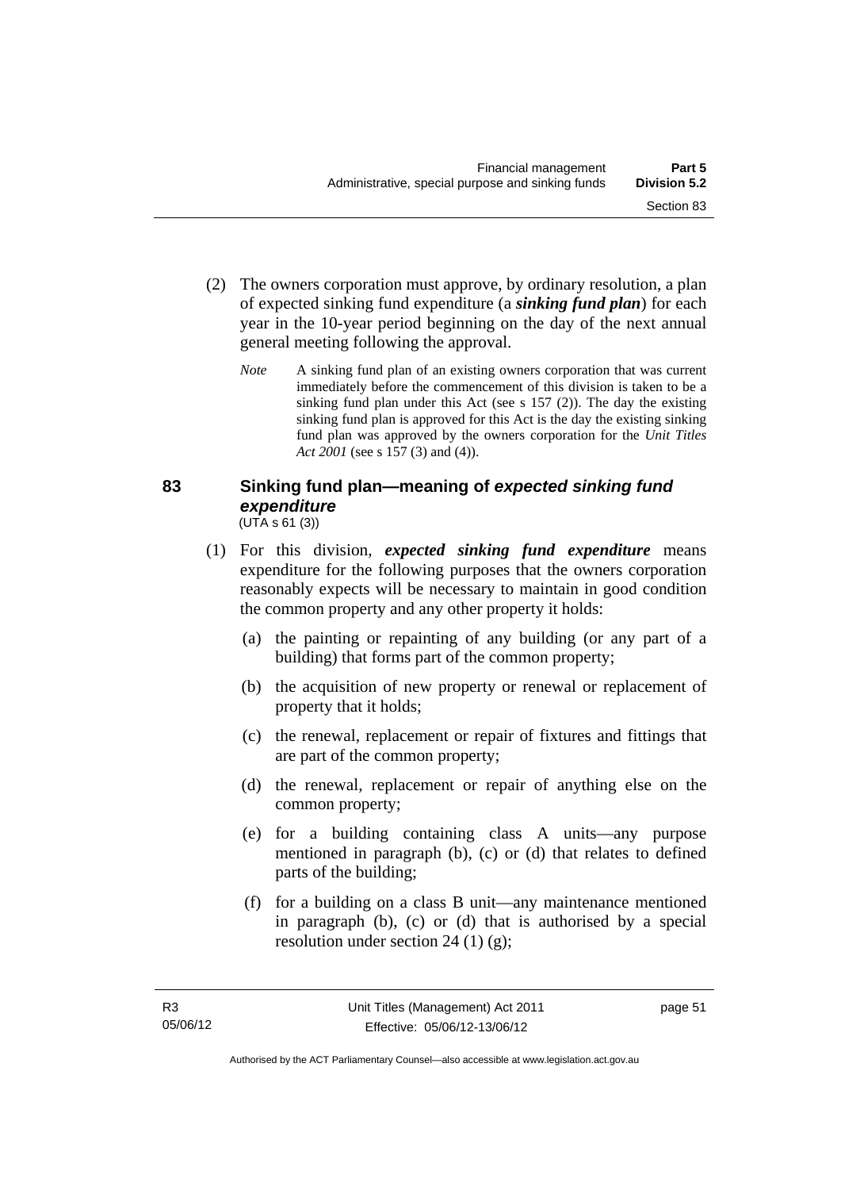(2) The owners corporation must approve, by ordinary resolution, a plan of expected sinking fund expenditure (a ***sinking fund plan***) for each year in the 10-year period beginning on the day of the next annual general meeting following the approval.

*Note* A sinking fund plan of an existing owners corporation that was current immediately before the commencement of this division is taken to be a sinking fund plan under this Act (see s 157 (2)). The day the existing sinking fund plan is approved for this Act is the day the existing sinking fund plan was approved by the owners corporation for the *Unit Titles Act 2001* (see s 157 (3) and (4)).

## 83 Sinking fund plan—meaning of *expected sinking fund expenditure*

(UTA s 61 (3))

(1) For this division, ***expected sinking fund expenditure*** means expenditure for the following purposes that the owners corporation reasonably expects will be necessary to maintain in good condition the common property and any other property it holds:

(a) the painting or repainting of any building (or any part of a building) that forms part of the common property;

(b) the acquisition of new property or renewal or replacement of property that it holds;

(c) the renewal, replacement or repair of fixtures and fittings that are part of the common property;

(d) the renewal, replacement or repair of anything else on the common property;

(e) for a building containing class A units—any purpose mentioned in paragraph (b), (c) or (d) that relates to defined parts of the building;

(f) for a building on a class B unit—any maintenance mentioned in paragraph (b), (c) or (d) that is authorised by a special resolution under section 24 (1) (g);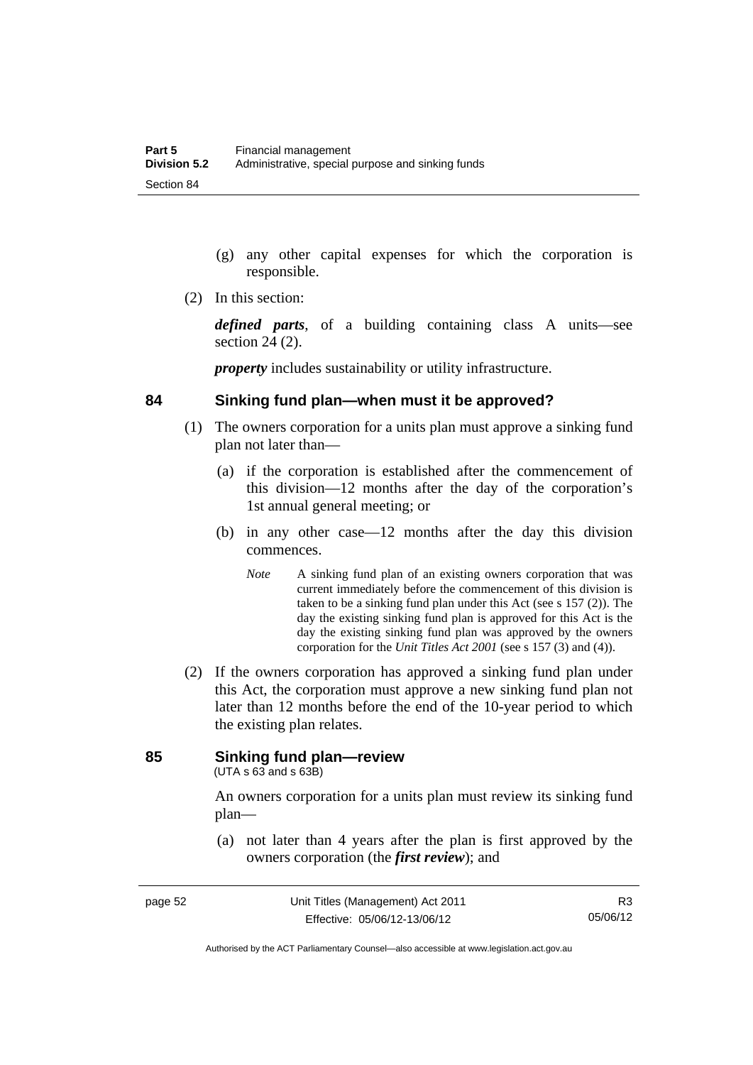(g) any other capital expenses for which the corporation is responsible.

(2) In this section:

***defined parts***, of a building containing class A units—see section 24 (2).

***property*** includes sustainability or utility infrastructure.

## 84 Sinking fund plan—when must it be approved?

(1) The owners corporation for a units plan must approve a sinking fund plan not later than—

(a) if the corporation is established after the commencement of this division—12 months after the day of the corporation's 1st annual general meeting; or

(b) in any other case—12 months after the day this division commences.

*Note* A sinking fund plan of an existing owners corporation that was current immediately before the commencement of this division is taken to be a sinking fund plan under this Act (see s 157 (2)). The day the existing sinking fund plan is approved for this Act is the day the existing sinking fund plan was approved by the owners corporation for the *Unit Titles Act 2001* (see s 157 (3) and (4)).

(2) If the owners corporation has approved a sinking fund plan under this Act, the corporation must approve a new sinking fund plan not later than 12 months before the end of the 10-year period to which the existing plan relates.

## 85 Sinking fund plan—review

(UTA s 63 and s 63B)

An owners corporation for a units plan must review its sinking fund plan—

(a) not later than 4 years after the plan is first approved by the owners corporation (the ***first review***); and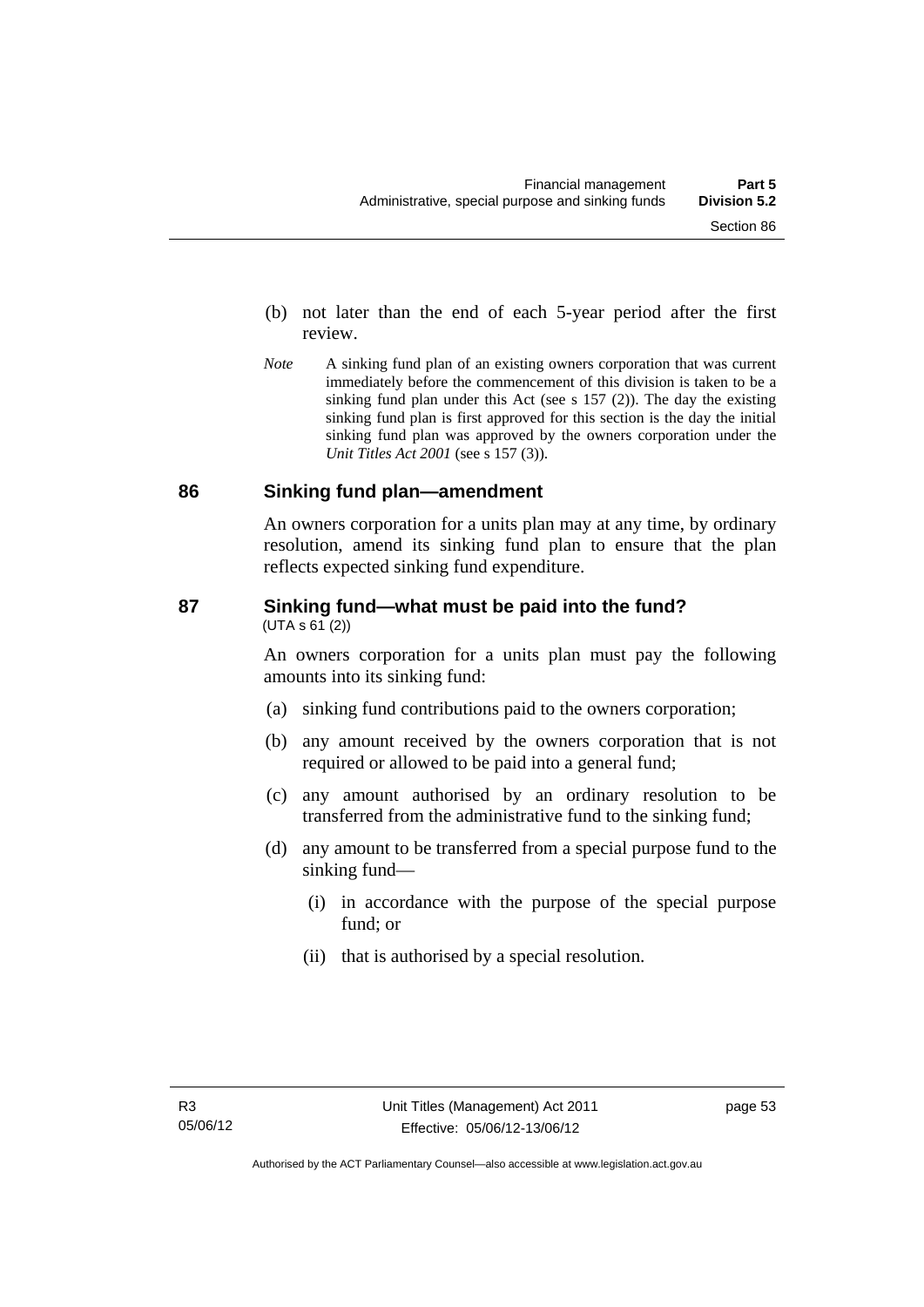(b) not later than the end of each 5-year period after the first review.

*Note* A sinking fund plan of an existing owners corporation that was current immediately before the commencement of this division is taken to be a sinking fund plan under this Act (see s 157 (2)). The day the existing sinking fund plan is first approved for this section is the day the initial sinking fund plan was approved by the owners corporation under the *Unit Titles Act 2001* (see s 157 (3)).

## 86 Sinking fund plan—amendment

An owners corporation for a units plan may at any time, by ordinary resolution, amend its sinking fund plan to ensure that the plan reflects expected sinking fund expenditure.

## 87 Sinking fund—what must be paid into the fund?

(UTA s 61 (2))

An owners corporation for a units plan must pay the following amounts into its sinking fund:

(a) sinking fund contributions paid to the owners corporation;

(b) any amount received by the owners corporation that is not required or allowed to be paid into a general fund;

(c) any amount authorised by an ordinary resolution to be transferred from the administrative fund to the sinking fund;

(d) any amount to be transferred from a special purpose fund to the sinking fund—

(i) in accordance with the purpose of the special purpose fund; or

(ii) that is authorised by a special resolution.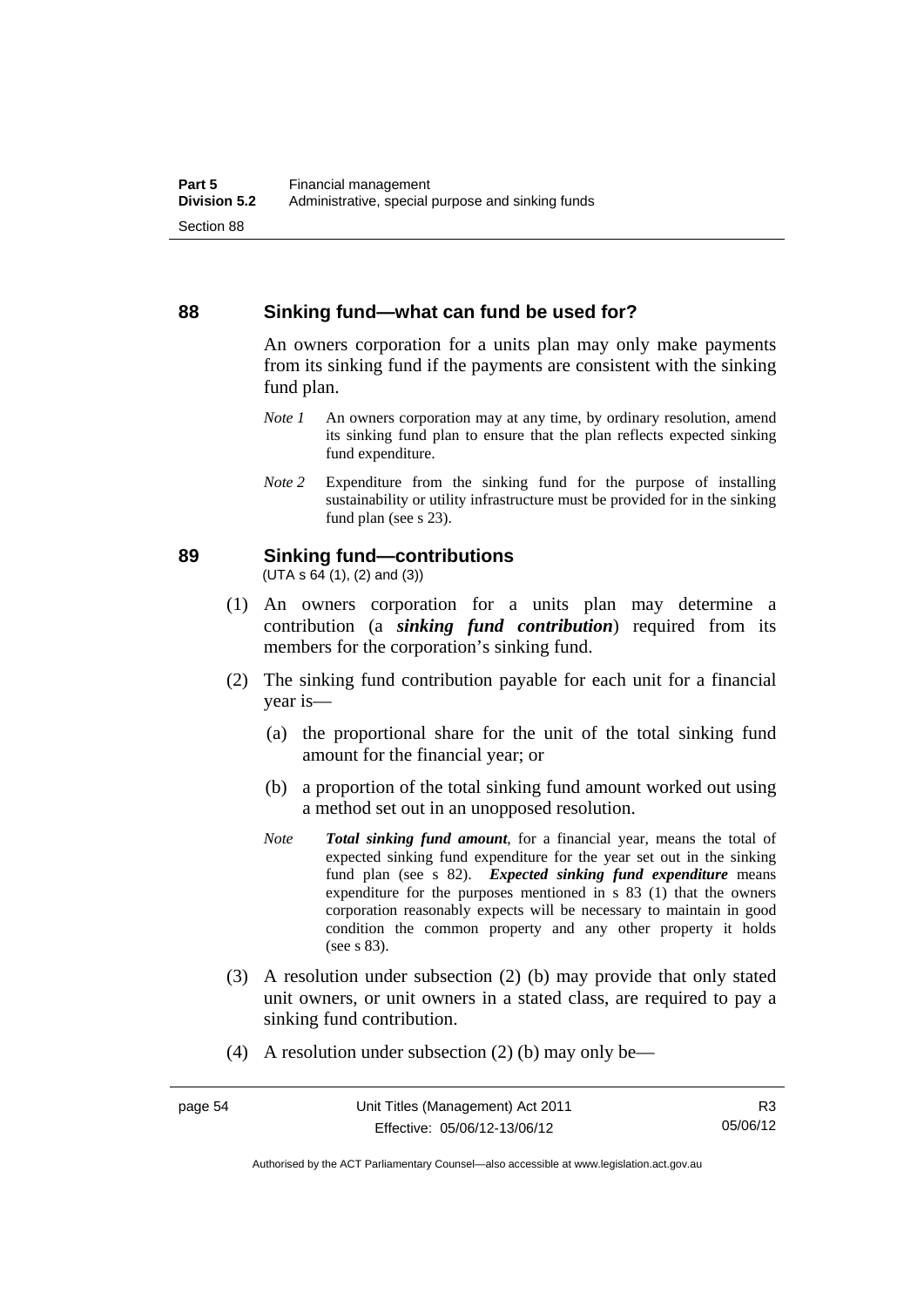### 88 Sinking fund—what can fund be used for?

An owners corporation for a units plan may only make payments from its sinking fund if the payments are consistent with the sinking fund plan.

*Note 1* An owners corporation may at any time, by ordinary resolution, amend its sinking fund plan to ensure that the plan reflects expected sinking fund expenditure.

*Note 2* Expenditure from the sinking fund for the purpose of installing sustainability or utility infrastructure must be provided for in the sinking fund plan (see s 23).

### 89 Sinking fund—contributions

(UTA s 64 (1), (2) and (3))

(1) An owners corporation for a units plan may determine a contribution (a ***sinking fund contribution***) required from its members for the corporation's sinking fund.

(2) The sinking fund contribution payable for each unit for a financial year is—

(a) the proportional share for the unit of the total sinking fund amount for the financial year; or

(b) a proportion of the total sinking fund amount worked out using a method set out in an unopposed resolution.

*Note* ***Total sinking fund amount***, for a financial year, means the total of expected sinking fund expenditure for the year set out in the sinking fund plan (see s 82). ***Expected sinking fund expenditure*** means expenditure for the purposes mentioned in s 83 (1) that the owners corporation reasonably expects will be necessary to maintain in good condition the common property and any other property it holds (see s 83).

(3) A resolution under subsection (2) (b) may provide that only stated unit owners, or unit owners in a stated class, are required to pay a sinking fund contribution.

(4) A resolution under subsection (2) (b) may only be—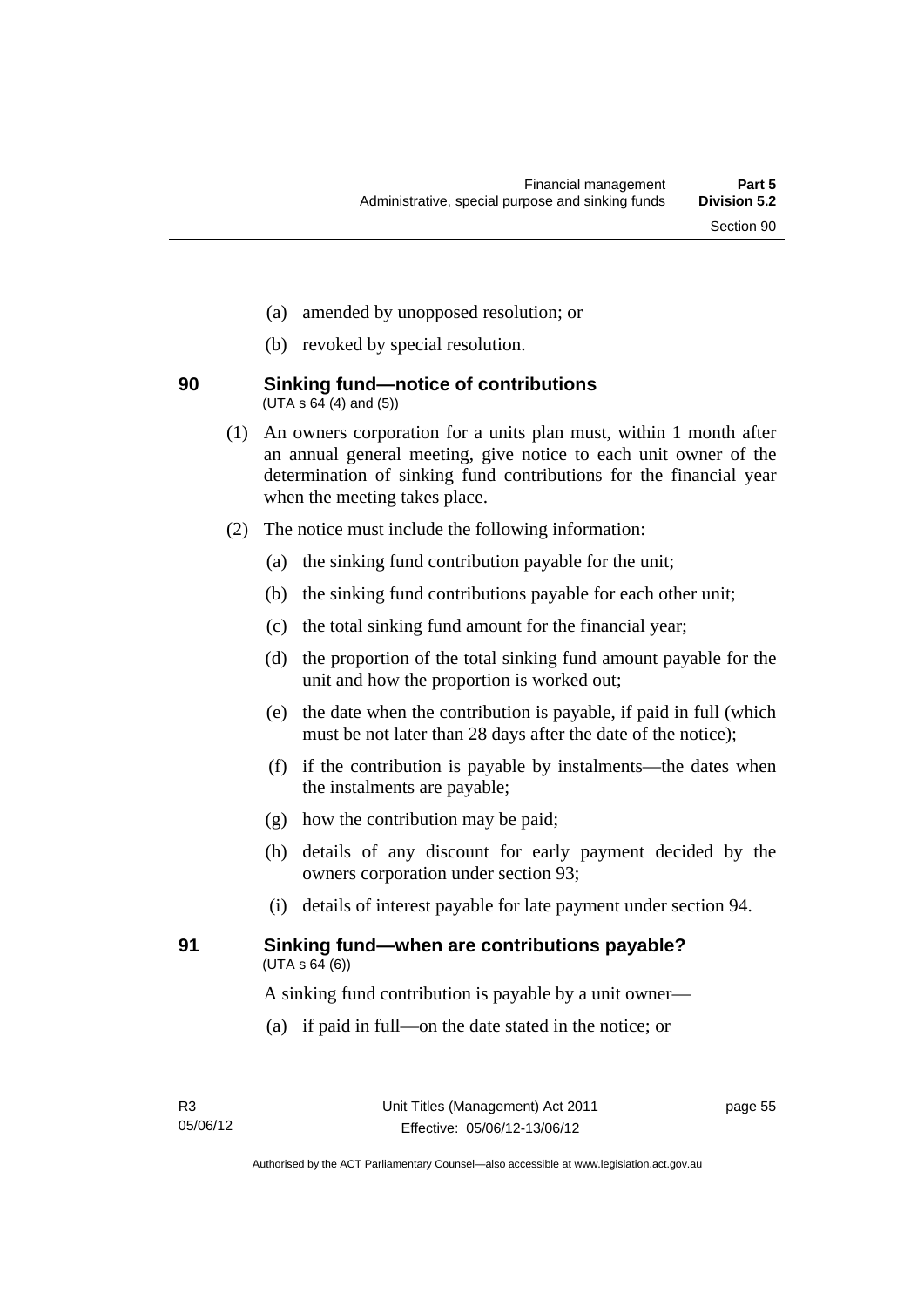(a) amended by unopposed resolution; or

(b) revoked by special resolution.

### 90 Sinking fund—notice of contributions

(UTA s 64 (4) and (5))

(1) An owners corporation for a units plan must, within 1 month after an annual general meeting, give notice to each unit owner of the determination of sinking fund contributions for the financial year when the meeting takes place.

(2) The notice must include the following information:

(a) the sinking fund contribution payable for the unit;

(b) the sinking fund contributions payable for each other unit;

(c) the total sinking fund amount for the financial year;

(d) the proportion of the total sinking fund amount payable for the unit and how the proportion is worked out;

(e) the date when the contribution is payable, if paid in full (which must be not later than 28 days after the date of the notice);

(f) if the contribution is payable by instalments—the dates when the instalments are payable;

(g) how the contribution may be paid;

(h) details of any discount for early payment decided by the owners corporation under section 93;

(i) details of interest payable for late payment under section 94.

### 91 Sinking fund—when are contributions payable?

(UTA s 64 (6))

A sinking fund contribution is payable by a unit owner—

(a) if paid in full—on the date stated in the notice; or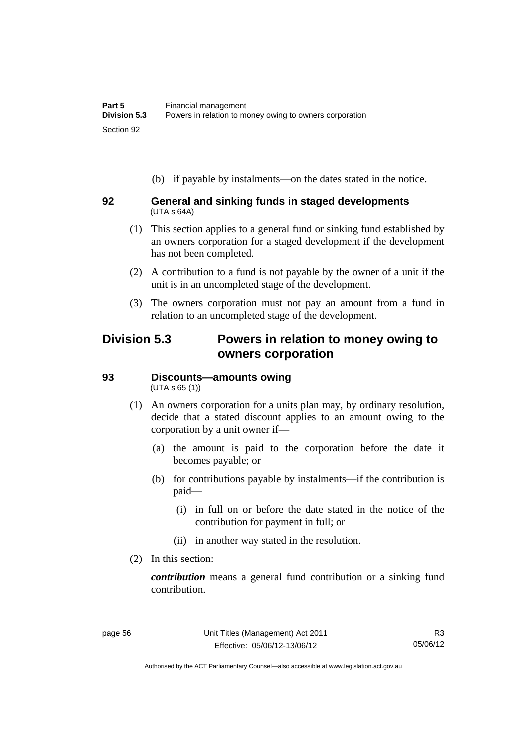(b) if payable by instalments—on the dates stated in the notice.

### 92 General and sinking funds in staged developments
(UTA s 64A)

(1) This section applies to a general fund or sinking fund established by an owners corporation for a staged development if the development has not been completed.

(2) A contribution to a fund is not payable by the owner of a unit if the unit is in an uncompleted stage of the development.

(3) The owners corporation must not pay an amount from a fund in relation to an uncompleted stage of the development.

## Division 5.3 Powers in relation to money owing to owners corporation

### 93 Discounts—amounts owing
(UTA s 65 (1))

(1) An owners corporation for a units plan may, by ordinary resolution, decide that a stated discount applies to an amount owing to the corporation by a unit owner if—

(a) the amount is paid to the corporation before the date it becomes payable; or

(b) for contributions payable by instalments—if the contribution is paid—

(i) in full on or before the date stated in the notice of the contribution for payment in full; or

(ii) in another way stated in the resolution.

(2) In this section:

***contribution*** means a general fund contribution or a sinking fund contribution.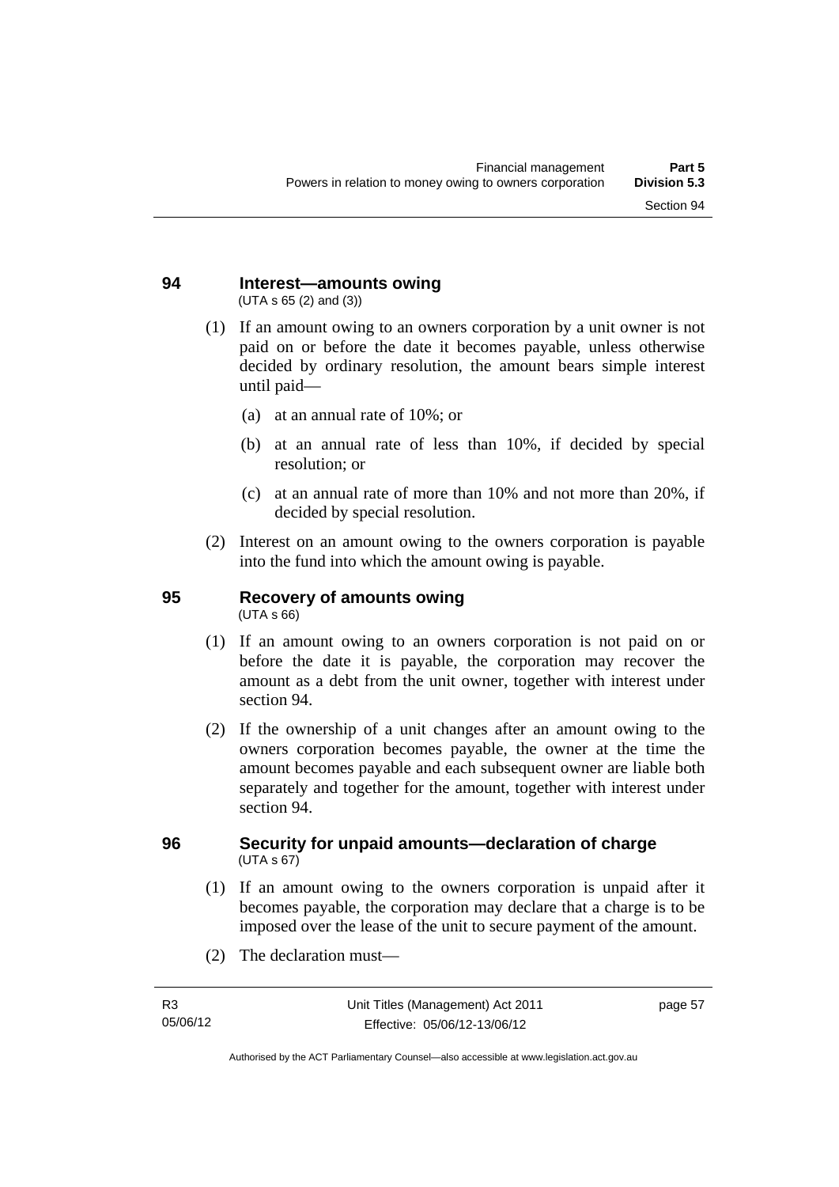## 94 Interest—amounts owing

(UTA s 65 (2) and (3))

(1) If an amount owing to an owners corporation by a unit owner is not paid on or before the date it becomes payable, unless otherwise decided by ordinary resolution, the amount bears simple interest until paid—

(a) at an annual rate of 10%; or

(b) at an annual rate of less than 10%, if decided by special resolution; or

(c) at an annual rate of more than 10% and not more than 20%, if decided by special resolution.

(2) Interest on an amount owing to the owners corporation is payable into the fund into which the amount owing is payable.

## 95 Recovery of amounts owing

(UTA s 66)

(1) If an amount owing to an owners corporation is not paid on or before the date it is payable, the corporation may recover the amount as a debt from the unit owner, together with interest under section 94.

(2) If the ownership of a unit changes after an amount owing to the owners corporation becomes payable, the owner at the time the amount becomes payable and each subsequent owner are liable both separately and together for the amount, together with interest under section 94.

## 96 Security for unpaid amounts—declaration of charge

(UTA s 67)

(1) If an amount owing to the owners corporation is unpaid after it becomes payable, the corporation may declare that a charge is to be imposed over the lease of the unit to secure payment of the amount.

(2) The declaration must—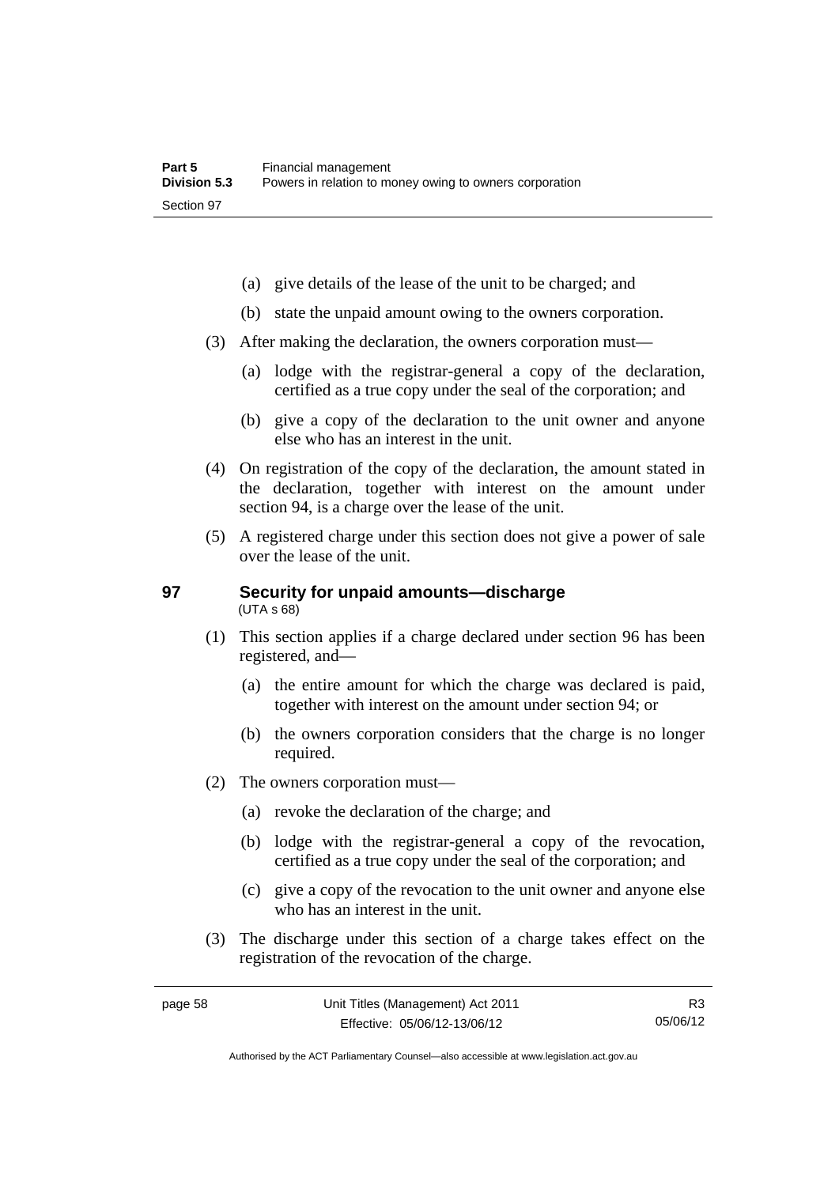- (a) give details of the lease of the unit to be charged; and
- (b) state the unpaid amount owing to the owners corporation.

(3) After making the declaration, the owners corporation must—

- (a) lodge with the registrar-general a copy of the declaration, certified as a true copy under the seal of the corporation; and
- (b) give a copy of the declaration to the unit owner and anyone else who has an interest in the unit.

(4) On registration of the copy of the declaration, the amount stated in the declaration, together with interest on the amount under section 94, is a charge over the lease of the unit.

(5) A registered charge under this section does not give a power of sale over the lease of the unit.

## 97 Security for unpaid amounts—discharge

(UTA s 68)

(1) This section applies if a charge declared under section 96 has been registered, and—

- (a) the entire amount for which the charge was declared is paid, together with interest on the amount under section 94; or
- (b) the owners corporation considers that the charge is no longer required.

(2) The owners corporation must—

- (a) revoke the declaration of the charge; and
- (b) lodge with the registrar-general a copy of the revocation, certified as a true copy under the seal of the corporation; and
- (c) give a copy of the revocation to the unit owner and anyone else who has an interest in the unit.

(3) The discharge under this section of a charge takes effect on the registration of the revocation of the charge.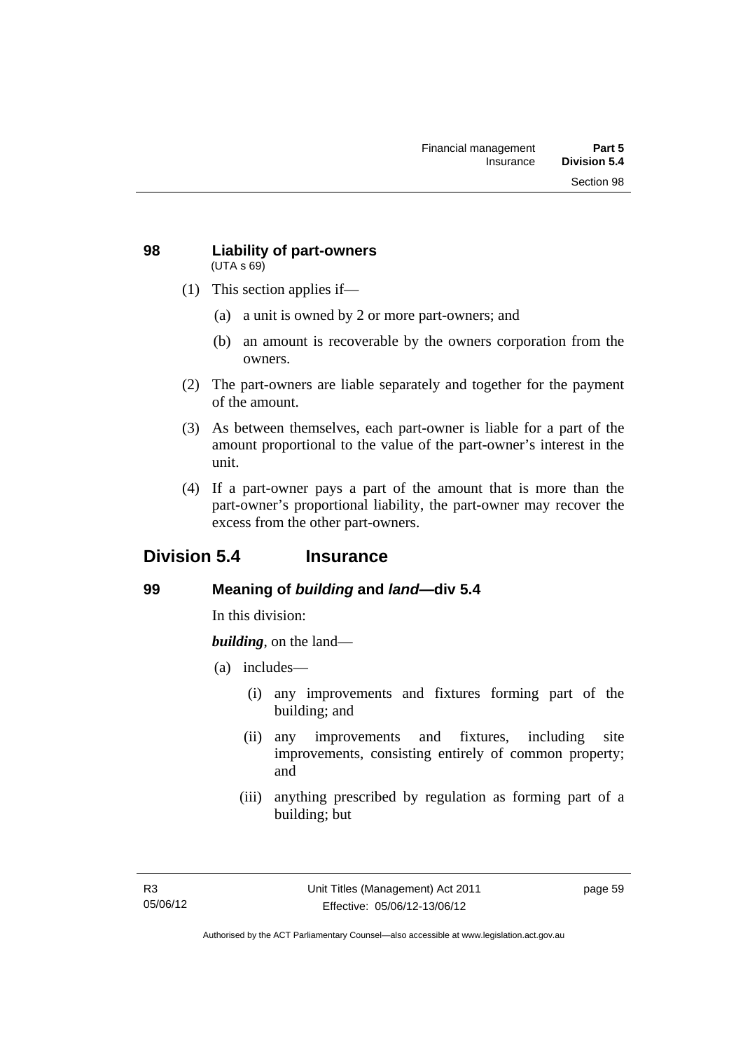## 98 Liability of part-owners

(UTA s 69)

(1) This section applies if—

(a) a unit is owned by 2 or more part-owners; and

(b) an amount is recoverable by the owners corporation from the owners.

(2) The part-owners are liable separately and together for the payment of the amount.

(3) As between themselves, each part-owner is liable for a part of the amount proportional to the value of the part-owner's interest in the unit.

(4) If a part-owner pays a part of the amount that is more than the part-owner's proportional liability, the part-owner may recover the excess from the other part-owners.

# Division 5.4 Insurance

## 99 Meaning of *building* and *land*—div 5.4

In this division:

***building***, on the land—

(a) includes—

(i) any improvements and fixtures forming part of the building; and

(ii) any improvements and fixtures, including site improvements, consisting entirely of common property; and

(iii) anything prescribed by regulation as forming part of a building; but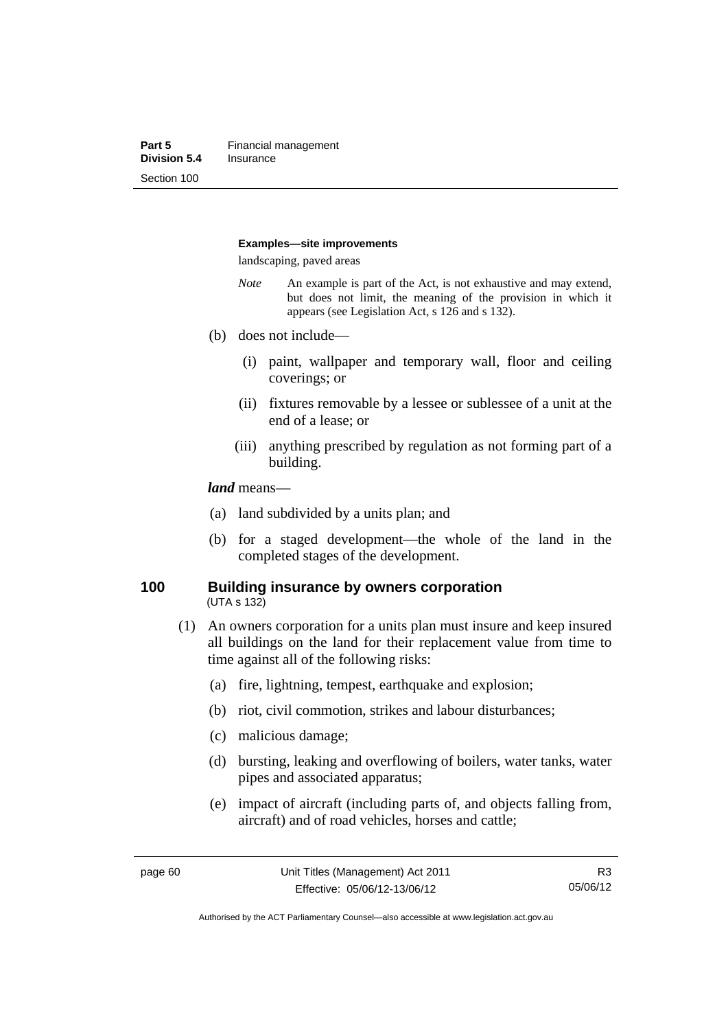**Examples—site improvements**

landscaping, paved areas

*Note* An example is part of the Act, is not exhaustive and may extend, but does not limit, the meaning of the provision in which it appears (see Legislation Act, s 126 and s 132).

(b) does not include—

(i) paint, wallpaper and temporary wall, floor and ceiling coverings; or

(ii) fixtures removable by a lessee or sublessee of a unit at the end of a lease; or

(iii) anything prescribed by regulation as not forming part of a building.

***land*** means—

(a) land subdivided by a units plan; and

(b) for a staged development—the whole of the land in the completed stages of the development.

## 100 Building insurance by owners corporation

(UTA s 132)

(1) An owners corporation for a units plan must insure and keep insured all buildings on the land for their replacement value from time to time against all of the following risks:

(a) fire, lightning, tempest, earthquake and explosion;

(b) riot, civil commotion, strikes and labour disturbances;

(c) malicious damage;

(d) bursting, leaking and overflowing of boilers, water tanks, water pipes and associated apparatus;

(e) impact of aircraft (including parts of, and objects falling from, aircraft) and of road vehicles, horses and cattle;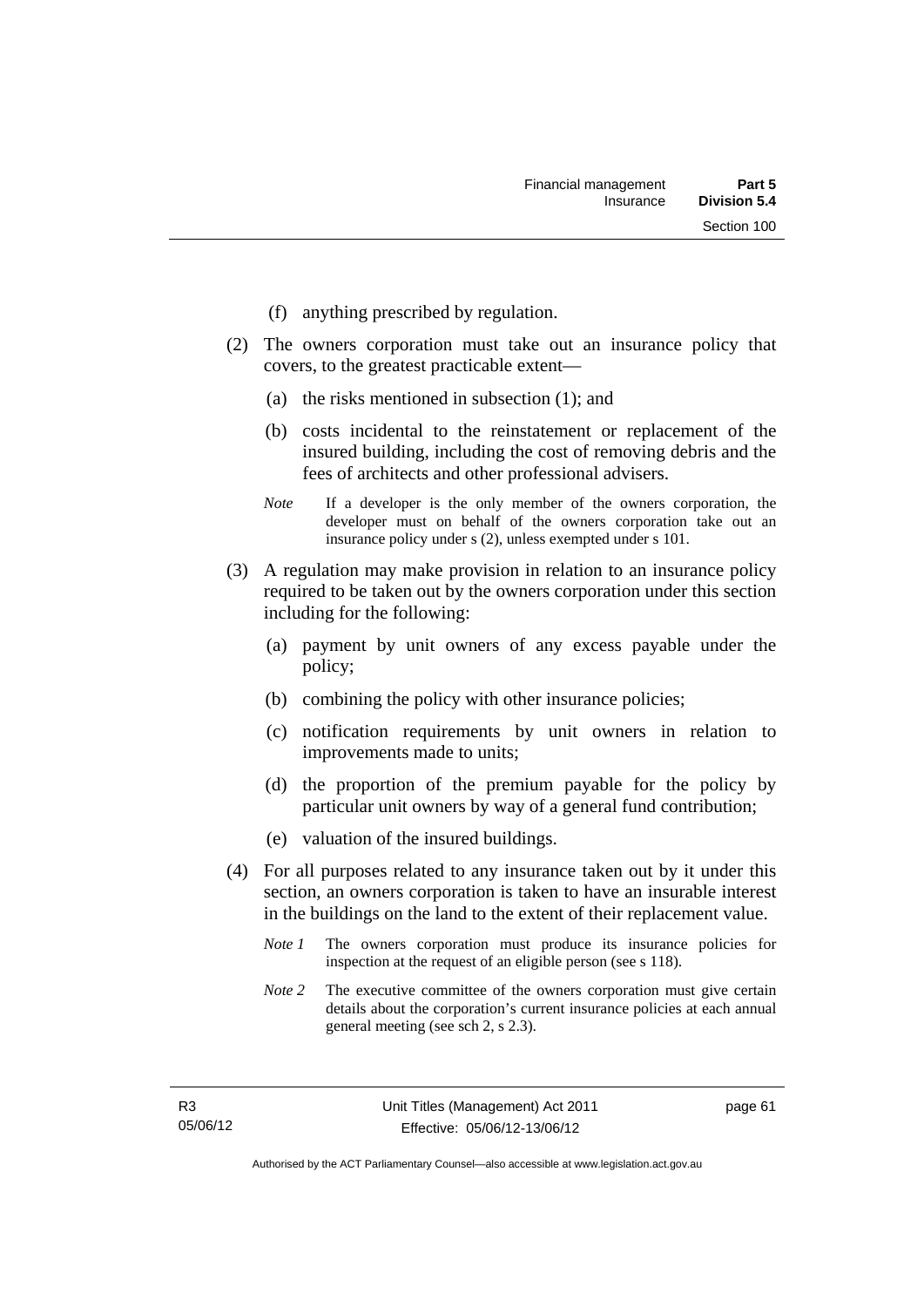(f) anything prescribed by regulation.

(2) The owners corporation must take out an insurance policy that covers, to the greatest practicable extent—

(a) the risks mentioned in subsection (1); and

(b) costs incidental to the reinstatement or replacement of the insured building, including the cost of removing debris and the fees of architects and other professional advisers.

*Note* If a developer is the only member of the owners corporation, the developer must on behalf of the owners corporation take out an insurance policy under s (2), unless exempted under s 101.

(3) A regulation may make provision in relation to an insurance policy required to be taken out by the owners corporation under this section including for the following:

(a) payment by unit owners of any excess payable under the policy;

(b) combining the policy with other insurance policies;

(c) notification requirements by unit owners in relation to improvements made to units;

(d) the proportion of the premium payable for the policy by particular unit owners by way of a general fund contribution;

(e) valuation of the insured buildings.

(4) For all purposes related to any insurance taken out by it under this section, an owners corporation is taken to have an insurable interest in the buildings on the land to the extent of their replacement value.

*Note 1* The owners corporation must produce its insurance policies for inspection at the request of an eligible person (see s 118).

*Note 2* The executive committee of the owners corporation must give certain details about the corporation's current insurance policies at each annual general meeting (see sch 2, s 2.3).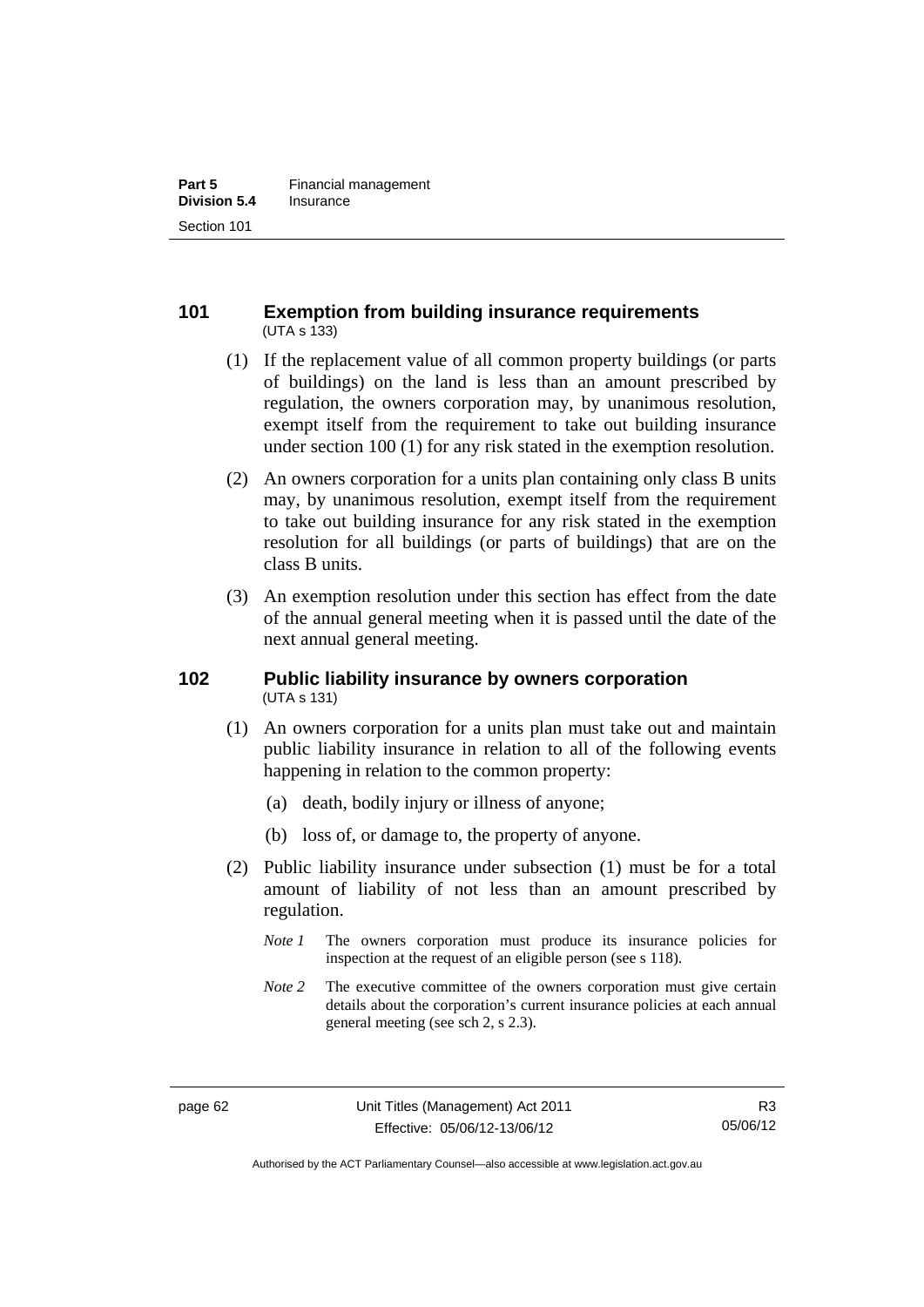## 101 Exemption from building insurance requirements

(UTA s 133)

(1) If the replacement value of all common property buildings (or parts of buildings) on the land is less than an amount prescribed by regulation, the owners corporation may, by unanimous resolution, exempt itself from the requirement to take out building insurance under section 100 (1) for any risk stated in the exemption resolution.

(2) An owners corporation for a units plan containing only class B units may, by unanimous resolution, exempt itself from the requirement to take out building insurance for any risk stated in the exemption resolution for all buildings (or parts of buildings) that are on the class B units.

(3) An exemption resolution under this section has effect from the date of the annual general meeting when it is passed until the date of the next annual general meeting.

## 102 Public liability insurance by owners corporation

(UTA s 131)

(1) An owners corporation for a units plan must take out and maintain public liability insurance in relation to all of the following events happening in relation to the common property:

(a) death, bodily injury or illness of anyone;

(b) loss of, or damage to, the property of anyone.

(2) Public liability insurance under subsection (1) must be for a total amount of liability of not less than an amount prescribed by regulation.

*Note 1* The owners corporation must produce its insurance policies for inspection at the request of an eligible person (see s 118).

*Note 2* The executive committee of the owners corporation must give certain details about the corporation's current insurance policies at each annual general meeting (see sch 2, s 2.3).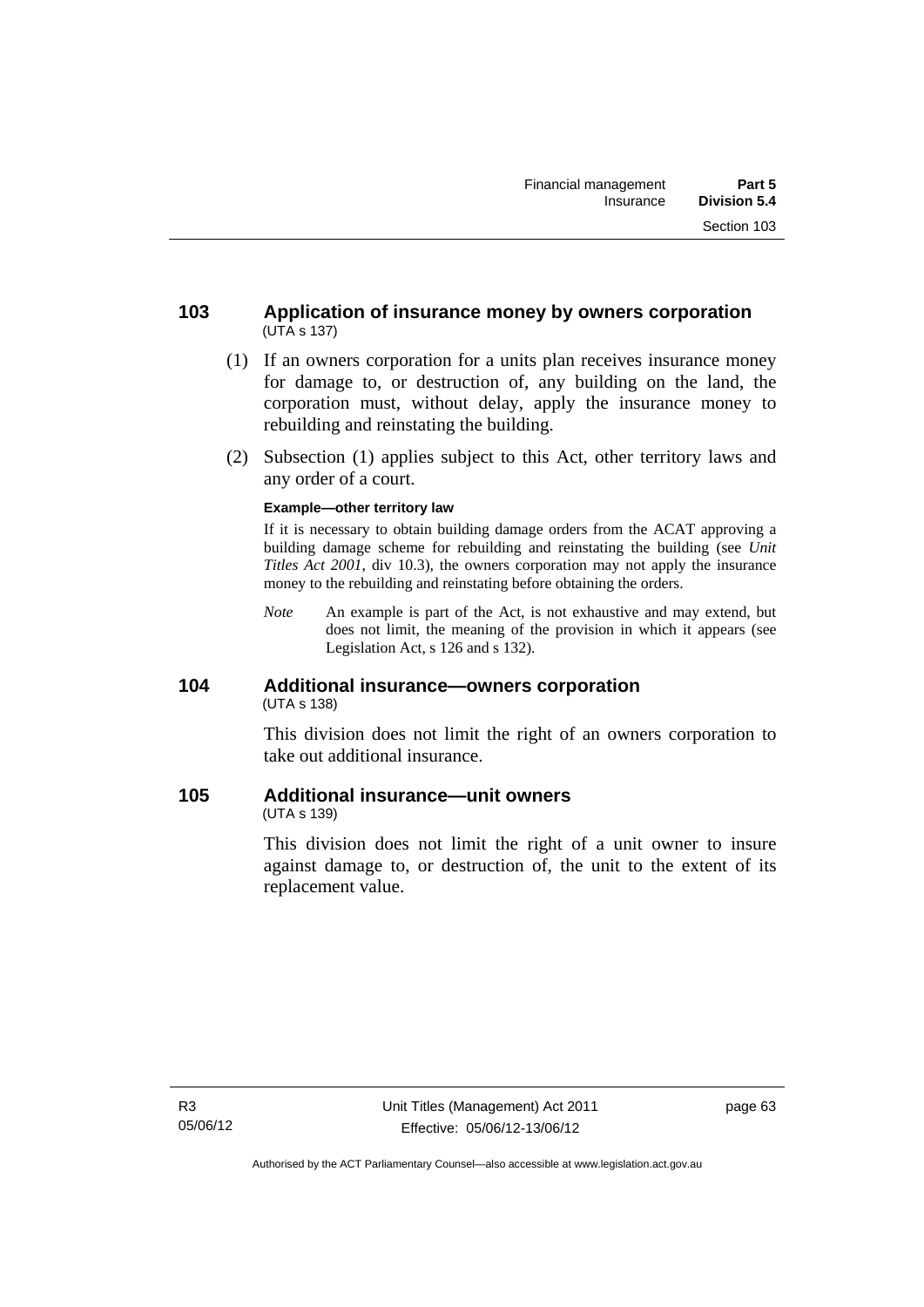### 103 Application of insurance money by owners corporation
(UTA s 137)

(1) If an owners corporation for a units plan receives insurance money for damage to, or destruction of, any building on the land, the corporation must, without delay, apply the insurance money to rebuilding and reinstating the building.

(2) Subsection (1) applies subject to this Act, other territory laws and any order of a court.

**Example—other territory law**

If it is necessary to obtain building damage orders from the ACAT approving a building damage scheme for rebuilding and reinstating the building (see *Unit Titles Act 2001*, div 10.3), the owners corporation may not apply the insurance money to the rebuilding and reinstating before obtaining the orders.

*Note* An example is part of the Act, is not exhaustive and may extend, but does not limit, the meaning of the provision in which it appears (see Legislation Act, s 126 and s 132).

### 104 Additional insurance—owners corporation
(UTA s 138)

This division does not limit the right of an owners corporation to take out additional insurance.

### 105 Additional insurance—unit owners
(UTA s 139)

This division does not limit the right of a unit owner to insure against damage to, or destruction of, the unit to the extent of its replacement value.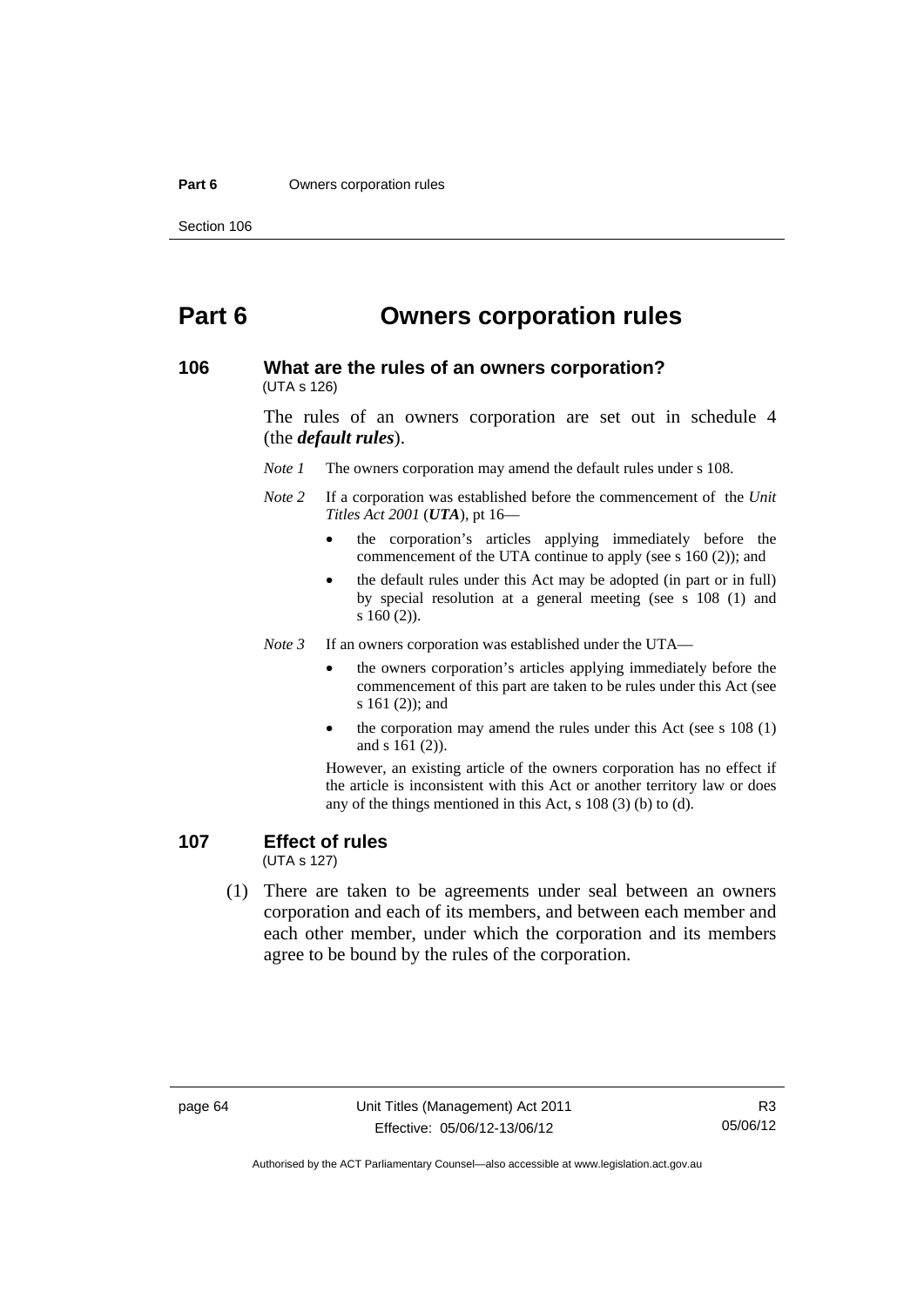# Part 6 Owners corporation rules

## 106 What are the rules of an owners corporation?

(UTA s 126)

The rules of an owners corporation are set out in schedule 4 (the ***default rules***).

*Note 1* The owners corporation may amend the default rules under s 108.

*Note 2* If a corporation was established before the commencement of the *Unit Titles Act 2001* (***UTA***), pt 16—

- the corporation's articles applying immediately before the commencement of the UTA continue to apply (see s 160 (2)); and
- the default rules under this Act may be adopted (in part or in full) by special resolution at a general meeting (see s 108 (1) and s 160 (2)).

*Note 3* If an owners corporation was established under the UTA—

- the owners corporation's articles applying immediately before the commencement of this part are taken to be rules under this Act (see s 161 (2)); and
- the corporation may amend the rules under this Act (see s 108 (1) and s 161 (2)).

However, an existing article of the owners corporation has no effect if the article is inconsistent with this Act or another territory law or does any of the things mentioned in this Act, s 108 (3) (b) to (d).

## 107 Effect of rules

(UTA s 127)

(1) There are taken to be agreements under seal between an owners corporation and each of its members, and between each member and each other member, under which the corporation and its members agree to be bound by the rules of the corporation.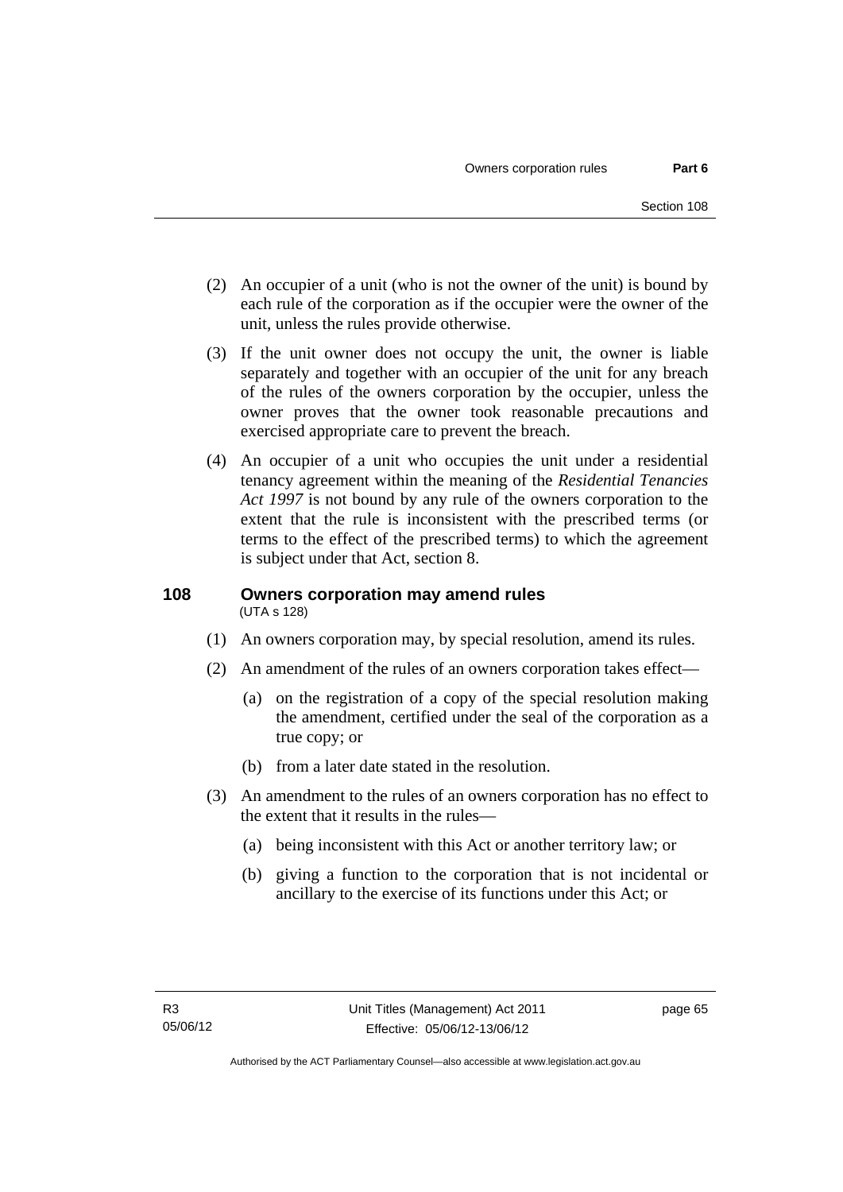(2) An occupier of a unit (who is not the owner of the unit) is bound by each rule of the corporation as if the occupier were the owner of the unit, unless the rules provide otherwise.

(3) If the unit owner does not occupy the unit, the owner is liable separately and together with an occupier of the unit for any breach of the rules of the owners corporation by the occupier, unless the owner proves that the owner took reasonable precautions and exercised appropriate care to prevent the breach.

(4) An occupier of a unit who occupies the unit under a residential tenancy agreement within the meaning of the *Residential Tenancies Act 1997* is not bound by any rule of the owners corporation to the extent that the rule is inconsistent with the prescribed terms (or terms to the effect of the prescribed terms) to which the agreement is subject under that Act, section 8.

### 108 Owners corporation may amend rules

(UTA s 128)

(1) An owners corporation may, by special resolution, amend its rules.

(2) An amendment of the rules of an owners corporation takes effect—

(a) on the registration of a copy of the special resolution making the amendment, certified under the seal of the corporation as a true copy; or

(b) from a later date stated in the resolution.

(3) An amendment to the rules of an owners corporation has no effect to the extent that it results in the rules—

(a) being inconsistent with this Act or another territory law; or

(b) giving a function to the corporation that is not incidental or ancillary to the exercise of its functions under this Act; or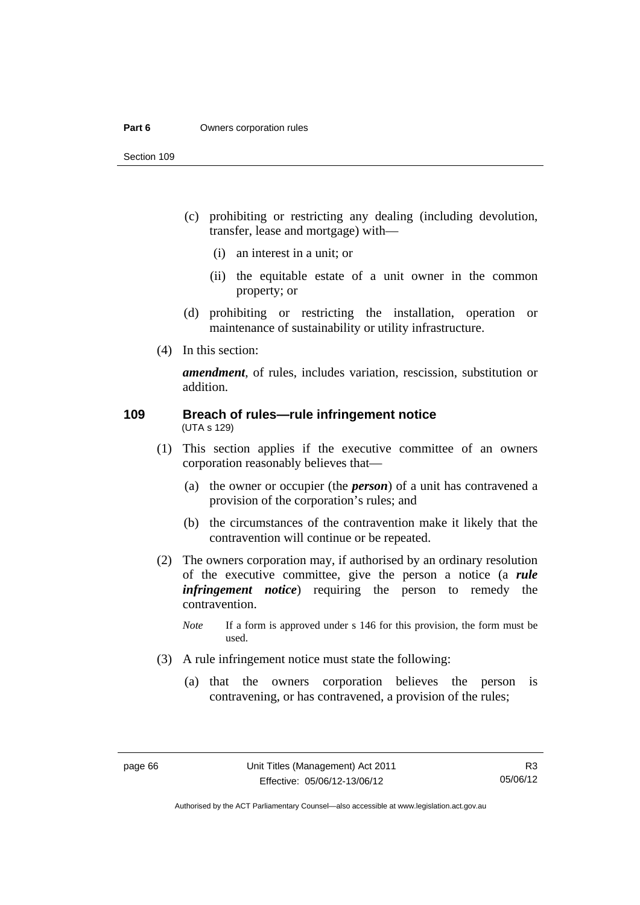(c) prohibiting or restricting any dealing (including devolution, transfer, lease and mortgage) with—

  (i) an interest in a unit; or

  (ii) the equitable estate of a unit owner in the common property; or

(d) prohibiting or restricting the installation, operation or maintenance of sustainability or utility infrastructure.

(4) In this section:

***amendment***, of rules, includes variation, rescission, substitution or addition.

## 109 Breach of rules—rule infringement notice

(UTA s 129)

(1) This section applies if the executive committee of an owners corporation reasonably believes that—

(a) the owner or occupier (the ***person***) of a unit has contravened a provision of the corporation's rules; and

(b) the circumstances of the contravention make it likely that the contravention will continue or be repeated.

(2) The owners corporation may, if authorised by an ordinary resolution of the executive committee, give the person a notice (a ***rule infringement notice***) requiring the person to remedy the contravention.

*Note* If a form is approved under s 146 for this provision, the form must be used.

(3) A rule infringement notice must state the following:

(a) that the owners corporation believes the person is contravening, or has contravened, a provision of the rules;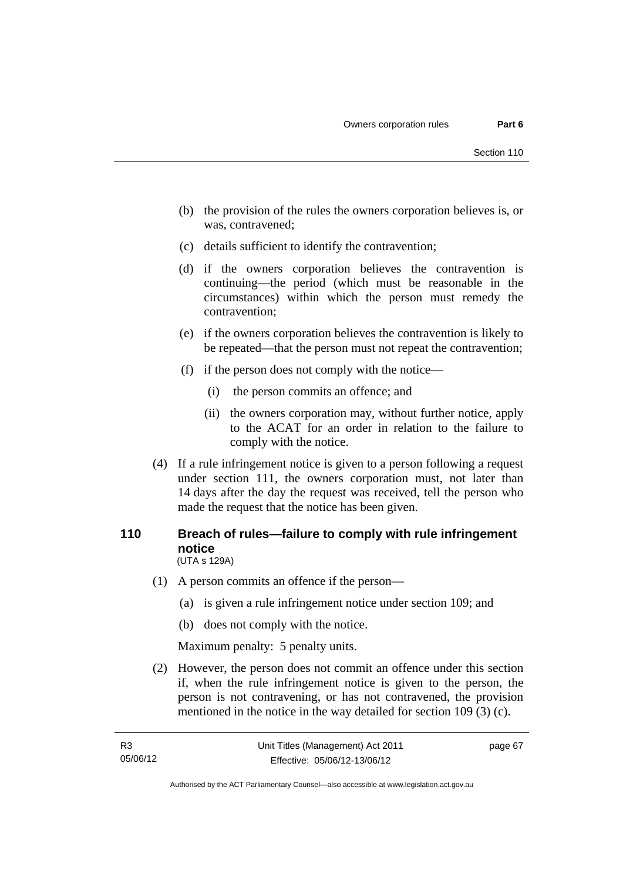(b) the provision of the rules the owners corporation believes is, or was, contravened;

(c) details sufficient to identify the contravention;

(d) if the owners corporation believes the contravention is continuing—the period (which must be reasonable in the circumstances) within which the person must remedy the contravention;

(e) if the owners corporation believes the contravention is likely to be repeated—that the person must not repeat the contravention;

(f) if the person does not comply with the notice—

(i) the person commits an offence; and

(ii) the owners corporation may, without further notice, apply to the ACAT for an order in relation to the failure to comply with the notice.

(4) If a rule infringement notice is given to a person following a request under section 111, the owners corporation must, not later than 14 days after the day the request was received, tell the person who made the request that the notice has been given.

## 110 Breach of rules—failure to comply with rule infringement notice

(UTA s 129A)

(1) A person commits an offence if the person—

(a) is given a rule infringement notice under section 109; and

(b) does not comply with the notice.

Maximum penalty: 5 penalty units.

(2) However, the person does not commit an offence under this section if, when the rule infringement notice is given to the person, the person is not contravening, or has not contravened, the provision mentioned in the notice in the way detailed for section 109 (3) (c).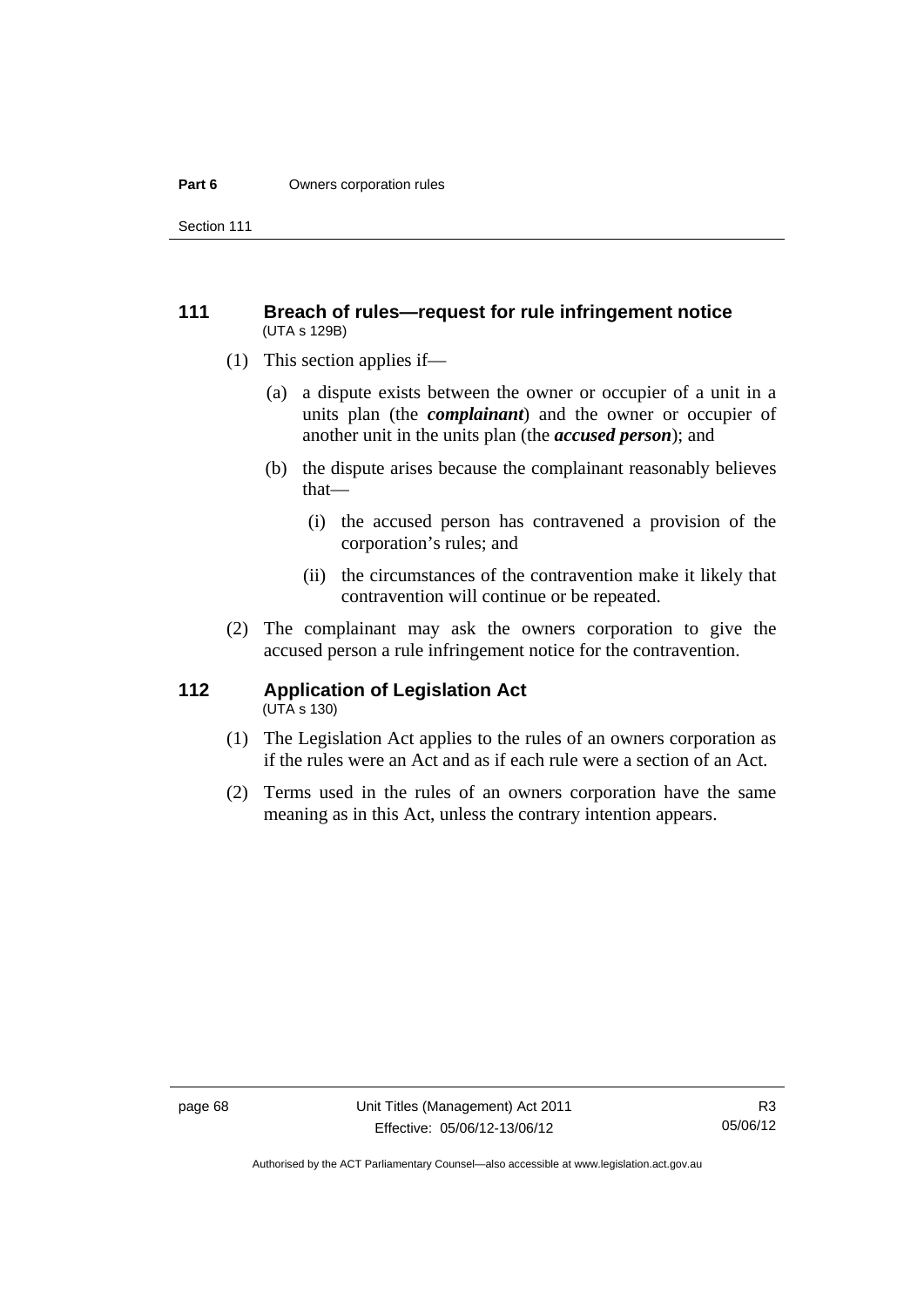## 111 Breach of rules—request for rule infringement notice

(UTA s 129B)

(1) This section applies if—

(a) a dispute exists between the owner or occupier of a unit in a units plan (the ***complainant***) and the owner or occupier of another unit in the units plan (the ***accused person***); and

(b) the dispute arises because the complainant reasonably believes that—

(i) the accused person has contravened a provision of the corporation's rules; and

(ii) the circumstances of the contravention make it likely that contravention will continue or be repeated.

(2) The complainant may ask the owners corporation to give the accused person a rule infringement notice for the contravention.

## 112 Application of Legislation Act

(UTA s 130)

(1) The Legislation Act applies to the rules of an owners corporation as if the rules were an Act and as if each rule were a section of an Act.

(2) Terms used in the rules of an owners corporation have the same meaning as in this Act, unless the contrary intention appears.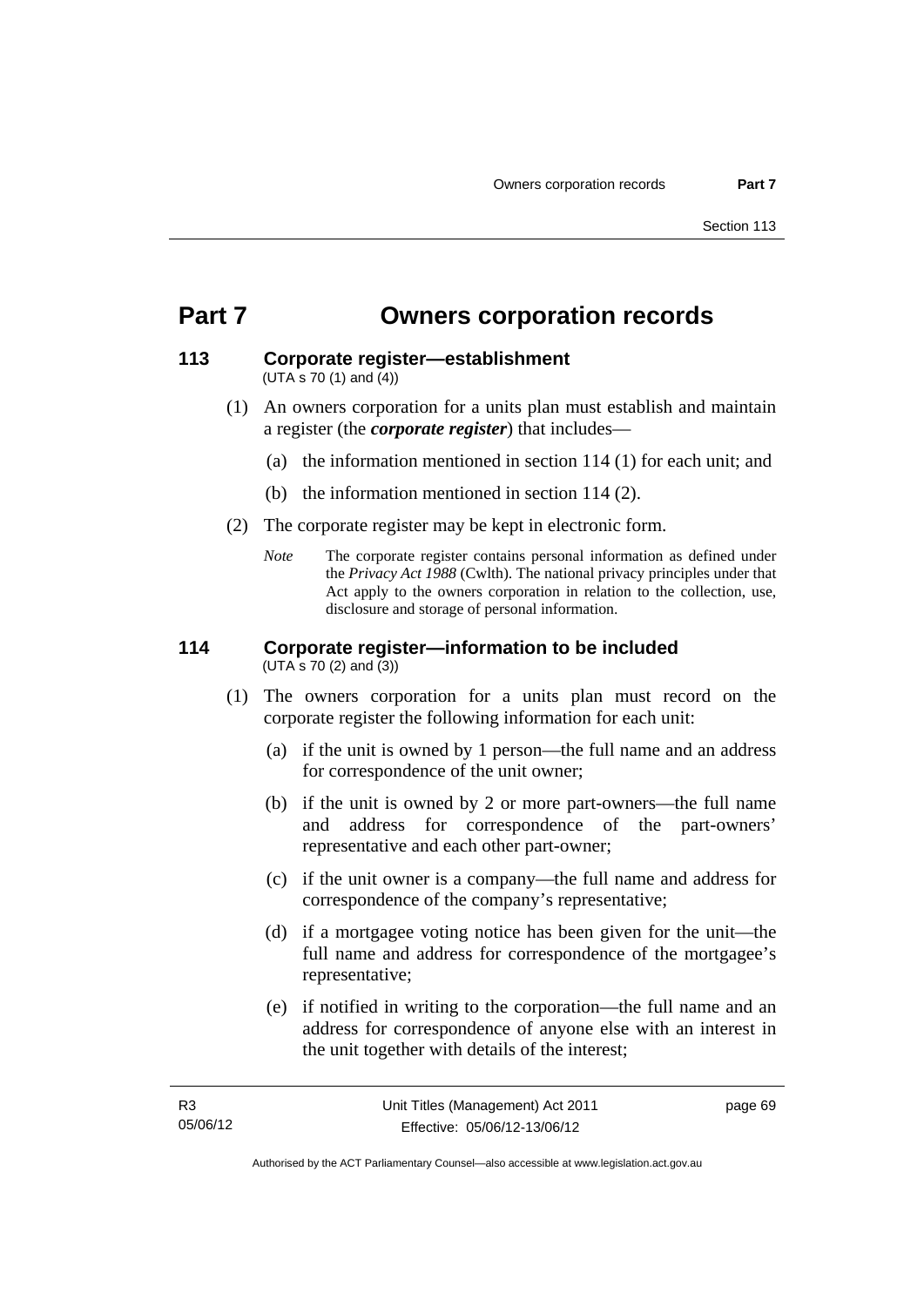# Part 7 Owners corporation records

### 113 Corporate register—establishment

(UTA s 70 (1) and (4))

(1) An owners corporation for a units plan must establish and maintain a register (the ***corporate register***) that includes—

(a) the information mentioned in section 114 (1) for each unit; and

(b) the information mentioned in section 114 (2).

(2) The corporate register may be kept in electronic form.

*Note* The corporate register contains personal information as defined under the *Privacy Act 1988* (Cwlth). The national privacy principles under that Act apply to the owners corporation in relation to the collection, use, disclosure and storage of personal information.

### 114 Corporate register—information to be included

(UTA s 70 (2) and (3))

(1) The owners corporation for a units plan must record on the corporate register the following information for each unit:

(a) if the unit is owned by 1 person—the full name and an address for correspondence of the unit owner;

(b) if the unit is owned by 2 or more part-owners—the full name and address for correspondence of the part-owners' representative and each other part-owner;

(c) if the unit owner is a company—the full name and address for correspondence of the company's representative;

(d) if a mortgagee voting notice has been given for the unit—the full name and address for correspondence of the mortgagee's representative;

(e) if notified in writing to the corporation—the full name and an address for correspondence of anyone else with an interest in the unit together with details of the interest;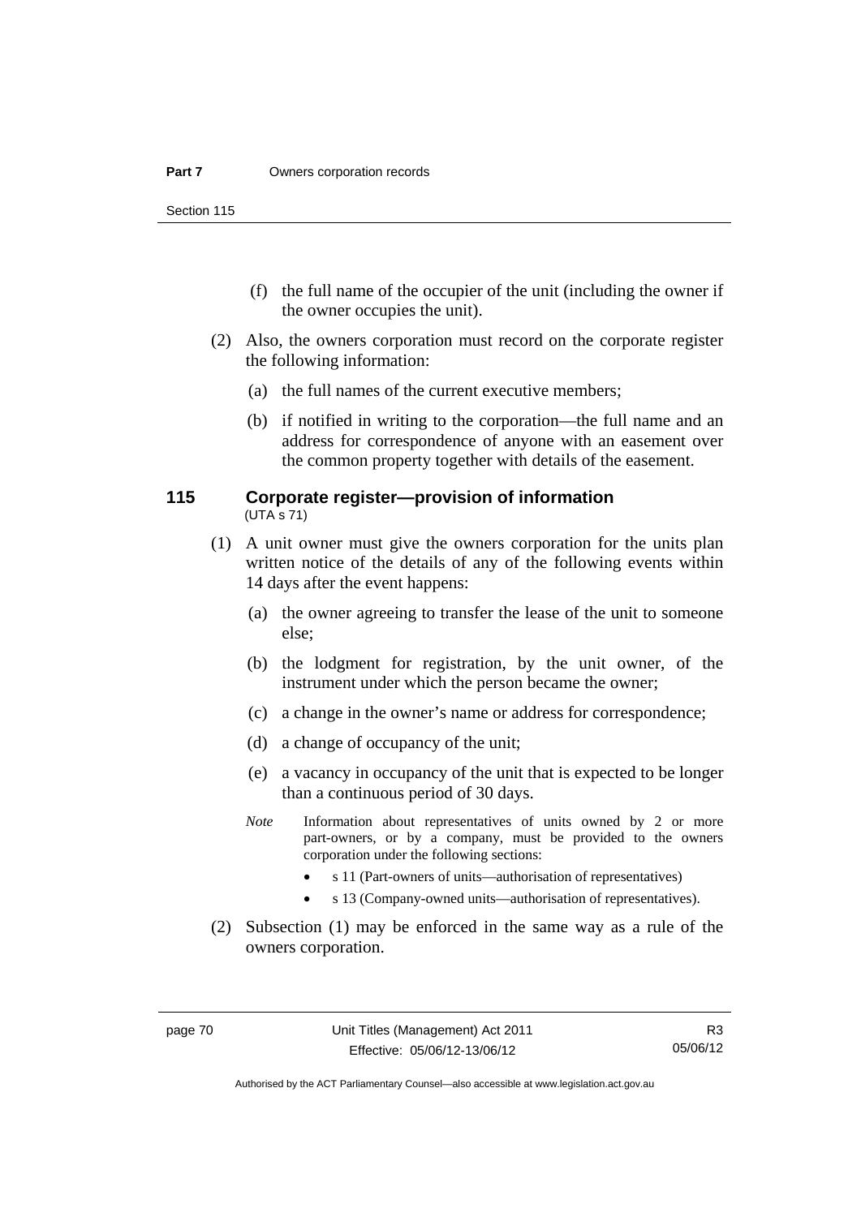(f) the full name of the occupier of the unit (including the owner if the owner occupies the unit).

(2) Also, the owners corporation must record on the corporate register the following information:

(a) the full names of the current executive members;

(b) if notified in writing to the corporation—the full name and an address for correspondence of anyone with an easement over the common property together with details of the easement.

### 115 Corporate register—provision of information

(UTA s 71)

(1) A unit owner must give the owners corporation for the units plan written notice of the details of any of the following events within 14 days after the event happens:

(a) the owner agreeing to transfer the lease of the unit to someone else;

(b) the lodgment for registration, by the unit owner, of the instrument under which the person became the owner;

(c) a change in the owner's name or address for correspondence;

(d) a change of occupancy of the unit;

(e) a vacancy in occupancy of the unit that is expected to be longer than a continuous period of 30 days.

*Note* Information about representatives of units owned by 2 or more part-owners, or by a company, must be provided to the owners corporation under the following sections:

- s 11 (Part-owners of units—authorisation of representatives)
- s 13 (Company-owned units—authorisation of representatives).

(2) Subsection (1) may be enforced in the same way as a rule of the owners corporation.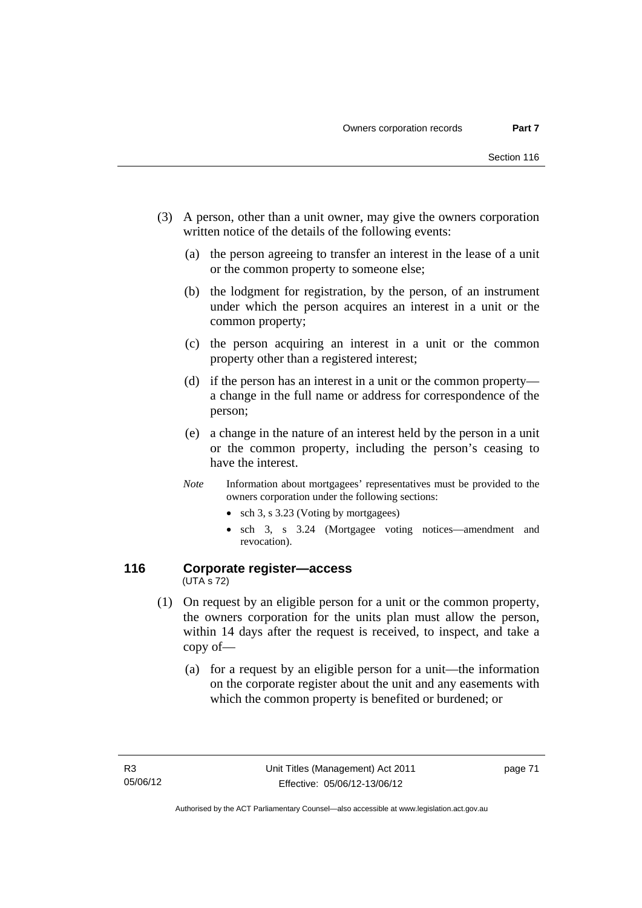(3) A person, other than a unit owner, may give the owners corporation written notice of the details of the following events:

(a) the person agreeing to transfer an interest in the lease of a unit or the common property to someone else;

(b) the lodgment for registration, by the person, of an instrument under which the person acquires an interest in a unit or the common property;

(c) the person acquiring an interest in a unit or the common property other than a registered interest;

(d) if the person has an interest in a unit or the common property—a change in the full name or address for correspondence of the person;

(e) a change in the nature of an interest held by the person in a unit or the common property, including the person's ceasing to have the interest.

*Note* Information about mortgagees' representatives must be provided to the owners corporation under the following sections:

- sch 3, s 3.23 (Voting by mortgagees)
- sch 3, s 3.24 (Mortgagee voting notices—amendment and revocation).

## 116 Corporate register—access

(UTA s 72)

(1) On request by an eligible person for a unit or the common property, the owners corporation for the units plan must allow the person, within 14 days after the request is received, to inspect, and take a copy of—

(a) for a request by an eligible person for a unit—the information on the corporate register about the unit and any easements with which the common property is benefited or burdened; or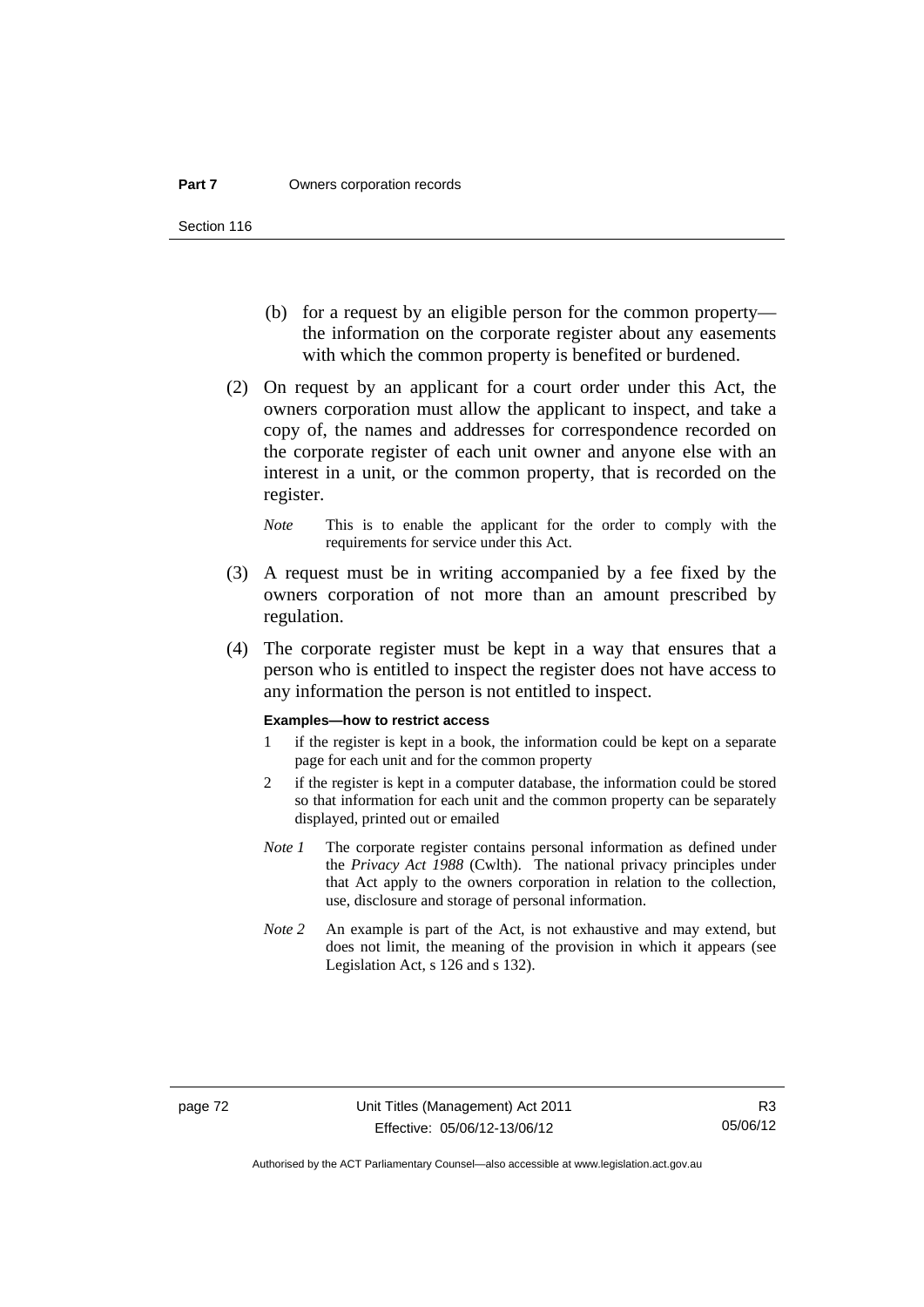(b) for a request by an eligible person for the common property—the information on the corporate register about any easements with which the common property is benefited or burdened.

(2) On request by an applicant for a court order under this Act, the owners corporation must allow the applicant to inspect, and take a copy of, the names and addresses for correspondence recorded on the corporate register of each unit owner and anyone else with an interest in a unit, or the common property, that is recorded on the register.

*Note* This is to enable the applicant for the order to comply with the requirements for service under this Act.

(3) A request must be in writing accompanied by a fee fixed by the owners corporation of not more than an amount prescribed by regulation.

(4) The corporate register must be kept in a way that ensures that a person who is entitled to inspect the register does not have access to any information the person is not entitled to inspect.

**Examples—how to restrict access**

1 if the register is kept in a book, the information could be kept on a separate page for each unit and for the common property

2 if the register is kept in a computer database, the information could be stored so that information for each unit and the common property can be separately displayed, printed out or emailed

*Note 1* The corporate register contains personal information as defined under the *Privacy Act 1988* (Cwlth). The national privacy principles under that Act apply to the owners corporation in relation to the collection, use, disclosure and storage of personal information.

*Note 2* An example is part of the Act, is not exhaustive and may extend, but does not limit, the meaning of the provision in which it appears (see Legislation Act, s 126 and s 132).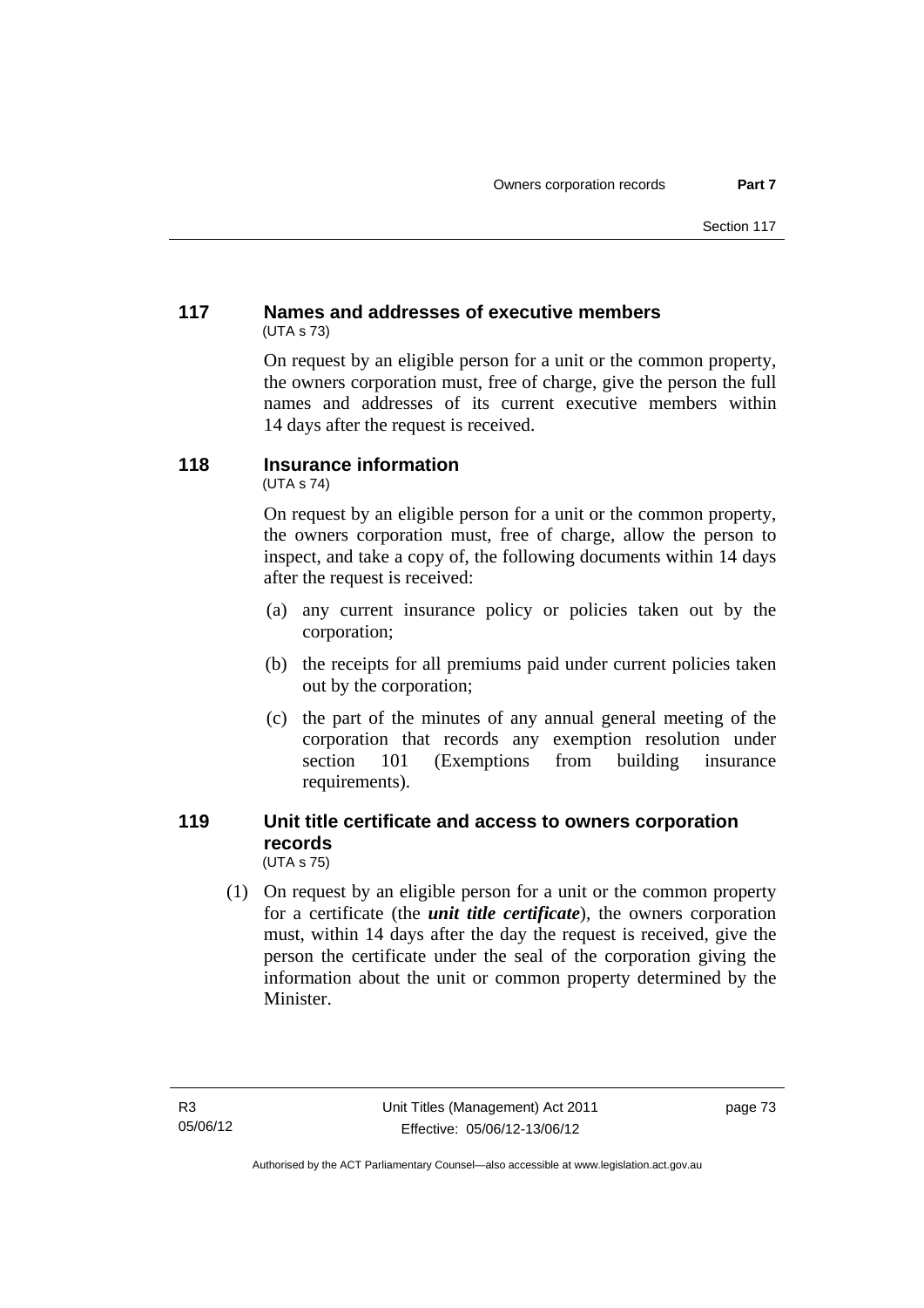### 117 Names and addresses of executive members
(UTA s 73)

On request by an eligible person for a unit or the common property, the owners corporation must, free of charge, give the person the full names and addresses of its current executive members within 14 days after the request is received.

### 118 Insurance information
(UTA s 74)

On request by an eligible person for a unit or the common property, the owners corporation must, free of charge, allow the person to inspect, and take a copy of, the following documents within 14 days after the request is received:

(a) any current insurance policy or policies taken out by the corporation;

(b) the receipts for all premiums paid under current policies taken out by the corporation;

(c) the part of the minutes of any annual general meeting of the corporation that records any exemption resolution under section 101 (Exemptions from building insurance requirements).

### 119 Unit title certificate and access to owners corporation records
(UTA s 75)

(1) On request by an eligible person for a unit or the common property for a certificate (the ***unit title certificate***), the owners corporation must, within 14 days after the day the request is received, give the person the certificate under the seal of the corporation giving the information about the unit or common property determined by the Minister.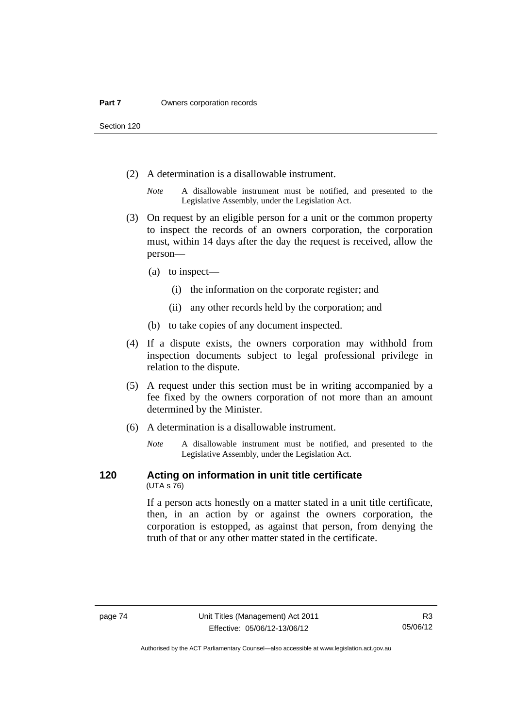(2) A determination is a disallowable instrument.

*Note* A disallowable instrument must be notified, and presented to the Legislative Assembly, under the Legislation Act.

(3) On request by an eligible person for a unit or the common property to inspect the records of an owners corporation, the corporation must, within 14 days after the day the request is received, allow the person—

(a) to inspect—

(i) the information on the corporate register; and

(ii) any other records held by the corporation; and

(b) to take copies of any document inspected.

(4) If a dispute exists, the owners corporation may withhold from inspection documents subject to legal professional privilege in relation to the dispute.

(5) A request under this section must be in writing accompanied by a fee fixed by the owners corporation of not more than an amount determined by the Minister.

(6) A determination is a disallowable instrument.

*Note* A disallowable instrument must be notified, and presented to the Legislative Assembly, under the Legislation Act.

### 120 Acting on information in unit title certificate

(UTA s 76)

If a person acts honestly on a matter stated in a unit title certificate, then, in an action by or against the owners corporation, the corporation is estopped, as against that person, from denying the truth of that or any other matter stated in the certificate.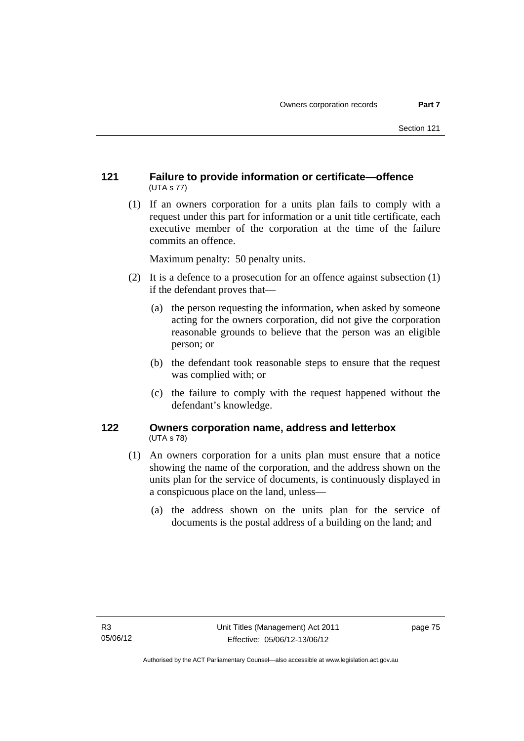### 121 Failure to provide information or certificate—offence

(UTA s 77)

(1) If an owners corporation for a units plan fails to comply with a request under this part for information or a unit title certificate, each executive member of the corporation at the time of the failure commits an offence.

Maximum penalty: 50 penalty units.

(2) It is a defence to a prosecution for an offence against subsection (1) if the defendant proves that—

(a) the person requesting the information, when asked by someone acting for the owners corporation, did not give the corporation reasonable grounds to believe that the person was an eligible person; or

(b) the defendant took reasonable steps to ensure that the request was complied with; or

(c) the failure to comply with the request happened without the defendant's knowledge.

### 122 Owners corporation name, address and letterbox

(UTA s 78)

(1) An owners corporation for a units plan must ensure that a notice showing the name of the corporation, and the address shown on the units plan for the service of documents, is continuously displayed in a conspicuous place on the land, unless—

(a) the address shown on the units plan for the service of documents is the postal address of a building on the land; and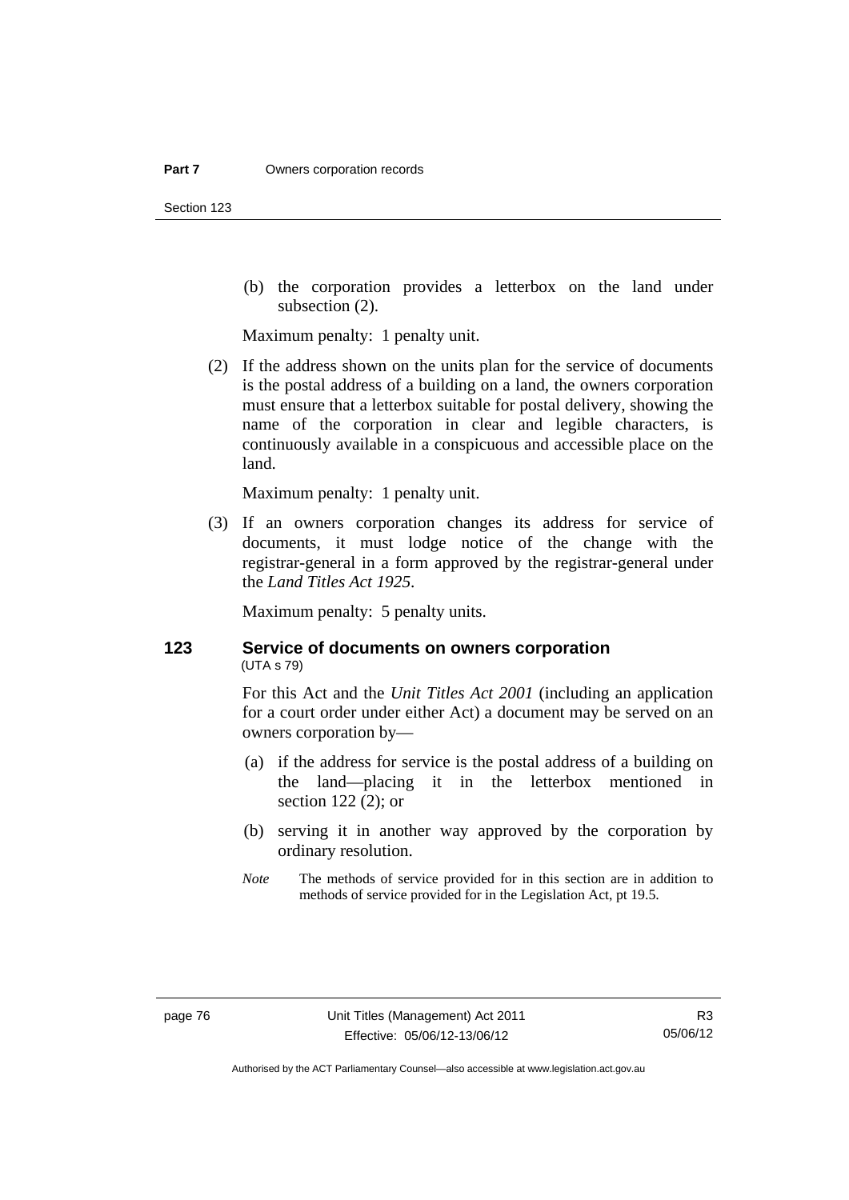(b) the corporation provides a letterbox on the land under subsection (2).

Maximum penalty: 1 penalty unit.

(2) If the address shown on the units plan for the service of documents is the postal address of a building on a land, the owners corporation must ensure that a letterbox suitable for postal delivery, showing the name of the corporation in clear and legible characters, is continuously available in a conspicuous and accessible place on the land.

Maximum penalty: 1 penalty unit.

(3) If an owners corporation changes its address for service of documents, it must lodge notice of the change with the registrar-general in a form approved by the registrar-general under the *Land Titles Act 1925*.

Maximum penalty: 5 penalty units.

## 123 Service of documents on owners corporation

(UTA s 79)

For this Act and the *Unit Titles Act 2001* (including an application for a court order under either Act) a document may be served on an owners corporation by—

(a) if the address for service is the postal address of a building on the land—placing it in the letterbox mentioned in section 122 (2); or

(b) serving it in another way approved by the corporation by ordinary resolution.

*Note* The methods of service provided for in this section are in addition to methods of service provided for in the Legislation Act, pt 19.5.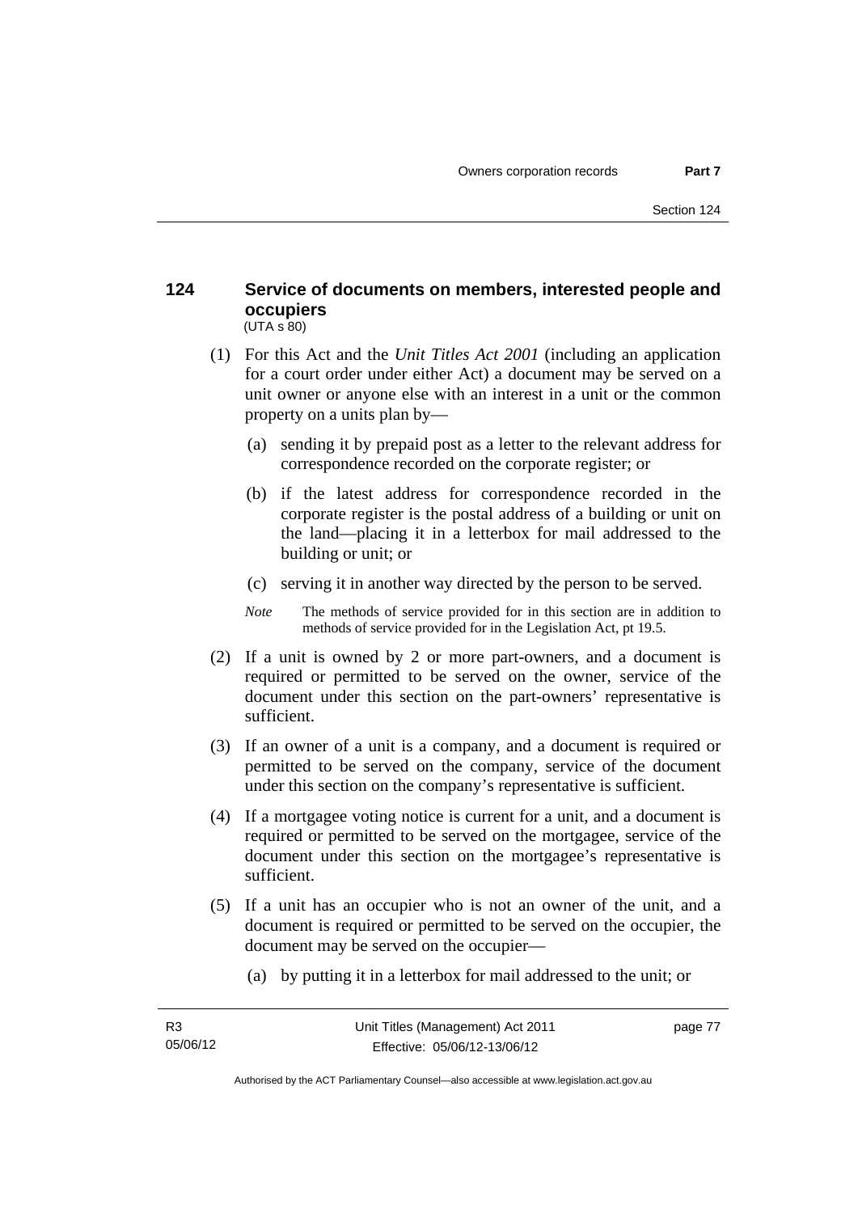## 124 Service of documents on members, interested people and occupiers

(UTA s 80)

(1) For this Act and the *Unit Titles Act 2001* (including an application for a court order under either Act) a document may be served on a unit owner or anyone else with an interest in a unit or the common property on a units plan by—

(a) sending it by prepaid post as a letter to the relevant address for correspondence recorded on the corporate register; or

(b) if the latest address for correspondence recorded in the corporate register is the postal address of a building or unit on the land—placing it in a letterbox for mail addressed to the building or unit; or

(c) serving it in another way directed by the person to be served.

*Note* The methods of service provided for in this section are in addition to methods of service provided for in the Legislation Act, pt 19.5.

(2) If a unit is owned by 2 or more part-owners, and a document is required or permitted to be served on the owner, service of the document under this section on the part-owners' representative is sufficient.

(3) If an owner of a unit is a company, and a document is required or permitted to be served on the company, service of the document under this section on the company's representative is sufficient.

(4) If a mortgagee voting notice is current for a unit, and a document is required or permitted to be served on the mortgagee, service of the document under this section on the mortgagee's representative is sufficient.

(5) If a unit has an occupier who is not an owner of the unit, and a document is required or permitted to be served on the occupier, the document may be served on the occupier—

(a) by putting it in a letterbox for mail addressed to the unit; or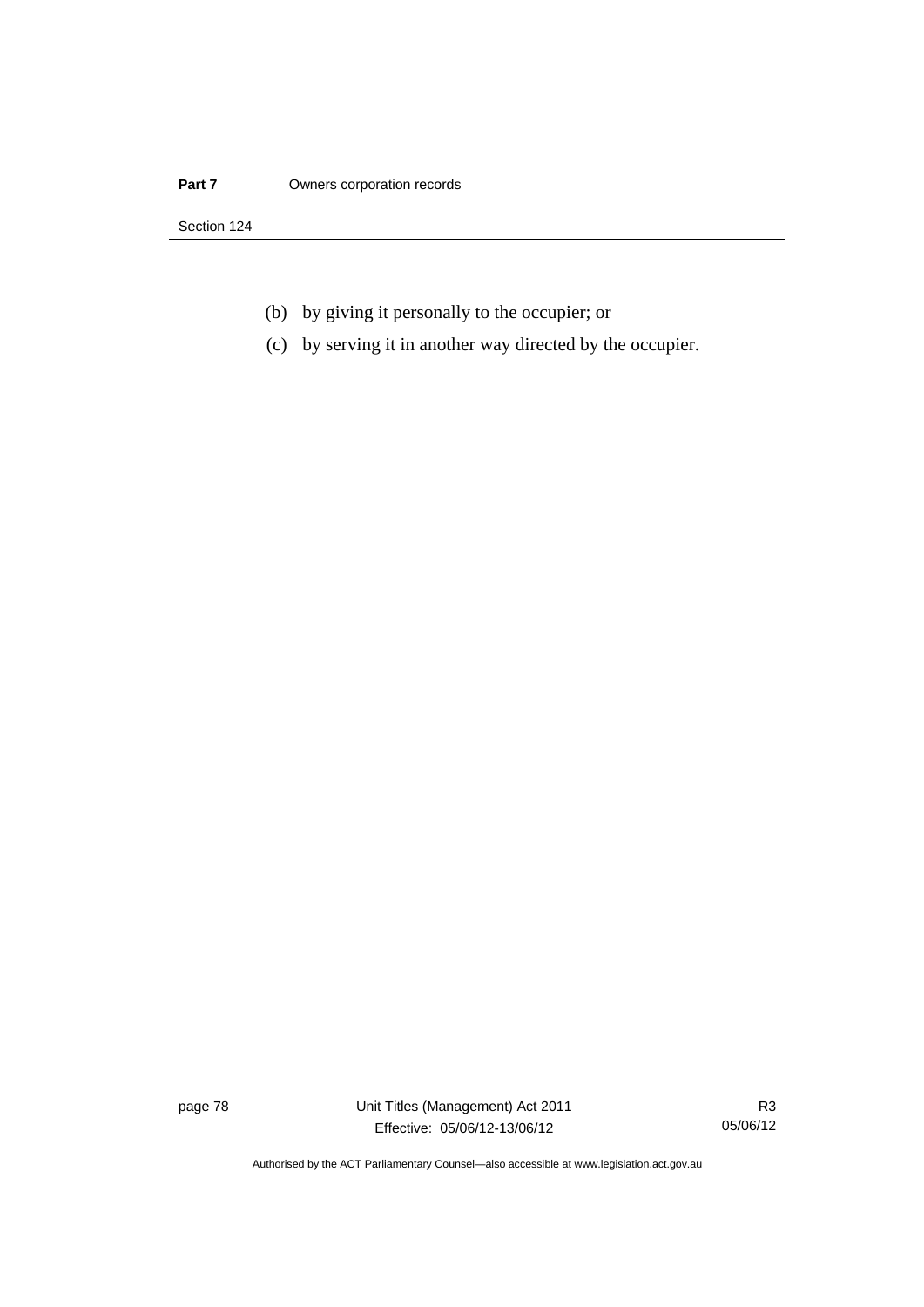(b) by giving it personally to the occupier; or

(c) by serving it in another way directed by the occupier.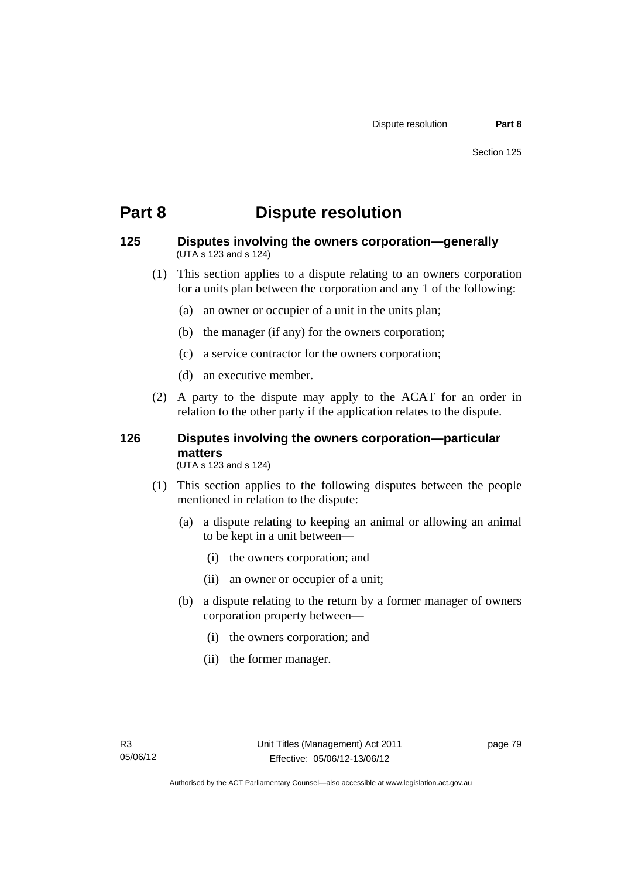# Part 8 Dispute resolution

## 125 Disputes involving the owners corporation—generally

(UTA s 123 and s 124)

(1) This section applies to a dispute relating to an owners corporation for a units plan between the corporation and any 1 of the following:

(a) an owner or occupier of a unit in the units plan;

(b) the manager (if any) for the owners corporation;

(c) a service contractor for the owners corporation;

(d) an executive member.

(2) A party to the dispute may apply to the ACAT for an order in relation to the other party if the application relates to the dispute.

## 126 Disputes involving the owners corporation—particular matters

(UTA s 123 and s 124)

(1) This section applies to the following disputes between the people mentioned in relation to the dispute:

(a) a dispute relating to keeping an animal or allowing an animal to be kept in a unit between—

(i) the owners corporation; and

(ii) an owner or occupier of a unit;

(b) a dispute relating to the return by a former manager of owners corporation property between—

(i) the owners corporation; and

(ii) the former manager.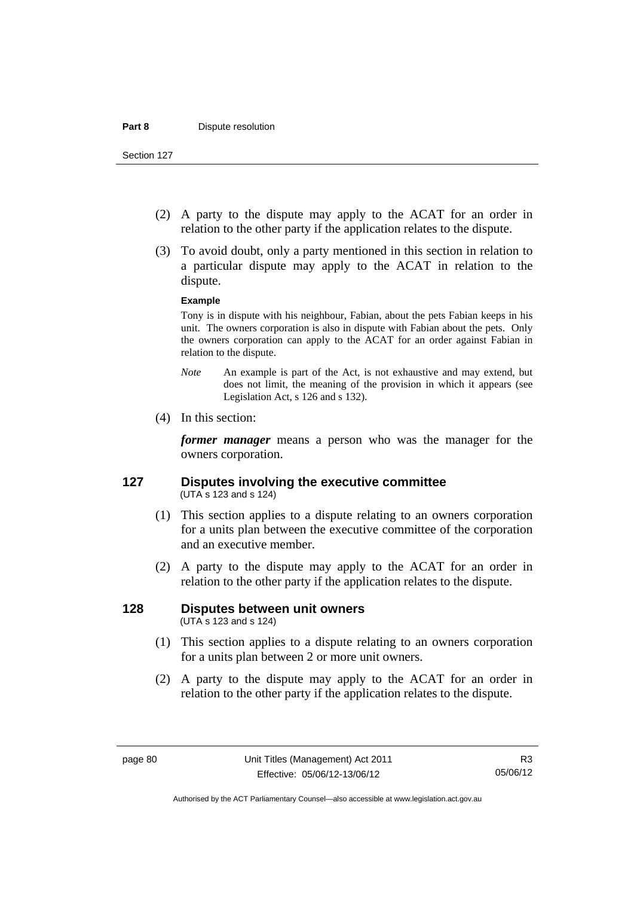(2) A party to the dispute may apply to the ACAT for an order in relation to the other party if the application relates to the dispute.

(3) To avoid doubt, only a party mentioned in this section in relation to a particular dispute may apply to the ACAT in relation to the dispute.

**Example**

Tony is in dispute with his neighbour, Fabian, about the pets Fabian keeps in his unit. The owners corporation is also in dispute with Fabian about the pets. Only the owners corporation can apply to the ACAT for an order against Fabian in relation to the dispute.

*Note* An example is part of the Act, is not exhaustive and may extend, but does not limit, the meaning of the provision in which it appears (see Legislation Act, s 126 and s 132).

(4) In this section:

***former manager*** means a person who was the manager for the owners corporation.

## 127 Disputes involving the executive committee

(UTA s 123 and s 124)

(1) This section applies to a dispute relating to an owners corporation for a units plan between the executive committee of the corporation and an executive member.

(2) A party to the dispute may apply to the ACAT for an order in relation to the other party if the application relates to the dispute.

## 128 Disputes between unit owners

(UTA s 123 and s 124)

(1) This section applies to a dispute relating to an owners corporation for a units plan between 2 or more unit owners.

(2) A party to the dispute may apply to the ACAT for an order in relation to the other party if the application relates to the dispute.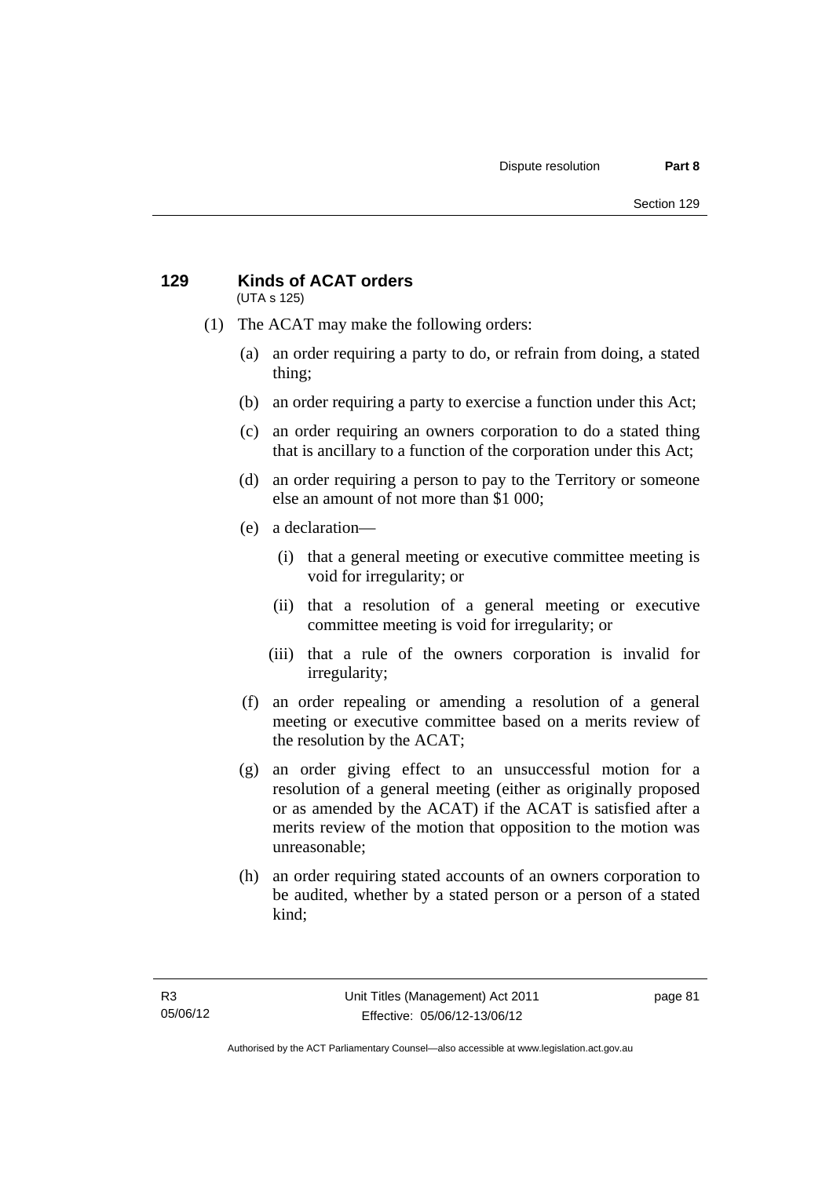## 129 Kinds of ACAT orders

(UTA s 125)

(1) The ACAT may make the following orders:

(a) an order requiring a party to do, or refrain from doing, a stated thing;

(b) an order requiring a party to exercise a function under this Act;

(c) an order requiring an owners corporation to do a stated thing that is ancillary to a function of the corporation under this Act;

(d) an order requiring a person to pay to the Territory or someone else an amount of not more than $1 000;

(e) a declaration—

(i) that a general meeting or executive committee meeting is void for irregularity; or

(ii) that a resolution of a general meeting or executive committee meeting is void for irregularity; or

(iii) that a rule of the owners corporation is invalid for irregularity;

(f) an order repealing or amending a resolution of a general meeting or executive committee based on a merits review of the resolution by the ACAT;

(g) an order giving effect to an unsuccessful motion for a resolution of a general meeting (either as originally proposed or as amended by the ACAT) if the ACAT is satisfied after a merits review of the motion that opposition to the motion was unreasonable;

(h) an order requiring stated accounts of an owners corporation to be audited, whether by a stated person or a person of a stated kind;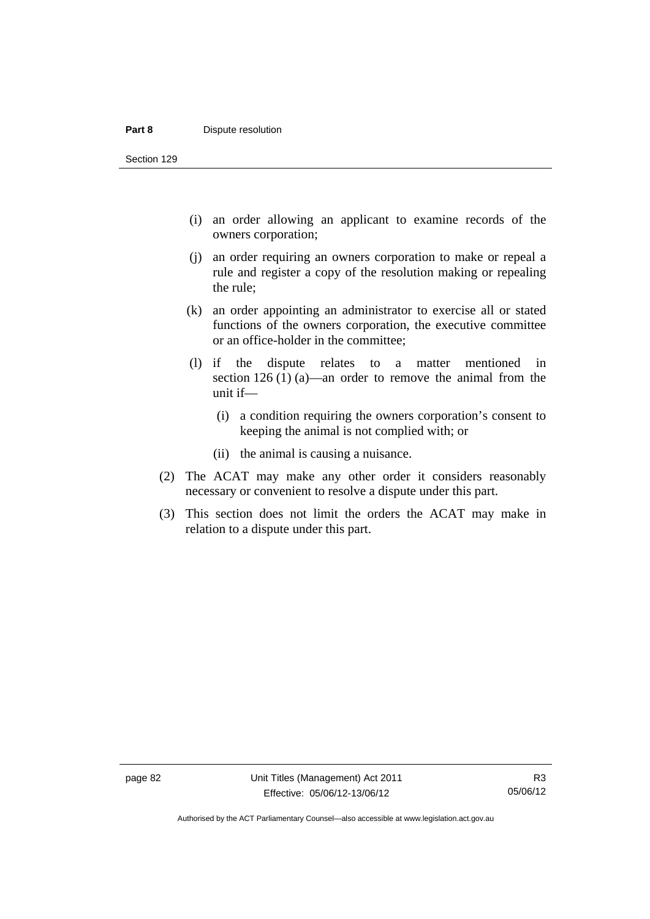(i) an order allowing an applicant to examine records of the owners corporation;

(j) an order requiring an owners corporation to make or repeal a rule and register a copy of the resolution making or repealing the rule;

(k) an order appointing an administrator to exercise all or stated functions of the owners corporation, the executive committee or an office-holder in the committee;

(l) if the dispute relates to a matter mentioned in section 126 (1) (a)—an order to remove the animal from the unit if—

   (i) a condition requiring the owners corporation's consent to keeping the animal is not complied with; or

   (ii) the animal is causing a nuisance.

(2) The ACAT may make any other order it considers reasonably necessary or convenient to resolve a dispute under this part.

(3) This section does not limit the orders the ACAT may make in relation to a dispute under this part.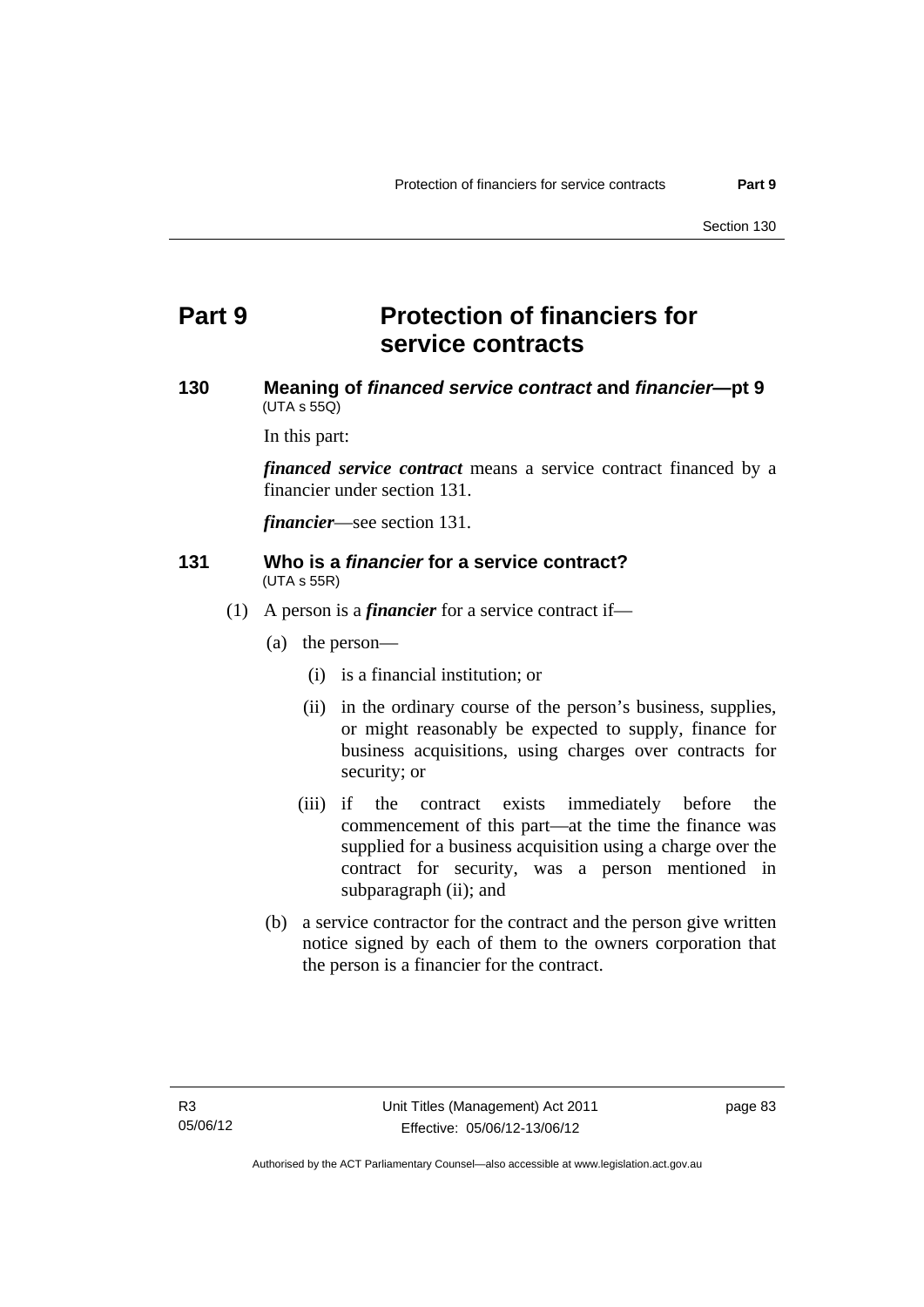# Part 9 Protection of financiers for service contracts

## 130 Meaning of *financed service contract* and *financier*—pt 9

(UTA s 55Q)

In this part:

***financed service contract*** means a service contract financed by a financier under section 131.

***financier***—see section 131.

## 131 Who is a *financier* for a service contract?

(UTA s 55R)

(1) A person is a ***financier*** for a service contract if—

(a) the person—

(i) is a financial institution; or

(ii) in the ordinary course of the person's business, supplies, or might reasonably be expected to supply, finance for business acquisitions, using charges over contracts for security; or

(iii) if the contract exists immediately before the commencement of this part—at the time the finance was supplied for a business acquisition using a charge over the contract for security, was a person mentioned in subparagraph (ii); and

(b) a service contractor for the contract and the person give written notice signed by each of them to the owners corporation that the person is a financier for the contract.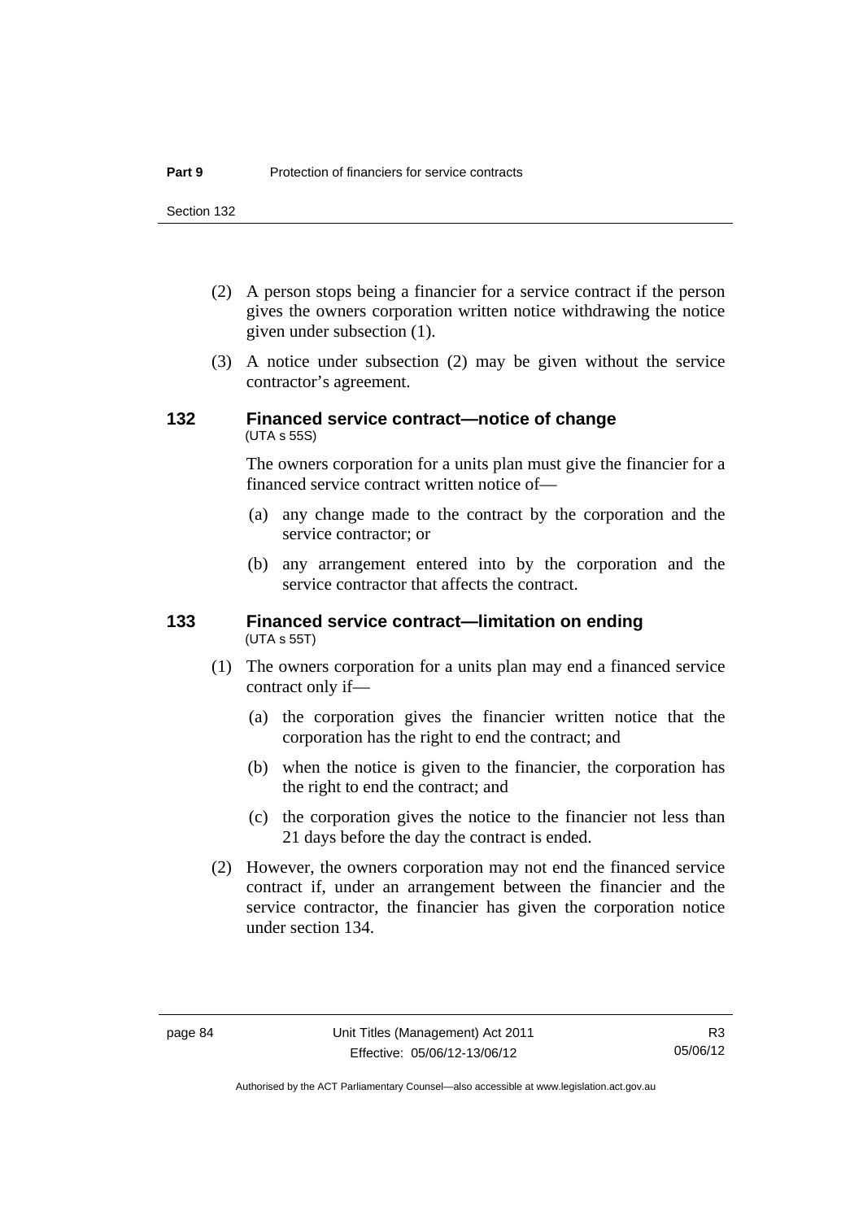(2) A person stops being a financier for a service contract if the person gives the owners corporation written notice withdrawing the notice given under subsection (1).

(3) A notice under subsection (2) may be given without the service contractor's agreement.

### 132 Financed service contract—notice of change
(UTA s 55S)

The owners corporation for a units plan must give the financier for a financed service contract written notice of—

(a) any change made to the contract by the corporation and the service contractor; or

(b) any arrangement entered into by the corporation and the service contractor that affects the contract.

### 133 Financed service contract—limitation on ending
(UTA s 55T)

(1) The owners corporation for a units plan may end a financed service contract only if—

(a) the corporation gives the financier written notice that the corporation has the right to end the contract; and

(b) when the notice is given to the financier, the corporation has the right to end the contract; and

(c) the corporation gives the notice to the financier not less than 21 days before the day the contract is ended.

(2) However, the owners corporation may not end the financed service contract if, under an arrangement between the financier and the service contractor, the financier has given the corporation notice under section 134.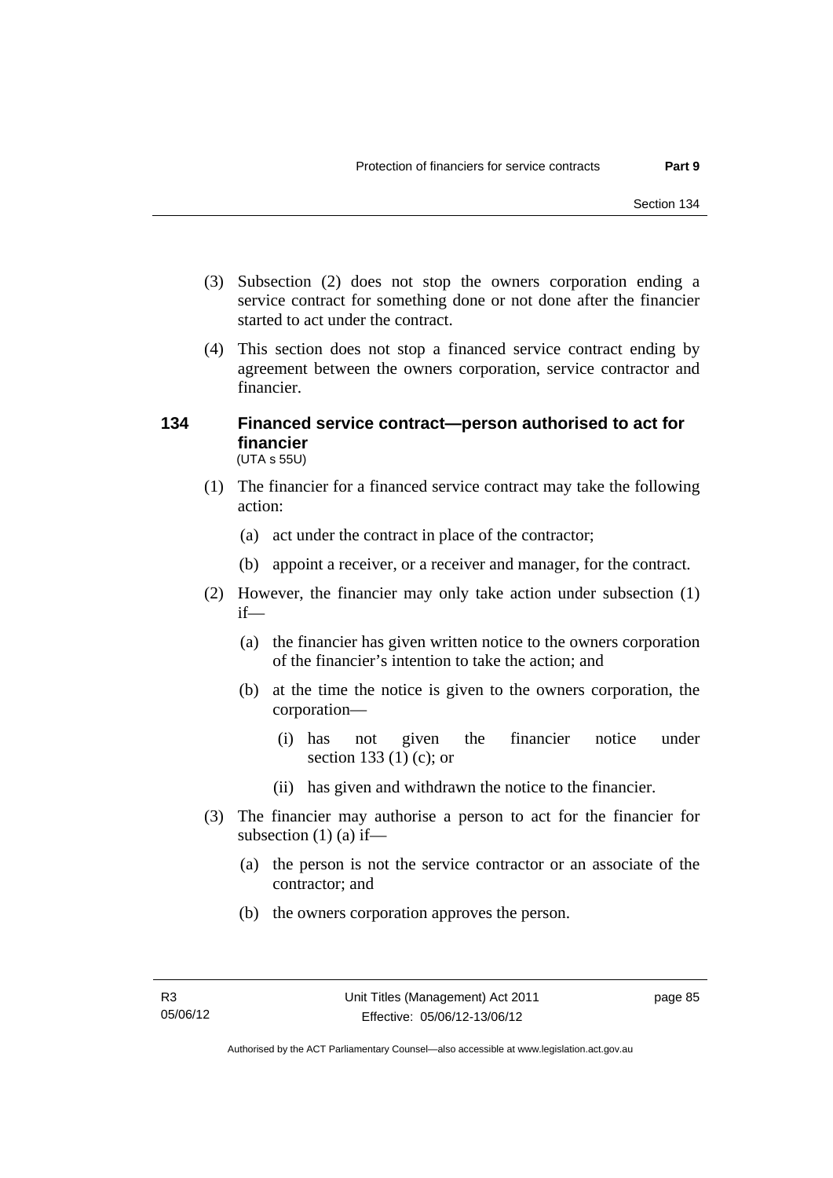(3) Subsection (2) does not stop the owners corporation ending a service contract for something done or not done after the financier started to act under the contract.

(4) This section does not stop a financed service contract ending by agreement between the owners corporation, service contractor and financier.

### 134 Financed service contract—person authorised to act for financier

(UTA s 55U)

(1) The financier for a financed service contract may take the following action:

(a) act under the contract in place of the contractor;

(b) appoint a receiver, or a receiver and manager, for the contract.

(2) However, the financier may only take action under subsection (1) if—

(a) the financier has given written notice to the owners corporation of the financier's intention to take the action; and

(b) at the time the notice is given to the owners corporation, the corporation—

(i) has not given the financier notice under section 133 (1) (c); or

(ii) has given and withdrawn the notice to the financier.

(3) The financier may authorise a person to act for the financier for subsection (1) (a) if—

(a) the person is not the service contractor or an associate of the contractor; and

(b) the owners corporation approves the person.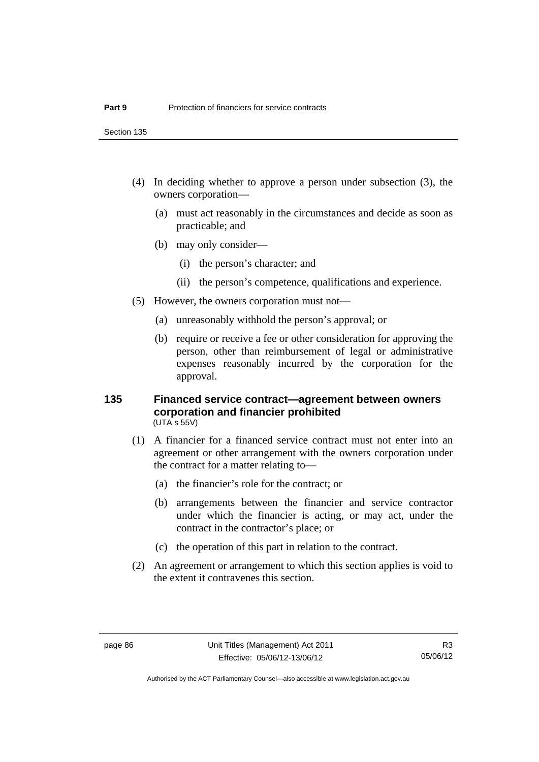(4) In deciding whether to approve a person under subsection (3), the owners corporation—

(a) must act reasonably in the circumstances and decide as soon as practicable; and

(b) may only consider—

(i) the person's character; and

(ii) the person's competence, qualifications and experience.

(5) However, the owners corporation must not—

(a) unreasonably withhold the person's approval; or

(b) require or receive a fee or other consideration for approving the person, other than reimbursement of legal or administrative expenses reasonably incurred by the corporation for the approval.

### 135 Financed service contract—agreement between owners corporation and financier prohibited

(UTA s 55V)

(1) A financier for a financed service contract must not enter into an agreement or other arrangement with the owners corporation under the contract for a matter relating to—

(a) the financier's role for the contract; or

(b) arrangements between the financier and service contractor under which the financier is acting, or may act, under the contract in the contractor's place; or

(c) the operation of this part in relation to the contract.

(2) An agreement or arrangement to which this section applies is void to the extent it contravenes this section.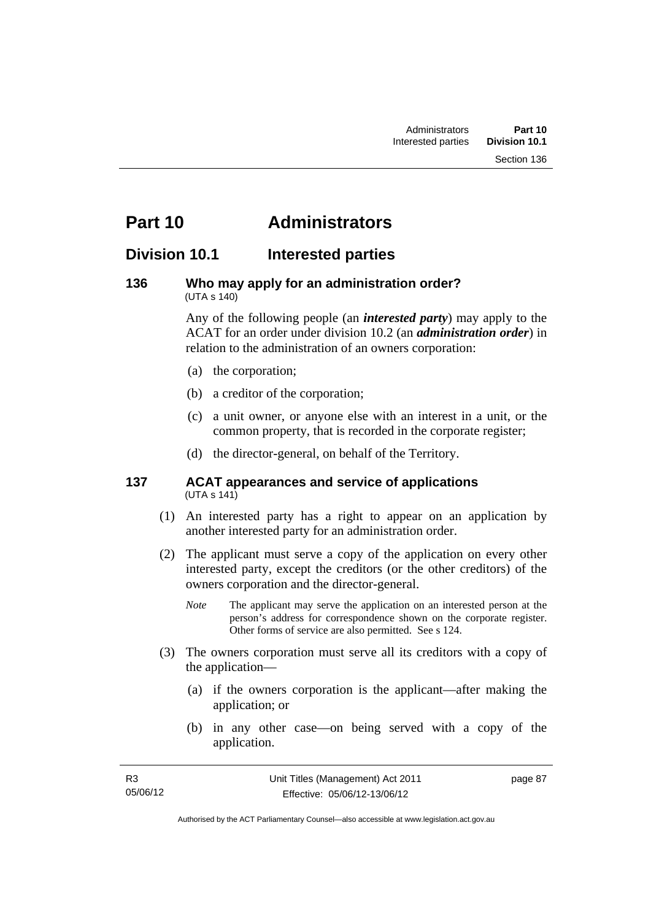# Part 10 Administrators

## Division 10.1 Interested parties

### 136 Who may apply for an administration order?

(UTA s 140)

Any of the following people (an ***interested party***) may apply to the ACAT for an order under division 10.2 (an ***administration order***) in relation to the administration of an owners corporation:

(a) the corporation;

(b) a creditor of the corporation;

(c) a unit owner, or anyone else with an interest in a unit, or the common property, that is recorded in the corporate register;

(d) the director-general, on behalf of the Territory.

### 137 ACAT appearances and service of applications

(UTA s 141)

(1) An interested party has a right to appear on an application by another interested party for an administration order.

(2) The applicant must serve a copy of the application on every other interested party, except the creditors (or the other creditors) of the owners corporation and the director-general.

*Note* The applicant may serve the application on an interested person at the person's address for correspondence shown on the corporate register. Other forms of service are also permitted. See s 124.

(3) The owners corporation must serve all its creditors with a copy of the application—

(a) if the owners corporation is the applicant—after making the application; or

(b) in any other case—on being served with a copy of the application.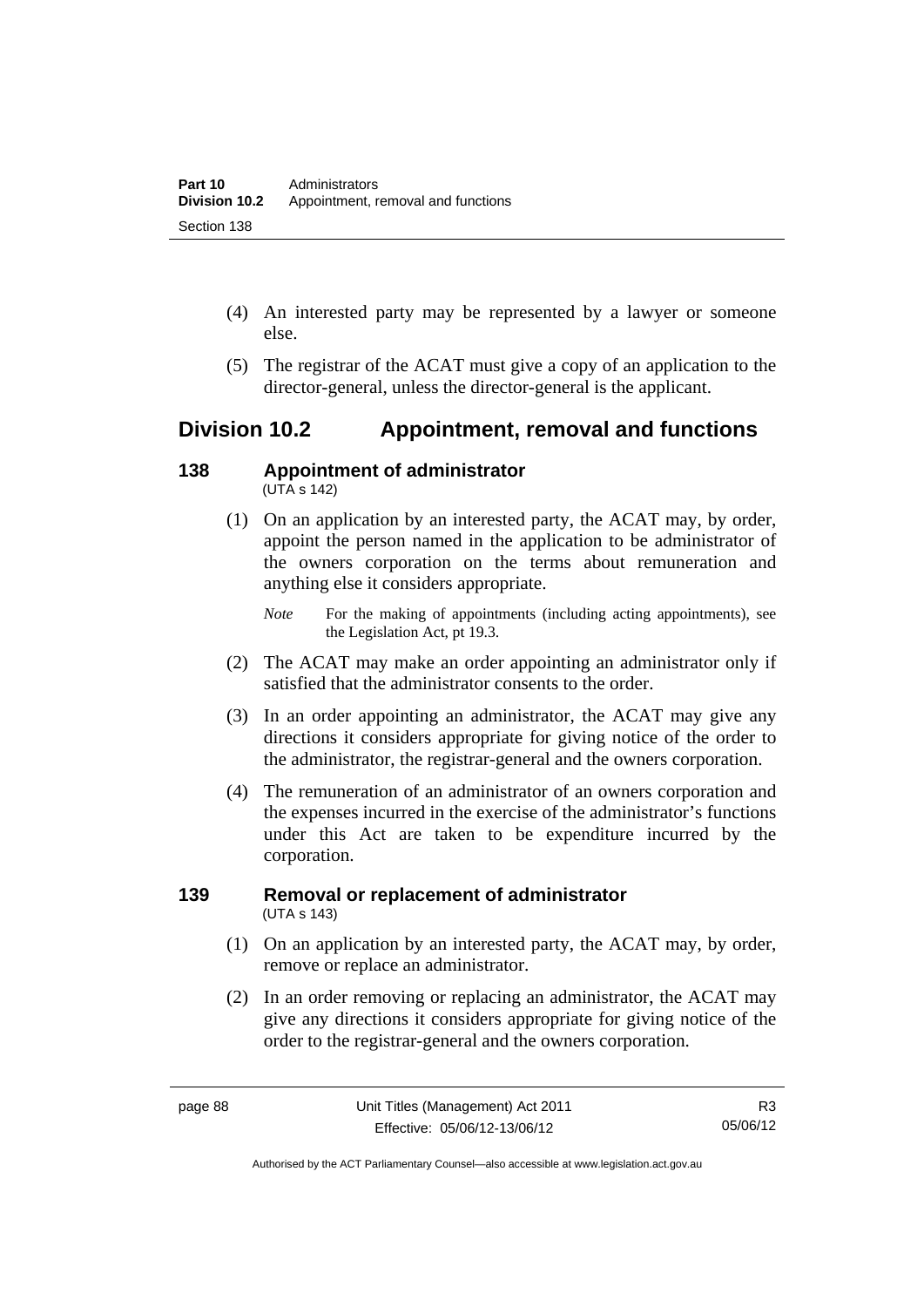(4) An interested party may be represented by a lawyer or someone else.

(5) The registrar of the ACAT must give a copy of an application to the director-general, unless the director-general is the applicant.

## Division 10.2 Appointment, removal and functions

### 138 Appointment of administrator

(UTA s 142)

(1) On an application by an interested party, the ACAT may, by order, appoint the person named in the application to be administrator of the owners corporation on the terms about remuneration and anything else it considers appropriate.

*Note* For the making of appointments (including acting appointments), see the Legislation Act, pt 19.3.

(2) The ACAT may make an order appointing an administrator only if satisfied that the administrator consents to the order.

(3) In an order appointing an administrator, the ACAT may give any directions it considers appropriate for giving notice of the order to the administrator, the registrar-general and the owners corporation.

(4) The remuneration of an administrator of an owners corporation and the expenses incurred in the exercise of the administrator's functions under this Act are taken to be expenditure incurred by the corporation.

### 139 Removal or replacement of administrator

(UTA s 143)

(1) On an application by an interested party, the ACAT may, by order, remove or replace an administrator.

(2) In an order removing or replacing an administrator, the ACAT may give any directions it considers appropriate for giving notice of the order to the registrar-general and the owners corporation.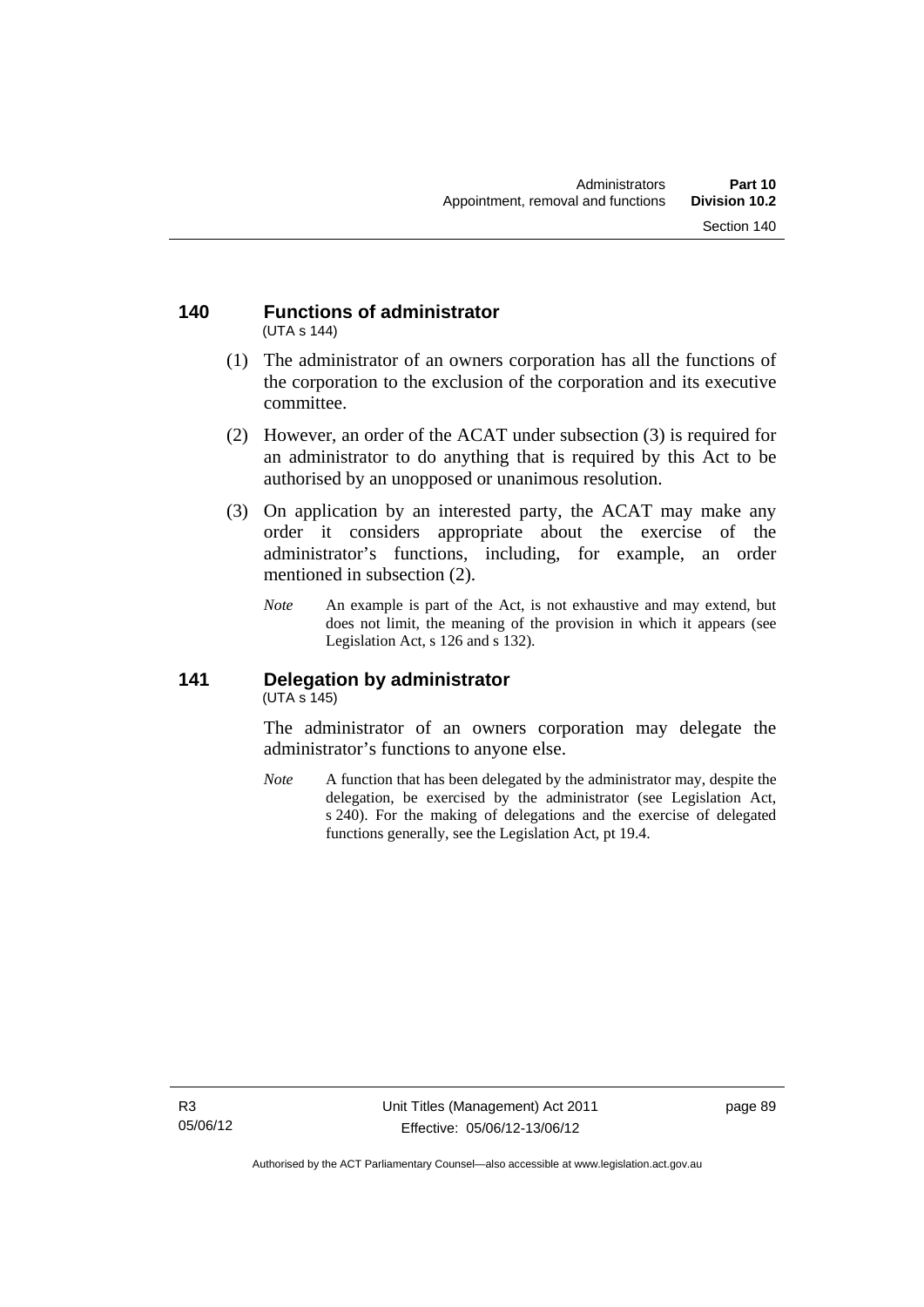### 140 Functions of administrator

(UTA s 144)

(1) The administrator of an owners corporation has all the functions of the corporation to the exclusion of the corporation and its executive committee.

(2) However, an order of the ACAT under subsection (3) is required for an administrator to do anything that is required by this Act to be authorised by an unopposed or unanimous resolution.

(3) On application by an interested party, the ACAT may make any order it considers appropriate about the exercise of the administrator's functions, including, for example, an order mentioned in subsection (2).

*Note* An example is part of the Act, is not exhaustive and may extend, but does not limit, the meaning of the provision in which it appears (see Legislation Act, s 126 and s 132).

### 141 Delegation by administrator

(UTA s 145)

The administrator of an owners corporation may delegate the administrator's functions to anyone else.

*Note* A function that has been delegated by the administrator may, despite the delegation, be exercised by the administrator (see Legislation Act, s 240). For the making of delegations and the exercise of delegated functions generally, see the Legislation Act, pt 19.4.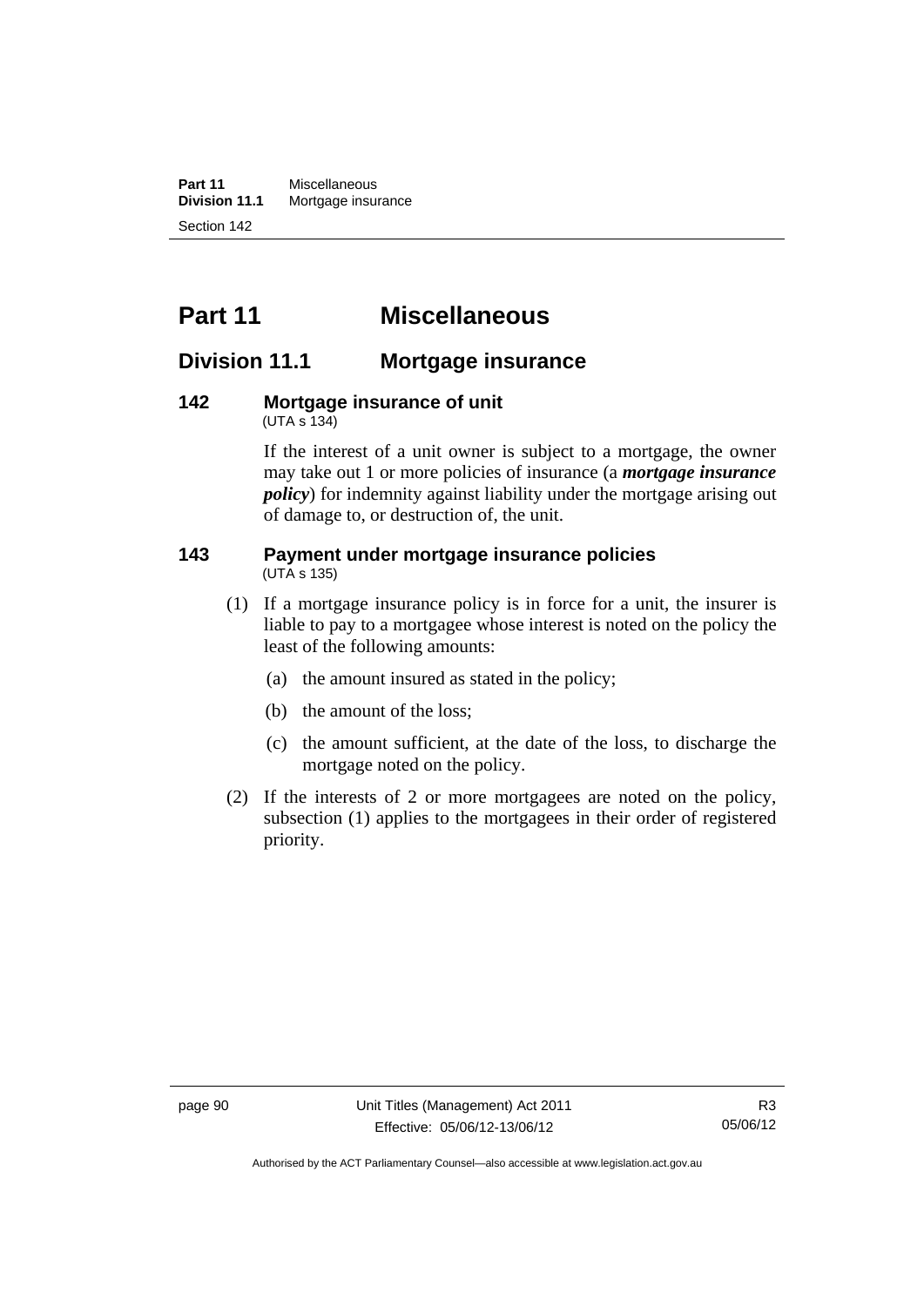# Part 11 Miscellaneous

## Division 11.1 Mortgage insurance

### 142 Mortgage insurance of unit
(UTA s 134)

If the interest of a unit owner is subject to a mortgage, the owner may take out 1 or more policies of insurance (a ***mortgage insurance policy***) for indemnity against liability under the mortgage arising out of damage to, or destruction of, the unit.

### 143 Payment under mortgage insurance policies
(UTA s 135)

(1) If a mortgage insurance policy is in force for a unit, the insurer is liable to pay to a mortgagee whose interest is noted on the policy the least of the following amounts:

(a) the amount insured as stated in the policy;

(b) the amount of the loss;

(c) the amount sufficient, at the date of the loss, to discharge the mortgage noted on the policy.

(2) If the interests of 2 or more mortgagees are noted on the policy, subsection (1) applies to the mortgagees in their order of registered priority.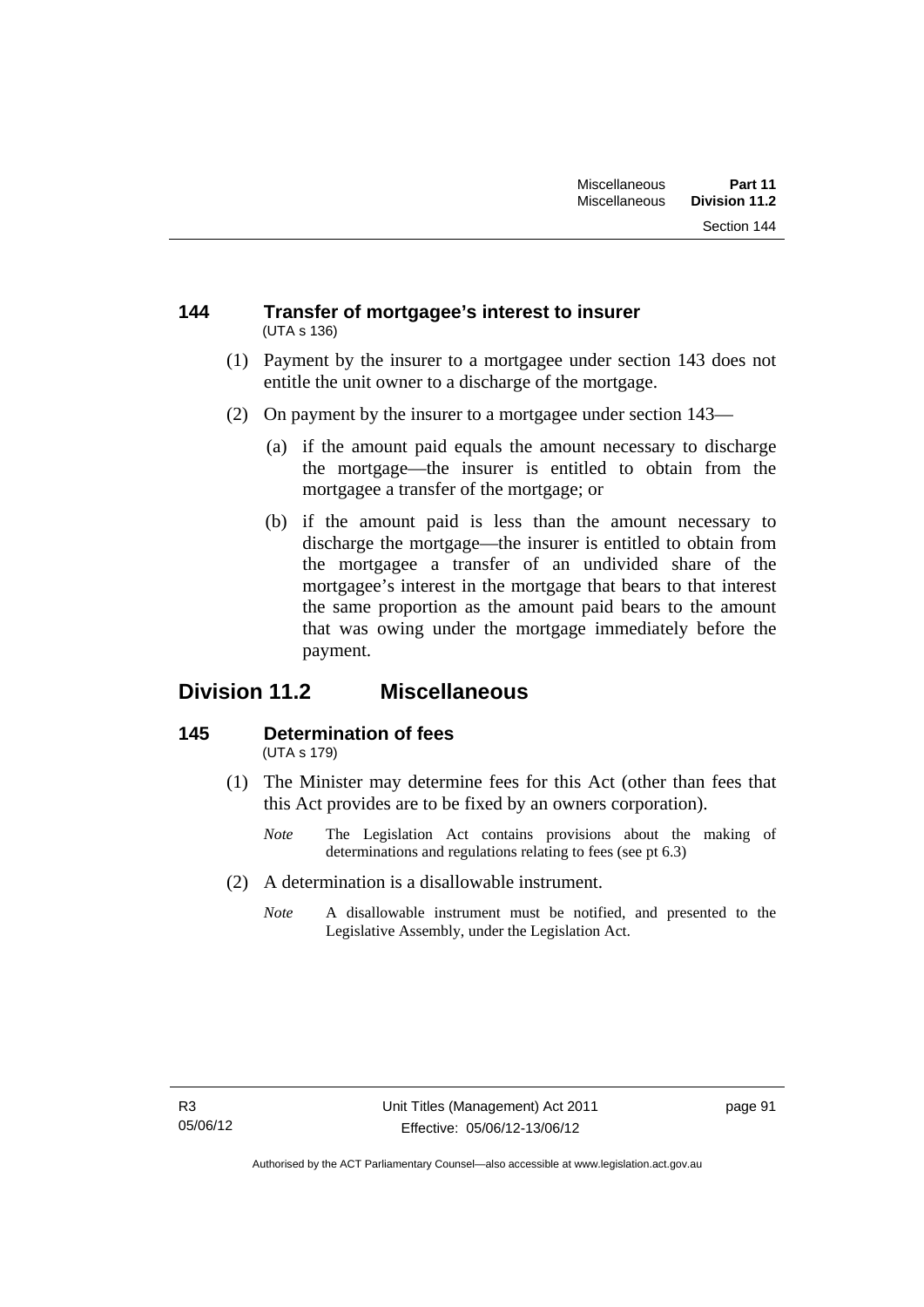### 144 Transfer of mortgagee's interest to insurer

(UTA s 136)

(1) Payment by the insurer to a mortgagee under section 143 does not entitle the unit owner to a discharge of the mortgage.

(2) On payment by the insurer to a mortgagee under section 143—

(a) if the amount paid equals the amount necessary to discharge the mortgage—the insurer is entitled to obtain from the mortgagee a transfer of the mortgage; or

(b) if the amount paid is less than the amount necessary to discharge the mortgage—the insurer is entitled to obtain from the mortgagee a transfer of an undivided share of the mortgagee's interest in the mortgage that bears to that interest the same proportion as the amount paid bears to the amount that was owing under the mortgage immediately before the payment.

## Division 11.2 Miscellaneous

### 145 Determination of fees

(UTA s 179)

(1) The Minister may determine fees for this Act (other than fees that this Act provides are to be fixed by an owners corporation).

*Note* The Legislation Act contains provisions about the making of determinations and regulations relating to fees (see pt 6.3)

(2) A determination is a disallowable instrument.

*Note* A disallowable instrument must be notified, and presented to the Legislative Assembly, under the Legislation Act.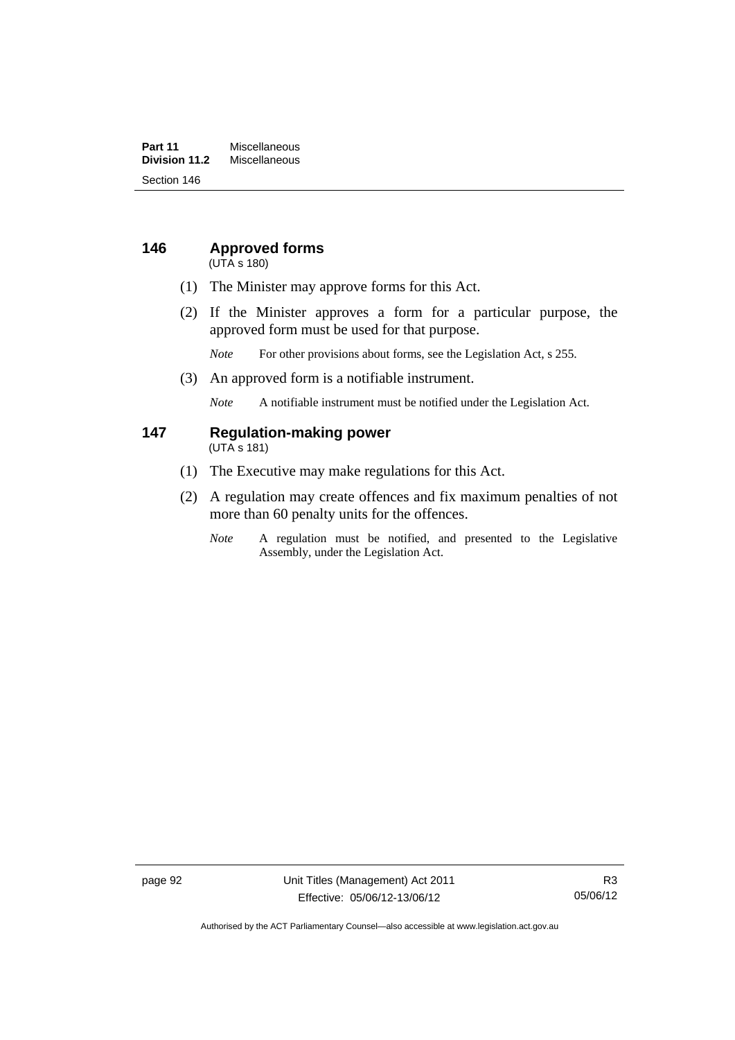## 146 Approved forms

(UTA s 180)

(1) The Minister may approve forms for this Act.

(2) If the Minister approves a form for a particular purpose, the approved form must be used for that purpose.

*Note* For other provisions about forms, see the Legislation Act, s 255.

(3) An approved form is a notifiable instrument.

*Note* A notifiable instrument must be notified under the Legislation Act.

## 147 Regulation-making power

(UTA s 181)

(1) The Executive may make regulations for this Act.

(2) A regulation may create offences and fix maximum penalties of not more than 60 penalty units for the offences.

*Note* A regulation must be notified, and presented to the Legislative Assembly, under the Legislation Act.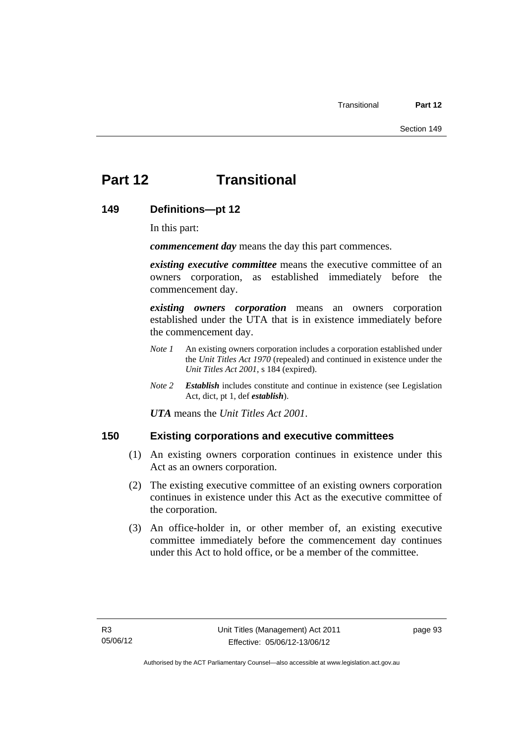# Part 12 Transitional

## 149 Definitions—pt 12

In this part:

***commencement day*** means the day this part commences.

***existing executive committee*** means the executive committee of an owners corporation, as established immediately before the commencement day.

***existing owners corporation*** means an owners corporation established under the UTA that is in existence immediately before the commencement day.

*Note 1* An existing owners corporation includes a corporation established under the *Unit Titles Act 1970* (repealed) and continued in existence under the *Unit Titles Act 2001*, s 184 (expired).

*Note 2* ***Establish*** includes constitute and continue in existence (see Legislation Act, dict, pt 1, def ***establish***).

***UTA*** means the *Unit Titles Act 2001*.

## 150 Existing corporations and executive committees

(1) An existing owners corporation continues in existence under this Act as an owners corporation.

(2) The existing executive committee of an existing owners corporation continues in existence under this Act as the executive committee of the corporation.

(3) An office-holder in, or other member of, an existing executive committee immediately before the commencement day continues under this Act to hold office, or be a member of the committee.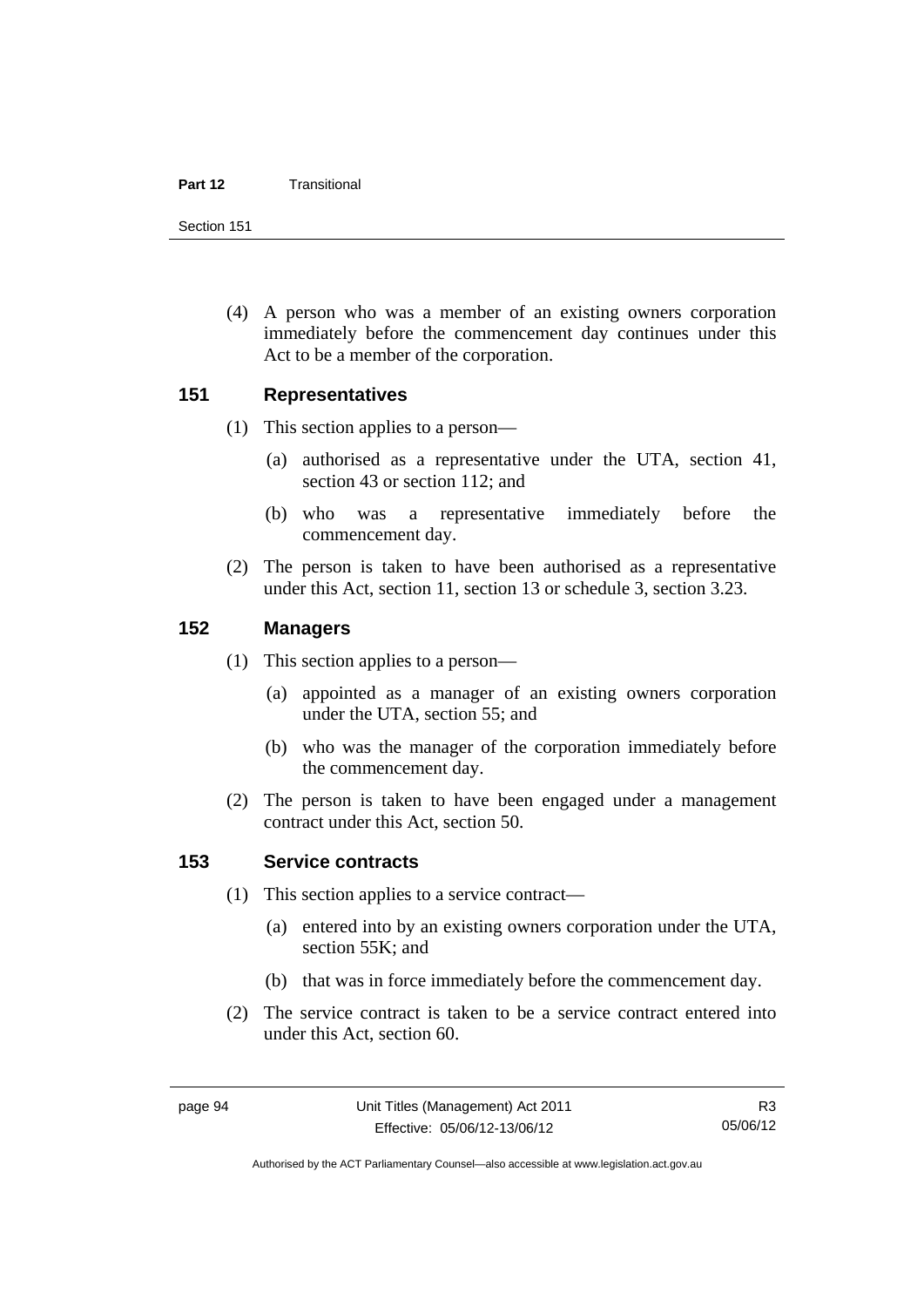(4) A person who was a member of an existing owners corporation immediately before the commencement day continues under this Act to be a member of the corporation.

## 151 Representatives

(1) This section applies to a person—

(a) authorised as a representative under the UTA, section 41, section 43 or section 112; and

(b) who was a representative immediately before the commencement day.

(2) The person is taken to have been authorised as a representative under this Act, section 11, section 13 or schedule 3, section 3.23.

## 152 Managers

(1) This section applies to a person—

(a) appointed as a manager of an existing owners corporation under the UTA, section 55; and

(b) who was the manager of the corporation immediately before the commencement day.

(2) The person is taken to have been engaged under a management contract under this Act, section 50.

## 153 Service contracts

(1) This section applies to a service contract—

(a) entered into by an existing owners corporation under the UTA, section 55K; and

(b) that was in force immediately before the commencement day.

(2) The service contract is taken to be a service contract entered into under this Act, section 60.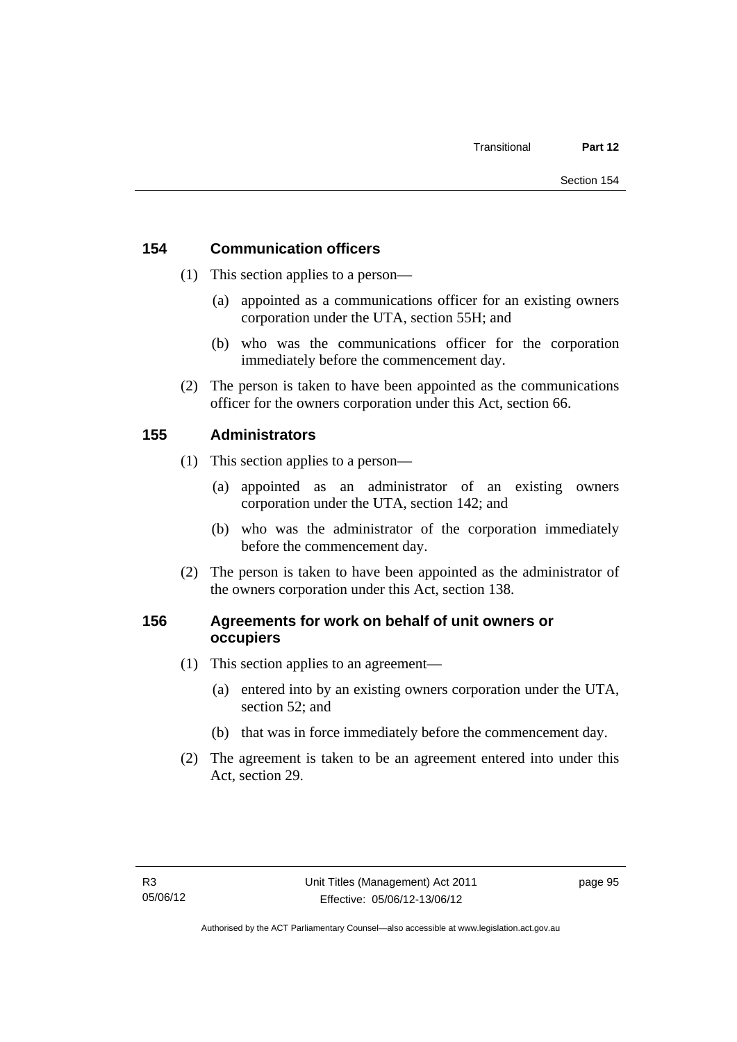## 154 Communication officers

(1) This section applies to a person—

(a) appointed as a communications officer for an existing owners corporation under the UTA, section 55H; and

(b) who was the communications officer for the corporation immediately before the commencement day.

(2) The person is taken to have been appointed as the communications officer for the owners corporation under this Act, section 66.

## 155 Administrators

(1) This section applies to a person—

(a) appointed as an administrator of an existing owners corporation under the UTA, section 142; and

(b) who was the administrator of the corporation immediately before the commencement day.

(2) The person is taken to have been appointed as the administrator of the owners corporation under this Act, section 138.

## 156 Agreements for work on behalf of unit owners or occupiers

(1) This section applies to an agreement—

(a) entered into by an existing owners corporation under the UTA, section 52; and

(b) that was in force immediately before the commencement day.

(2) The agreement is taken to be an agreement entered into under this Act, section 29.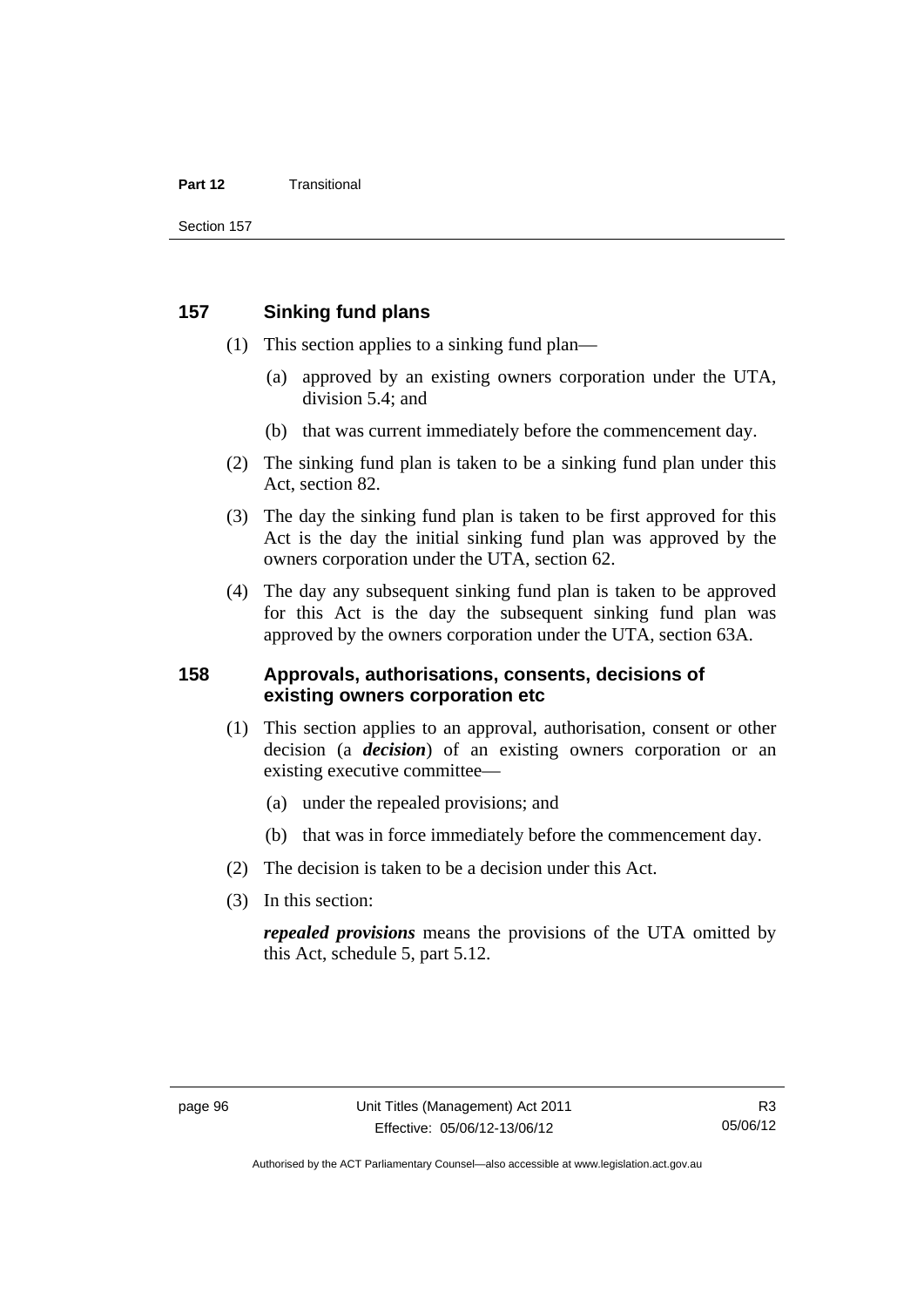## 157 Sinking fund plans

(1) This section applies to a sinking fund plan—

(a) approved by an existing owners corporation under the UTA, division 5.4; and

(b) that was current immediately before the commencement day.

(2) The sinking fund plan is taken to be a sinking fund plan under this Act, section 82.

(3) The day the sinking fund plan is taken to be first approved for this Act is the day the initial sinking fund plan was approved by the owners corporation under the UTA, section 62.

(4) The day any subsequent sinking fund plan is taken to be approved for this Act is the day the subsequent sinking fund plan was approved by the owners corporation under the UTA, section 63A.

## 158 Approvals, authorisations, consents, decisions of existing owners corporation etc

(1) This section applies to an approval, authorisation, consent or other decision (a ***decision***) of an existing owners corporation or an existing executive committee—

(a) under the repealed provisions; and

(b) that was in force immediately before the commencement day.

(2) The decision is taken to be a decision under this Act.

(3) In this section:

***repealed provisions*** means the provisions of the UTA omitted by this Act, schedule 5, part 5.12.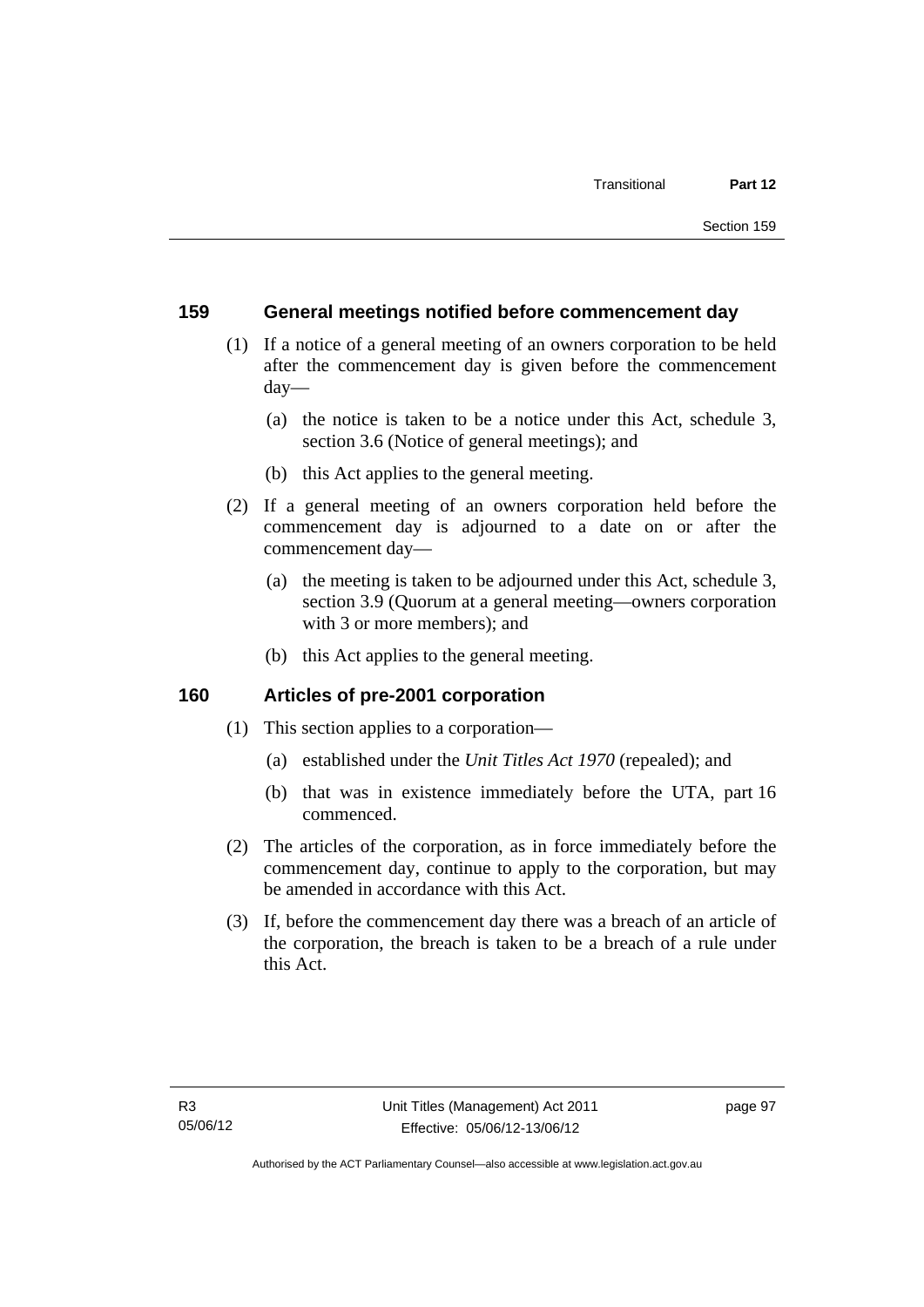## 159 General meetings notified before commencement day

(1) If a notice of a general meeting of an owners corporation to be held after the commencement day is given before the commencement day—

(a) the notice is taken to be a notice under this Act, schedule 3, section 3.6 (Notice of general meetings); and

(b) this Act applies to the general meeting.

(2) If a general meeting of an owners corporation held before the commencement day is adjourned to a date on or after the commencement day—

(a) the meeting is taken to be adjourned under this Act, schedule 3, section 3.9 (Quorum at a general meeting—owners corporation with 3 or more members); and

(b) this Act applies to the general meeting.

## 160 Articles of pre-2001 corporation

(1) This section applies to a corporation—

(a) established under the *Unit Titles Act 1970* (repealed); and

(b) that was in existence immediately before the UTA, part 16 commenced.

(2) The articles of the corporation, as in force immediately before the commencement day, continue to apply to the corporation, but may be amended in accordance with this Act.

(3) If, before the commencement day there was a breach of an article of the corporation, the breach is taken to be a breach of a rule under this Act.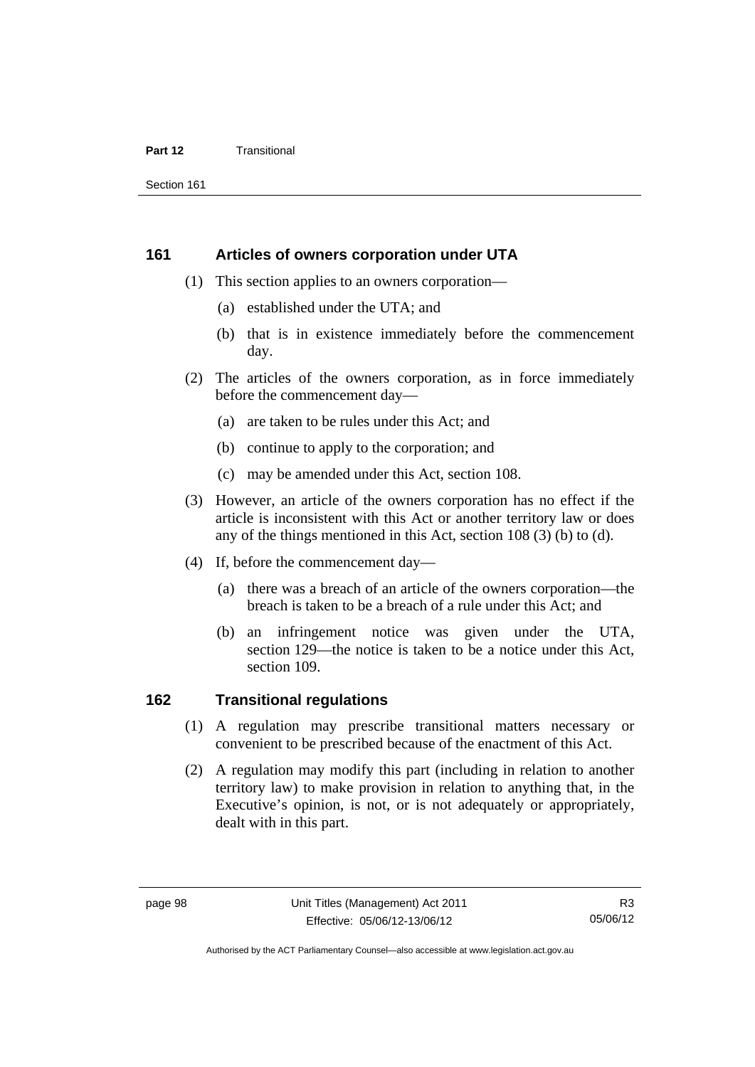## 161 Articles of owners corporation under UTA

(1) This section applies to an owners corporation—

(a) established under the UTA; and

(b) that is in existence immediately before the commencement day.

(2) The articles of the owners corporation, as in force immediately before the commencement day—

(a) are taken to be rules under this Act; and

(b) continue to apply to the corporation; and

(c) may be amended under this Act, section 108.

(3) However, an article of the owners corporation has no effect if the article is inconsistent with this Act or another territory law or does any of the things mentioned in this Act, section 108 (3) (b) to (d).

(4) If, before the commencement day—

(a) there was a breach of an article of the owners corporation—the breach is taken to be a breach of a rule under this Act; and

(b) an infringement notice was given under the UTA, section 129—the notice is taken to be a notice under this Act, section 109.

## 162 Transitional regulations

(1) A regulation may prescribe transitional matters necessary or convenient to be prescribed because of the enactment of this Act.

(2) A regulation may modify this part (including in relation to another territory law) to make provision in relation to anything that, in the Executive's opinion, is not, or is not adequately or appropriately, dealt with in this part.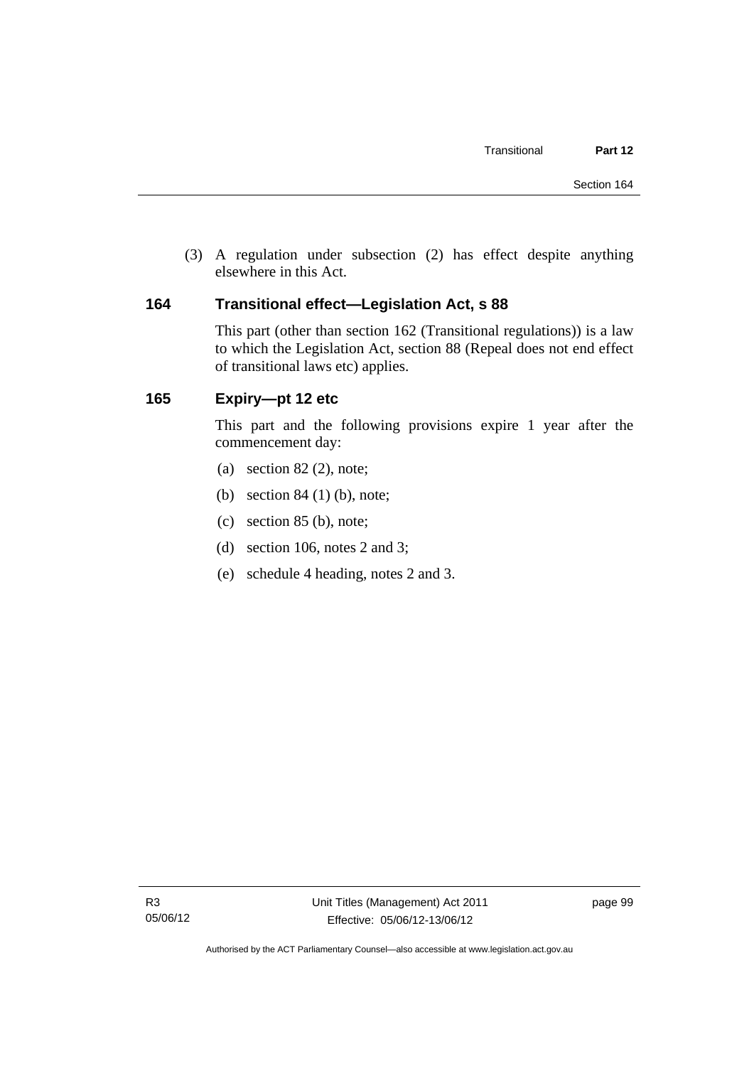(3) A regulation under subsection (2) has effect despite anything elsewhere in this Act.

## 164 Transitional effect—Legislation Act, s 88

This part (other than section 162 (Transitional regulations)) is a law to which the Legislation Act, section 88 (Repeal does not end effect of transitional laws etc) applies.

## 165 Expiry—pt 12 etc

This part and the following provisions expire 1 year after the commencement day:

(a) section 82 (2), note;

(b) section 84 (1) (b), note;

(c) section 85 (b), note;

(d) section 106, notes 2 and 3;

(e) schedule 4 heading, notes 2 and 3.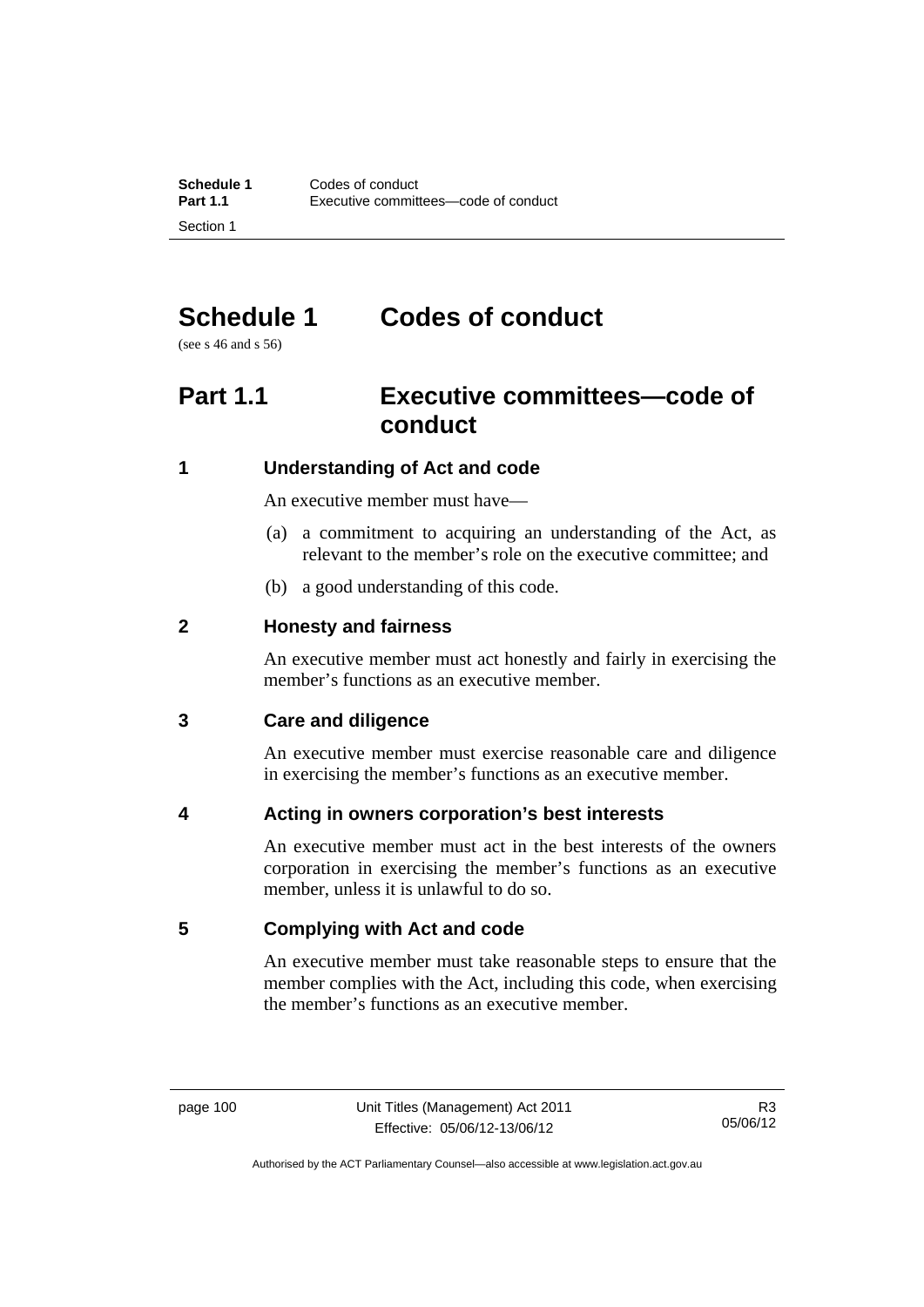# Schedule 1 Codes of conduct

(see s 46 and s 56)

## Part 1.1 Executive committees—code of conduct

### 1 Understanding of Act and code

An executive member must have—

(a) a commitment to acquiring an understanding of the Act, as relevant to the member's role on the executive committee; and

(b) a good understanding of this code.

### 2 Honesty and fairness

An executive member must act honestly and fairly in exercising the member's functions as an executive member.

### 3 Care and diligence

An executive member must exercise reasonable care and diligence in exercising the member's functions as an executive member.

### 4 Acting in owners corporation's best interests

An executive member must act in the best interests of the owners corporation in exercising the member's functions as an executive member, unless it is unlawful to do so.

### 5 Complying with Act and code

An executive member must take reasonable steps to ensure that the member complies with the Act, including this code, when exercising the member's functions as an executive member.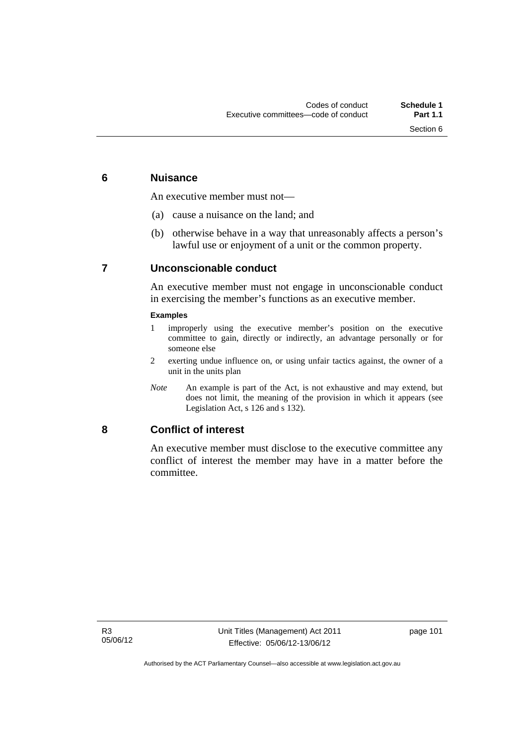## 6 Nuisance

An executive member must not—

(a) cause a nuisance on the land; and

(b) otherwise behave in a way that unreasonably affects a person's lawful use or enjoyment of a unit or the common property.

## 7 Unconscionable conduct

An executive member must not engage in unconscionable conduct in exercising the member's functions as an executive member.

**Examples**

1 improperly using the executive member's position on the executive committee to gain, directly or indirectly, an advantage personally or for someone else

2 exerting undue influence on, or using unfair tactics against, the owner of a unit in the units plan

*Note* An example is part of the Act, is not exhaustive and may extend, but does not limit, the meaning of the provision in which it appears (see Legislation Act, s 126 and s 132).

## 8 Conflict of interest

An executive member must disclose to the executive committee any conflict of interest the member may have in a matter before the committee.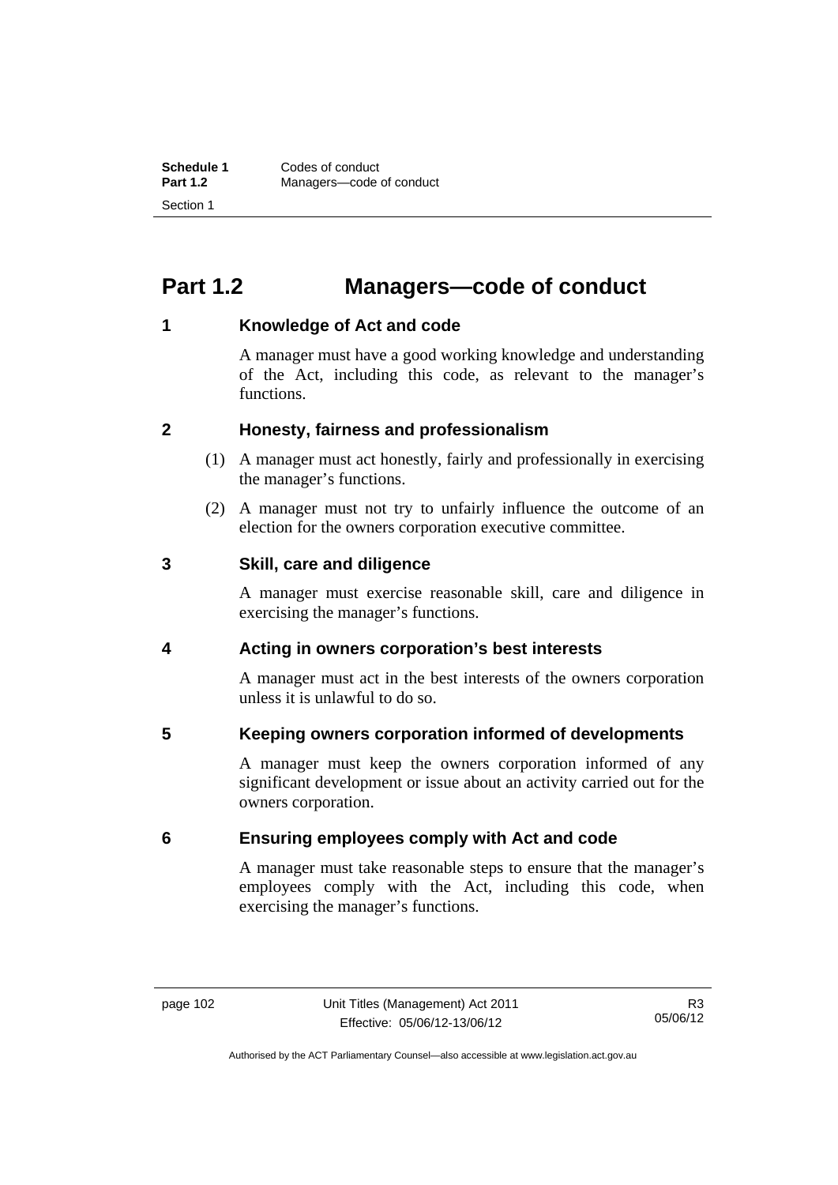# Part 1.2 Managers—code of conduct

## 1 Knowledge of Act and code

A manager must have a good working knowledge and understanding of the Act, including this code, as relevant to the manager's functions.

## 2 Honesty, fairness and professionalism

(1) A manager must act honestly, fairly and professionally in exercising the manager's functions.

(2) A manager must not try to unfairly influence the outcome of an election for the owners corporation executive committee.

## 3 Skill, care and diligence

A manager must exercise reasonable skill, care and diligence in exercising the manager's functions.

## 4 Acting in owners corporation's best interests

A manager must act in the best interests of the owners corporation unless it is unlawful to do so.

## 5 Keeping owners corporation informed of developments

A manager must keep the owners corporation informed of any significant development or issue about an activity carried out for the owners corporation.

## 6 Ensuring employees comply with Act and code

A manager must take reasonable steps to ensure that the manager's employees comply with the Act, including this code, when exercising the manager's functions.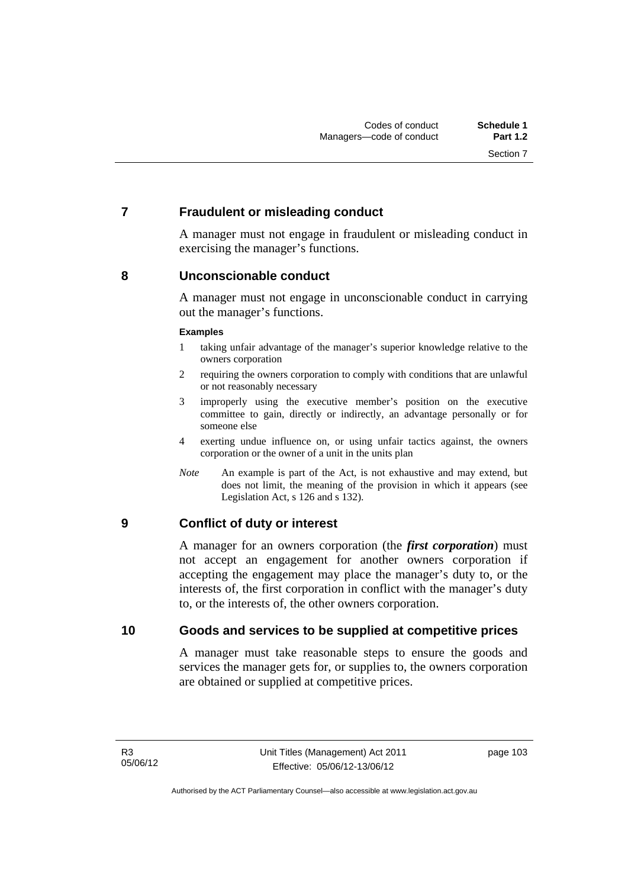## 7 Fraudulent or misleading conduct

A manager must not engage in fraudulent or misleading conduct in exercising the manager's functions.

## 8 Unconscionable conduct

A manager must not engage in unconscionable conduct in carrying out the manager's functions.

**Examples**

1. taking unfair advantage of the manager's superior knowledge relative to the owners corporation
2. requiring the owners corporation to comply with conditions that are unlawful or not reasonably necessary
3. improperly using the executive member's position on the executive committee to gain, directly or indirectly, an advantage personally or for someone else
4. exerting undue influence on, or using unfair tactics against, the owners corporation or the owner of a unit in the units plan

*Note* An example is part of the Act, is not exhaustive and may extend, but does not limit, the meaning of the provision in which it appears (see Legislation Act, s 126 and s 132).

## 9 Conflict of duty or interest

A manager for an owners corporation (the ***first corporation***) must not accept an engagement for another owners corporation if accepting the engagement may place the manager's duty to, or the interests of, the first corporation in conflict with the manager's duty to, or the interests of, the other owners corporation.

## 10 Goods and services to be supplied at competitive prices

A manager must take reasonable steps to ensure the goods and services the manager gets for, or supplies to, the owners corporation are obtained or supplied at competitive prices.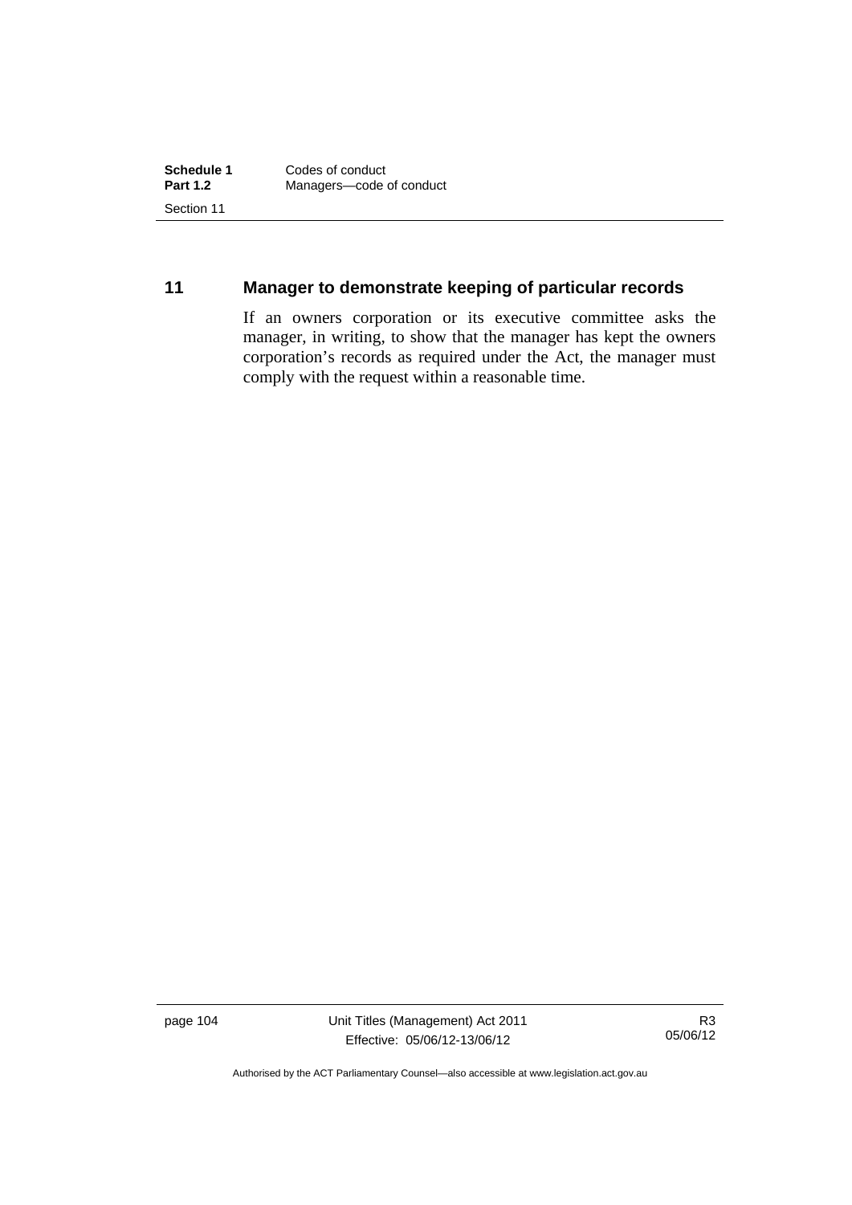## 11 Manager to demonstrate keeping of particular records

If an owners corporation or its executive committee asks the manager, in writing, to show that the manager has kept the owners corporation's records as required under the Act, the manager must comply with the request within a reasonable time.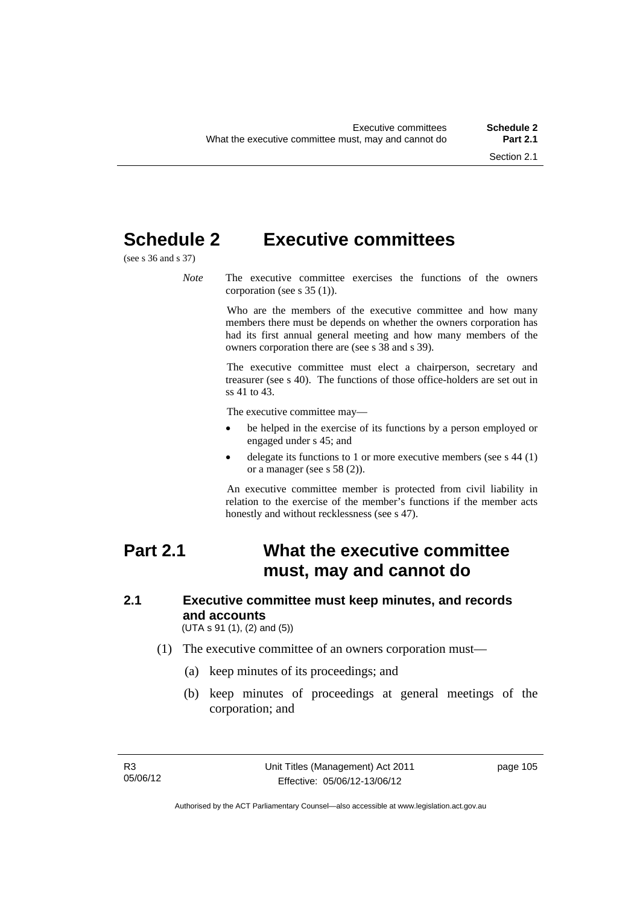# Schedule 2 Executive committees

(see s 36 and s 37)

*Note* The executive committee exercises the functions of the owners corporation (see s 35 (1)).

Who are the members of the executive committee and how many members there must be depends on whether the owners corporation has had its first annual general meeting and how many members of the owners corporation there are (see s 38 and s 39).

The executive committee must elect a chairperson, secretary and treasurer (see s 40). The functions of those office-holders are set out in ss 41 to 43.

The executive committee may—

- be helped in the exercise of its functions by a person employed or engaged under s 45; and
- delegate its functions to 1 or more executive members (see s 44 (1) or a manager (see s 58 (2)).

An executive committee member is protected from civil liability in relation to the exercise of the member's functions if the member acts honestly and without recklessness (see s 47).

## Part 2.1 What the executive committee must, may and cannot do

### 2.1 Executive committee must keep minutes, and records and accounts

(UTA s 91 (1), (2) and (5))

(1) The executive committee of an owners corporation must—

(a) keep minutes of its proceedings; and

(b) keep minutes of proceedings at general meetings of the corporation; and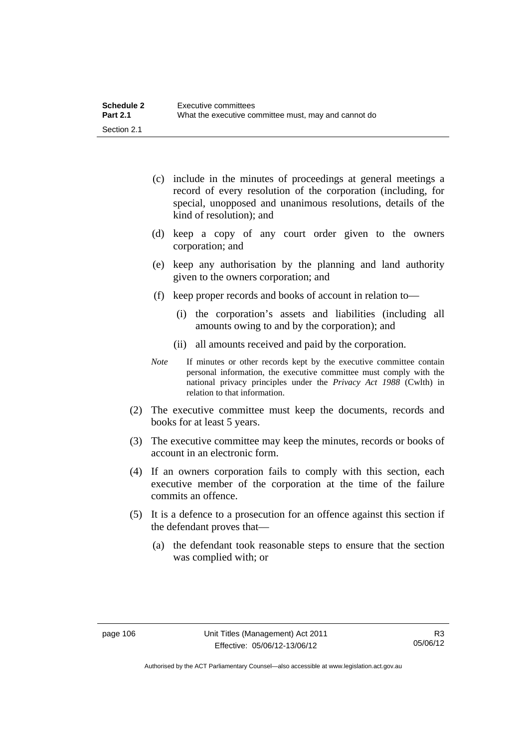(c) include in the minutes of proceedings at general meetings a record of every resolution of the corporation (including, for special, unopposed and unanimous resolutions, details of the kind of resolution); and

(d) keep a copy of any court order given to the owners corporation; and

(e) keep any authorisation by the planning and land authority given to the owners corporation; and

(f) keep proper records and books of account in relation to—

  (i) the corporation's assets and liabilities (including all amounts owing to and by the corporation); and

  (ii) all amounts received and paid by the corporation.

*Note* If minutes or other records kept by the executive committee contain personal information, the executive committee must comply with the national privacy principles under the *Privacy Act 1988* (Cwlth) in relation to that information.

(2) The executive committee must keep the documents, records and books for at least 5 years.

(3) The executive committee may keep the minutes, records or books of account in an electronic form.

(4) If an owners corporation fails to comply with this section, each executive member of the corporation at the time of the failure commits an offence.

(5) It is a defence to a prosecution for an offence against this section if the defendant proves that—

(a) the defendant took reasonable steps to ensure that the section was complied with; or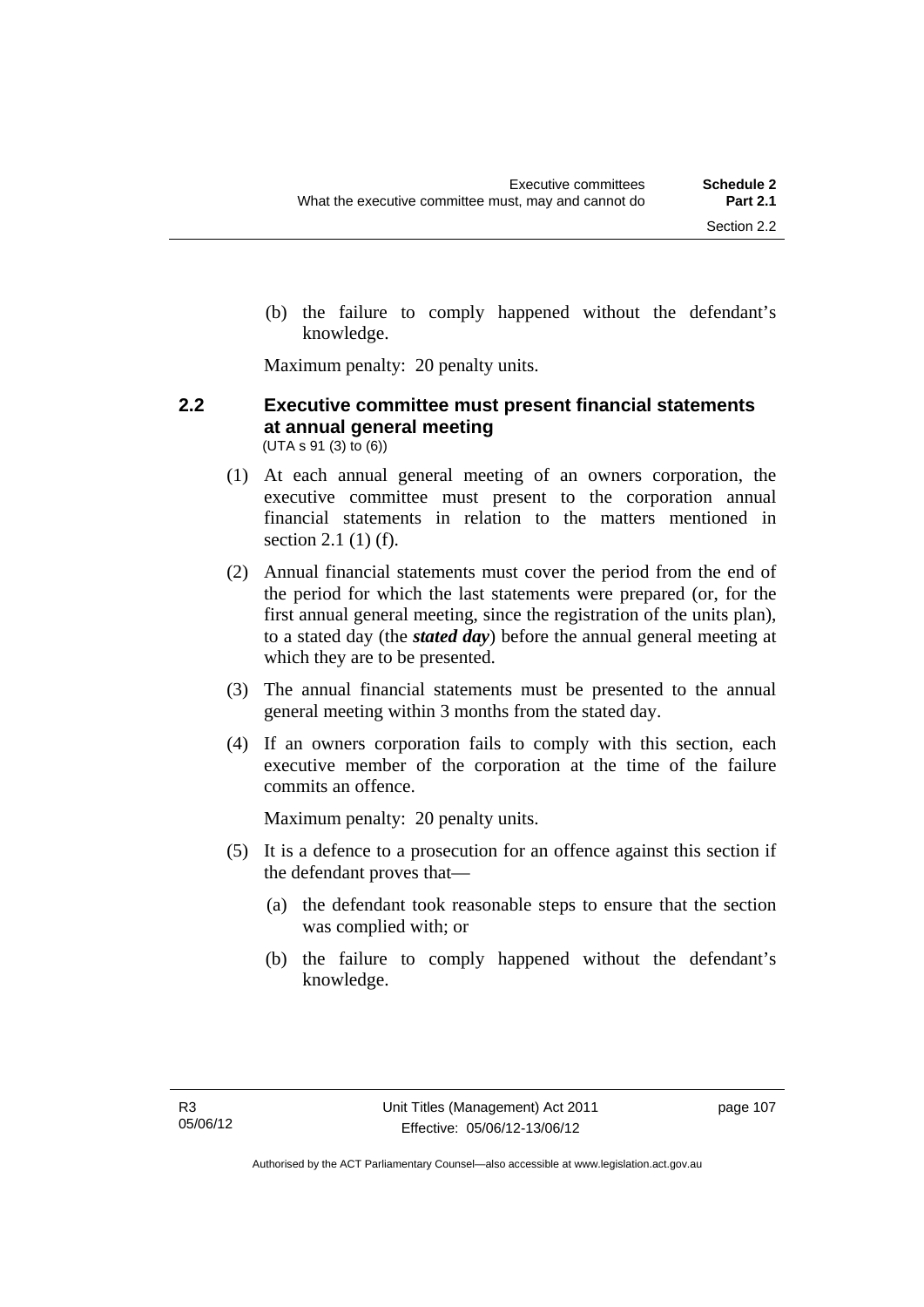(b) the failure to comply happened without the defendant's knowledge.

Maximum penalty: 20 penalty units.

## 2.2 Executive committee must present financial statements at annual general meeting

(UTA s 91 (3) to (6))

(1) At each annual general meeting of an owners corporation, the executive committee must present to the corporation annual financial statements in relation to the matters mentioned in section 2.1 (1) (f).

(2) Annual financial statements must cover the period from the end of the period for which the last statements were prepared (or, for the first annual general meeting, since the registration of the units plan), to a stated day (the ***stated day***) before the annual general meeting at which they are to be presented.

(3) The annual financial statements must be presented to the annual general meeting within 3 months from the stated day.

(4) If an owners corporation fails to comply with this section, each executive member of the corporation at the time of the failure commits an offence.

Maximum penalty: 20 penalty units.

(5) It is a defence to a prosecution for an offence against this section if the defendant proves that—

(a) the defendant took reasonable steps to ensure that the section was complied with; or

(b) the failure to comply happened without the defendant's knowledge.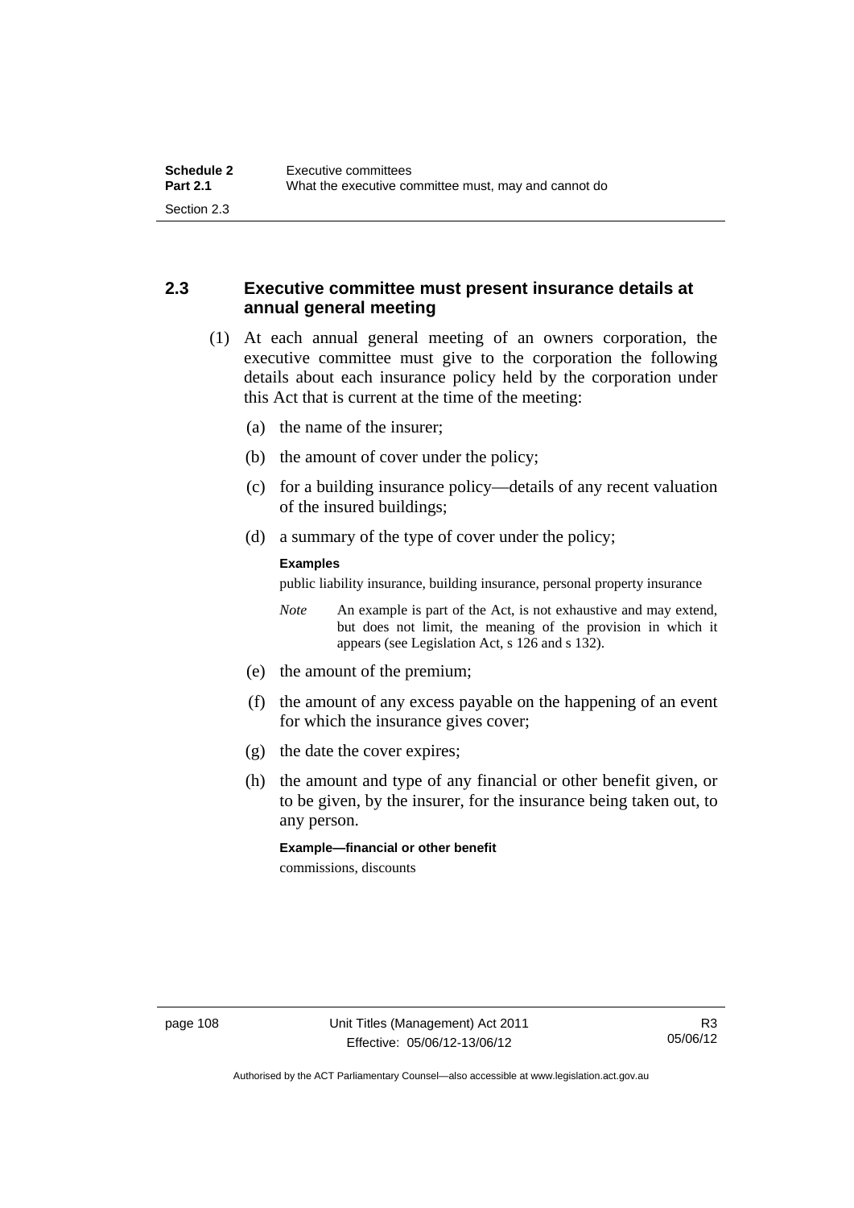## 2.3 Executive committee must present insurance details at annual general meeting

(1) At each annual general meeting of an owners corporation, the executive committee must give to the corporation the following details about each insurance policy held by the corporation under this Act that is current at the time of the meeting:

(a) the name of the insurer;

(b) the amount of cover under the policy;

(c) for a building insurance policy—details of any recent valuation of the insured buildings;

(d) a summary of the type of cover under the policy;

**Examples**

public liability insurance, building insurance, personal property insurance

*Note* An example is part of the Act, is not exhaustive and may extend, but does not limit, the meaning of the provision in which it appears (see Legislation Act, s 126 and s 132).

(e) the amount of the premium;

(f) the amount of any excess payable on the happening of an event for which the insurance gives cover;

(g) the date the cover expires;

(h) the amount and type of any financial or other benefit given, or to be given, by the insurer, for the insurance being taken out, to any person.

**Example—financial or other benefit**

commissions, discounts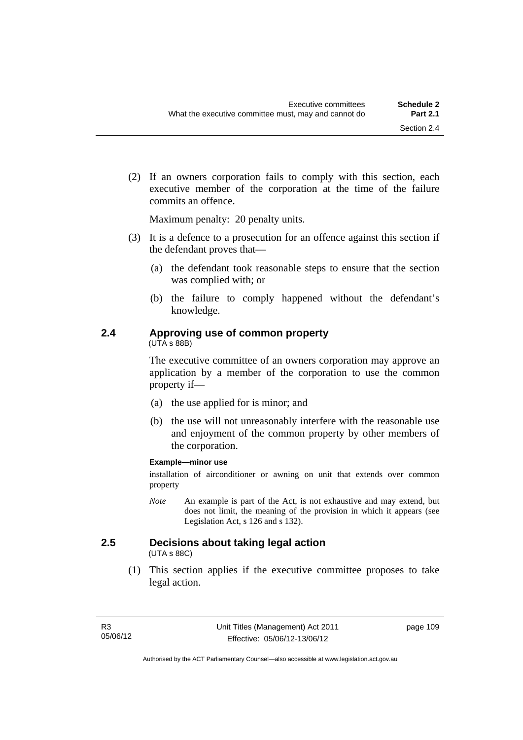(2) If an owners corporation fails to comply with this section, each executive member of the corporation at the time of the failure commits an offence.

Maximum penalty: 20 penalty units.

(3) It is a defence to a prosecution for an offence against this section if the defendant proves that—

(a) the defendant took reasonable steps to ensure that the section was complied with; or

(b) the failure to comply happened without the defendant's knowledge.

### 2.4 Approving use of common property

(UTA s 88B)

The executive committee of an owners corporation may approve an application by a member of the corporation to use the common property if—

(a) the use applied for is minor; and

(b) the use will not unreasonably interfere with the reasonable use and enjoyment of the common property by other members of the corporation.

**Example—minor use**

installation of airconditioner or awning on unit that extends over common property

*Note* An example is part of the Act, is not exhaustive and may extend, but does not limit, the meaning of the provision in which it appears (see Legislation Act, s 126 and s 132).

### 2.5 Decisions about taking legal action

(UTA s 88C)

(1) This section applies if the executive committee proposes to take legal action.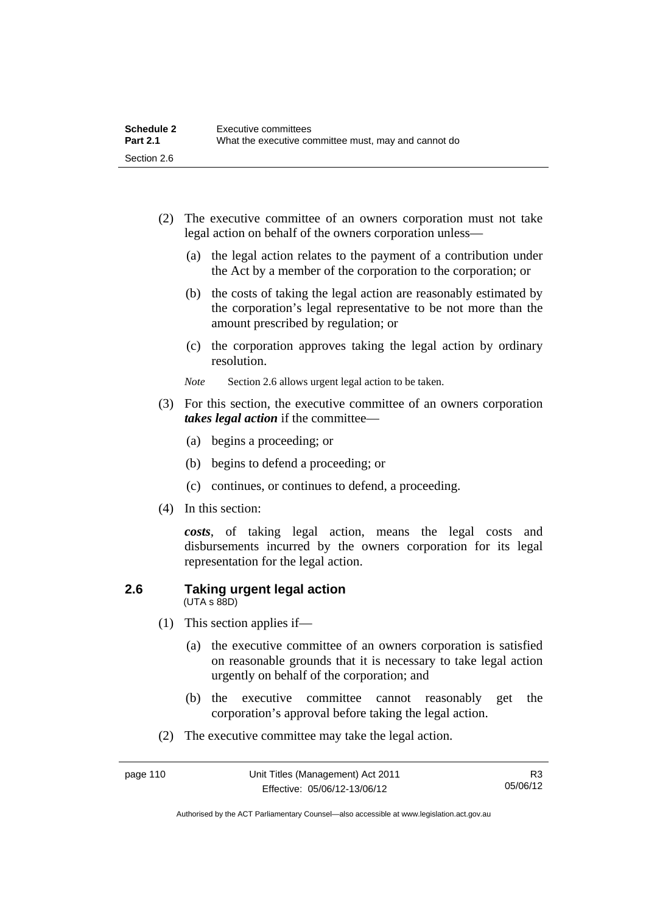(2) The executive committee of an owners corporation must not take legal action on behalf of the owners corporation unless—

(a) the legal action relates to the payment of a contribution under the Act by a member of the corporation to the corporation; or

(b) the costs of taking the legal action are reasonably estimated by the corporation's legal representative to be not more than the amount prescribed by regulation; or

(c) the corporation approves taking the legal action by ordinary resolution.

*Note* Section 2.6 allows urgent legal action to be taken.

(3) For this section, the executive committee of an owners corporation ***takes legal action*** if the committee—

(a) begins a proceeding; or

(b) begins to defend a proceeding; or

(c) continues, or continues to defend, a proceeding.

(4) In this section:

***costs***, of taking legal action, means the legal costs and disbursements incurred by the owners corporation for its legal representation for the legal action.

## 2.6 Taking urgent legal action

(UTA s 88D)

(1) This section applies if—

(a) the executive committee of an owners corporation is satisfied on reasonable grounds that it is necessary to take legal action urgently on behalf of the corporation; and

(b) the executive committee cannot reasonably get the corporation's approval before taking the legal action.

(2) The executive committee may take the legal action.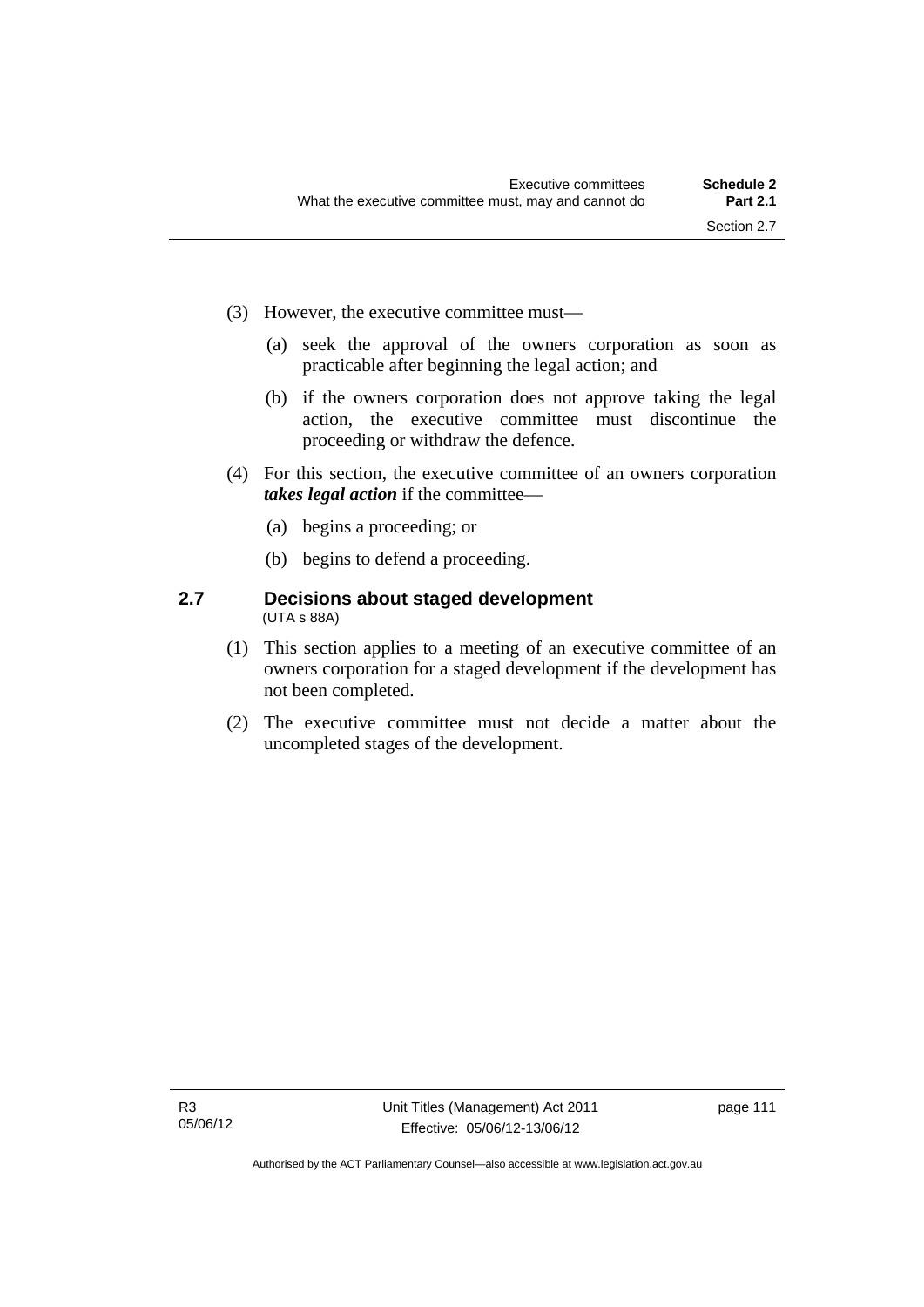(3) However, the executive committee must—

(a) seek the approval of the owners corporation as soon as practicable after beginning the legal action; and

(b) if the owners corporation does not approve taking the legal action, the executive committee must discontinue the proceeding or withdraw the defence.

(4) For this section, the executive committee of an owners corporation ***takes legal action*** if the committee—

(a) begins a proceeding; or

(b) begins to defend a proceeding.

### 2.7 Decisions about staged development

(UTA s 88A)

(1) This section applies to a meeting of an executive committee of an owners corporation for a staged development if the development has not been completed.

(2) The executive committee must not decide a matter about the uncompleted stages of the development.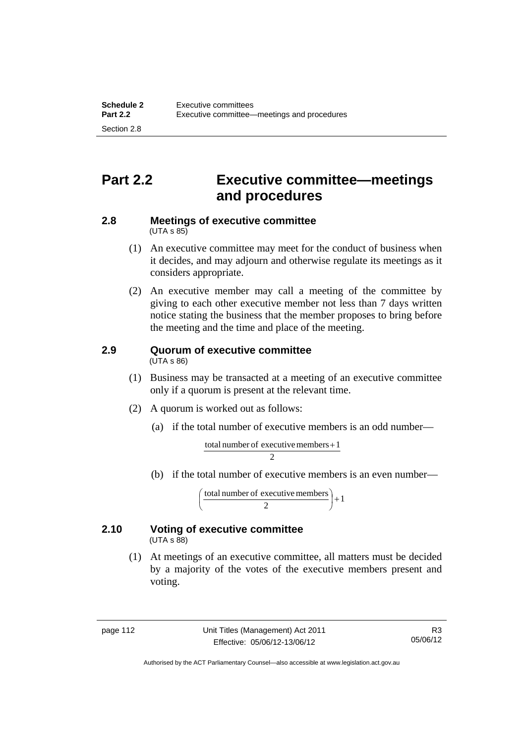# Part 2.2 Executive committee—meetings and procedures

### 2.8 Meetings of executive committee

(UTA s 85)

(1) An executive committee may meet for the conduct of business when it decides, and may adjourn and otherwise regulate its meetings as it considers appropriate.

(2) An executive member may call a meeting of the committee by giving to each other executive member not less than 7 days written notice stating the business that the member proposes to bring before the meeting and the time and place of the meeting.

### 2.9 Quorum of executive committee

(UTA s 86)

(1) Business may be transacted at a meeting of an executive committee only if a quorum is present at the relevant time.

(2) A quorum is worked out as follows:

(a) if the total number of executive members is an odd number—

$$\frac{\text{total number of executive members} + 1}{2}$$

(b) if the total number of executive members is an even number—

$$\left(\frac{\text{total number of executive members}}{2}\right) + 1$$

### 2.10 Voting of executive committee

(UTA s 88)

(1) At meetings of an executive committee, all matters must be decided by a majority of the votes of the executive members present and voting.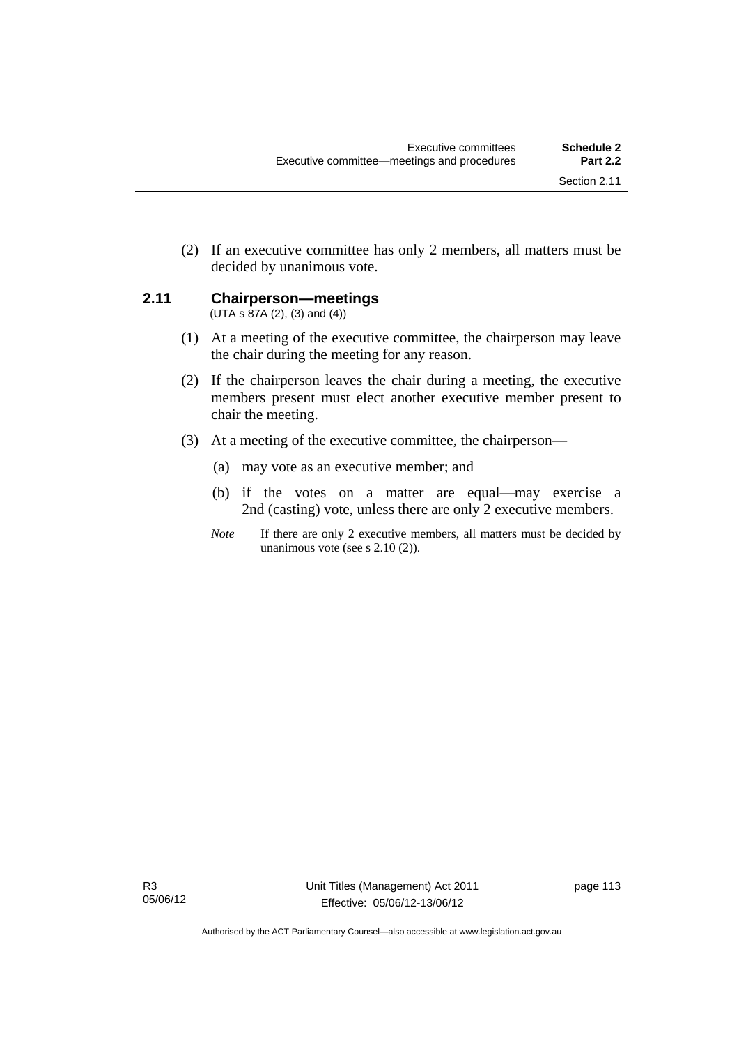(2) If an executive committee has only 2 members, all matters must be decided by unanimous vote.

### 2.11 Chairperson—meetings

(UTA s 87A (2), (3) and (4))

(1) At a meeting of the executive committee, the chairperson may leave the chair during the meeting for any reason.

(2) If the chairperson leaves the chair during a meeting, the executive members present must elect another executive member present to chair the meeting.

(3) At a meeting of the executive committee, the chairperson—

(a) may vote as an executive member; and

(b) if the votes on a matter are equal—may exercise a 2nd (casting) vote, unless there are only 2 executive members.

*Note* If there are only 2 executive members, all matters must be decided by unanimous vote (see s 2.10 (2)).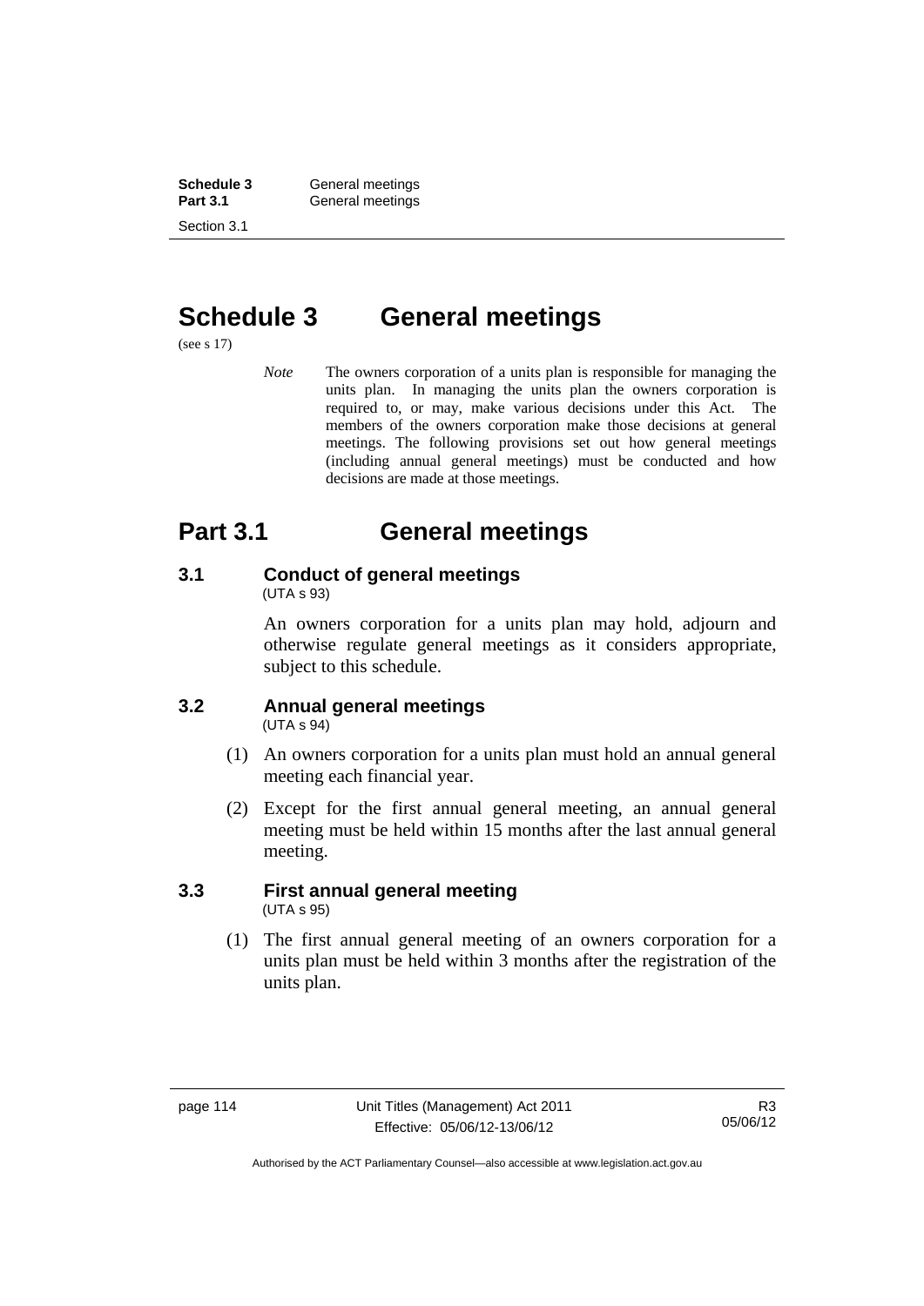# Schedule 3 General meetings

(see s 17)

*Note* The owners corporation of a units plan is responsible for managing the units plan. In managing the units plan the owners corporation is required to, or may, make various decisions under this Act. The members of the owners corporation make those decisions at general meetings. The following provisions set out how general meetings (including annual general meetings) must be conducted and how decisions are made at those meetings.

# Part 3.1 General meetings

### 3.1 Conduct of general meetings

(UTA s 93)

An owners corporation for a units plan may hold, adjourn and otherwise regulate general meetings as it considers appropriate, subject to this schedule.

### 3.2 Annual general meetings

(UTA s 94)

(1) An owners corporation for a units plan must hold an annual general meeting each financial year.

(2) Except for the first annual general meeting, an annual general meeting must be held within 15 months after the last annual general meeting.

### 3.3 First annual general meeting

(UTA s 95)

(1) The first annual general meeting of an owners corporation for a units plan must be held within 3 months after the registration of the units plan.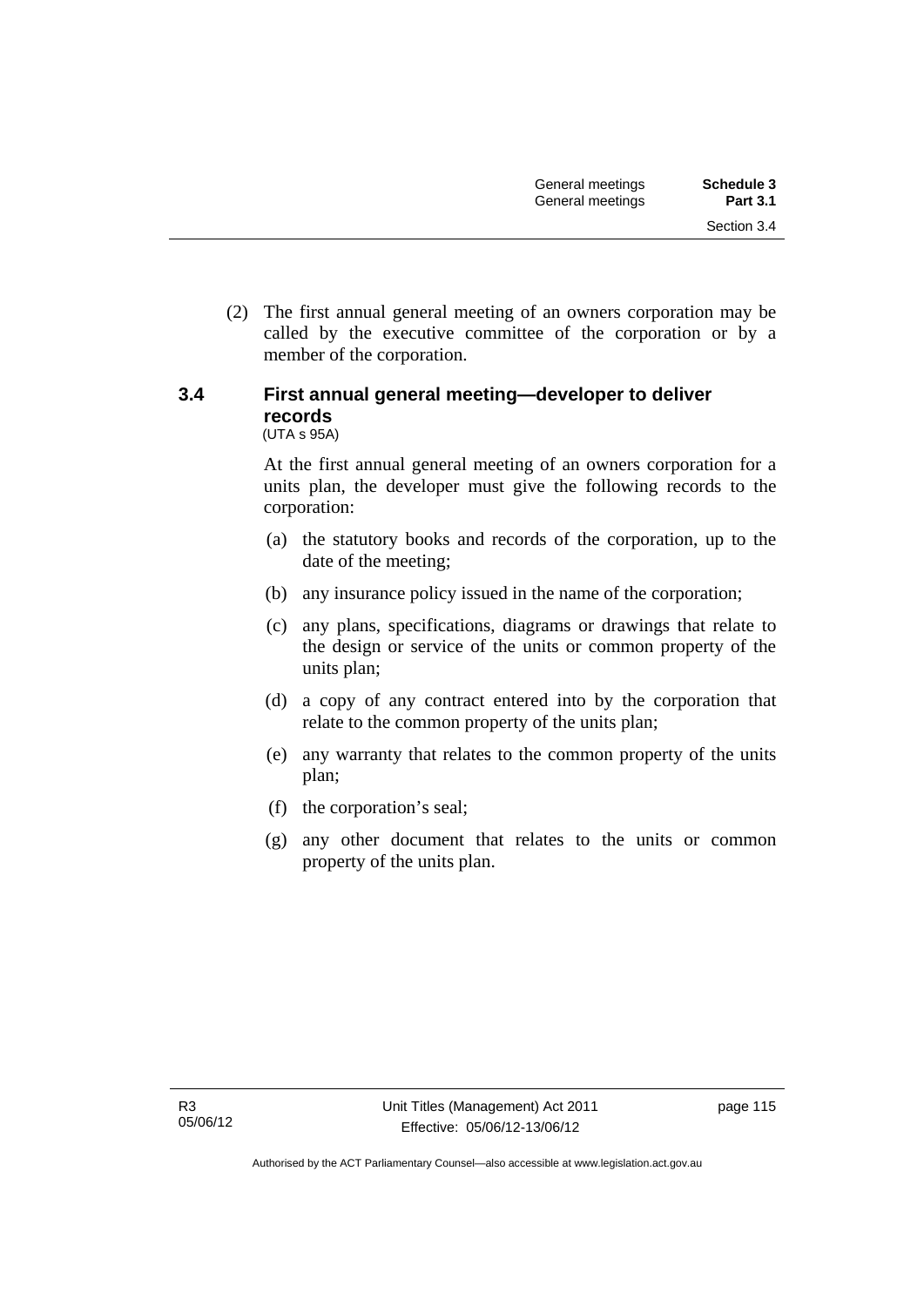(2) The first annual general meeting of an owners corporation may be called by the executive committee of the corporation or by a member of the corporation.

### 3.4 First annual general meeting—developer to deliver records

(UTA s 95A)

At the first annual general meeting of an owners corporation for a units plan, the developer must give the following records to the corporation:

(a) the statutory books and records of the corporation, up to the date of the meeting;

(b) any insurance policy issued in the name of the corporation;

(c) any plans, specifications, diagrams or drawings that relate to the design or service of the units or common property of the units plan;

(d) a copy of any contract entered into by the corporation that relate to the common property of the units plan;

(e) any warranty that relates to the common property of the units plan;

(f) the corporation's seal;

(g) any other document that relates to the units or common property of the units plan.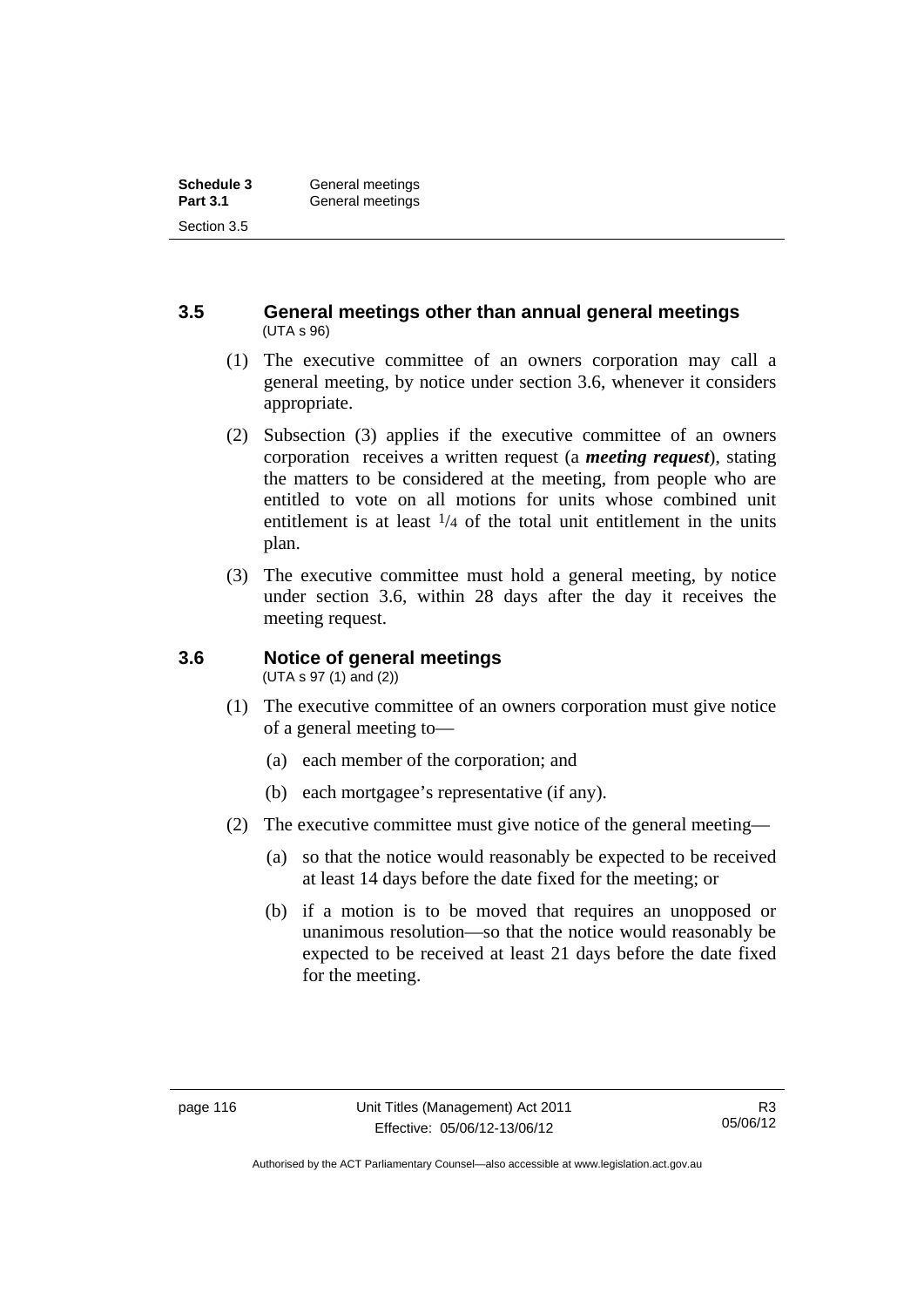### 3.5 General meetings other than annual general meetings

(UTA s 96)

(1) The executive committee of an owners corporation may call a general meeting, by notice under section 3.6, whenever it considers appropriate.

(2) Subsection (3) applies if the executive committee of an owners corporation receives a written request (a ***meeting request***), stating the matters to be considered at the meeting, from people who are entitled to vote on all motions for units whose combined unit entitlement is at least $1/4$ of the total unit entitlement in the units plan.

(3) The executive committee must hold a general meeting, by notice under section 3.6, within 28 days after the day it receives the meeting request.

### 3.6 Notice of general meetings

(UTA s 97 (1) and (2))

(1) The executive committee of an owners corporation must give notice of a general meeting to—

- (a) each member of the corporation; and
- (b) each mortgagee's representative (if any).

(2) The executive committee must give notice of the general meeting—

- (a) so that the notice would reasonably be expected to be received at least 14 days before the date fixed for the meeting; or
- (b) if a motion is to be moved that requires an unopposed or unanimous resolution—so that the notice would reasonably be expected to be received at least 21 days before the date fixed for the meeting.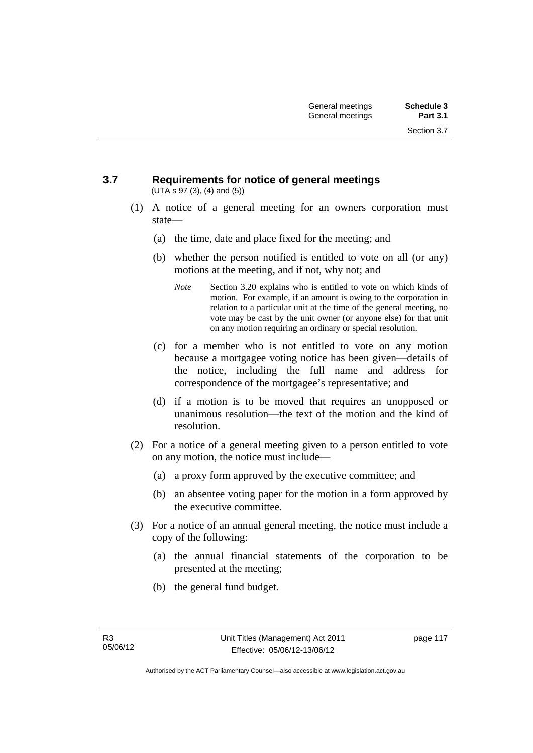### 3.7 Requirements for notice of general meetings

(UTA s 97 (3), (4) and (5))

(1) A notice of a general meeting for an owners corporation must state—

(a) the time, date and place fixed for the meeting; and

(b) whether the person notified is entitled to vote on all (or any) motions at the meeting, and if not, why not; and

*Note* Section 3.20 explains who is entitled to vote on which kinds of motion. For example, if an amount is owing to the corporation in relation to a particular unit at the time of the general meeting, no vote may be cast by the unit owner (or anyone else) for that unit on any motion requiring an ordinary or special resolution.

(c) for a member who is not entitled to vote on any motion because a mortgagee voting notice has been given—details of the notice, including the full name and address for correspondence of the mortgagee's representative; and

(d) if a motion is to be moved that requires an unopposed or unanimous resolution—the text of the motion and the kind of resolution.

(2) For a notice of a general meeting given to a person entitled to vote on any motion, the notice must include—

(a) a proxy form approved by the executive committee; and

(b) an absentee voting paper for the motion in a form approved by the executive committee.

(3) For a notice of an annual general meeting, the notice must include a copy of the following:

(a) the annual financial statements of the corporation to be presented at the meeting;

(b) the general fund budget.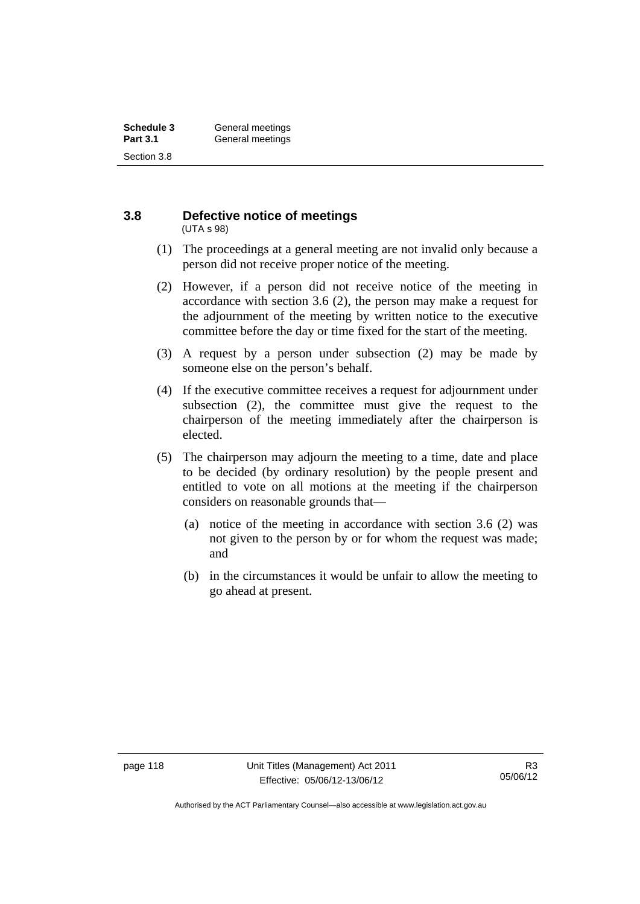## 3.8 Defective notice of meetings

(UTA s 98)

(1) The proceedings at a general meeting are not invalid only because a person did not receive proper notice of the meeting.

(2) However, if a person did not receive notice of the meeting in accordance with section 3.6 (2), the person may make a request for the adjournment of the meeting by written notice to the executive committee before the day or time fixed for the start of the meeting.

(3) A request by a person under subsection (2) may be made by someone else on the person's behalf.

(4) If the executive committee receives a request for adjournment under subsection (2), the committee must give the request to the chairperson of the meeting immediately after the chairperson is elected.

(5) The chairperson may adjourn the meeting to a time, date and place to be decided (by ordinary resolution) by the people present and entitled to vote on all motions at the meeting if the chairperson considers on reasonable grounds that—

- (a) notice of the meeting in accordance with section 3.6 (2) was not given to the person by or for whom the request was made; and
- (b) in the circumstances it would be unfair to allow the meeting to go ahead at present.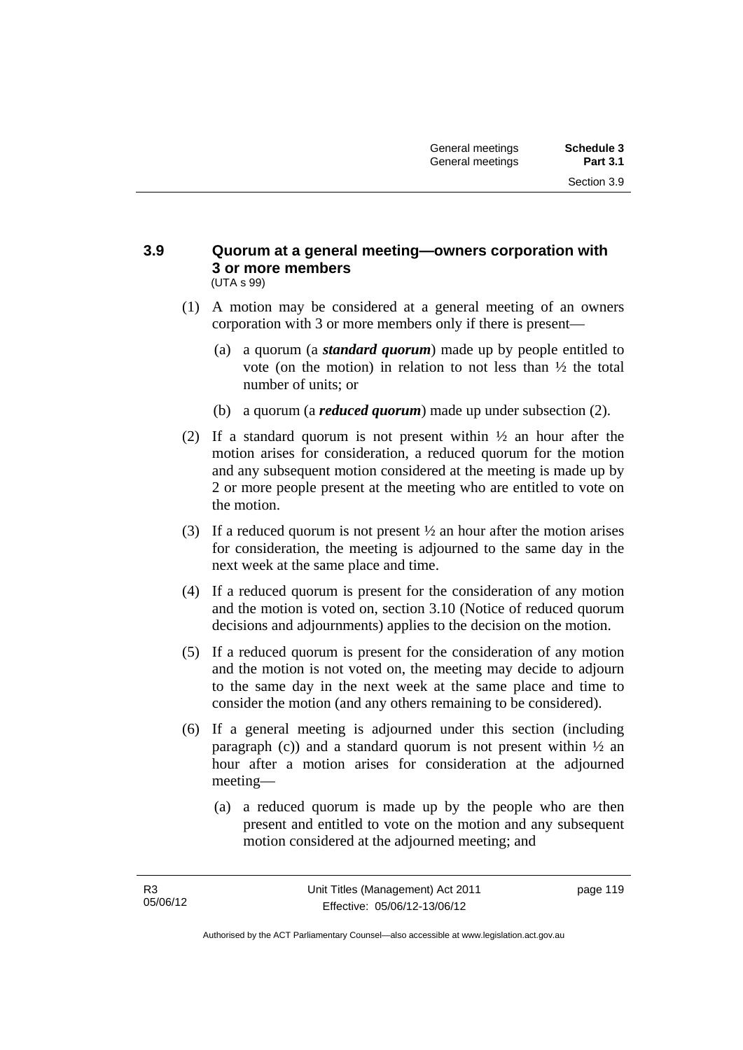### 3.9 Quorum at a general meeting—owners corporation with 3 or more members

(UTA s 99)

(1) A motion may be considered at a general meeting of an owners corporation with 3 or more members only if there is present—

(a) a quorum (a ***standard quorum***) made up by people entitled to vote (on the motion) in relation to not less than ½ the total number of units; or

(b) a quorum (a ***reduced quorum***) made up under subsection (2).

(2) If a standard quorum is not present within ½ an hour after the motion arises for consideration, a reduced quorum for the motion and any subsequent motion considered at the meeting is made up by 2 or more people present at the meeting who are entitled to vote on the motion.

(3) If a reduced quorum is not present ½ an hour after the motion arises for consideration, the meeting is adjourned to the same day in the next week at the same place and time.

(4) If a reduced quorum is present for the consideration of any motion and the motion is voted on, section 3.10 (Notice of reduced quorum decisions and adjournments) applies to the decision on the motion.

(5) If a reduced quorum is present for the consideration of any motion and the motion is not voted on, the meeting may decide to adjourn to the same day in the next week at the same place and time to consider the motion (and any others remaining to be considered).

(6) If a general meeting is adjourned under this section (including paragraph (c)) and a standard quorum is not present within ½ an hour after a motion arises for consideration at the adjourned meeting—

(a) a reduced quorum is made up by the people who are then present and entitled to vote on the motion and any subsequent motion considered at the adjourned meeting; and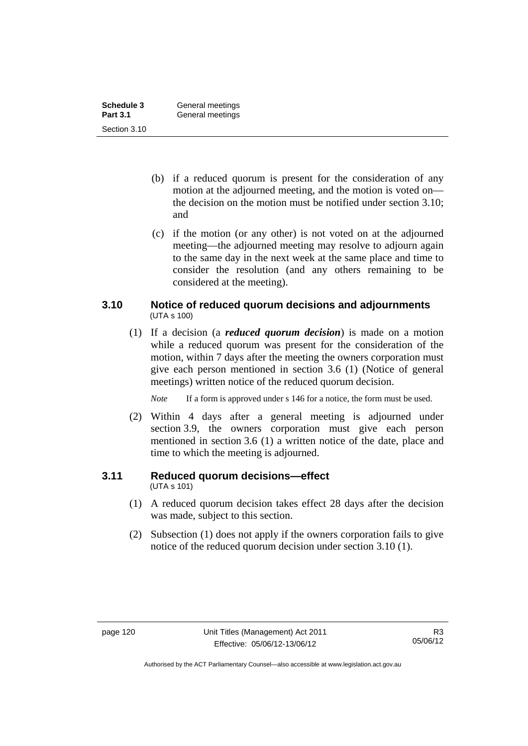(b) if a reduced quorum is present for the consideration of any motion at the adjourned meeting, and the motion is voted on—the decision on the motion must be notified under section 3.10; and

(c) if the motion (or any other) is not voted on at the adjourned meeting—the adjourned meeting may resolve to adjourn again to the same day in the next week at the same place and time to consider the resolution (and any others remaining to be considered at the meeting).

### 3.10 Notice of reduced quorum decisions and adjournments

(UTA s 100)

(1) If a decision (a ***reduced quorum decision***) is made on a motion while a reduced quorum was present for the consideration of the motion, within 7 days after the meeting the owners corporation must give each person mentioned in section 3.6 (1) (Notice of general meetings) written notice of the reduced quorum decision.

*Note* If a form is approved under s 146 for a notice, the form must be used.

(2) Within 4 days after a general meeting is adjourned under section 3.9, the owners corporation must give each person mentioned in section 3.6 (1) a written notice of the date, place and time to which the meeting is adjourned.

### 3.11 Reduced quorum decisions—effect

(UTA s 101)

(1) A reduced quorum decision takes effect 28 days after the decision was made, subject to this section.

(2) Subsection (1) does not apply if the owners corporation fails to give notice of the reduced quorum decision under section 3.10 (1).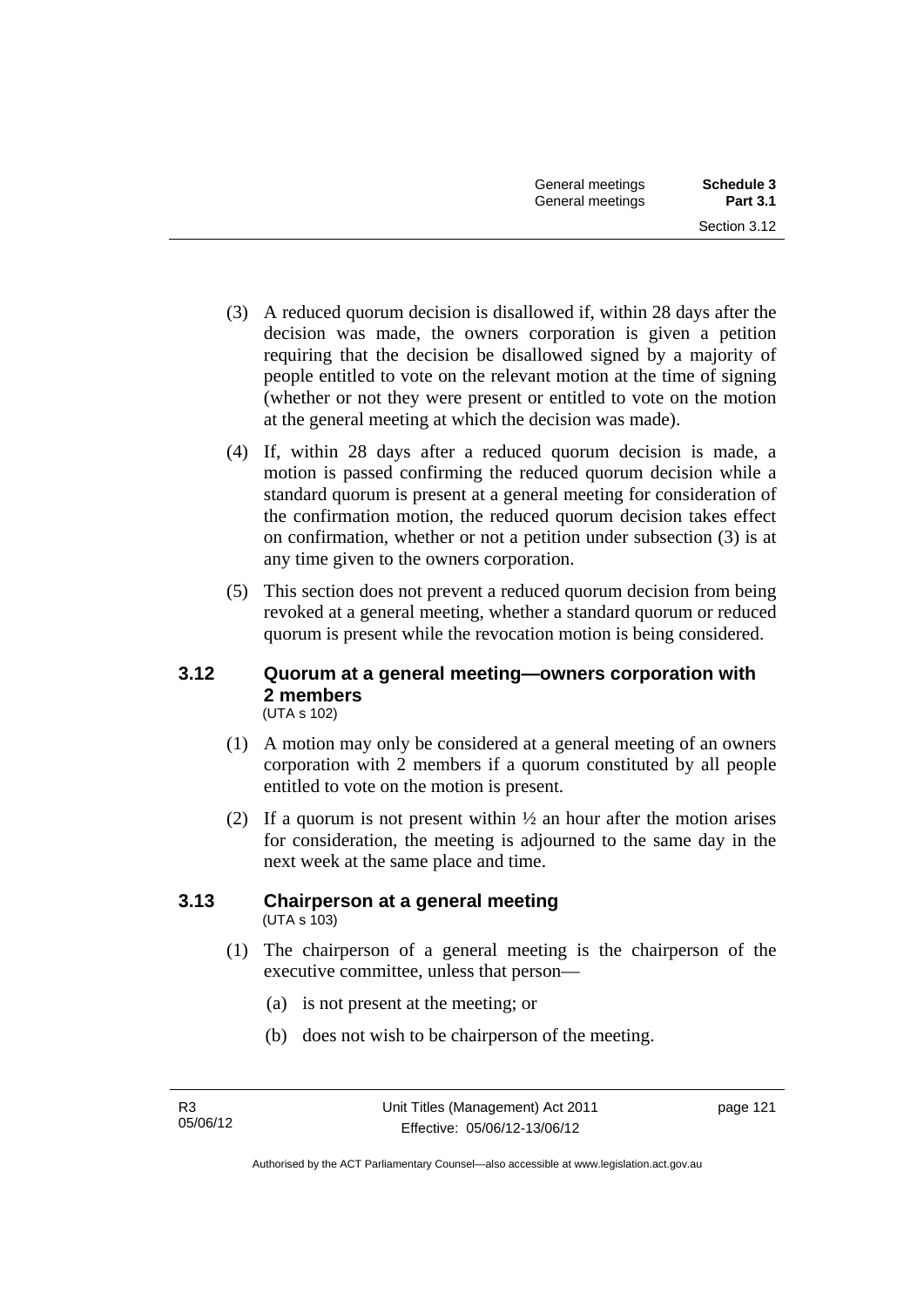(3) A reduced quorum decision is disallowed if, within 28 days after the decision was made, the owners corporation is given a petition requiring that the decision be disallowed signed by a majority of people entitled to vote on the relevant motion at the time of signing (whether or not they were present or entitled to vote on the motion at the general meeting at which the decision was made).

(4) If, within 28 days after a reduced quorum decision is made, a motion is passed confirming the reduced quorum decision while a standard quorum is present at a general meeting for consideration of the confirmation motion, the reduced quorum decision takes effect on confirmation, whether or not a petition under subsection (3) is at any time given to the owners corporation.

(5) This section does not prevent a reduced quorum decision from being revoked at a general meeting, whether a standard quorum or reduced quorum is present while the revocation motion is being considered.

### 3.12 Quorum at a general meeting—owners corporation with 2 members

(UTA s 102)

(1) A motion may only be considered at a general meeting of an owners corporation with 2 members if a quorum constituted by all people entitled to vote on the motion is present.

(2) If a quorum is not present within ½ an hour after the motion arises for consideration, the meeting is adjourned to the same day in the next week at the same place and time.

### 3.13 Chairperson at a general meeting

(UTA s 103)

(1) The chairperson of a general meeting is the chairperson of the executive committee, unless that person—

(a) is not present at the meeting; or

(b) does not wish to be chairperson of the meeting.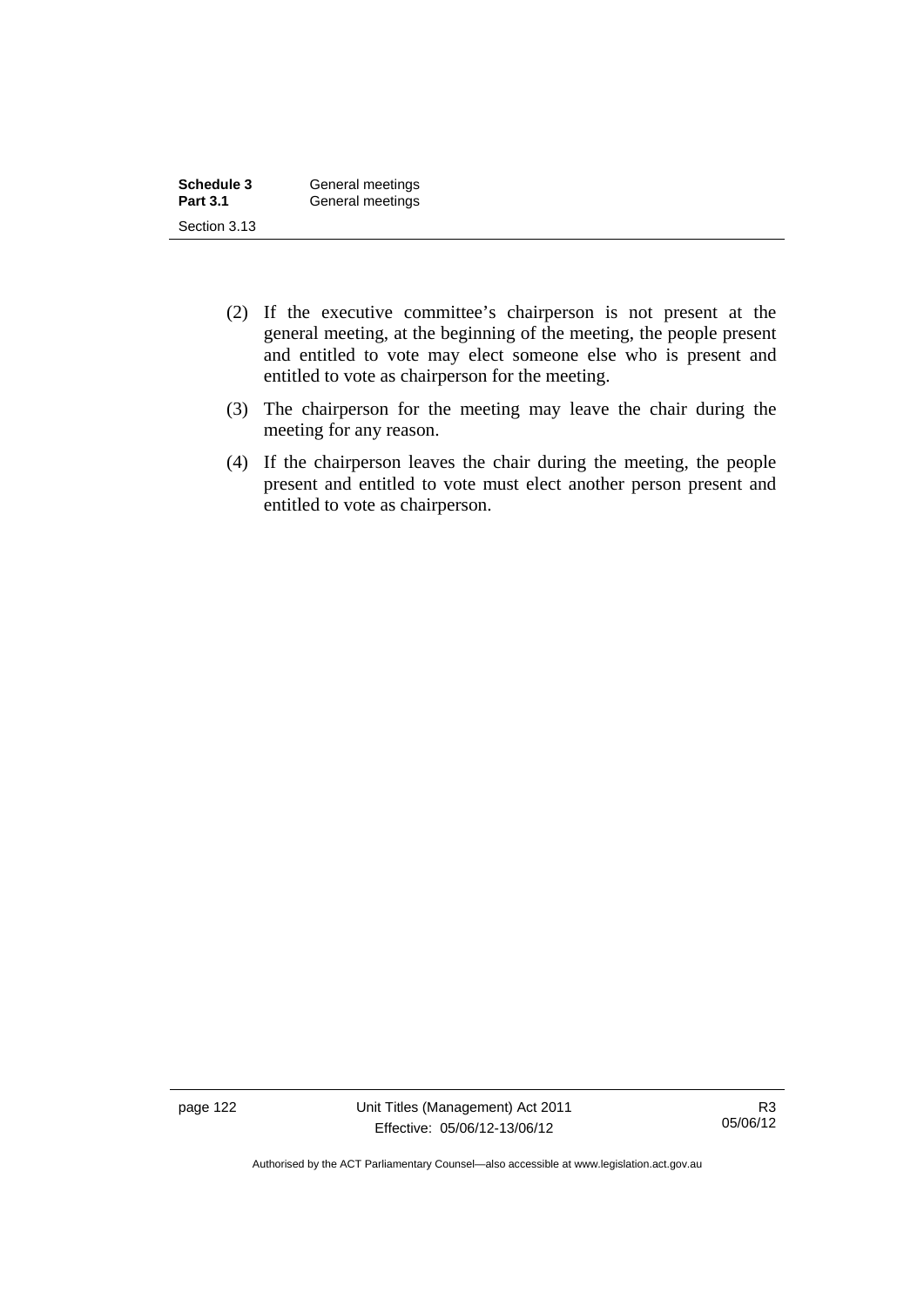(2) If the executive committee's chairperson is not present at the general meeting, at the beginning of the meeting, the people present and entitled to vote may elect someone else who is present and entitled to vote as chairperson for the meeting.

(3) The chairperson for the meeting may leave the chair during the meeting for any reason.

(4) If the chairperson leaves the chair during the meeting, the people present and entitled to vote must elect another person present and entitled to vote as chairperson.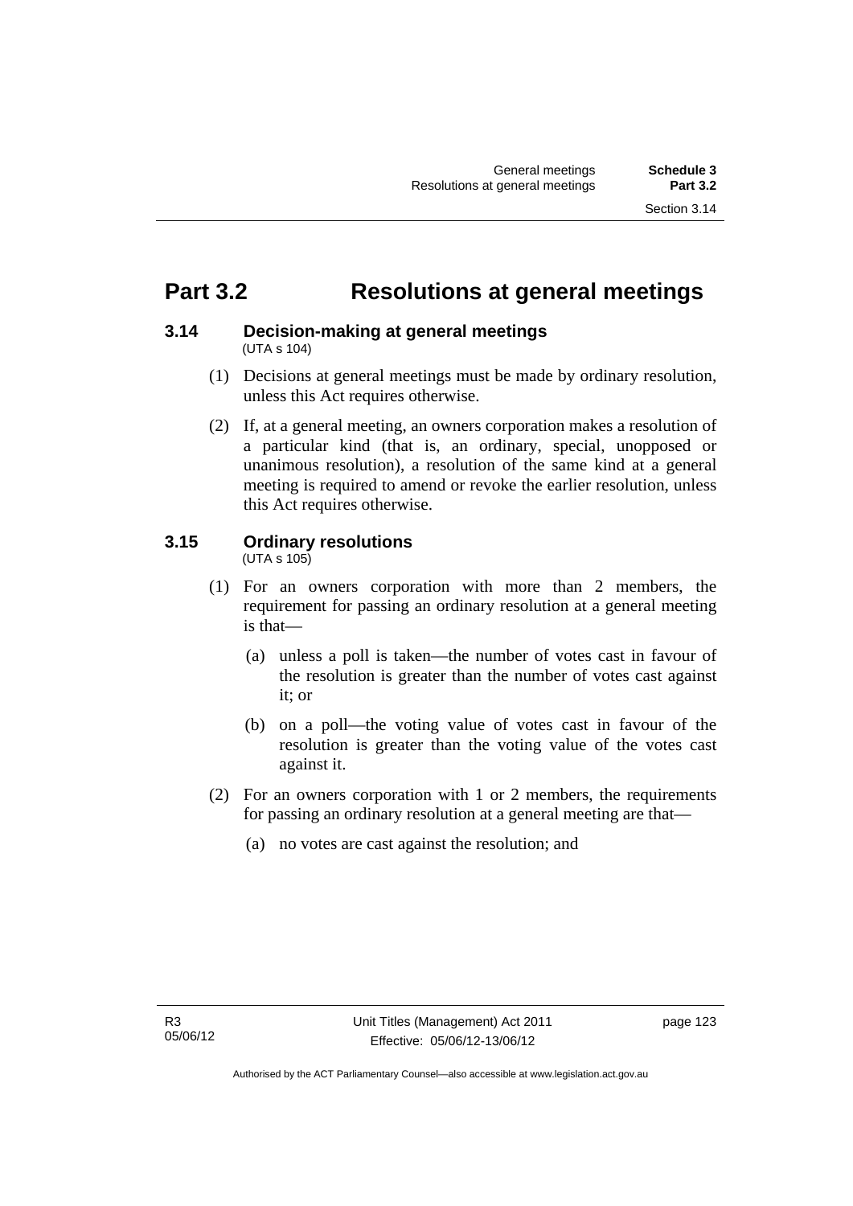# Part 3.2 Resolutions at general meetings

## 3.14 Decision-making at general meetings

(UTA s 104)

(1) Decisions at general meetings must be made by ordinary resolution, unless this Act requires otherwise.

(2) If, at a general meeting, an owners corporation makes a resolution of a particular kind (that is, an ordinary, special, unopposed or unanimous resolution), a resolution of the same kind at a general meeting is required to amend or revoke the earlier resolution, unless this Act requires otherwise.

## 3.15 Ordinary resolutions

(UTA s 105)

(1) For an owners corporation with more than 2 members, the requirement for passing an ordinary resolution at a general meeting is that—

(a) unless a poll is taken—the number of votes cast in favour of the resolution is greater than the number of votes cast against it; or

(b) on a poll—the voting value of votes cast in favour of the resolution is greater than the voting value of the votes cast against it.

(2) For an owners corporation with 1 or 2 members, the requirements for passing an ordinary resolution at a general meeting are that—

(a) no votes are cast against the resolution; and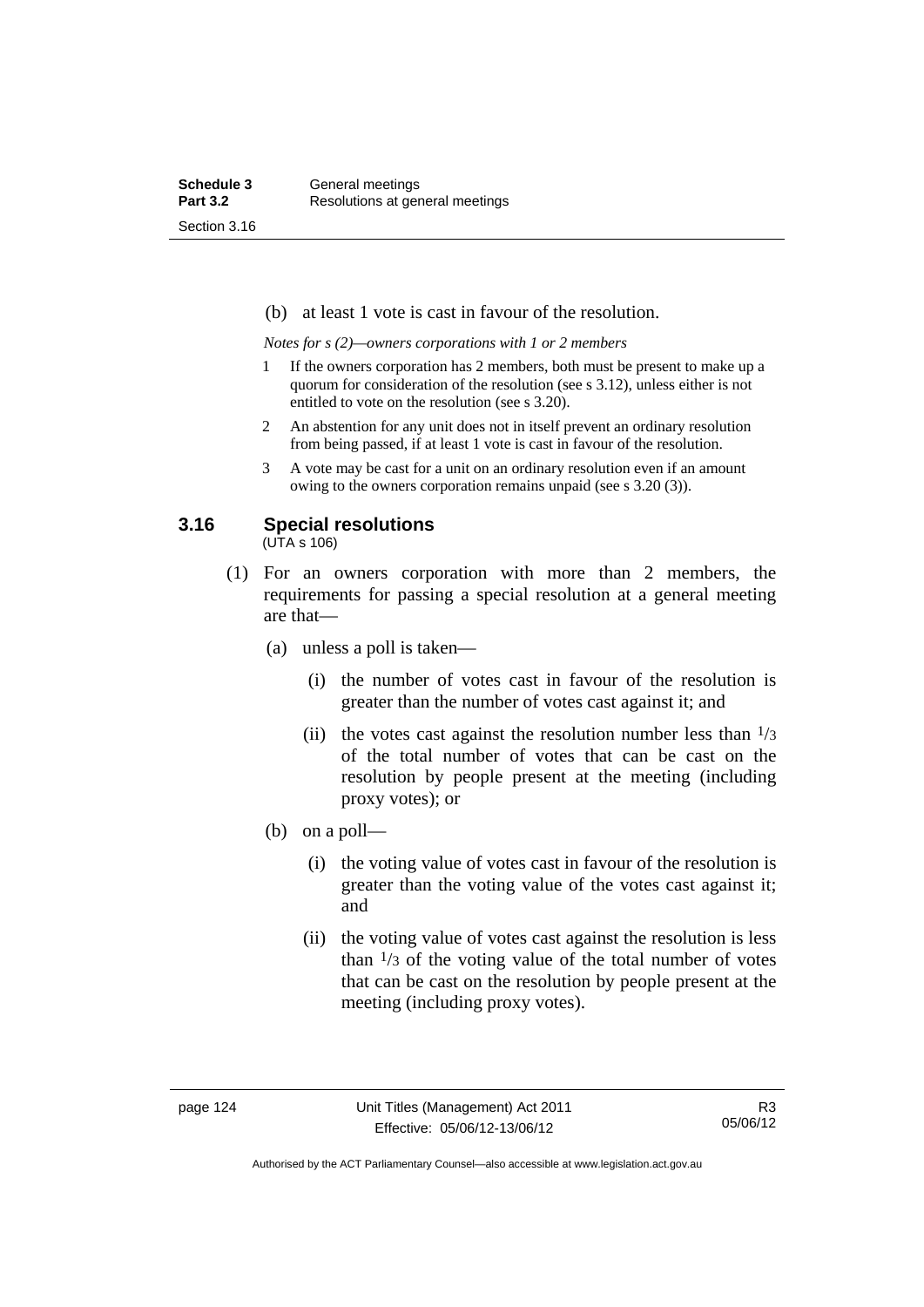(b) at least 1 vote is cast in favour of the resolution.

*Notes for s (2)—owners corporations with 1 or 2 members*

1 If the owners corporation has 2 members, both must be present to make up a quorum for consideration of the resolution (see s 3.12), unless either is not entitled to vote on the resolution (see s 3.20).

2 An abstention for any unit does not in itself prevent an ordinary resolution from being passed, if at least 1 vote is cast in favour of the resolution.

3 A vote may be cast for a unit on an ordinary resolution even if an amount owing to the owners corporation remains unpaid (see s 3.20 (3)).

### 3.16 Special resolutions

(UTA s 106)

(1) For an owners corporation with more than 2 members, the requirements for passing a special resolution at a general meeting are that—

(a) unless a poll is taken—

(i) the number of votes cast in favour of the resolution is greater than the number of votes cast against it; and

(ii) the votes cast against the resolution number less than $^1/_3$ of the total number of votes that can be cast on the resolution by people present at the meeting (including proxy votes); or

(b) on a poll—

(i) the voting value of votes cast in favour of the resolution is greater than the voting value of the votes cast against it; and

(ii) the voting value of votes cast against the resolution is less than $^1/_3$ of the voting value of the total number of votes that can be cast on the resolution by people present at the meeting (including proxy votes).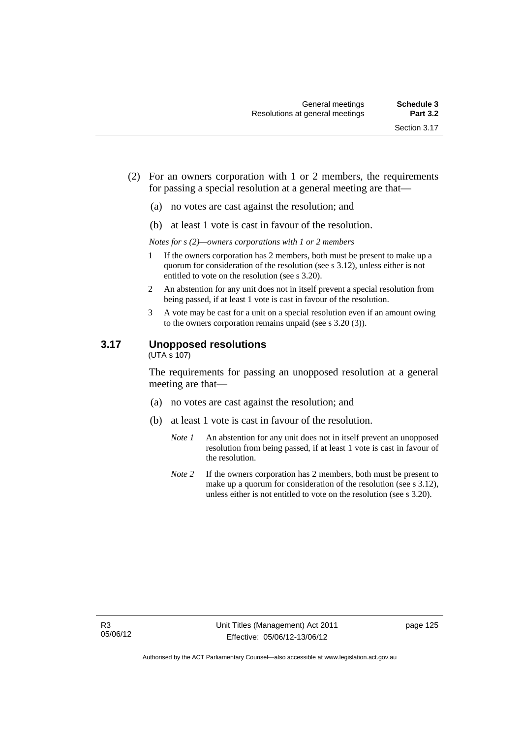(2) For an owners corporation with 1 or 2 members, the requirements for passing a special resolution at a general meeting are that—

(a) no votes are cast against the resolution; and

(b) at least 1 vote is cast in favour of the resolution.

*Notes for s (2)—owners corporations with 1 or 2 members*

1 If the owners corporation has 2 members, both must be present to make up a quorum for consideration of the resolution (see s 3.12), unless either is not entitled to vote on the resolution (see s 3.20).

2 An abstention for any unit does not in itself prevent a special resolution from being passed, if at least 1 vote is cast in favour of the resolution.

3 A vote may be cast for a unit on a special resolution even if an amount owing to the owners corporation remains unpaid (see s 3.20 (3)).

## 3.17 Unopposed resolutions

(UTA s 107)

The requirements for passing an unopposed resolution at a general meeting are that—

(a) no votes are cast against the resolution; and

(b) at least 1 vote is cast in favour of the resolution.

*Note 1* An abstention for any unit does not in itself prevent an unopposed resolution from being passed, if at least 1 vote is cast in favour of the resolution.

*Note 2* If the owners corporation has 2 members, both must be present to make up a quorum for consideration of the resolution (see s 3.12), unless either is not entitled to vote on the resolution (see s 3.20).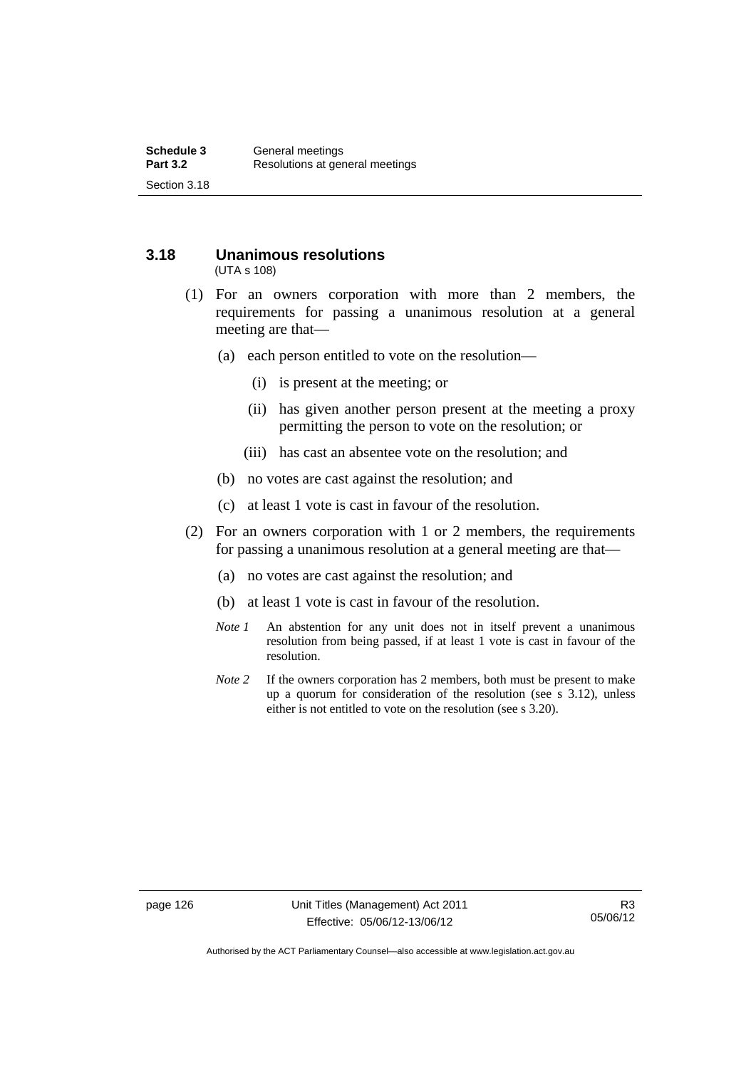## 3.18 Unanimous resolutions

(UTA s 108)

(1) For an owners corporation with more than 2 members, the requirements for passing a unanimous resolution at a general meeting are that—

(a) each person entitled to vote on the resolution—

(i) is present at the meeting; or

(ii) has given another person present at the meeting a proxy permitting the person to vote on the resolution; or

(iii) has cast an absentee vote on the resolution; and

(b) no votes are cast against the resolution; and

(c) at least 1 vote is cast in favour of the resolution.

(2) For an owners corporation with 1 or 2 members, the requirements for passing a unanimous resolution at a general meeting are that—

(a) no votes are cast against the resolution; and

(b) at least 1 vote is cast in favour of the resolution.

*Note 1* An abstention for any unit does not in itself prevent a unanimous resolution from being passed, if at least 1 vote is cast in favour of the resolution.

*Note 2* If the owners corporation has 2 members, both must be present to make up a quorum for consideration of the resolution (see s 3.12), unless either is not entitled to vote on the resolution (see s 3.20).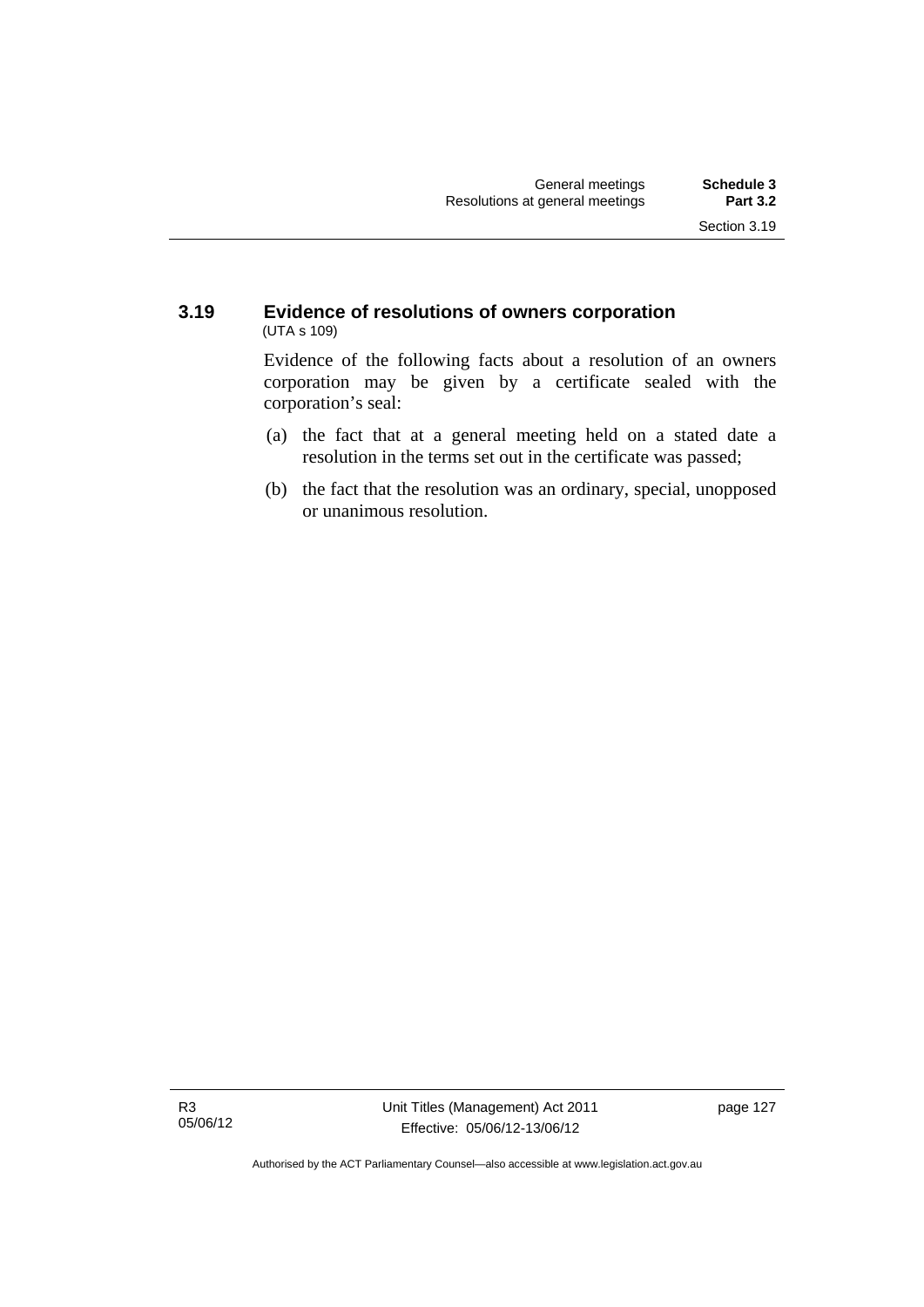### 3.19 Evidence of resolutions of owners corporation

(UTA s 109)

Evidence of the following facts about a resolution of an owners corporation may be given by a certificate sealed with the corporation's seal:

(a) the fact that at a general meeting held on a stated date a resolution in the terms set out in the certificate was passed;

(b) the fact that the resolution was an ordinary, special, unopposed or unanimous resolution.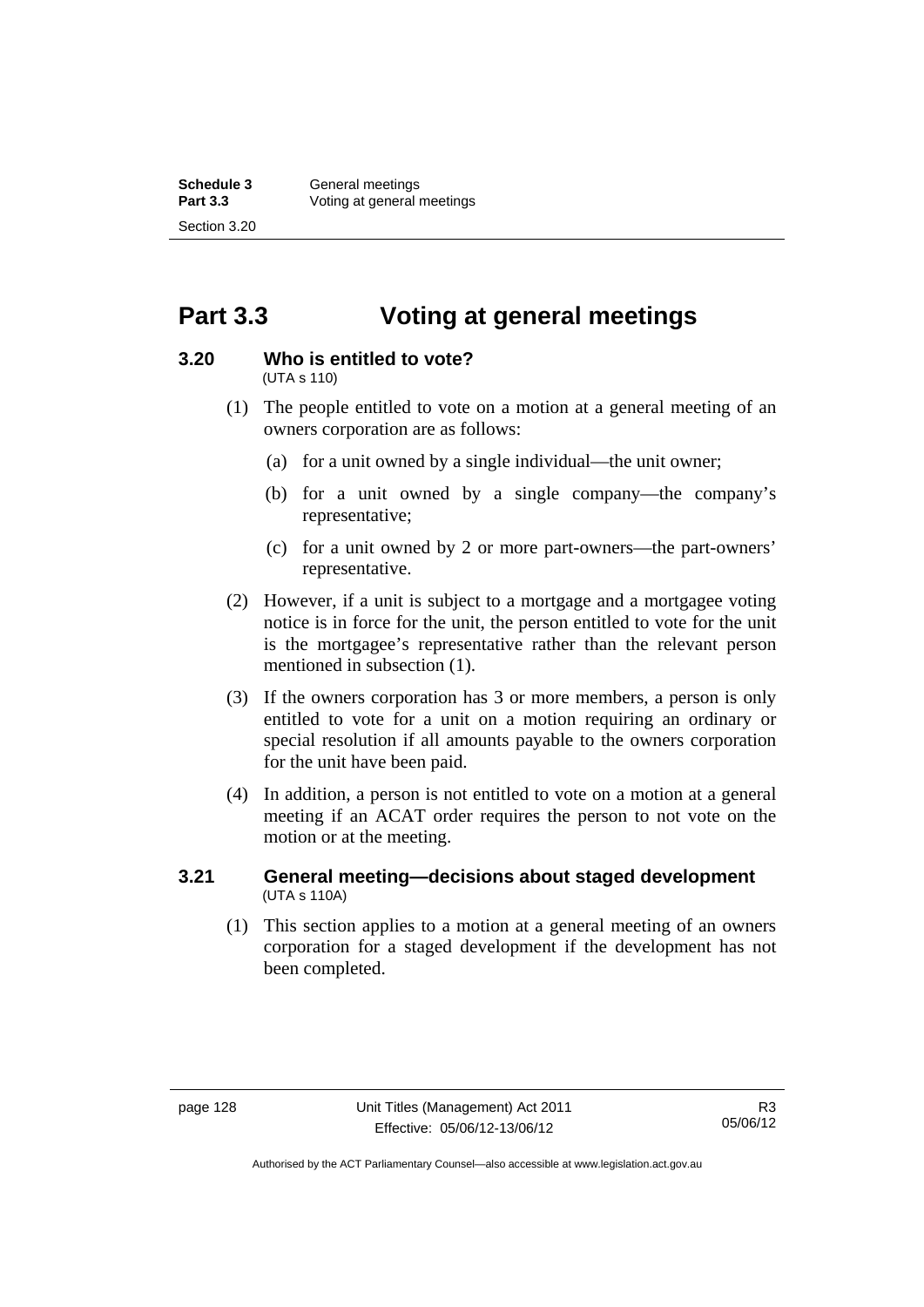# Part 3.3 Voting at general meetings

## 3.20 Who is entitled to vote?

(UTA s 110)

(1) The people entitled to vote on a motion at a general meeting of an owners corporation are as follows:

- (a) for a unit owned by a single individual—the unit owner;
- (b) for a unit owned by a single company—the company's representative;
- (c) for a unit owned by 2 or more part-owners—the part-owners' representative.

(2) However, if a unit is subject to a mortgage and a mortgagee voting notice is in force for the unit, the person entitled to vote for the unit is the mortgagee's representative rather than the relevant person mentioned in subsection (1).

(3) If the owners corporation has 3 or more members, a person is only entitled to vote for a unit on a motion requiring an ordinary or special resolution if all amounts payable to the owners corporation for the unit have been paid.

(4) In addition, a person is not entitled to vote on a motion at a general meeting if an ACAT order requires the person to not vote on the motion or at the meeting.

## 3.21 General meeting—decisions about staged development

(UTA s 110A)

(1) This section applies to a motion at a general meeting of an owners corporation for a staged development if the development has not been completed.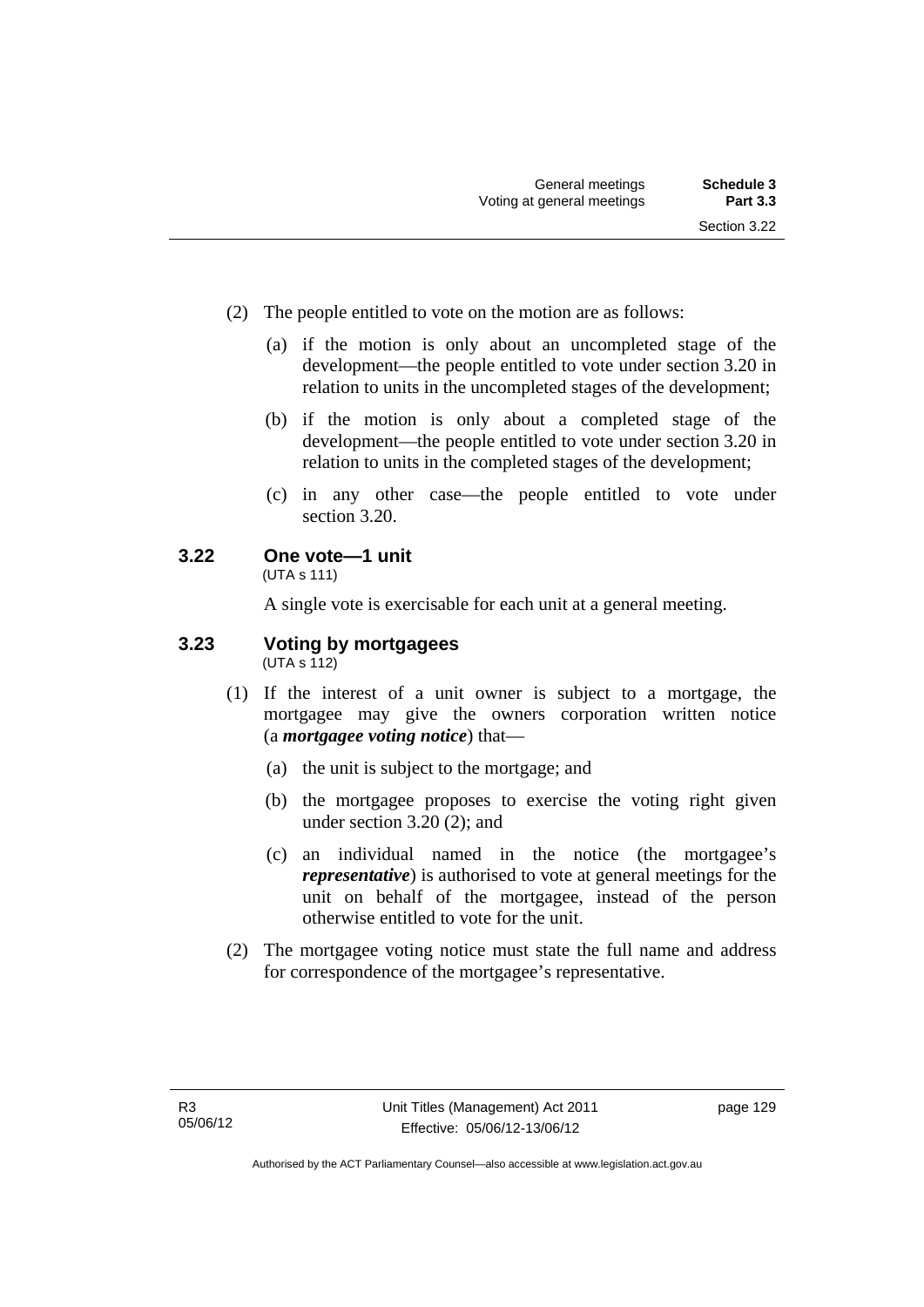(2) The people entitled to vote on the motion are as follows:

(a) if the motion is only about an uncompleted stage of the development—the people entitled to vote under section 3.20 in relation to units in the uncompleted stages of the development;

(b) if the motion is only about a completed stage of the development—the people entitled to vote under section 3.20 in relation to units in the completed stages of the development;

(c) in any other case—the people entitled to vote under section 3.20.

### 3.22 One vote—1 unit

(UTA s 111)

A single vote is exercisable for each unit at a general meeting.

### 3.23 Voting by mortgagees

(UTA s 112)

(1) If the interest of a unit owner is subject to a mortgage, the mortgagee may give the owners corporation written notice (a ***mortgagee voting notice***) that—

(a) the unit is subject to the mortgage; and

(b) the mortgagee proposes to exercise the voting right given under section 3.20 (2); and

(c) an individual named in the notice (the mortgagee's ***representative***) is authorised to vote at general meetings for the unit on behalf of the mortgagee, instead of the person otherwise entitled to vote for the unit.

(2) The mortgagee voting notice must state the full name and address for correspondence of the mortgagee's representative.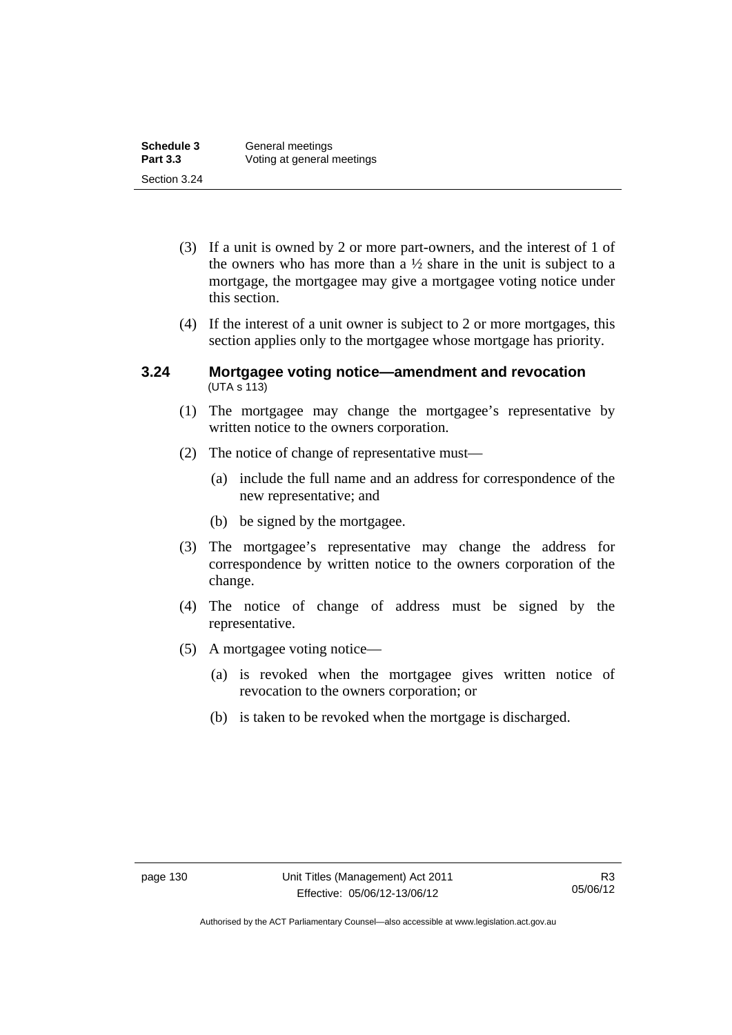(3) If a unit is owned by 2 or more part-owners, and the interest of 1 of the owners who has more than a ½ share in the unit is subject to a mortgage, the mortgagee may give a mortgagee voting notice under this section.

(4) If the interest of a unit owner is subject to 2 or more mortgages, this section applies only to the mortgagee whose mortgage has priority.

### 3.24 Mortgagee voting notice—amendment and revocation
(UTA s 113)

(1) The mortgagee may change the mortgagee's representative by written notice to the owners corporation.

(2) The notice of change of representative must—

(a) include the full name and an address for correspondence of the new representative; and

(b) be signed by the mortgagee.

(3) The mortgagee's representative may change the address for correspondence by written notice to the owners corporation of the change.

(4) The notice of change of address must be signed by the representative.

(5) A mortgagee voting notice—

(a) is revoked when the mortgagee gives written notice of revocation to the owners corporation; or

(b) is taken to be revoked when the mortgage is discharged.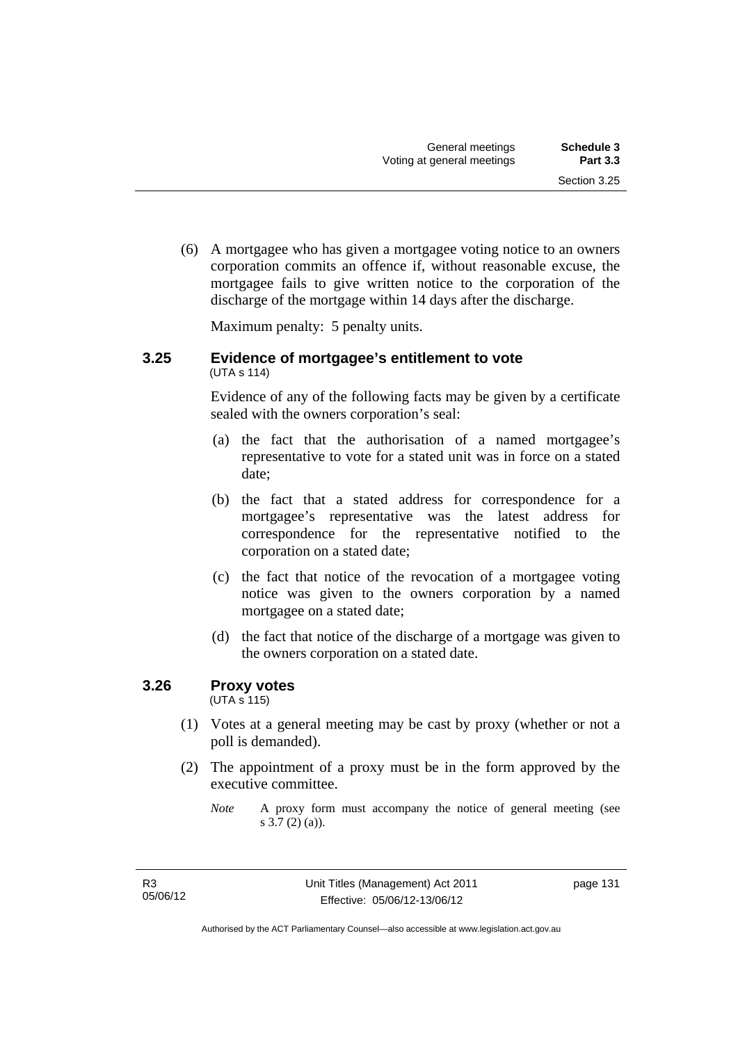(6) A mortgagee who has given a mortgagee voting notice to an owners corporation commits an offence if, without reasonable excuse, the mortgagee fails to give written notice to the corporation of the discharge of the mortgage within 14 days after the discharge.

Maximum penalty: 5 penalty units.

### 3.25 Evidence of mortgagee's entitlement to vote

(UTA s 114)

Evidence of any of the following facts may be given by a certificate sealed with the owners corporation's seal:

(a) the fact that the authorisation of a named mortgagee's representative to vote for a stated unit was in force on a stated date;

(b) the fact that a stated address for correspondence for a mortgagee's representative was the latest address for correspondence for the representative notified to the corporation on a stated date;

(c) the fact that notice of the revocation of a mortgagee voting notice was given to the owners corporation by a named mortgagee on a stated date;

(d) the fact that notice of the discharge of a mortgage was given to the owners corporation on a stated date.

### 3.26 Proxy votes

(UTA s 115)

(1) Votes at a general meeting may be cast by proxy (whether or not a poll is demanded).

(2) The appointment of a proxy must be in the form approved by the executive committee.

*Note* A proxy form must accompany the notice of general meeting (see s 3.7 (2) (a)).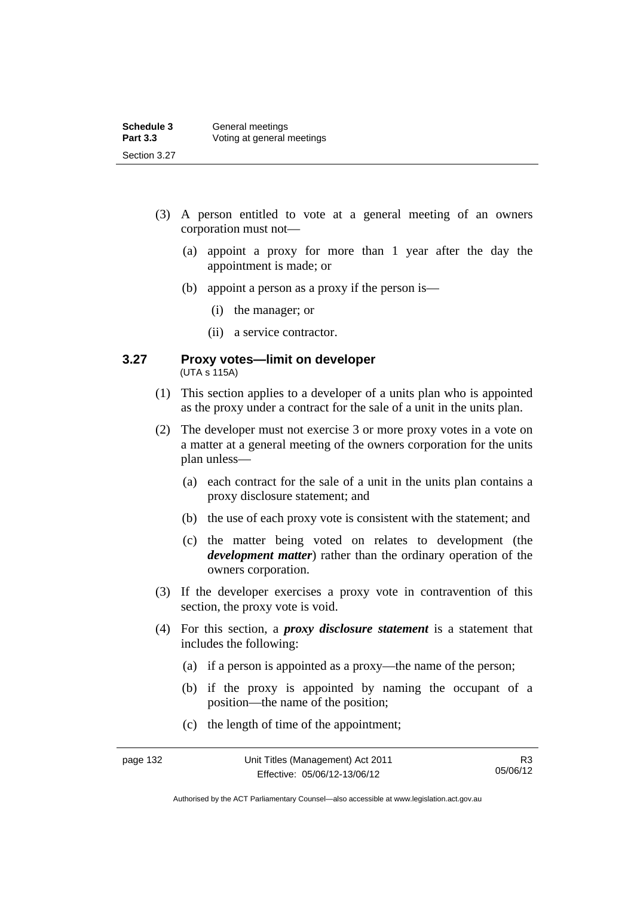(3) A person entitled to vote at a general meeting of an owners corporation must not—

(a) appoint a proxy for more than 1 year after the day the appointment is made; or

(b) appoint a person as a proxy if the person is—

(i) the manager; or

(ii) a service contractor.

### 3.27 Proxy votes—limit on developer

(UTA s 115A)

(1) This section applies to a developer of a units plan who is appointed as the proxy under a contract for the sale of a unit in the units plan.

(2) The developer must not exercise 3 or more proxy votes in a vote on a matter at a general meeting of the owners corporation for the units plan unless—

(a) each contract for the sale of a unit in the units plan contains a proxy disclosure statement; and

(b) the use of each proxy vote is consistent with the statement; and

(c) the matter being voted on relates to development (the ***development matter***) rather than the ordinary operation of the owners corporation.

(3) If the developer exercises a proxy vote in contravention of this section, the proxy vote is void.

(4) For this section, a ***proxy disclosure statement*** is a statement that includes the following:

(a) if a person is appointed as a proxy—the name of the person;

(b) if the proxy is appointed by naming the occupant of a position—the name of the position;

(c) the length of time of the appointment;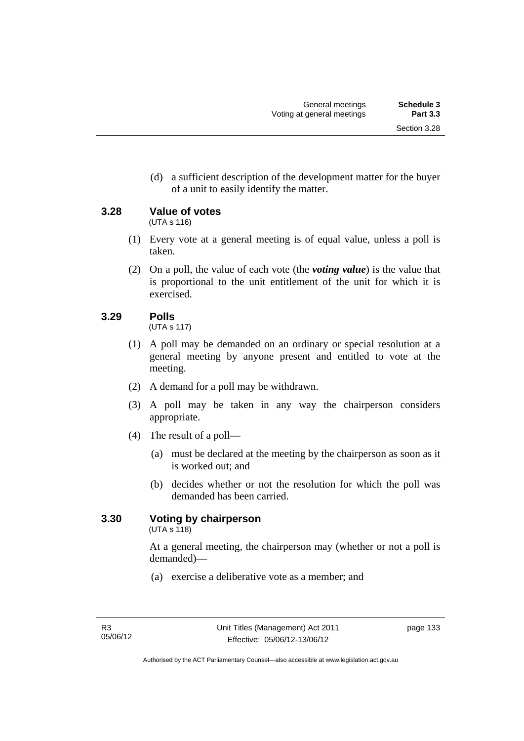(d) a sufficient description of the development matter for the buyer of a unit to easily identify the matter.

### 3.28 Value of votes

(UTA s 116)

(1) Every vote at a general meeting is of equal value, unless a poll is taken.

(2) On a poll, the value of each vote (the ***voting value***) is the value that is proportional to the unit entitlement of the unit for which it is exercised.

### 3.29 Polls

(UTA s 117)

(1) A poll may be demanded on an ordinary or special resolution at a general meeting by anyone present and entitled to vote at the meeting.

(2) A demand for a poll may be withdrawn.

(3) A poll may be taken in any way the chairperson considers appropriate.

(4) The result of a poll—

(a) must be declared at the meeting by the chairperson as soon as it is worked out; and

(b) decides whether or not the resolution for which the poll was demanded has been carried.

### 3.30 Voting by chairperson

(UTA s 118)

At a general meeting, the chairperson may (whether or not a poll is demanded)—

(a) exercise a deliberative vote as a member; and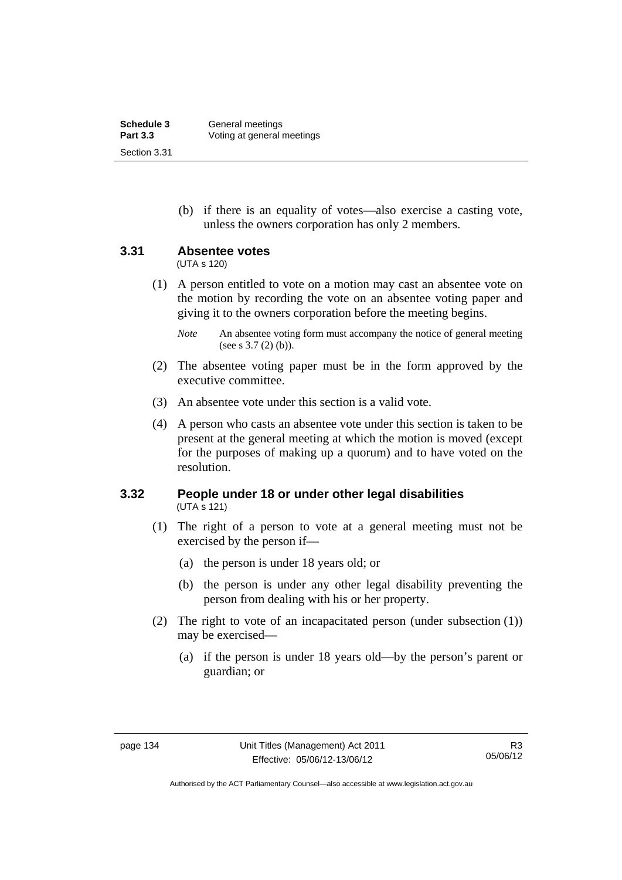(b) if there is an equality of votes—also exercise a casting vote, unless the owners corporation has only 2 members.

### 3.31 Absentee votes

(UTA s 120)

(1) A person entitled to vote on a motion may cast an absentee vote on the motion by recording the vote on an absentee voting paper and giving it to the owners corporation before the meeting begins.

*Note* An absentee voting form must accompany the notice of general meeting (see s 3.7 (2) (b)).

(2) The absentee voting paper must be in the form approved by the executive committee.

(3) An absentee vote under this section is a valid vote.

(4) A person who casts an absentee vote under this section is taken to be present at the general meeting at which the motion is moved (except for the purposes of making up a quorum) and to have voted on the resolution.

### 3.32 People under 18 or under other legal disabilities

(UTA s 121)

(1) The right of a person to vote at a general meeting must not be exercised by the person if—

(a) the person is under 18 years old; or

(b) the person is under any other legal disability preventing the person from dealing with his or her property.

(2) The right to vote of an incapacitated person (under subsection (1)) may be exercised—

(a) if the person is under 18 years old—by the person's parent or guardian; or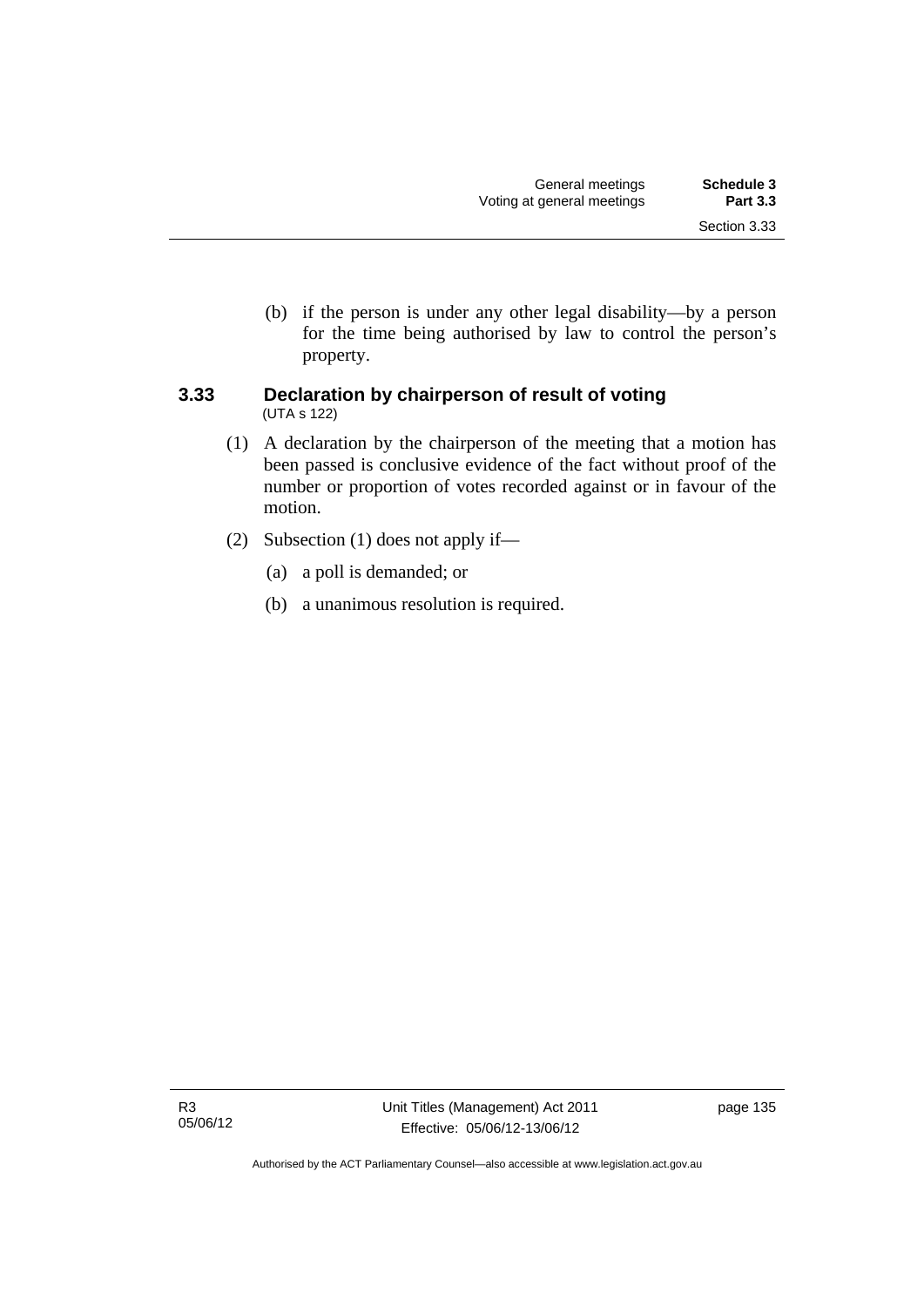(b) if the person is under any other legal disability—by a person for the time being authorised by law to control the person's property.

### 3.33 Declaration by chairperson of result of voting

(UTA s 122)

(1) A declaration by the chairperson of the meeting that a motion has been passed is conclusive evidence of the fact without proof of the number or proportion of votes recorded against or in favour of the motion.

(2) Subsection (1) does not apply if—

(a) a poll is demanded; or

(b) a unanimous resolution is required.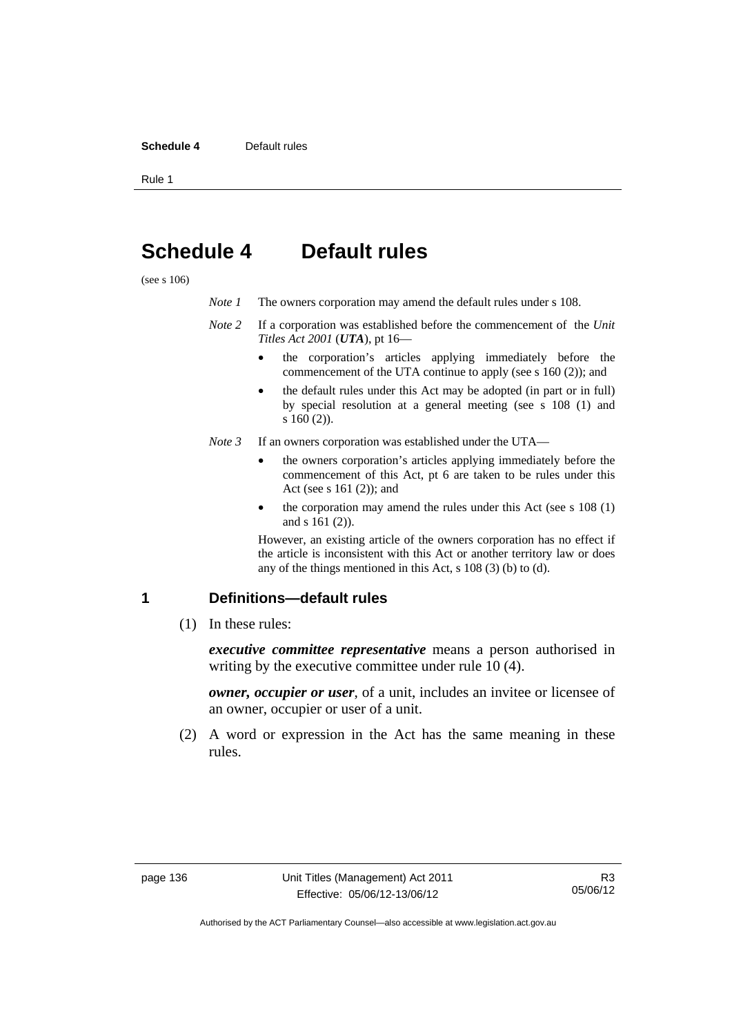# Schedule 4 Default rules

(see s 106)

*Note 1* The owners corporation may amend the default rules under s 108.

*Note 2* If a corporation was established before the commencement of the *Unit Titles Act 2001* (***UTA***), pt 16—

- the corporation's articles applying immediately before the commencement of the UTA continue to apply (see s 160 (2)); and
- the default rules under this Act may be adopted (in part or in full) by special resolution at a general meeting (see s 108 (1) and s 160 (2)).

*Note 3* If an owners corporation was established under the UTA—

- the owners corporation's articles applying immediately before the commencement of this Act, pt 6 are taken to be rules under this Act (see s 161 (2)); and
- the corporation may amend the rules under this Act (see s 108 (1) and s 161 (2)).

However, an existing article of the owners corporation has no effect if the article is inconsistent with this Act or another territory law or does any of the things mentioned in this Act, s 108 (3) (b) to (d).

## 1 Definitions—default rules

(1) In these rules:

***executive committee representative*** means a person authorised in writing by the executive committee under rule 10 (4).

***owner, occupier or user***, of a unit, includes an invitee or licensee of an owner, occupier or user of a unit.

(2) A word or expression in the Act has the same meaning in these rules.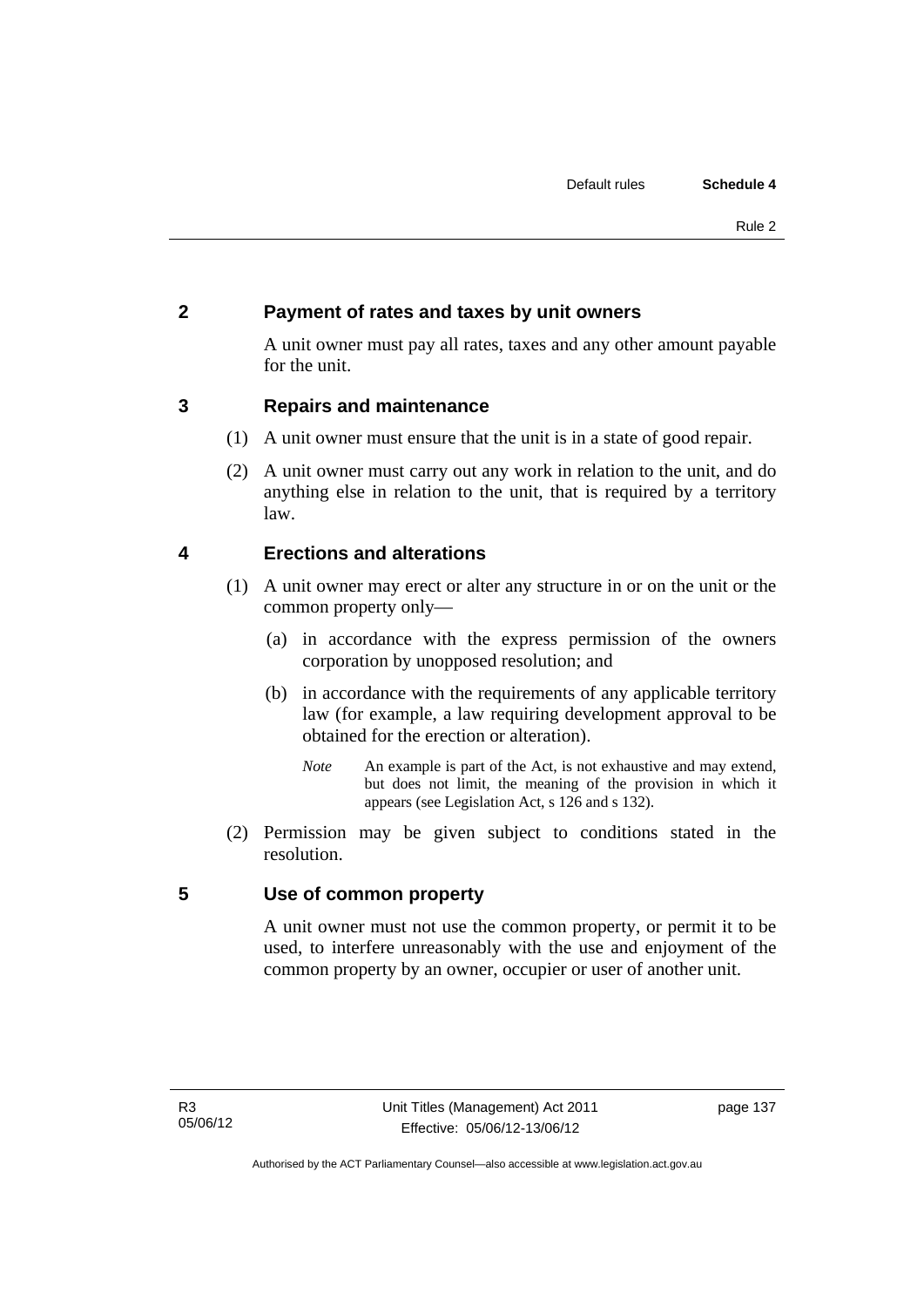## 2 Payment of rates and taxes by unit owners

A unit owner must pay all rates, taxes and any other amount payable for the unit.

## 3 Repairs and maintenance

(1) A unit owner must ensure that the unit is in a state of good repair.

(2) A unit owner must carry out any work in relation to the unit, and do anything else in relation to the unit, that is required by a territory law.

## 4 Erections and alterations

(1) A unit owner may erect or alter any structure in or on the unit or the common property only—

(a) in accordance with the express permission of the owners corporation by unopposed resolution; and

(b) in accordance with the requirements of any applicable territory law (for example, a law requiring development approval to be obtained for the erection or alteration).

*Note* An example is part of the Act, is not exhaustive and may extend, but does not limit, the meaning of the provision in which it appears (see Legislation Act, s 126 and s 132).

(2) Permission may be given subject to conditions stated in the resolution.

## 5 Use of common property

A unit owner must not use the common property, or permit it to be used, to interfere unreasonably with the use and enjoyment of the common property by an owner, occupier or user of another unit.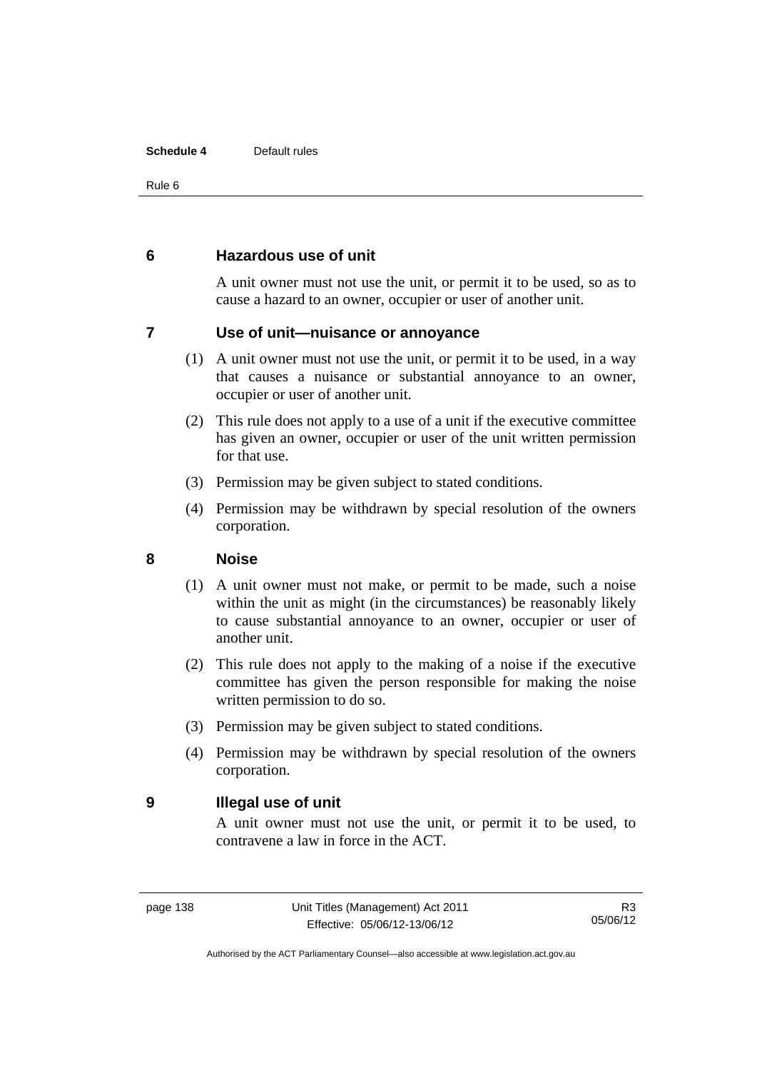## 6 Hazardous use of unit

A unit owner must not use the unit, or permit it to be used, so as to cause a hazard to an owner, occupier or user of another unit.

## 7 Use of unit—nuisance or annoyance

(1) A unit owner must not use the unit, or permit it to be used, in a way that causes a nuisance or substantial annoyance to an owner, occupier or user of another unit.

(2) This rule does not apply to a use of a unit if the executive committee has given an owner, occupier or user of the unit written permission for that use.

(3) Permission may be given subject to stated conditions.

(4) Permission may be withdrawn by special resolution of the owners corporation.

## 8 Noise

(1) A unit owner must not make, or permit to be made, such a noise within the unit as might (in the circumstances) be reasonably likely to cause substantial annoyance to an owner, occupier or user of another unit.

(2) This rule does not apply to the making of a noise if the executive committee has given the person responsible for making the noise written permission to do so.

(3) Permission may be given subject to stated conditions.

(4) Permission may be withdrawn by special resolution of the owners corporation.

## 9 Illegal use of unit

A unit owner must not use the unit, or permit it to be used, to contravene a law in force in the ACT.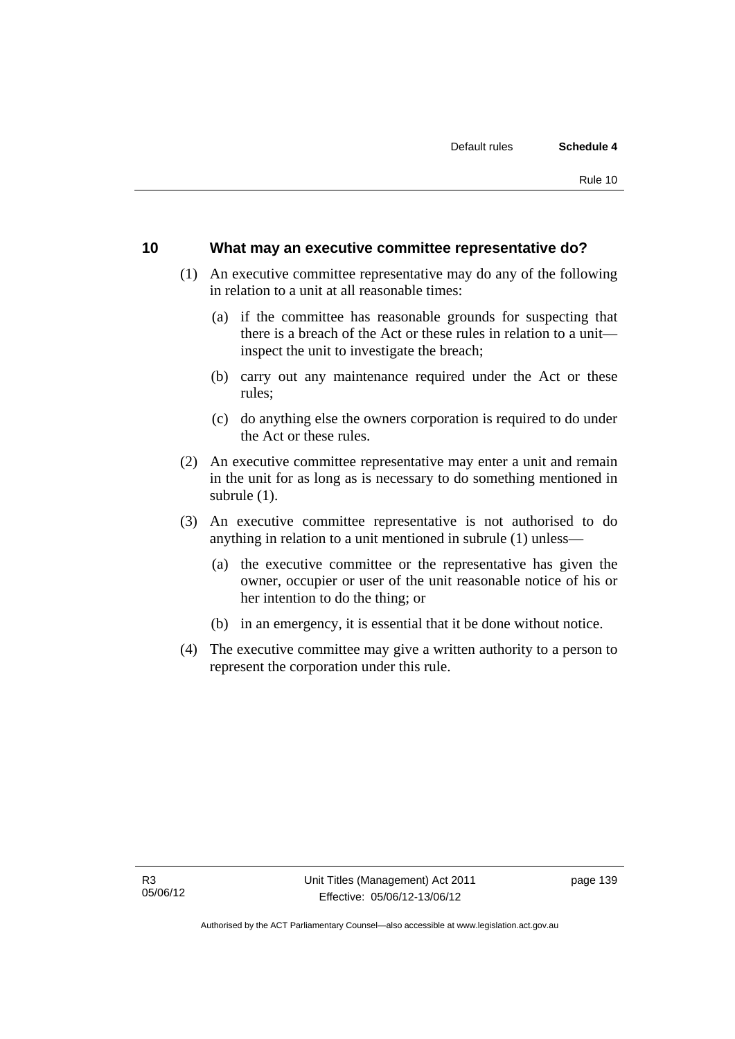## 10 What may an executive committee representative do?

(1) An executive committee representative may do any of the following in relation to a unit at all reasonable times:

(a) if the committee has reasonable grounds for suspecting that there is a breach of the Act or these rules in relation to a unit—inspect the unit to investigate the breach;

(b) carry out any maintenance required under the Act or these rules;

(c) do anything else the owners corporation is required to do under the Act or these rules.

(2) An executive committee representative may enter a unit and remain in the unit for as long as is necessary to do something mentioned in subrule (1).

(3) An executive committee representative is not authorised to do anything in relation to a unit mentioned in subrule (1) unless—

(a) the executive committee or the representative has given the owner, occupier or user of the unit reasonable notice of his or her intention to do the thing; or

(b) in an emergency, it is essential that it be done without notice.

(4) The executive committee may give a written authority to a person to represent the corporation under this rule.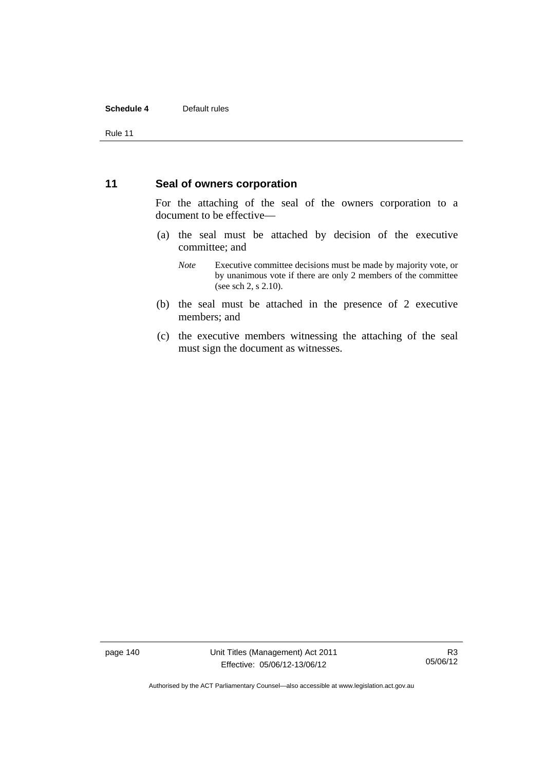## 11 Seal of owners corporation

For the attaching of the seal of the owners corporation to a document to be effective—

(a) the seal must be attached by decision of the executive committee; and

*Note* Executive committee decisions must be made by majority vote, or by unanimous vote if there are only 2 members of the committee (see sch 2, s 2.10).

(b) the seal must be attached in the presence of 2 executive members; and

(c) the executive members witnessing the attaching of the seal must sign the document as witnesses.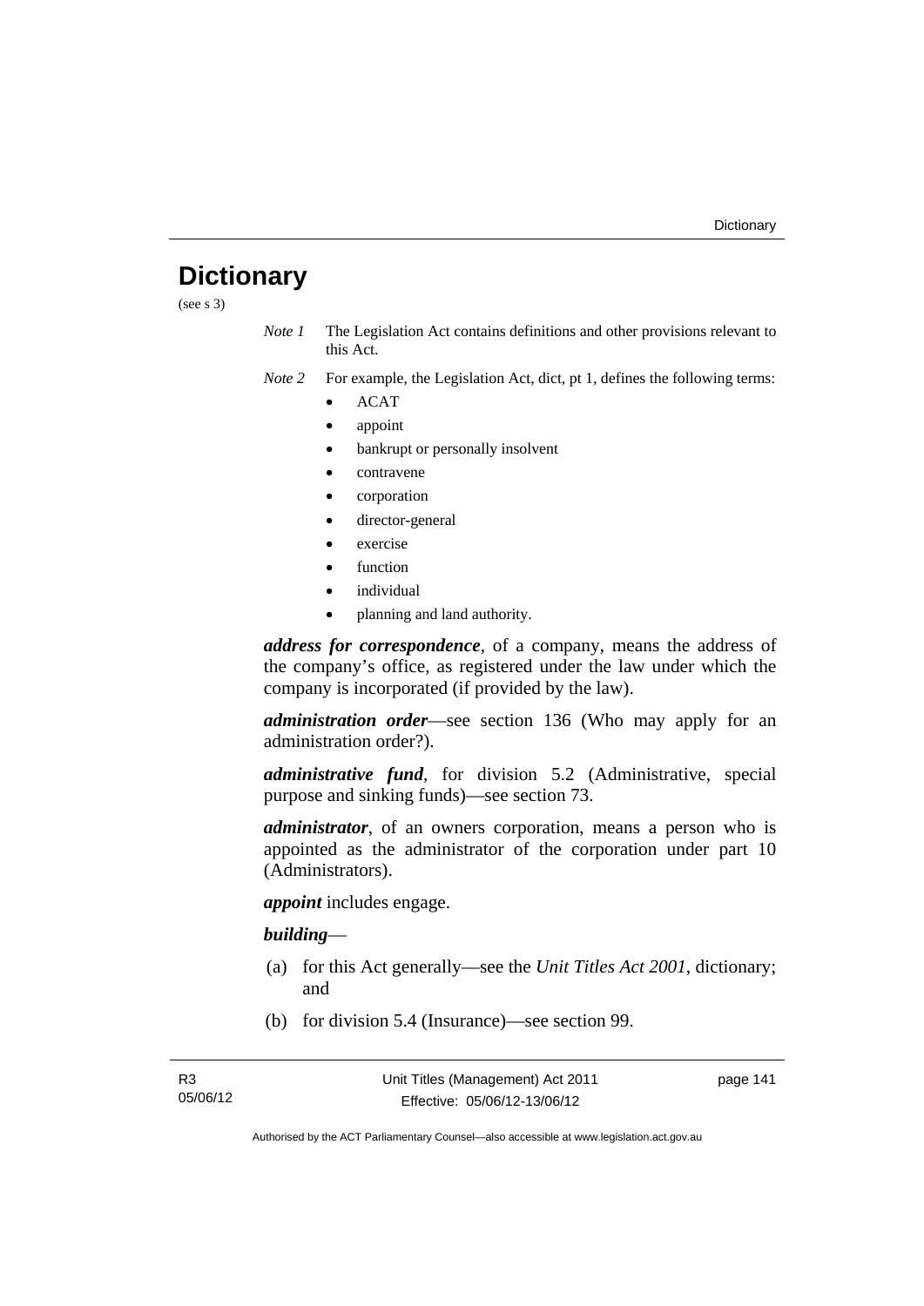# Dictionary

(see s 3)

*Note 1* The Legislation Act contains definitions and other provisions relevant to this Act.

*Note 2* For example, the Legislation Act, dict, pt 1, defines the following terms:

- ACAT
- appoint
- bankrupt or personally insolvent
- contravene
- corporation
- director-general
- exercise
- function
- individual
- planning and land authority.

***address for correspondence***, of a company, means the address of the company's office, as registered under the law under which the company is incorporated (if provided by the law).

***administration order***—see section 136 (Who may apply for an administration order?).

***administrative fund***, for division 5.2 (Administrative, special purpose and sinking funds)—see section 73.

***administrator***, of an owners corporation, means a person who is appointed as the administrator of the corporation under part 10 (Administrators).

***appoint*** includes engage.

***building***—

(a) for this Act generally—see the *Unit Titles Act 2001*, dictionary; and

(b) for division 5.4 (Insurance)—see section 99.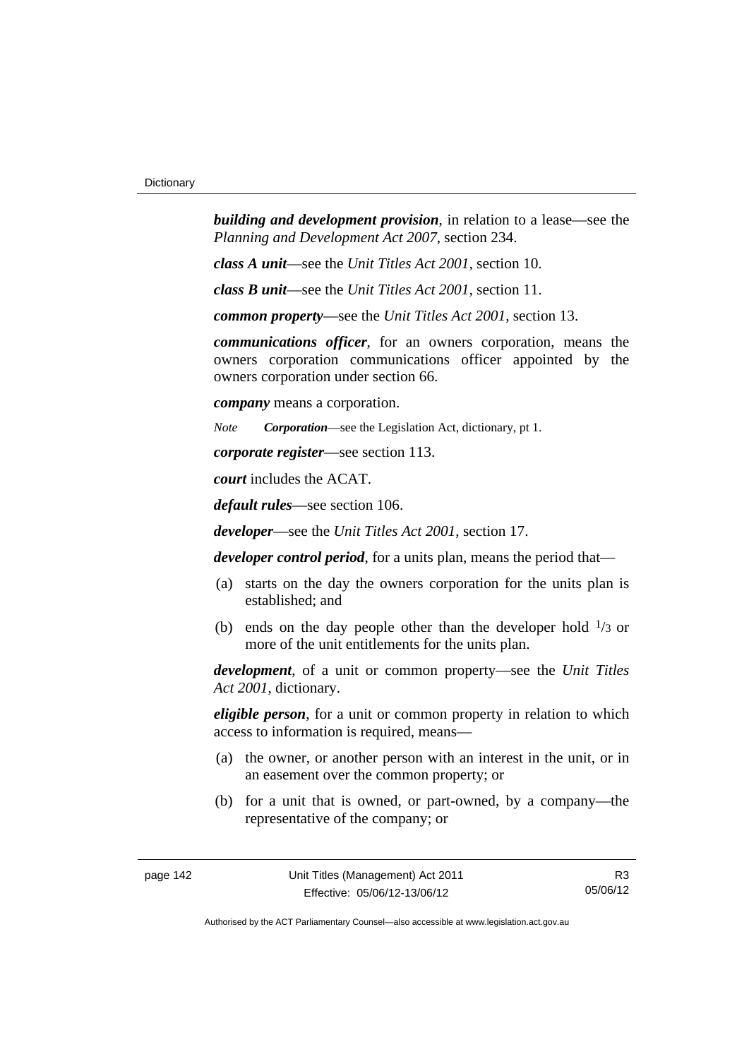***building and development provision***, in relation to a lease—see the *Planning and Development Act 2007*, section 234.

***class A unit***—see the *Unit Titles Act 2001*, section 10.

***class B unit***—see the *Unit Titles Act 2001*, section 11.

***common property***—see the *Unit Titles Act 2001*, section 13.

***communications officer***, for an owners corporation, means the owners corporation communications officer appointed by the owners corporation under section 66.

***company*** means a corporation.

*Note* ***Corporation***—see the Legislation Act, dictionary, pt 1.

***corporate register***—see section 113.

***court*** includes the ACAT.

***default rules***—see section 106.

***developer***—see the *Unit Titles Act 2001*, section 17.

***developer control period***, for a units plan, means the period that—

(a) starts on the day the owners corporation for the units plan is established; and

(b) ends on the day people other than the developer hold $^1/_3$ or more of the unit entitlements for the units plan.

***development***, of a unit or common property—see the *Unit Titles Act 2001*, dictionary.

***eligible person***, for a unit or common property in relation to which access to information is required, means—

(a) the owner, or another person with an interest in the unit, or in an easement over the common property; or

(b) for a unit that is owned, or part-owned, by a company—the representative of the company; or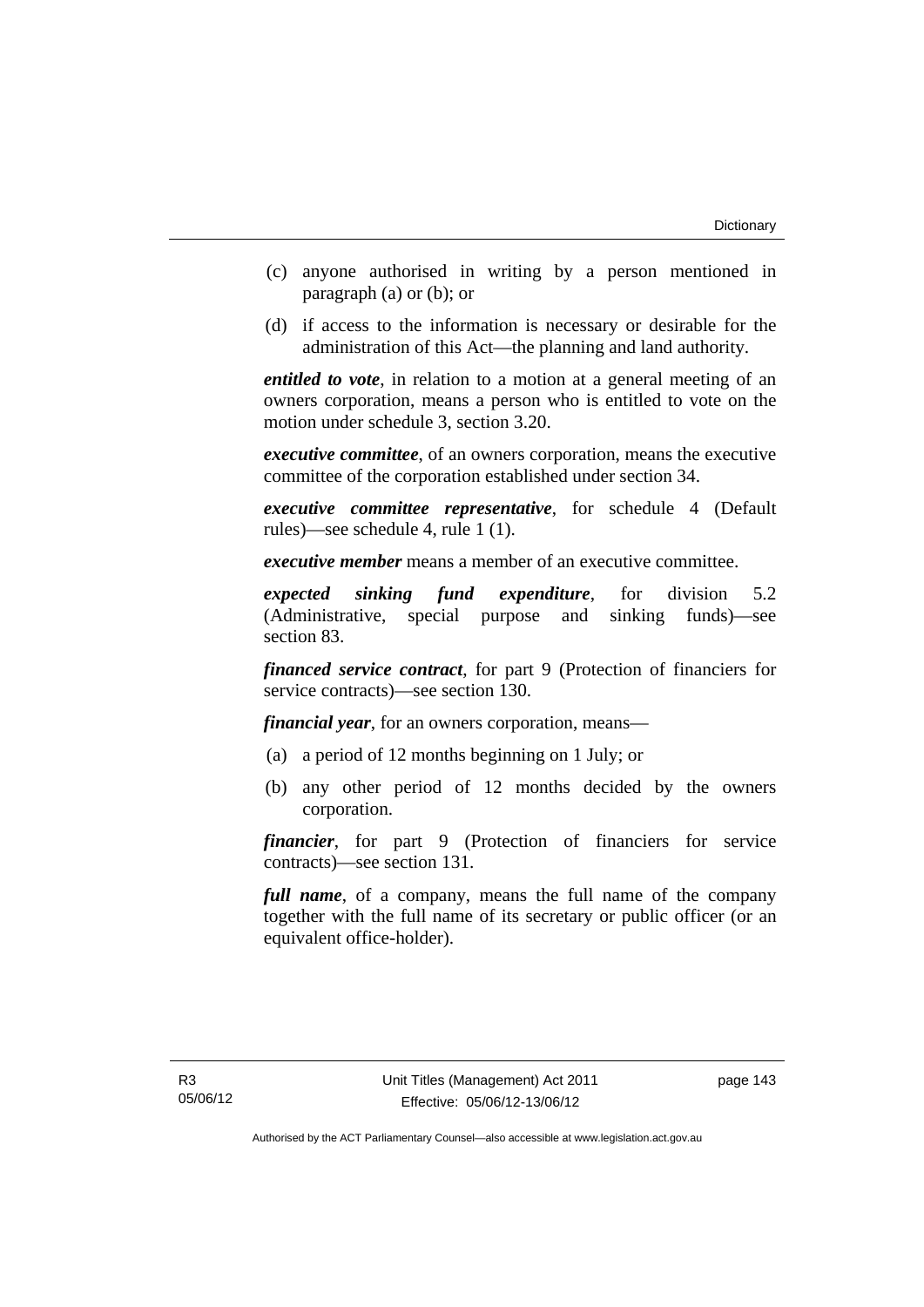(c) anyone authorised in writing by a person mentioned in paragraph (a) or (b); or

(d) if access to the information is necessary or desirable for the administration of this Act—the planning and land authority.

***entitled to vote***, in relation to a motion at a general meeting of an owners corporation, means a person who is entitled to vote on the motion under schedule 3, section 3.20.

***executive committee***, of an owners corporation, means the executive committee of the corporation established under section 34.

***executive committee representative***, for schedule 4 (Default rules)—see schedule 4, rule 1 (1).

***executive member*** means a member of an executive committee.

***expected sinking fund expenditure***, for division 5.2 (Administrative, special purpose and sinking funds)—see section 83.

***financed service contract***, for part 9 (Protection of financiers for service contracts)—see section 130.

***financial year***, for an owners corporation, means—

(a) a period of 12 months beginning on 1 July; or

(b) any other period of 12 months decided by the owners corporation.

***financier***, for part 9 (Protection of financiers for service contracts)—see section 131.

***full name***, of a company, means the full name of the company together with the full name of its secretary or public officer (or an equivalent office-holder).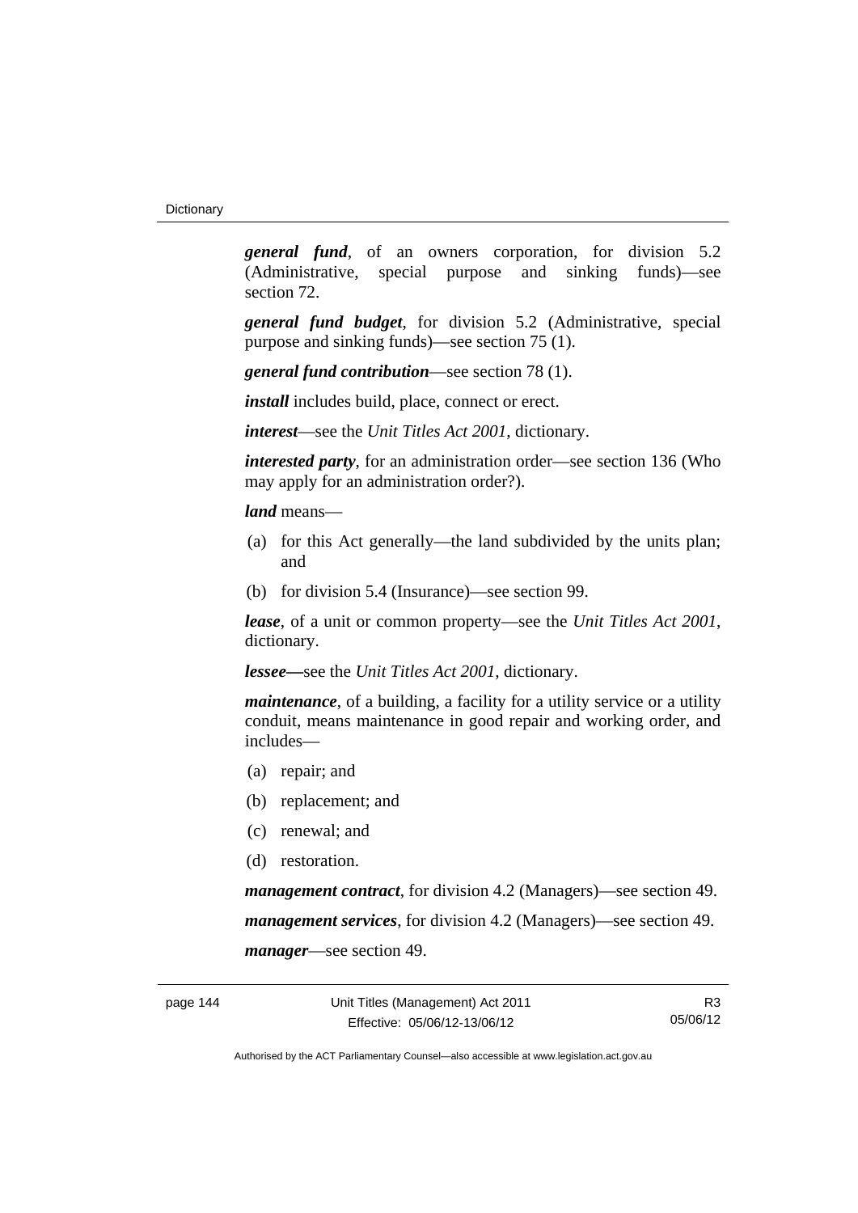***general fund***, of an owners corporation, for division 5.2 (Administrative, special purpose and sinking funds)—see section 72.

***general fund budget***, for division 5.2 (Administrative, special purpose and sinking funds)—see section 75 (1).

***general fund contribution***—see section 78 (1).

***install*** includes build, place, connect or erect.

***interest***—see the *Unit Titles Act 2001*, dictionary.

***interested party***, for an administration order—see section 136 (Who may apply for an administration order?).

***land*** means—

(a) for this Act generally—the land subdivided by the units plan; and

(b) for division 5.4 (Insurance)—see section 99.

***lease***, of a unit or common property—see the *Unit Titles Act 2001*, dictionary.

***lessee—***see the *Unit Titles Act 2001*, dictionary.

***maintenance***, of a building, a facility for a utility service or a utility conduit, means maintenance in good repair and working order, and includes—

(a) repair; and

(b) replacement; and

(c) renewal; and

(d) restoration.

***management contract***, for division 4.2 (Managers)—see section 49.

***management services***, for division 4.2 (Managers)—see section 49.

***manager***—see section 49.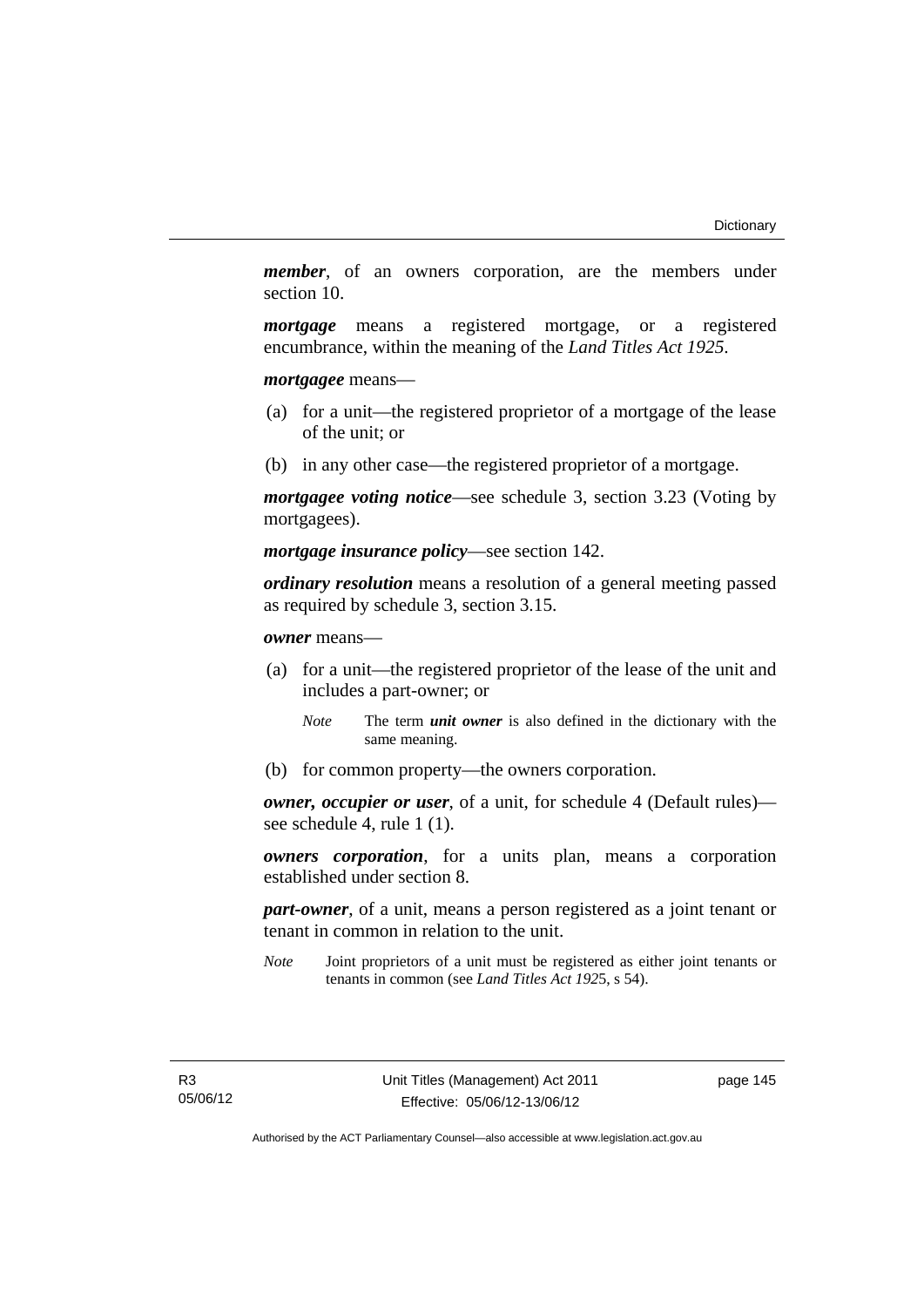***member***, of an owners corporation, are the members under section 10.

***mortgage*** means a registered mortgage, or a registered encumbrance, within the meaning of the *Land Titles Act 1925*.

***mortgagee*** means—

(a) for a unit—the registered proprietor of a mortgage of the lease of the unit; or

(b) in any other case—the registered proprietor of a mortgage.

***mortgagee voting notice***—see schedule 3, section 3.23 (Voting by mortgagees).

***mortgage insurance policy***—see section 142.

***ordinary resolution*** means a resolution of a general meeting passed as required by schedule 3, section 3.15.

***owner*** means—

(a) for a unit—the registered proprietor of the lease of the unit and includes a part-owner; or

*Note* The term ***unit owner*** is also defined in the dictionary with the same meaning.

(b) for common property—the owners corporation.

***owner, occupier or user***, of a unit, for schedule 4 (Default rules)—see schedule 4, rule 1 (1).

***owners corporation***, for a units plan, means a corporation established under section 8.

***part-owner***, of a unit, means a person registered as a joint tenant or tenant in common in relation to the unit.

*Note* Joint proprietors of a unit must be registered as either joint tenants or tenants in common (see *Land Titles Act 1925*, s 54).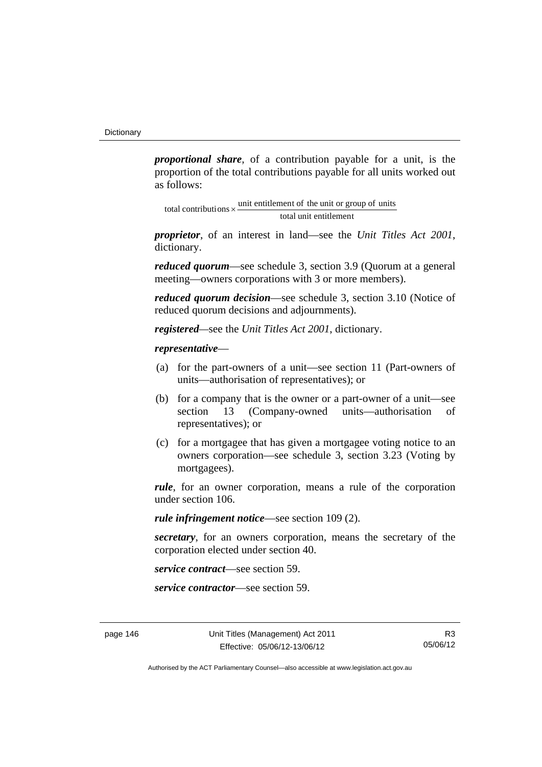***proportional share***, of a contribution payable for a unit, is the proportion of the total contributions payable for all units worked out as follows:

$$\text{total contributions} \times \frac{\text{unit entitlement of the unit or group of units}}{\text{total unit entitlement}}$$

***proprietor***, of an interest in land—see the *Unit Titles Act 2001*, dictionary.

***reduced quorum***—see schedule 3, section 3.9 (Quorum at a general meeting—owners corporations with 3 or more members).

***reduced quorum decision***—see schedule 3, section 3.10 (Notice of reduced quorum decisions and adjournments).

***registered***—see the *Unit Titles Act 2001*, dictionary.

***representative***—

(a) for the part-owners of a unit—see section 11 (Part-owners of units—authorisation of representatives); or

(b) for a company that is the owner or a part-owner of a unit—see section 13 (Company-owned units—authorisation of representatives); or

(c) for a mortgagee that has given a mortgagee voting notice to an owners corporation—see schedule 3, section 3.23 (Voting by mortgagees).

***rule***, for an owner corporation, means a rule of the corporation under section 106.

***rule infringement notice***—see section 109 (2).

***secretary***, for an owners corporation, means the secretary of the corporation elected under section 40.

***service contract***—see section 59.

***service contractor***—see section 59.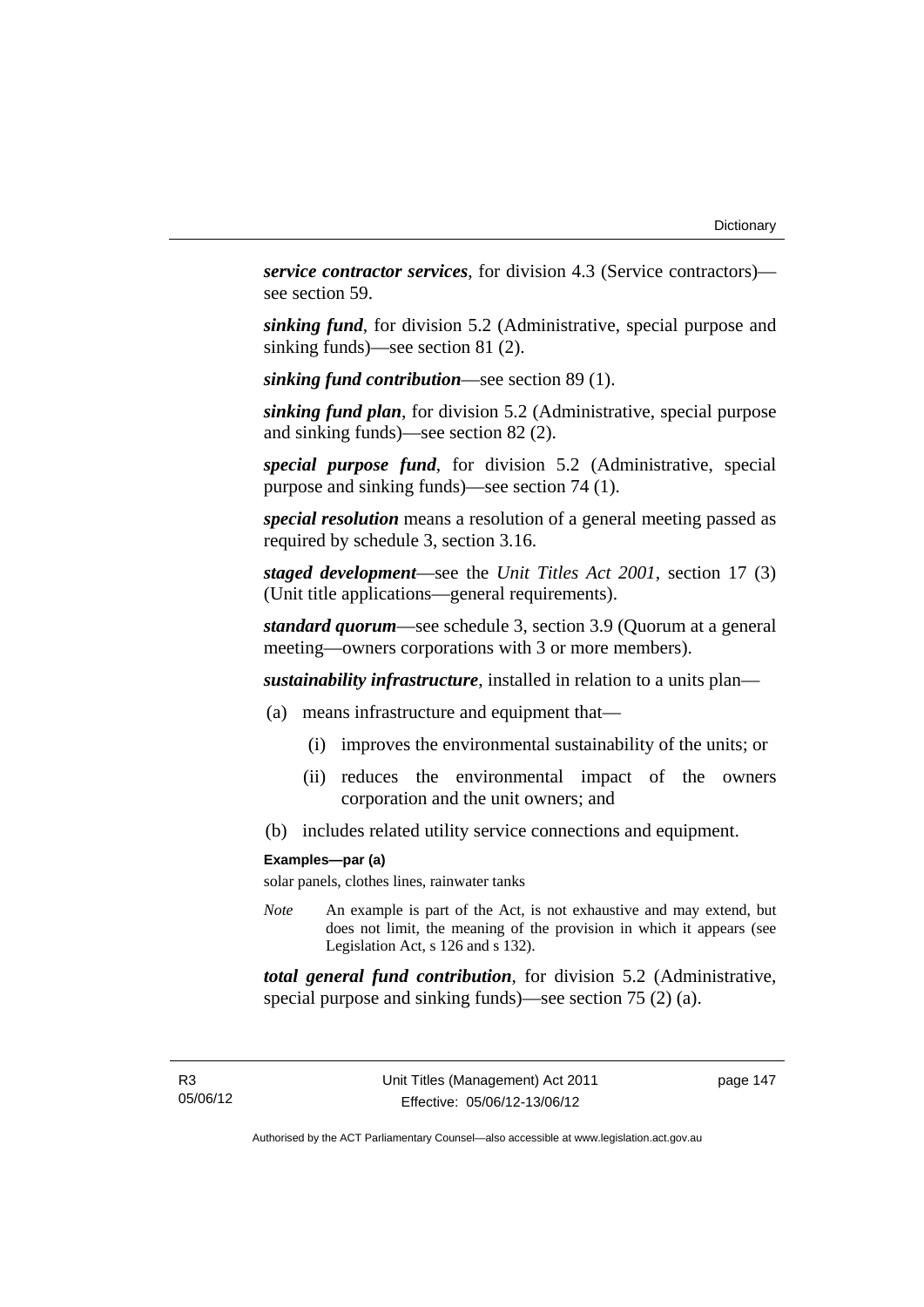***service contractor services***, for division 4.3 (Service contractors)—see section 59.

***sinking fund***, for division 5.2 (Administrative, special purpose and sinking funds)—see section 81 (2).

***sinking fund contribution***—see section 89 (1).

***sinking fund plan***, for division 5.2 (Administrative, special purpose and sinking funds)—see section 82 (2).

***special purpose fund***, for division 5.2 (Administrative, special purpose and sinking funds)—see section 74 (1).

***special resolution*** means a resolution of a general meeting passed as required by schedule 3, section 3.16.

***staged development***—see the *Unit Titles Act 2001*, section 17 (3) (Unit title applications—general requirements).

***standard quorum***—see schedule 3, section 3.9 (Quorum at a general meeting—owners corporations with 3 or more members).

***sustainability infrastructure***, installed in relation to a units plan—

(a) means infrastructure and equipment that—

(i) improves the environmental sustainability of the units; or

(ii) reduces the environmental impact of the owners corporation and the unit owners; and

(b) includes related utility service connections and equipment.

**Examples—par (a)**

solar panels, clothes lines, rainwater tanks

*Note* An example is part of the Act, is not exhaustive and may extend, but does not limit, the meaning of the provision in which it appears (see Legislation Act, s 126 and s 132).

***total general fund contribution***, for division 5.2 (Administrative, special purpose and sinking funds)—see section 75 (2) (a).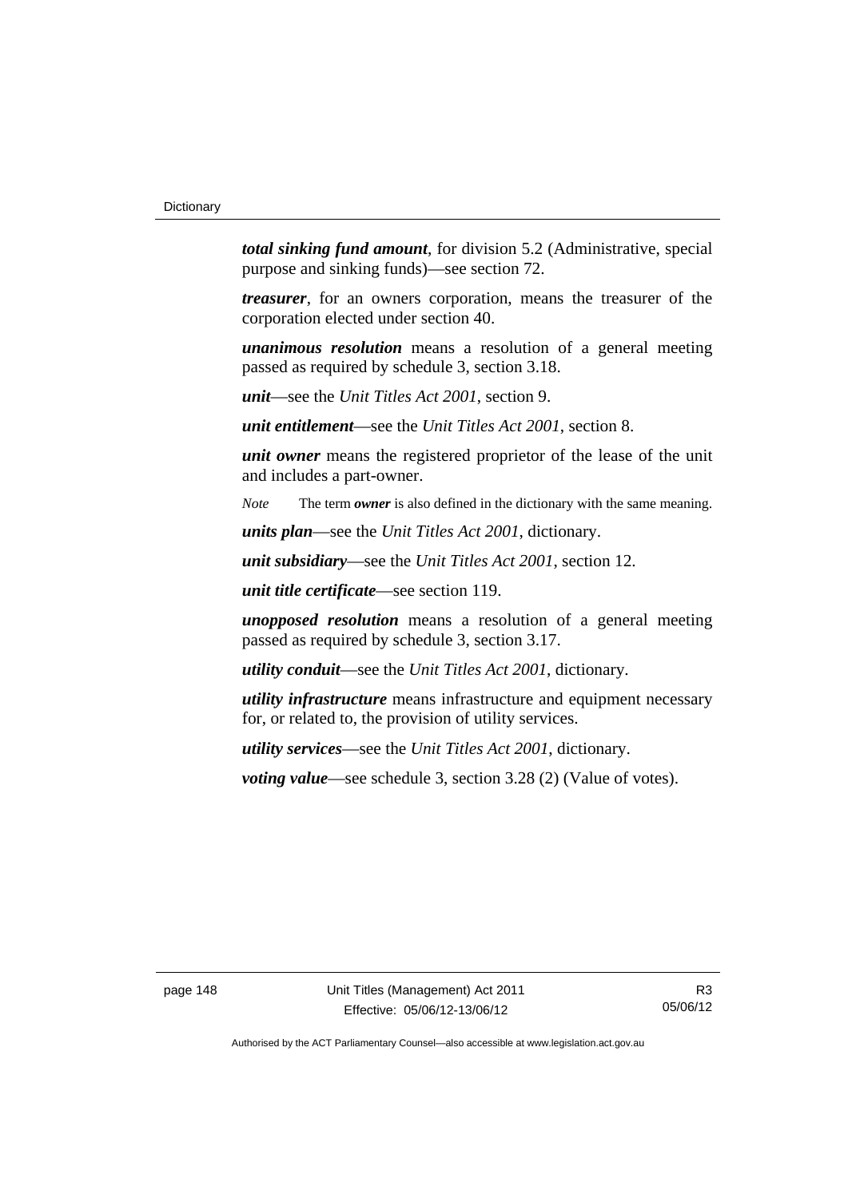***total sinking fund amount***, for division 5.2 (Administrative, special purpose and sinking funds)—see section 72.

***treasurer***, for an owners corporation, means the treasurer of the corporation elected under section 40.

***unanimous resolution*** means a resolution of a general meeting passed as required by schedule 3, section 3.18.

***unit***—see the *Unit Titles Act 2001*, section 9.

***unit entitlement***—see the *Unit Titles Act 2001*, section 8.

***unit owner*** means the registered proprietor of the lease of the unit and includes a part-owner.

*Note* The term ***owner*** is also defined in the dictionary with the same meaning.

***units plan***—see the *Unit Titles Act 2001*, dictionary.

***unit subsidiary***—see the *Unit Titles Act 2001*, section 12.

***unit title certificate***—see section 119.

***unopposed resolution*** means a resolution of a general meeting passed as required by schedule 3, section 3.17.

***utility conduit***—see the *Unit Titles Act 2001*, dictionary.

***utility infrastructure*** means infrastructure and equipment necessary for, or related to, the provision of utility services.

***utility services***—see the *Unit Titles Act 2001*, dictionary.

***voting value***—see schedule 3, section 3.28 (2) (Value of votes).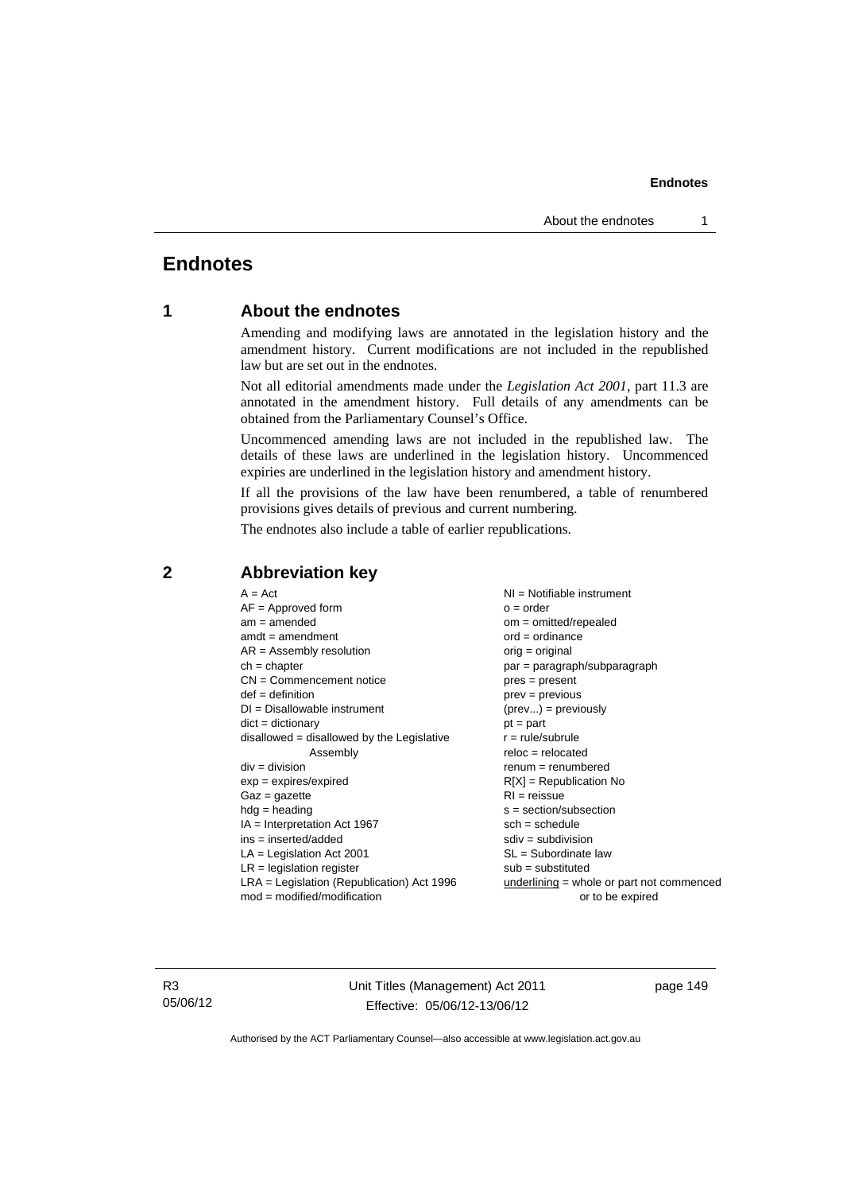# Endnotes

## 1 About the endnotes

Amending and modifying laws are annotated in the legislation history and the amendment history. Current modifications are not included in the republished law but are set out in the endnotes.

Not all editorial amendments made under the *Legislation Act 2001*, part 11.3 are annotated in the amendment history. Full details of any amendments can be obtained from the Parliamentary Counsel's Office.

Uncommenced amending laws are not included in the republished law. The details of these laws are underlined in the legislation history. Uncommenced expiries are underlined in the legislation history and amendment history.

If all the provisions of the law have been renumbered, a table of renumbered provisions gives details of previous and current numbering.

The endnotes also include a table of earlier republications.

## 2 Abbreviation key

A = Act
AF = Approved form
am = amended
amdt = amendment
AR = Assembly resolution
ch = chapter
CN = Commencement notice
def = definition
DI = Disallowable instrument
dict = dictionary
disallowed = disallowed by the Legislative Assembly
div = division
exp = expires/expired
Gaz = gazette
hdg = heading
IA = Interpretation Act 1967
ins = inserted/added
LA = Legislation Act 2001
LR = legislation register
LRA = Legislation (Republication) Act 1996
mod = modified/modification
NI = Notifiable instrument
o = order
om = omitted/repealed
ord = ordinance
orig = original
par = paragraph/subparagraph
pres = present
prev = previous
(prev...) = previously
pt = part
r = rule/subrule
reloc = relocated
renum = renumbered
R[X] = Republication No
RI = reissue
s = section/subsection
sch = schedule
sdiv = subdivision
SL = Subordinate law
sub = substituted
underlining = whole or part not commenced or to be expired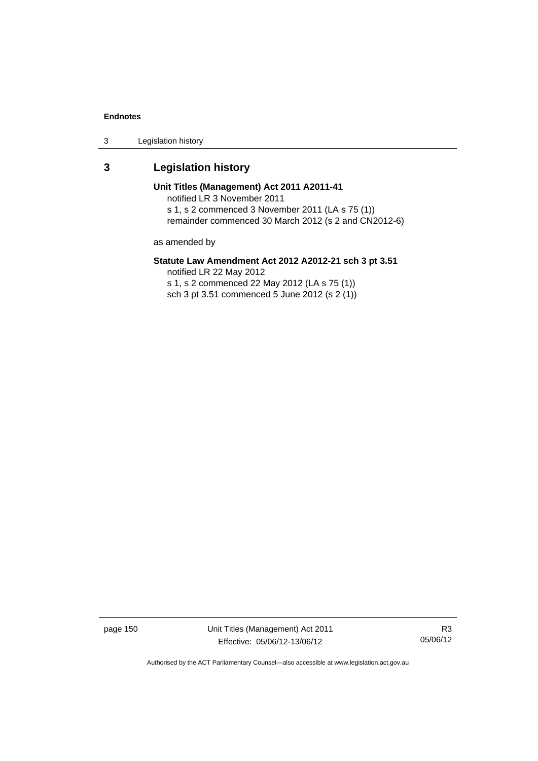## 3 Legislation history

**Unit Titles (Management) Act 2011 A2011-41**

notified LR 3 November 2011

s 1, s 2 commenced 3 November 2011 (LA s 75 (1))

remainder commenced 30 March 2012 (s 2 and CN2012-6)

as amended by

**Statute Law Amendment Act 2012 A2012-21 sch 3 pt 3.51**

notified LR 22 May 2012

s 1, s 2 commenced 22 May 2012 (LA s 75 (1))

sch 3 pt 3.51 commenced 5 June 2012 (s 2 (1))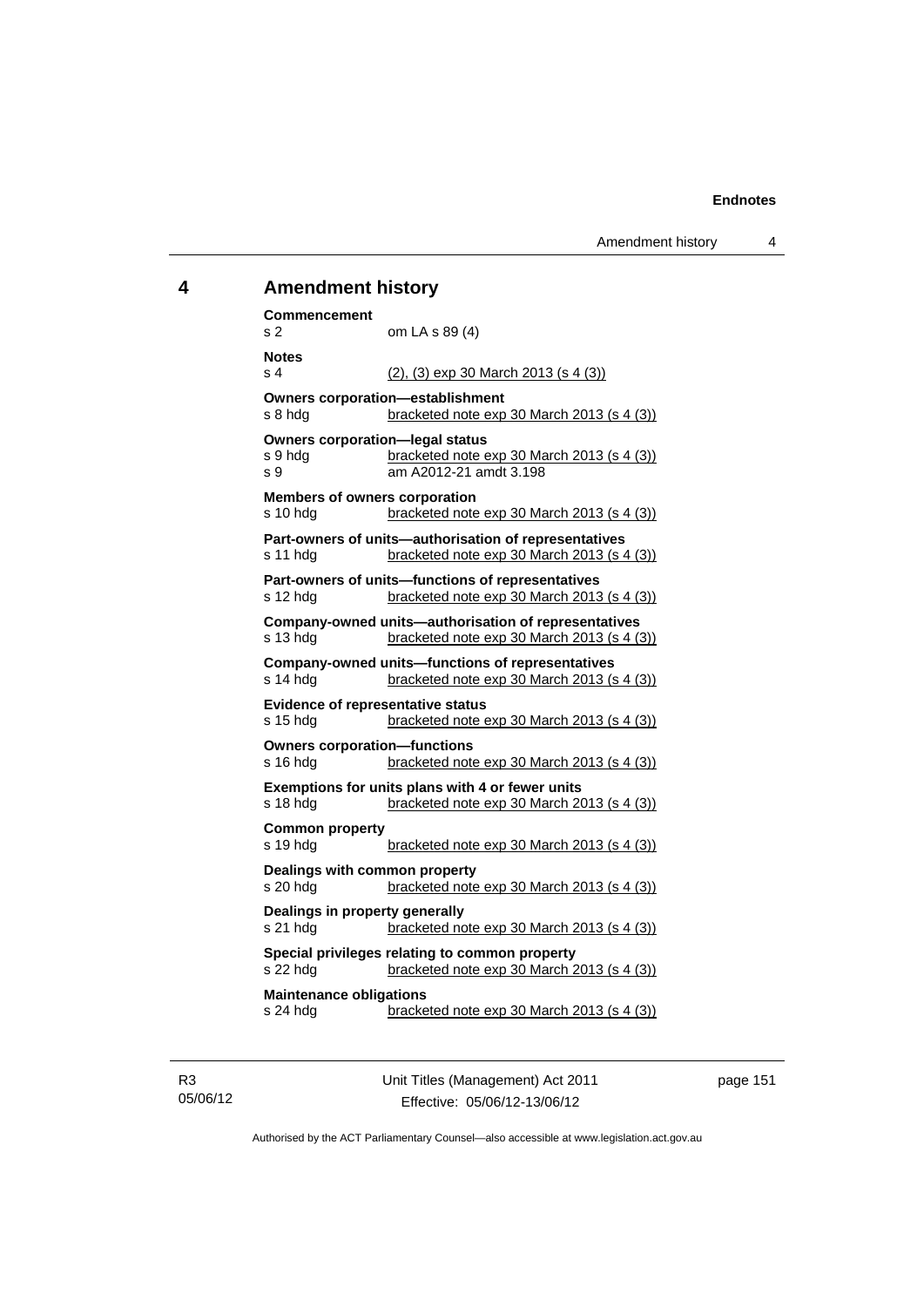## 4 Amendment history

**Commencement**
s 2 om LA s 89 (4)

**Notes**
s 4 (2), (3) exp 30 March 2013 (s 4 (3))

**Owners corporation—establishment**
s 8 hdg bracketed note exp 30 March 2013 (s 4 (3))

**Owners corporation—legal status**
s 9 hdg bracketed note exp 30 March 2013 (s 4 (3))
s 9 am A2012-21 amdt 3.198

**Members of owners corporation**
s 10 hdg bracketed note exp 30 March 2013 (s 4 (3))

**Part-owners of units—authorisation of representatives**
s 11 hdg bracketed note exp 30 March 2013 (s 4 (3))

**Part-owners of units—functions of representatives**
s 12 hdg bracketed note exp 30 March 2013 (s 4 (3))

**Company-owned units—authorisation of representatives**
s 13 hdg bracketed note exp 30 March 2013 (s 4 (3))

**Company-owned units—functions of representatives**
s 14 hdg bracketed note exp 30 March 2013 (s 4 (3))

**Evidence of representative status**
s 15 hdg bracketed note exp 30 March 2013 (s 4 (3))

**Owners corporation—functions**
s 16 hdg bracketed note exp 30 March 2013 (s 4 (3))

**Exemptions for units plans with 4 or fewer units**
s 18 hdg bracketed note exp 30 March 2013 (s 4 (3))

**Common property**
s 19 hdg bracketed note exp 30 March 2013 (s 4 (3))

**Dealings with common property**
s 20 hdg bracketed note exp 30 March 2013 (s 4 (3))

**Dealings in property generally**
s 21 hdg bracketed note exp 30 March 2013 (s 4 (3))

**Special privileges relating to common property**
s 22 hdg bracketed note exp 30 March 2013 (s 4 (3))

**Maintenance obligations**
s 24 hdg bracketed note exp 30 March 2013 (s 4 (3))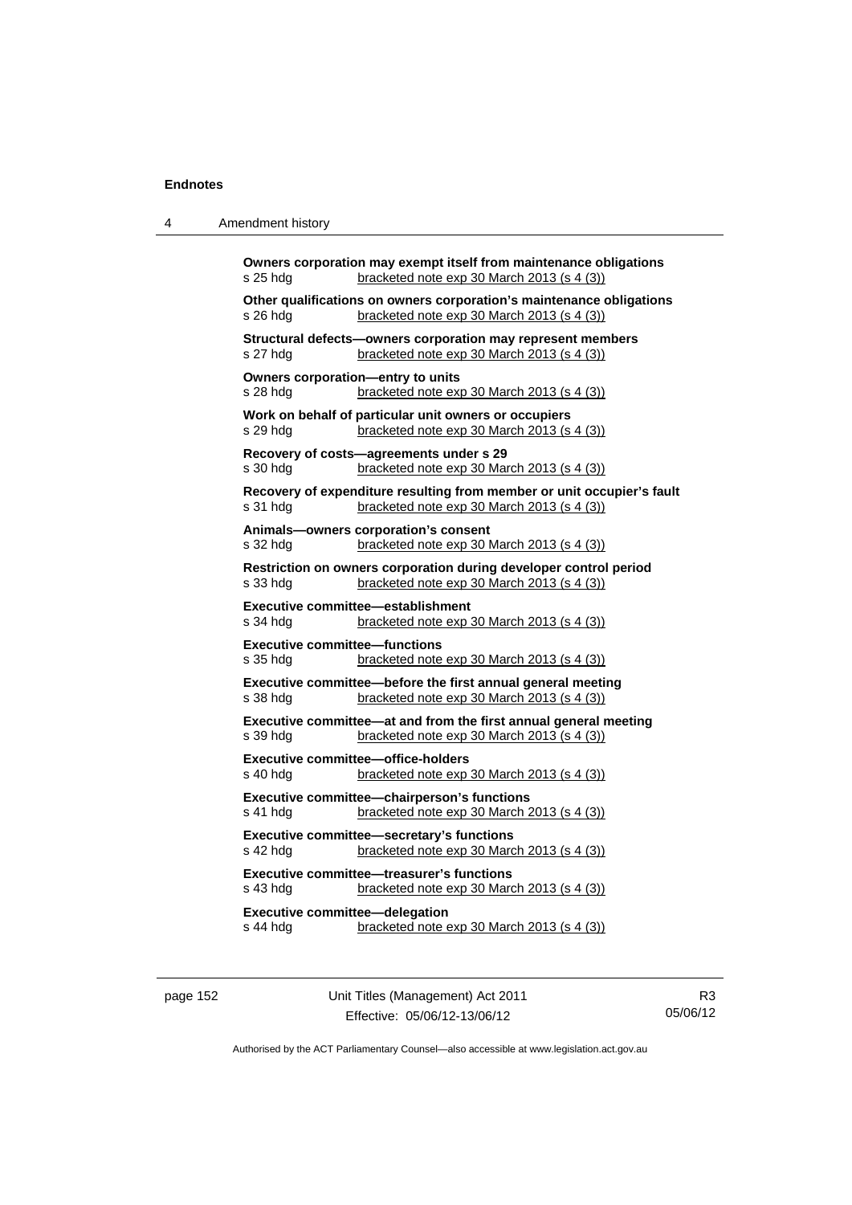**Owners corporation may exempt itself from maintenance obligations**
s 25 hdg bracketed note exp 30 March 2013 (s 4 (3))

**Other qualifications on owners corporation's maintenance obligations**
s 26 hdg bracketed note exp 30 March 2013 (s 4 (3))

**Structural defects—owners corporation may represent members**
s 27 hdg bracketed note exp 30 March 2013 (s 4 (3))

**Owners corporation—entry to units**
s 28 hdg bracketed note exp 30 March 2013 (s 4 (3))

**Work on behalf of particular unit owners or occupiers**
s 29 hdg bracketed note exp 30 March 2013 (s 4 (3))

**Recovery of costs—agreements under s 29**
s 30 hdg bracketed note exp 30 March 2013 (s 4 (3))

**Recovery of expenditure resulting from member or unit occupier's fault**
s 31 hdg bracketed note exp 30 March 2013 (s 4 (3))

**Animals—owners corporation's consent**
s 32 hdg bracketed note exp 30 March 2013 (s 4 (3))

**Restriction on owners corporation during developer control period**
s 33 hdg bracketed note exp 30 March 2013 (s 4 (3))

**Executive committee—establishment**
s 34 hdg bracketed note exp 30 March 2013 (s 4 (3))

**Executive committee—functions**
s 35 hdg bracketed note exp 30 March 2013 (s 4 (3))

**Executive committee—before the first annual general meeting**
s 38 hdg bracketed note exp 30 March 2013 (s 4 (3))

**Executive committee—at and from the first annual general meeting**
s 39 hdg bracketed note exp 30 March 2013 (s 4 (3))

**Executive committee—office-holders**
s 40 hdg bracketed note exp 30 March 2013 (s 4 (3))

**Executive committee—chairperson's functions**
s 41 hdg bracketed note exp 30 March 2013 (s 4 (3))

**Executive committee—secretary's functions**
s 42 hdg bracketed note exp 30 March 2013 (s 4 (3))

**Executive committee—treasurer's functions**
s 43 hdg bracketed note exp 30 March 2013 (s 4 (3))

**Executive committee—delegation**
s 44 hdg bracketed note exp 30 March 2013 (s 4 (3))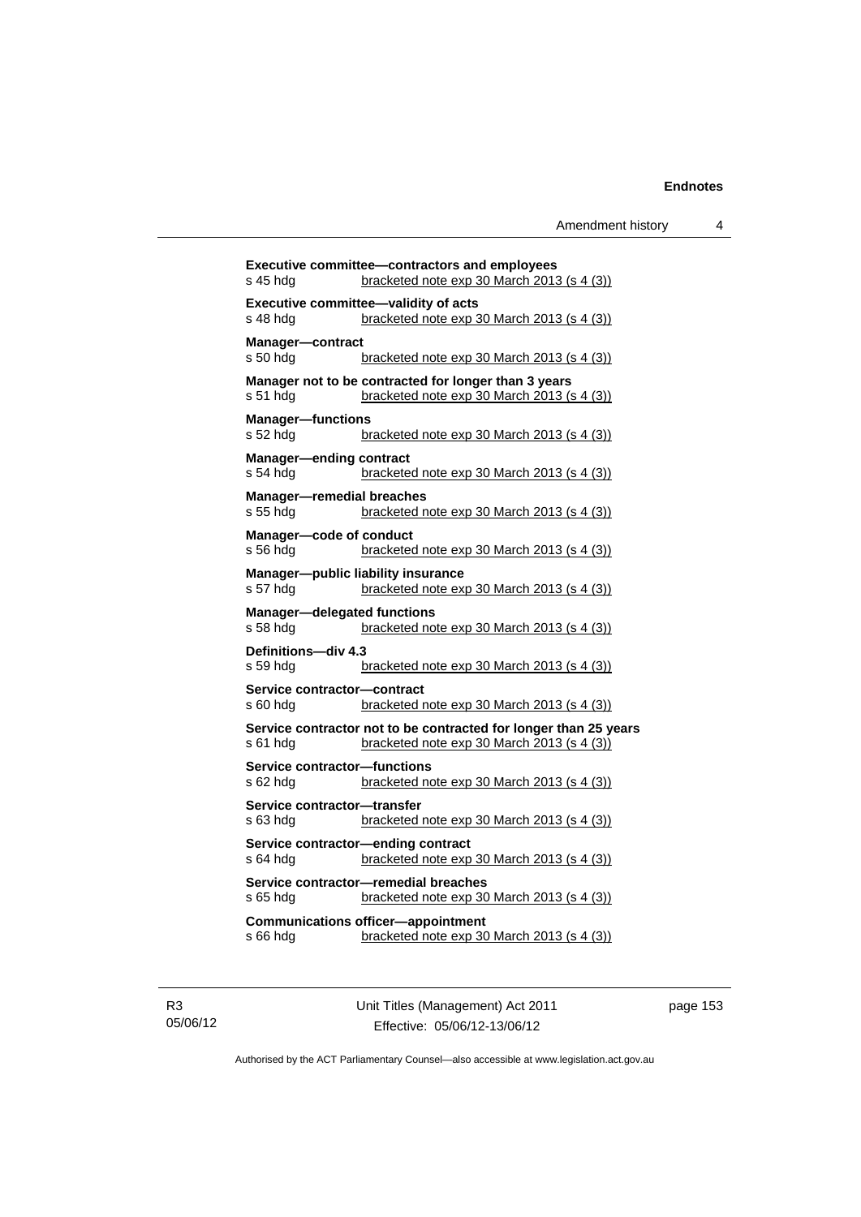**Executive committee—contractors and employees**
s 45 hdg bracketed note exp 30 March 2013 (s 4 (3))

**Executive committee—validity of acts**
s 48 hdg bracketed note exp 30 March 2013 (s 4 (3))

**Manager—contract**
s 50 hdg bracketed note exp 30 March 2013 (s 4 (3))

**Manager not to be contracted for longer than 3 years**
s 51 hdg bracketed note exp 30 March 2013 (s 4 (3))

**Manager—functions**
s 52 hdg bracketed note exp 30 March 2013 (s 4 (3))

**Manager—ending contract**
s 54 hdg bracketed note exp 30 March 2013 (s 4 (3))

**Manager—remedial breaches**
s 55 hdg bracketed note exp 30 March 2013 (s 4 (3))

**Manager—code of conduct**
s 56 hdg bracketed note exp 30 March 2013 (s 4 (3))

**Manager—public liability insurance**
s 57 hdg bracketed note exp 30 March 2013 (s 4 (3))

**Manager—delegated functions**
s 58 hdg bracketed note exp 30 March 2013 (s 4 (3))

**Definitions—div 4.3**
s 59 hdg bracketed note exp 30 March 2013 (s 4 (3))

**Service contractor—contract**
s 60 hdg bracketed note exp 30 March 2013 (s 4 (3))

**Service contractor not to be contracted for longer than 25 years**
s 61 hdg bracketed note exp 30 March 2013 (s 4 (3))

**Service contractor—functions**
s 62 hdg bracketed note exp 30 March 2013 (s 4 (3))

**Service contractor—transfer**
s 63 hdg bracketed note exp 30 March 2013 (s 4 (3))

**Service contractor—ending contract**
s 64 hdg bracketed note exp 30 March 2013 (s 4 (3))

**Service contractor—remedial breaches**
s 65 hdg bracketed note exp 30 March 2013 (s 4 (3))

**Communications officer—appointment**
s 66 hdg bracketed note exp 30 March 2013 (s 4 (3))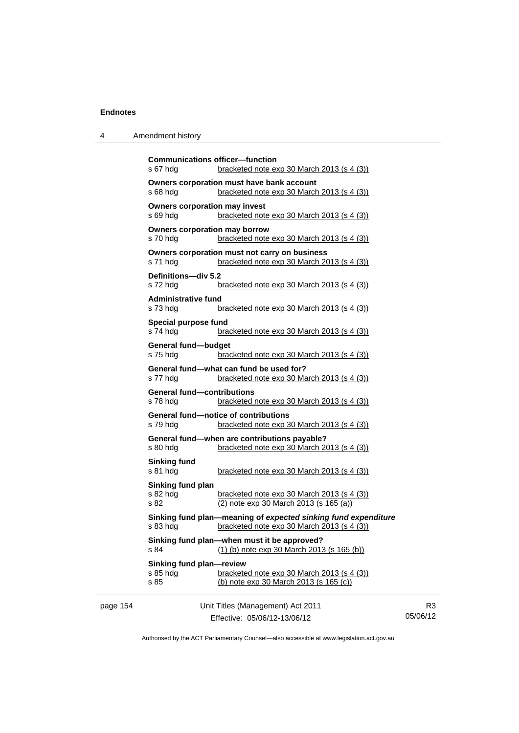**Communications officer—function**
s 67 hdg bracketed note exp 30 March 2013 (s 4 (3))

**Owners corporation must have bank account**
s 68 hdg bracketed note exp 30 March 2013 (s 4 (3))

**Owners corporation may invest**
s 69 hdg bracketed note exp 30 March 2013 (s 4 (3))

**Owners corporation may borrow**
s 70 hdg bracketed note exp 30 March 2013 (s 4 (3))

**Owners corporation must not carry on business**
s 71 hdg bracketed note exp 30 March 2013 (s 4 (3))

**Definitions—div 5.2**
s 72 hdg bracketed note exp 30 March 2013 (s 4 (3))

**Administrative fund**
s 73 hdg bracketed note exp 30 March 2013 (s 4 (3))

**Special purpose fund**
s 74 hdg bracketed note exp 30 March 2013 (s 4 (3))

**General fund—budget**
s 75 hdg bracketed note exp 30 March 2013 (s 4 (3))

**General fund—what can fund be used for?**
s 77 hdg bracketed note exp 30 March 2013 (s 4 (3))

**General fund—contributions**
s 78 hdg bracketed note exp 30 March 2013 (s 4 (3))

**General fund—notice of contributions**
s 79 hdg bracketed note exp 30 March 2013 (s 4 (3))

**General fund—when are contributions payable?**
s 80 hdg bracketed note exp 30 March 2013 (s 4 (3))

**Sinking fund**
s 81 hdg bracketed note exp 30 March 2013 (s 4 (3))

**Sinking fund plan**
s 82 hdg bracketed note exp 30 March 2013 (s 4 (3))
s 82 (2) note exp 30 March 2013 (s 165 (a))

**Sinking fund plan—meaning of *expected sinking fund expenditure***
s 83 hdg bracketed note exp 30 March 2013 (s 4 (3))

**Sinking fund plan—when must it be approved?**
s 84 (1) (b) note exp 30 March 2013 (s 165 (b))

**Sinking fund plan—review**
s 85 hdg bracketed note exp 30 March 2013 (s 4 (3))
s 85 (b) note exp 30 March 2013 (s 165 (c))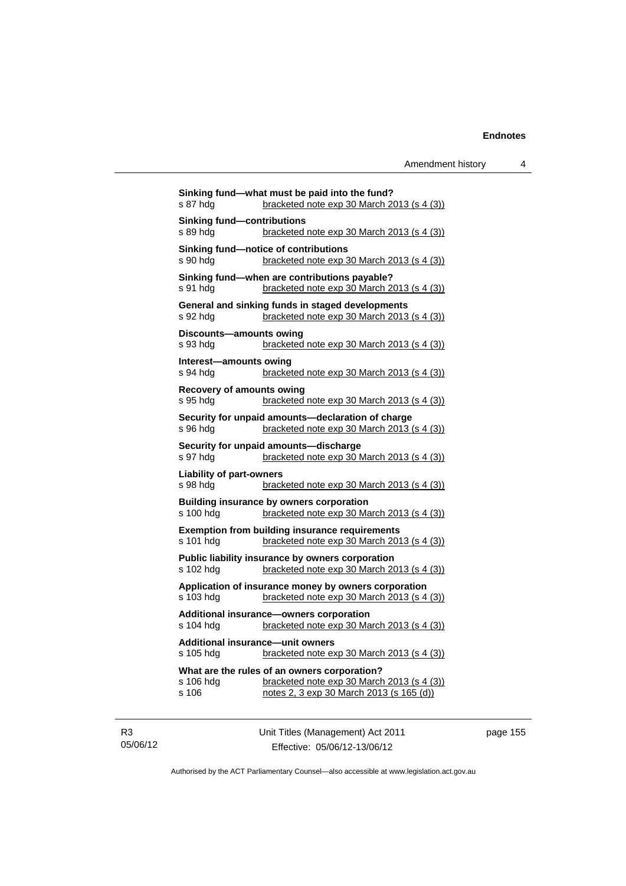**Sinking fund—what must be paid into the fund?**
s 87 hdg	bracketed note exp 30 March 2013 (s 4 (3))

**Sinking fund—contributions**
s 89 hdg	bracketed note exp 30 March 2013 (s 4 (3))

**Sinking fund—notice of contributions**
s 90 hdg	bracketed note exp 30 March 2013 (s 4 (3))

**Sinking fund—when are contributions payable?**
s 91 hdg	bracketed note exp 30 March 2013 (s 4 (3))

**General and sinking funds in staged developments**
s 92 hdg	bracketed note exp 30 March 2013 (s 4 (3))

**Discounts—amounts owing**
s 93 hdg	bracketed note exp 30 March 2013 (s 4 (3))

**Interest—amounts owing**
s 94 hdg	bracketed note exp 30 March 2013 (s 4 (3))

**Recovery of amounts owing**
s 95 hdg	bracketed note exp 30 March 2013 (s 4 (3))

**Security for unpaid amounts—declaration of charge**
s 96 hdg	bracketed note exp 30 March 2013 (s 4 (3))

**Security for unpaid amounts—discharge**
s 97 hdg	bracketed note exp 30 March 2013 (s 4 (3))

**Liability of part-owners**
s 98 hdg	bracketed note exp 30 March 2013 (s 4 (3))

**Building insurance by owners corporation**
s 100 hdg	bracketed note exp 30 March 2013 (s 4 (3))

**Exemption from building insurance requirements**
s 101 hdg	bracketed note exp 30 March 2013 (s 4 (3))

**Public liability insurance by owners corporation**
s 102 hdg	bracketed note exp 30 March 2013 (s 4 (3))

**Application of insurance money by owners corporation**
s 103 hdg	bracketed note exp 30 March 2013 (s 4 (3))

**Additional insurance—owners corporation**
s 104 hdg	bracketed note exp 30 March 2013 (s 4 (3))

**Additional insurance—unit owners**
s 105 hdg	bracketed note exp 30 March 2013 (s 4 (3))

**What are the rules of an owners corporation?**
s 106 hdg	bracketed note exp 30 March 2013 (s 4 (3))
s 106	notes 2, 3 exp 30 March 2013 (s 165 (d))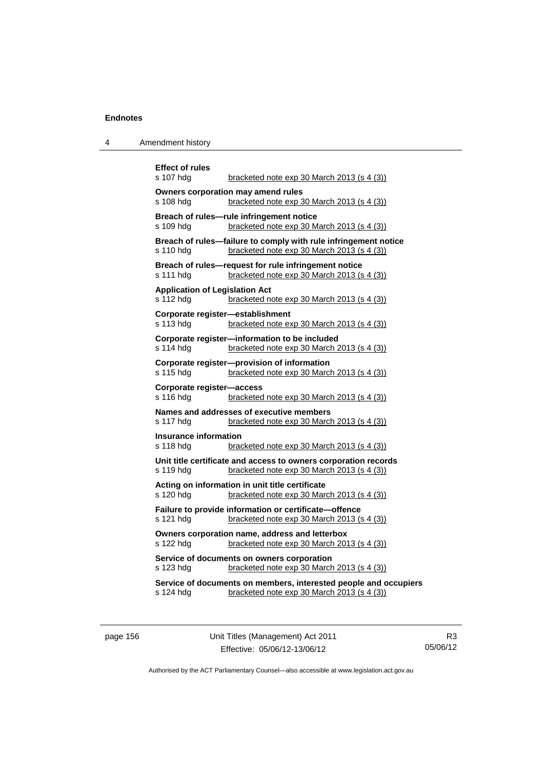**Effect of rules**
s 107 hdg bracketed note exp 30 March 2013 (s 4 (3))

**Owners corporation may amend rules**
s 108 hdg bracketed note exp 30 March 2013 (s 4 (3))

**Breach of rules—rule infringement notice**
s 109 hdg bracketed note exp 30 March 2013 (s 4 (3))

**Breach of rules—failure to comply with rule infringement notice**
s 110 hdg bracketed note exp 30 March 2013 (s 4 (3))

**Breach of rules—request for rule infringement notice**
s 111 hdg bracketed note exp 30 March 2013 (s 4 (3))

**Application of Legislation Act**
s 112 hdg bracketed note exp 30 March 2013 (s 4 (3))

**Corporate register—establishment**
s 113 hdg bracketed note exp 30 March 2013 (s 4 (3))

**Corporate register—information to be included**
s 114 hdg bracketed note exp 30 March 2013 (s 4 (3))

**Corporate register—provision of information**
s 115 hdg bracketed note exp 30 March 2013 (s 4 (3))

**Corporate register—access**
s 116 hdg bracketed note exp 30 March 2013 (s 4 (3))

**Names and addresses of executive members**
s 117 hdg bracketed note exp 30 March 2013 (s 4 (3))

**Insurance information**
s 118 hdg bracketed note exp 30 March 2013 (s 4 (3))

**Unit title certificate and access to owners corporation records**
s 119 hdg bracketed note exp 30 March 2013 (s 4 (3))

**Acting on information in unit title certificate**
s 120 hdg bracketed note exp 30 March 2013 (s 4 (3))

**Failure to provide information or certificate—offence**
s 121 hdg bracketed note exp 30 March 2013 (s 4 (3))

**Owners corporation name, address and letterbox**
s 122 hdg bracketed note exp 30 March 2013 (s 4 (3))

**Service of documents on owners corporation**
s 123 hdg bracketed note exp 30 March 2013 (s 4 (3))

**Service of documents on members, interested people and occupiers**
s 124 hdg bracketed note exp 30 March 2013 (s 4 (3))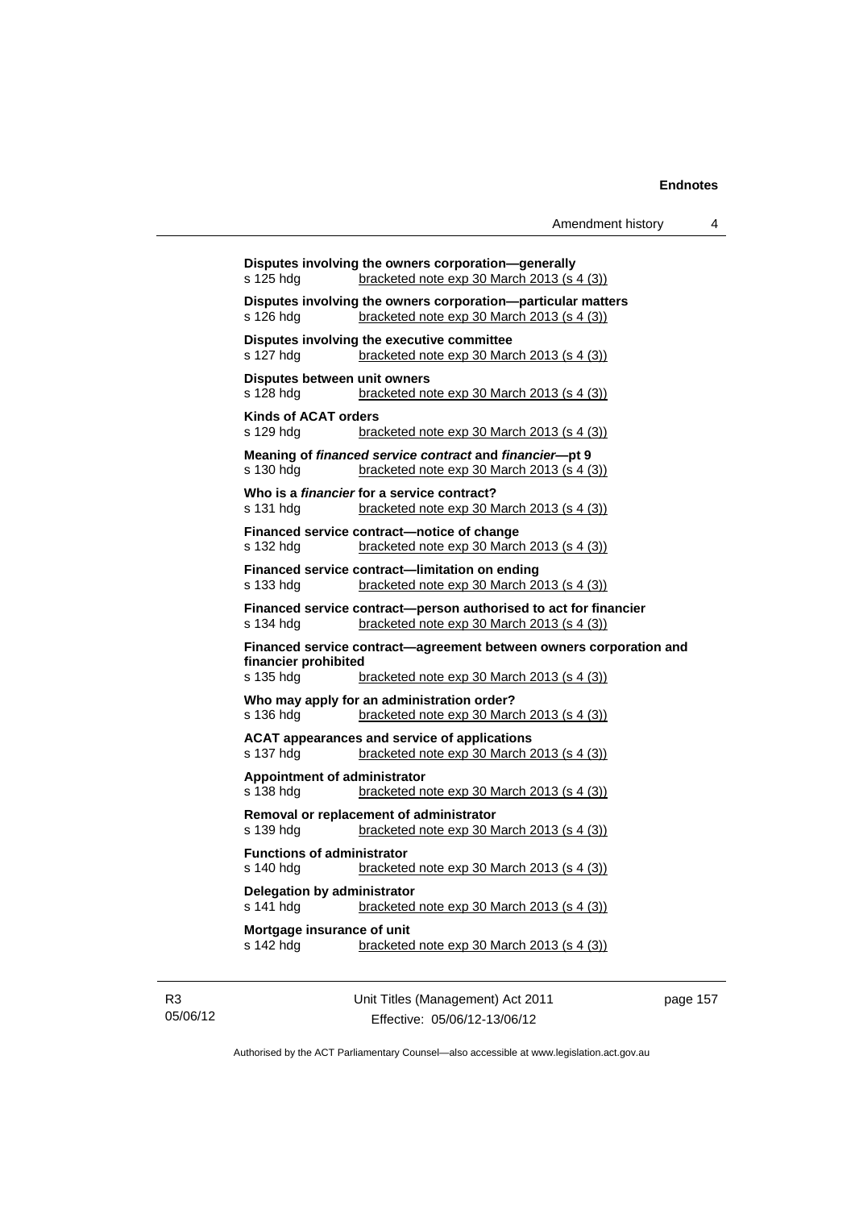**Disputes involving the owners corporation—generally**
s 125 hdg bracketed note exp 30 March 2013 (s 4 (3))

**Disputes involving the owners corporation—particular matters**
s 126 hdg bracketed note exp 30 March 2013 (s 4 (3))

**Disputes involving the executive committee**
s 127 hdg bracketed note exp 30 March 2013 (s 4 (3))

**Disputes between unit owners**
s 128 hdg bracketed note exp 30 March 2013 (s 4 (3))

**Kinds of ACAT orders**
s 129 hdg bracketed note exp 30 March 2013 (s 4 (3))

**Meaning of *financed service contract* and *financier*—pt 9**
s 130 hdg bracketed note exp 30 March 2013 (s 4 (3))

**Who is a *financier* for a service contract?**
s 131 hdg bracketed note exp 30 March 2013 (s 4 (3))

**Financed service contract—notice of change**
s 132 hdg bracketed note exp 30 March 2013 (s 4 (3))

**Financed service contract—limitation on ending**
s 133 hdg bracketed note exp 30 March 2013 (s 4 (3))

**Financed service contract—person authorised to act for financier**
s 134 hdg bracketed note exp 30 March 2013 (s 4 (3))

**Financed service contract—agreement between owners corporation and financier prohibited**
s 135 hdg bracketed note exp 30 March 2013 (s 4 (3))

**Who may apply for an administration order?**
s 136 hdg bracketed note exp 30 March 2013 (s 4 (3))

**ACAT appearances and service of applications**
s 137 hdg bracketed note exp 30 March 2013 (s 4 (3))

**Appointment of administrator**
s 138 hdg bracketed note exp 30 March 2013 (s 4 (3))

**Removal or replacement of administrator**
s 139 hdg bracketed note exp 30 March 2013 (s 4 (3))

**Functions of administrator**
s 140 hdg bracketed note exp 30 March 2013 (s 4 (3))

**Delegation by administrator**
s 141 hdg bracketed note exp 30 March 2013 (s 4 (3))

**Mortgage insurance of unit**
s 142 hdg bracketed note exp 30 March 2013 (s 4 (3))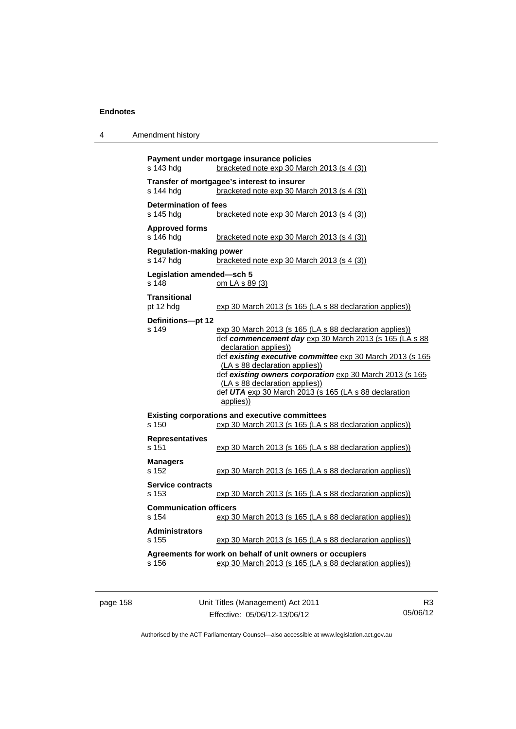**Payment under mortgage insurance policies**
s 143 hdg — bracketed note exp 30 March 2013 (s 4 (3))

**Transfer of mortgagee's interest to insurer**
s 144 hdg — bracketed note exp 30 March 2013 (s 4 (3))

**Determination of fees**
s 145 hdg — bracketed note exp 30 March 2013 (s 4 (3))

**Approved forms**
s 146 hdg — bracketed note exp 30 March 2013 (s 4 (3))

**Regulation-making power**
s 147 hdg — bracketed note exp 30 March 2013 (s 4 (3))

**Legislation amended—sch 5**
s 148 — om LA s 89 (3)

**Transitional**
pt 12 hdg — exp 30 March 2013 (s 165 (LA s 88 declaration applies))

**Definitions—pt 12**
s 149 — exp 30 March 2013 (s 165 (LA s 88 declaration applies))
def ***commencement day*** exp 30 March 2013 (s 165 (LA s 88 declaration applies))
def ***existing executive committee*** exp 30 March 2013 (s 165 (LA s 88 declaration applies))
def ***existing owners corporation*** exp 30 March 2013 (s 165 (LA s 88 declaration applies))
def ***UTA*** exp 30 March 2013 (s 165 (LA s 88 declaration applies))

**Existing corporations and executive committees**
s 150 — exp 30 March 2013 (s 165 (LA s 88 declaration applies))

**Representatives**
s 151 — exp 30 March 2013 (s 165 (LA s 88 declaration applies))

**Managers**
s 152 — exp 30 March 2013 (s 165 (LA s 88 declaration applies))

**Service contracts**
s 153 — exp 30 March 2013 (s 165 (LA s 88 declaration applies))

**Communication officers**
s 154 — exp 30 March 2013 (s 165 (LA s 88 declaration applies))

**Administrators**
s 155 — exp 30 March 2013 (s 165 (LA s 88 declaration applies))

**Agreements for work on behalf of unit owners or occupiers**
s 156 — exp 30 March 2013 (s 165 (LA s 88 declaration applies))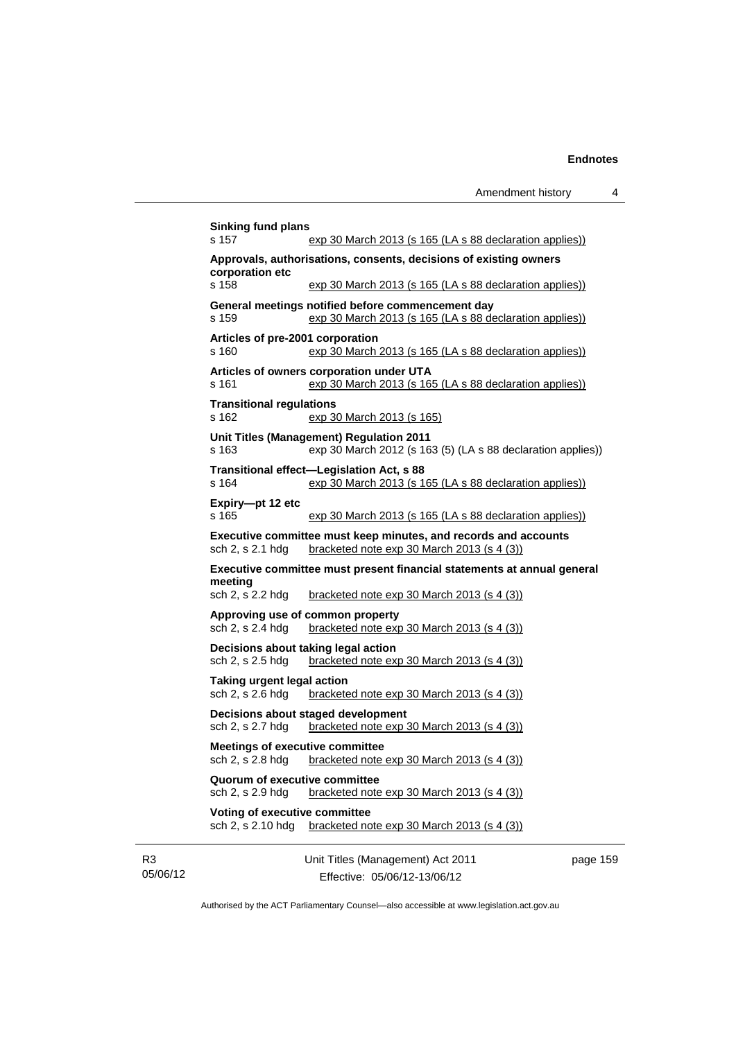**Sinking fund plans**
s 157 exp 30 March 2013 (s 165 (LA s 88 declaration applies))

**Approvals, authorisations, consents, decisions of existing owners corporation etc**
s 158 exp 30 March 2013 (s 165 (LA s 88 declaration applies))

**General meetings notified before commencement day**
s 159 exp 30 March 2013 (s 165 (LA s 88 declaration applies))

**Articles of pre-2001 corporation**
s 160 exp 30 March 2013 (s 165 (LA s 88 declaration applies))

**Articles of owners corporation under UTA**
s 161 exp 30 March 2013 (s 165 (LA s 88 declaration applies))

**Transitional regulations**
s 162 exp 30 March 2013 (s 165)

**Unit Titles (Management) Regulation 2011**
s 163 exp 30 March 2012 (s 163 (5) (LA s 88 declaration applies))

**Transitional effect—Legislation Act, s 88**
s 164 exp 30 March 2013 (s 165 (LA s 88 declaration applies))

**Expiry—pt 12 etc**
s 165 exp 30 March 2013 (s 165 (LA s 88 declaration applies))

**Executive committee must keep minutes, and records and accounts**
sch 2, s 2.1 hdg bracketed note exp 30 March 2013 (s 4 (3))

**Executive committee must present financial statements at annual general meeting**
sch 2, s 2.2 hdg bracketed note exp 30 March 2013 (s 4 (3))

**Approving use of common property**
sch 2, s 2.4 hdg bracketed note exp 30 March 2013 (s 4 (3))

**Decisions about taking legal action**
sch 2, s 2.5 hdg bracketed note exp 30 March 2013 (s 4 (3))

**Taking urgent legal action**
sch 2, s 2.6 hdg bracketed note exp 30 March 2013 (s 4 (3))

**Decisions about staged development**
sch 2, s 2.7 hdg bracketed note exp 30 March 2013 (s 4 (3))

**Meetings of executive committee**
sch 2, s 2.8 hdg bracketed note exp 30 March 2013 (s 4 (3))

**Quorum of executive committee**
sch 2, s 2.9 hdg bracketed note exp 30 March 2013 (s 4 (3))

**Voting of executive committee**
sch 2, s 2.10 hdg bracketed note exp 30 March 2013 (s 4 (3))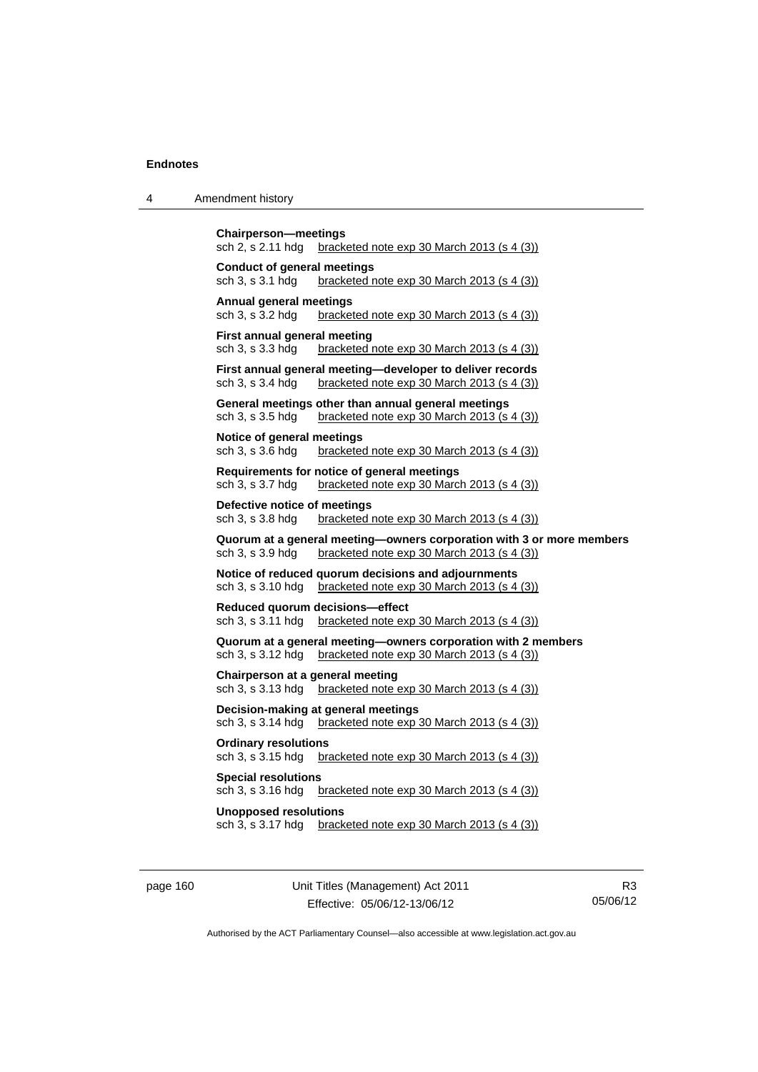**Chairperson—meetings**
sch 2, s 2.11 hdg bracketed note exp 30 March 2013 (s 4 (3))

**Conduct of general meetings**
sch 3, s 3.1 hdg bracketed note exp 30 March 2013 (s 4 (3))

**Annual general meetings**
sch 3, s 3.2 hdg bracketed note exp 30 March 2013 (s 4 (3))

**First annual general meeting**
sch 3, s 3.3 hdg bracketed note exp 30 March 2013 (s 4 (3))

**First annual general meeting—developer to deliver records**
sch 3, s 3.4 hdg bracketed note exp 30 March 2013 (s 4 (3))

**General meetings other than annual general meetings**
sch 3, s 3.5 hdg bracketed note exp 30 March 2013 (s 4 (3))

**Notice of general meetings**
sch 3, s 3.6 hdg bracketed note exp 30 March 2013 (s 4 (3))

**Requirements for notice of general meetings**
sch 3, s 3.7 hdg bracketed note exp 30 March 2013 (s 4 (3))

**Defective notice of meetings**
sch 3, s 3.8 hdg bracketed note exp 30 March 2013 (s 4 (3))

**Quorum at a general meeting—owners corporation with 3 or more members**
sch 3, s 3.9 hdg bracketed note exp 30 March 2013 (s 4 (3))

**Notice of reduced quorum decisions and adjournments**
sch 3, s 3.10 hdg bracketed note exp 30 March 2013 (s 4 (3))

**Reduced quorum decisions—effect**
sch 3, s 3.11 hdg bracketed note exp 30 March 2013 (s 4 (3))

**Quorum at a general meeting—owners corporation with 2 members**
sch 3, s 3.12 hdg bracketed note exp 30 March 2013 (s 4 (3))

**Chairperson at a general meeting**
sch 3, s 3.13 hdg bracketed note exp 30 March 2013 (s 4 (3))

**Decision-making at general meetings**
sch 3, s 3.14 hdg bracketed note exp 30 March 2013 (s 4 (3))

**Ordinary resolutions**
sch 3, s 3.15 hdg bracketed note exp 30 March 2013 (s 4 (3))

**Special resolutions**
sch 3, s 3.16 hdg bracketed note exp 30 March 2013 (s 4 (3))

**Unopposed resolutions**
sch 3, s 3.17 hdg bracketed note exp 30 March 2013 (s 4 (3))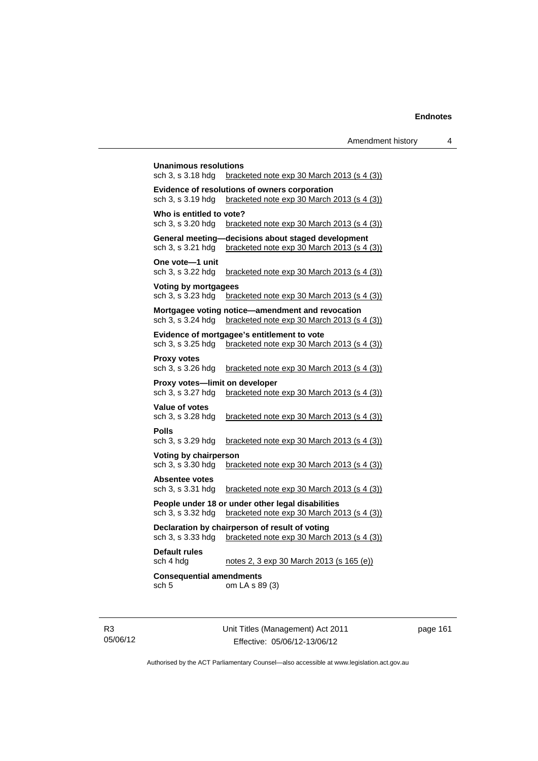**Unanimous resolutions**
sch 3, s 3.18 hdg bracketed note exp 30 March 2013 (s 4 (3))

**Evidence of resolutions of owners corporation**
sch 3, s 3.19 hdg bracketed note exp 30 March 2013 (s 4 (3))

**Who is entitled to vote?**
sch 3, s 3.20 hdg bracketed note exp 30 March 2013 (s 4 (3))

**General meeting—decisions about staged development**
sch 3, s 3.21 hdg bracketed note exp 30 March 2013 (s 4 (3))

**One vote—1 unit**
sch 3, s 3.22 hdg bracketed note exp 30 March 2013 (s 4 (3))

**Voting by mortgagees**
sch 3, s 3.23 hdg bracketed note exp 30 March 2013 (s 4 (3))

**Mortgagee voting notice—amendment and revocation**
sch 3, s 3.24 hdg bracketed note exp 30 March 2013 (s 4 (3))

**Evidence of mortgagee's entitlement to vote**
sch 3, s 3.25 hdg bracketed note exp 30 March 2013 (s 4 (3))

**Proxy votes**
sch 3, s 3.26 hdg bracketed note exp 30 March 2013 (s 4 (3))

**Proxy votes—limit on developer**
sch 3, s 3.27 hdg bracketed note exp 30 March 2013 (s 4 (3))

**Value of votes**
sch 3, s 3.28 hdg bracketed note exp 30 March 2013 (s 4 (3))

**Polls**
sch 3, s 3.29 hdg bracketed note exp 30 March 2013 (s 4 (3))

**Voting by chairperson**
sch 3, s 3.30 hdg bracketed note exp 30 March 2013 (s 4 (3))

**Absentee votes**
sch 3, s 3.31 hdg bracketed note exp 30 March 2013 (s 4 (3))

**People under 18 or under other legal disabilities**
sch 3, s 3.32 hdg bracketed note exp 30 March 2013 (s 4 (3))

**Declaration by chairperson of result of voting**
sch 3, s 3.33 hdg bracketed note exp 30 March 2013 (s 4 (3))

**Default rules**
sch 4 hdg notes 2, 3 exp 30 March 2013 (s 165 (e))

**Consequential amendments**
sch 5 om LA s 89 (3)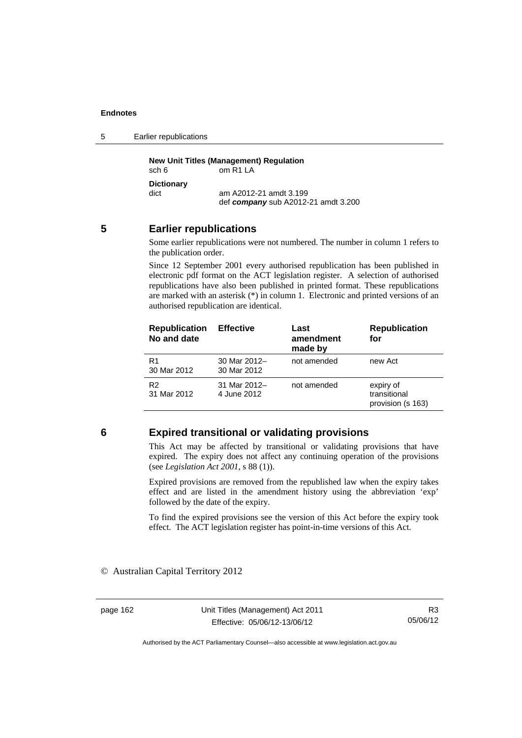**New Unit Titles (Management) Regulation**

sch 6 om R1 LA

**Dictionary**

dict am A2012-21 amdt 3.199
def ***company*** sub A2012-21 amdt 3.200

## 5 Earlier republications

Some earlier republications were not numbered. The number in column 1 refers to the publication order.

Since 12 September 2001 every authorised republication has been published in electronic pdf format on the ACT legislation register. A selection of authorised republications have also been published in printed format. These republications are marked with an asterisk (*) in column 1. Electronic and printed versions of an authorised republication are identical.

| Republication No and date | Effective | Last amendment made by | Republication for |
|---|---|---|---|
| R1 30 Mar 2012 | 30 Mar 2012– 30 Mar 2012 | not amended | new Act |
| R2 31 Mar 2012 | 31 Mar 2012– 4 June 2012 | not amended | expiry of transitional provision (s 163) |

## 6 Expired transitional or validating provisions

This Act may be affected by transitional or validating provisions that have expired. The expiry does not affect any continuing operation of the provisions (see *Legislation Act 2001*, s 88 (1)).

Expired provisions are removed from the republished law when the expiry takes effect and are listed in the amendment history using the abbreviation 'exp' followed by the date of the expiry.

To find the expired provisions see the version of this Act before the expiry took effect. The ACT legislation register has point-in-time versions of this Act.

© Australian Capital Territory 2012